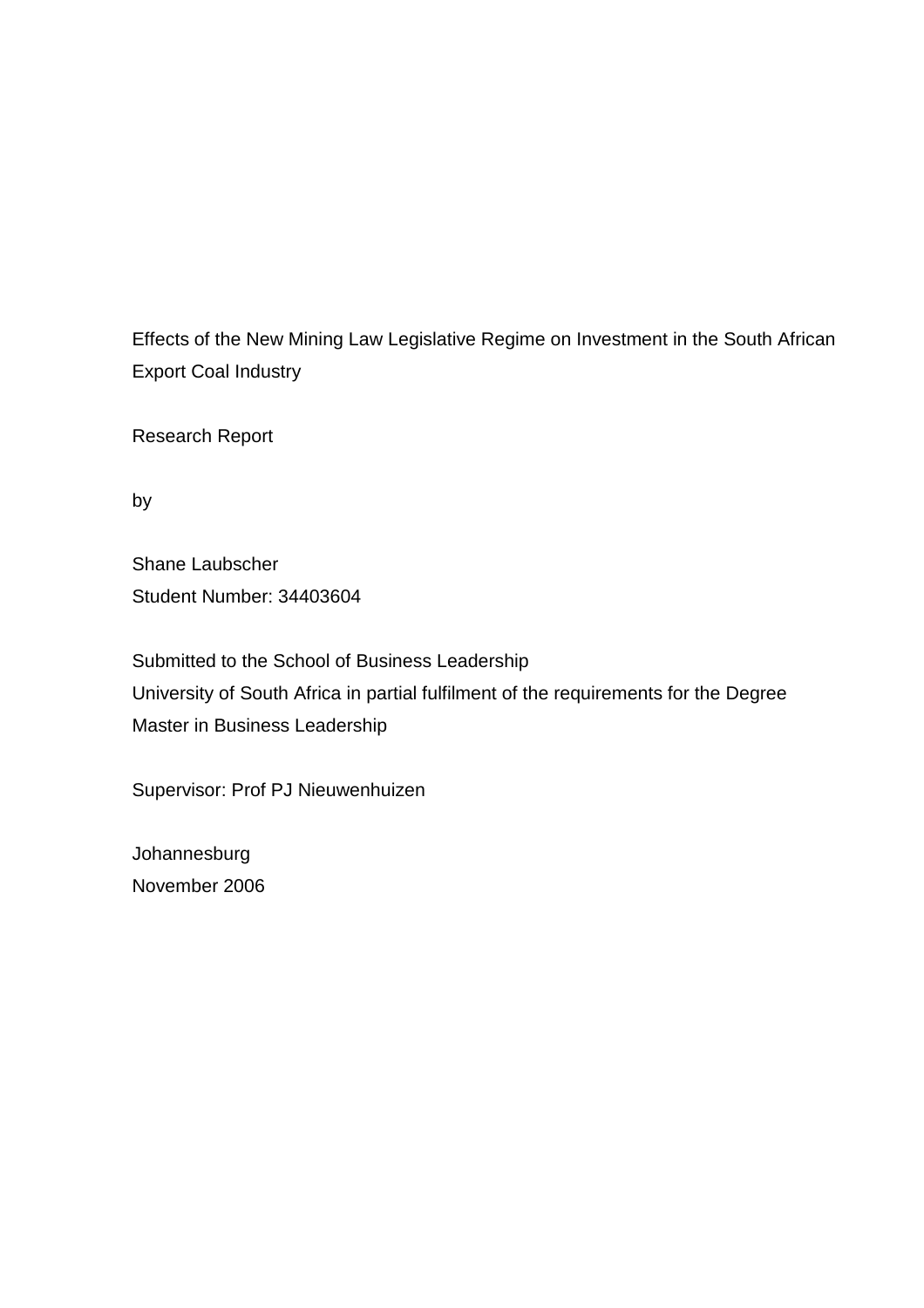Effects of the New Mining Law Legislative Regime on Investment in the South African Export Coal Industry

Research Report

by

Shane Laubscher
Student Number: 34403604

Submitted to the School of Business Leadership
University of South Africa in partial fulfilment of the requirements for the Degree
Master in Business Leadership

Supervisor: Prof PJ Nieuwenhuizen

Johannesburg
November 2006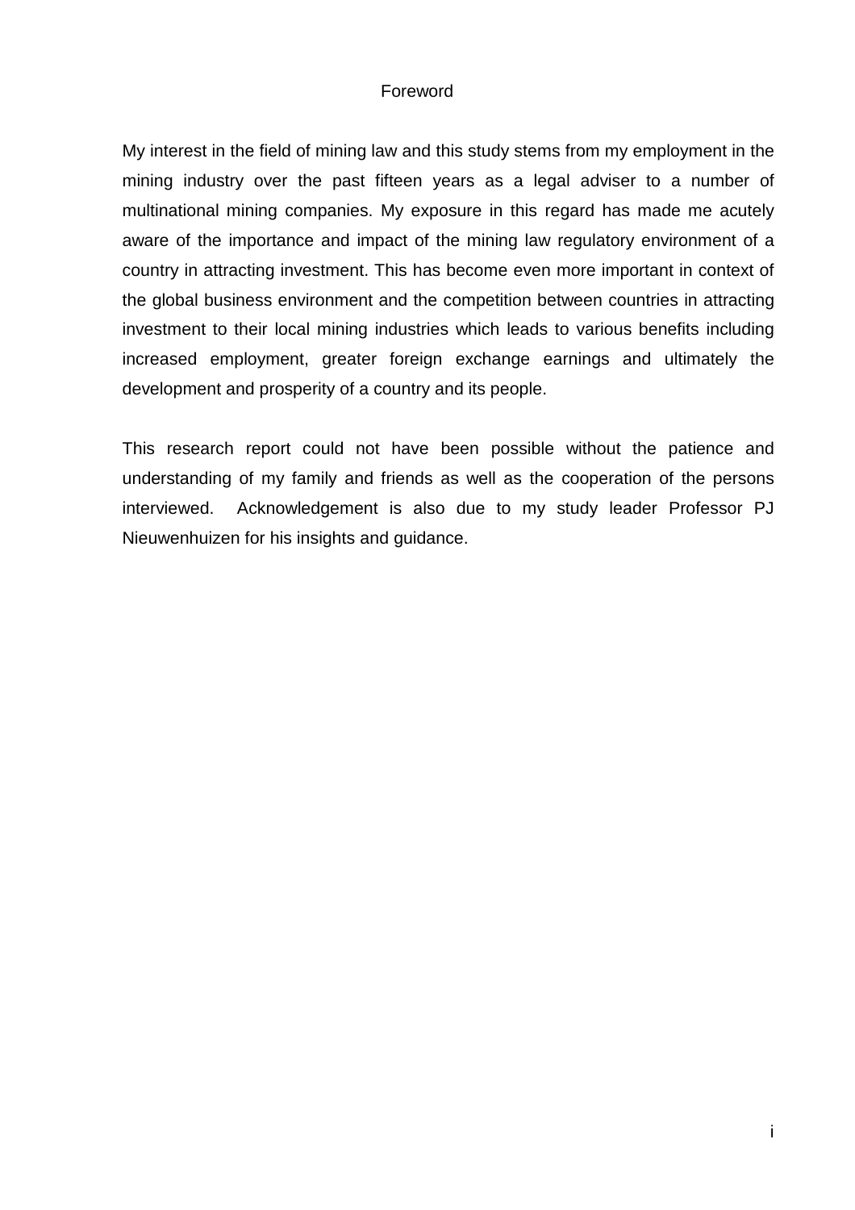# Foreword

My interest in the field of mining law and this study stems from my employment in the mining industry over the past fifteen years as a legal adviser to a number of multinational mining companies. My exposure in this regard has made me acutely aware of the importance and impact of the mining law regulatory environment of a country in attracting investment. This has become even more important in context of the global business environment and the competition between countries in attracting investment to their local mining industries which leads to various benefits including increased employment, greater foreign exchange earnings and ultimately the development and prosperity of a country and its people.

This research report could not have been possible without the patience and understanding of my family and friends as well as the cooperation of the persons interviewed. Acknowledgement is also due to my study leader Professor PJ Nieuwenhuizen for his insights and guidance.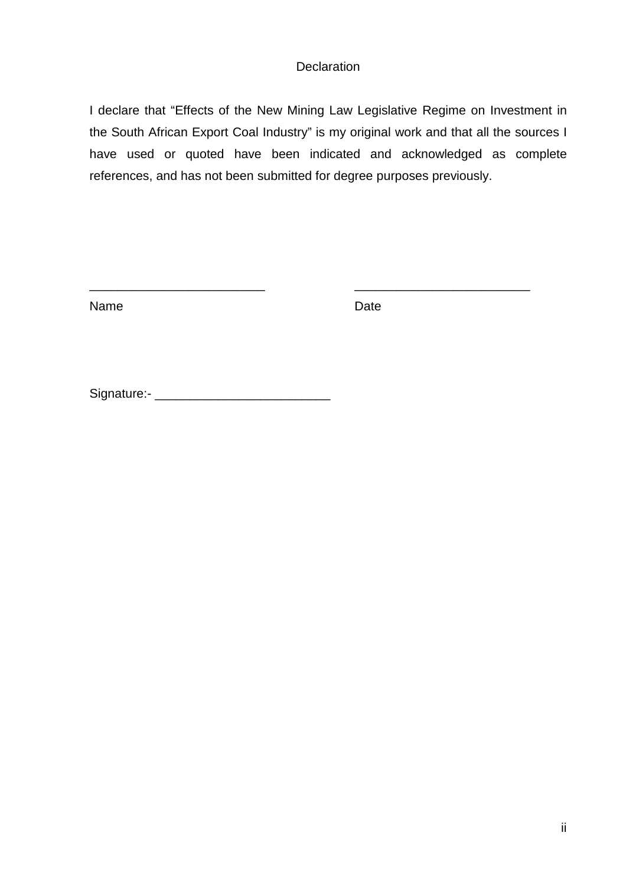# Declaration

I declare that “Effects of the New Mining Law Legislative Regime on Investment in the South African Export Coal Industry” is my original work and that all the sources I have used or quoted have been indicated and acknowledged as complete references, and has not been submitted for degree purposes previously.

\_\_\_\_\_\_\_\_\_\_\_\_\_\_\_\_\_\_\_\_\_\_\_\_\_ \_\_\_\_\_\_\_\_\_\_\_\_\_\_\_\_\_\_\_\_\_\_\_\_\_

Name Date

Signature:- \_\_\_\_\_\_\_\_\_\_\_\_\_\_\_\_\_\_\_\_\_\_\_\_\_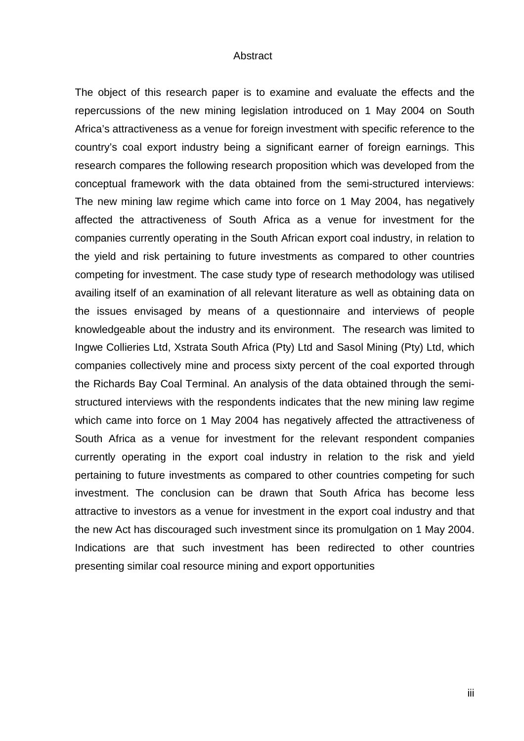# Abstract

The object of this research paper is to examine and evaluate the effects and the repercussions of the new mining legislation introduced on 1 May 2004 on South Africa's attractiveness as a venue for foreign investment with specific reference to the country's coal export industry being a significant earner of foreign earnings. This research compares the following research proposition which was developed from the conceptual framework with the data obtained from the semi-structured interviews: The new mining law regime which came into force on 1 May 2004, has negatively affected the attractiveness of South Africa as a venue for investment for the companies currently operating in the South African export coal industry, in relation to the yield and risk pertaining to future investments as compared to other countries competing for investment. The case study type of research methodology was utilised availing itself of an examination of all relevant literature as well as obtaining data on the issues envisaged by means of a questionnaire and interviews of people knowledgeable about the industry and its environment. The research was limited to Ingwe Collieries Ltd, Xstrata South Africa (Pty) Ltd and Sasol Mining (Pty) Ltd, which companies collectively mine and process sixty percent of the coal exported through the Richards Bay Coal Terminal. An analysis of the data obtained through the semi-structured interviews with the respondents indicates that the new mining law regime which came into force on 1 May 2004 has negatively affected the attractiveness of South Africa as a venue for investment for the relevant respondent companies currently operating in the export coal industry in relation to the risk and yield pertaining to future investments as compared to other countries competing for such investment. The conclusion can be drawn that South Africa has become less attractive to investors as a venue for investment in the export coal industry and that the new Act has discouraged such investment since its promulgation on 1 May 2004. Indications are that such investment has been redirected to other countries presenting similar coal resource mining and export opportunities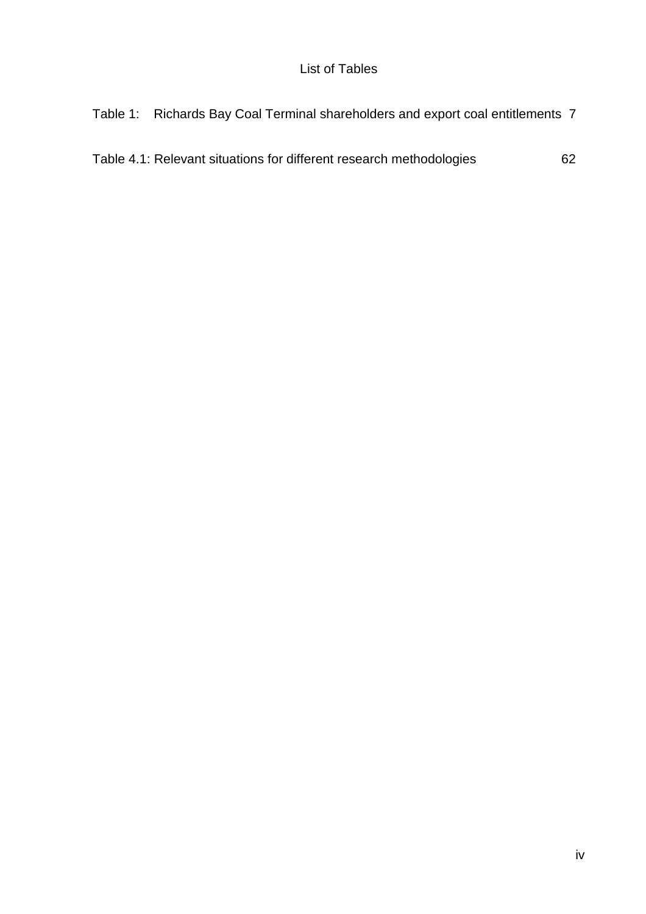# List of Tables

Table 1: Richards Bay Coal Terminal shareholders and export coal entitlements 7

Table 4.1: Relevant situations for different research methodologies 62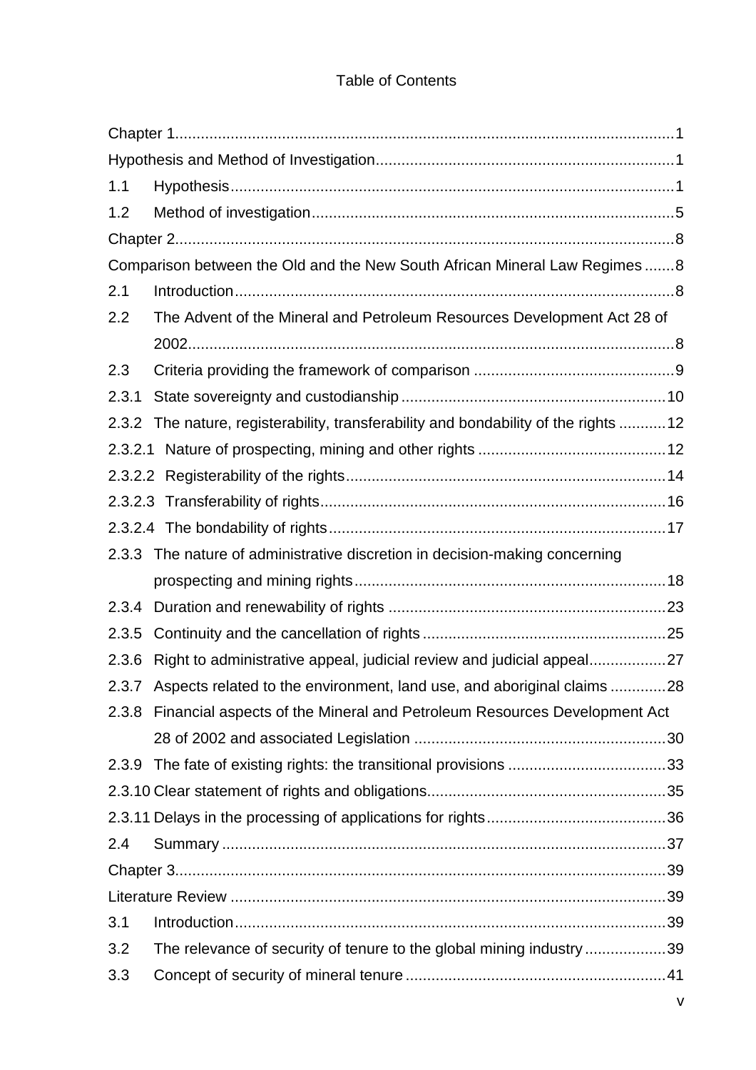Table of Contents

Chapter 1 .......... 1

Hypothesis and Method of Investigation .......... 1

1.1 Hypothesis .......... 1

1.2 Method of investigation .......... 5

Chapter 2 .......... 8

Comparison between the Old and the New South African Mineral Law Regimes .......... 8

2.1 Introduction .......... 8

2.2 The Advent of the Mineral and Petroleum Resources Development Act 28 of 2002 .......... 8

2.3 Criteria providing the framework of comparison .......... 9

2.3.1 State sovereignty and custodianship .......... 10

2.3.2 The nature, registerability, transferability and bondability of the rights .......... 12

2.3.2.1 Nature of prospecting, mining and other rights .......... 12

2.3.2.2 Registerability of the rights .......... 14

2.3.2.3 Transferability of rights .......... 16

2.3.2.4 The bondability of rights .......... 17

2.3.3 The nature of administrative discretion in decision-making concerning prospecting and mining rights .......... 18

2.3.4 Duration and renewability of rights .......... 23

2.3.5 Continuity and the cancellation of rights .......... 25

2.3.6 Right to administrative appeal, judicial review and judicial appeal .......... 27

2.3.7 Aspects related to the environment, land use, and aboriginal claims .......... 28

2.3.8 Financial aspects of the Mineral and Petroleum Resources Development Act 28 of 2002 and associated Legislation .......... 30

2.3.9 The fate of existing rights: the transitional provisions .......... 33

2.3.10 Clear statement of rights and obligations .......... 35

2.3.11 Delays in the processing of applications for rights .......... 36

2.4 Summary .......... 37

Chapter 3 .......... 39

Literature Review .......... 39

3.1 Introduction .......... 39

3.2 The relevance of security of tenure to the global mining industry .......... 39

3.3 Concept of security of mineral tenure .......... 41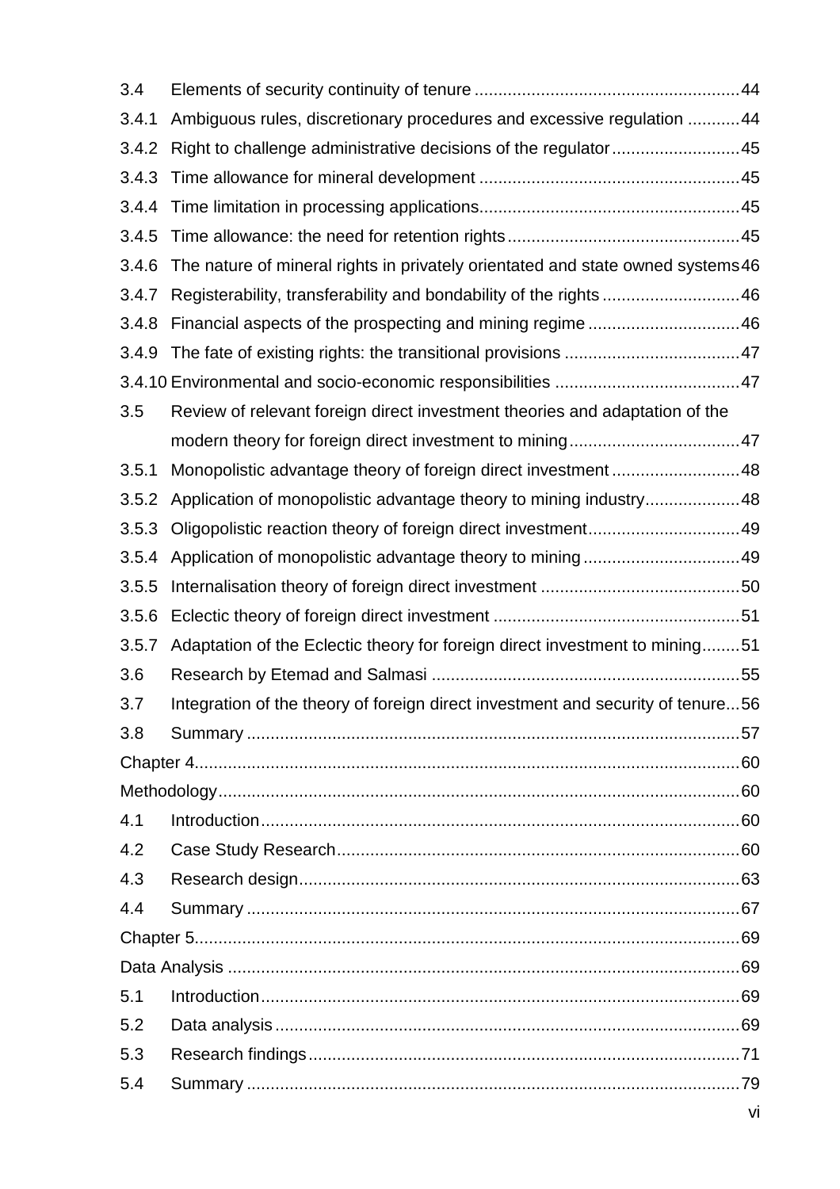3.4 Elements of security continuity of tenure ....................................................... 44
3.4.1 Ambiguous rules, discretionary procedures and excessive regulation ........... 44
3.4.2 Right to challenge administrative decisions of the regulator ........................... 45
3.4.3 Time allowance for mineral development ....................................................... 45
3.4.4 Time limitation in processing applications....................................................... 45
3.4.5 Time allowance: the need for retention rights ................................................. 45
3.4.6 The nature of mineral rights in privately orientated and state owned systems 46
3.4.7 Registerability, transferability and bondability of the rights ............................. 46
3.4.8 Financial aspects of the prospecting and mining regime ................................ 46
3.4.9 The fate of existing rights: the transitional provisions ..................................... 47
3.4.10 Environmental and socio-economic responsibilities ....................................... 47
3.5 Review of relevant foreign direct investment theories and adaptation of the modern theory for foreign direct investment to mining .................................... 47
3.5.1 Monopolistic advantage theory of foreign direct investment ........................... 48
3.5.2 Application of monopolistic advantage theory to mining industry.................... 48
3.5.3 Oligopolistic reaction theory of foreign direct investment................................ 49
3.5.4 Application of monopolistic advantage theory to mining ................................. 49
3.5.5 Internalisation theory of foreign direct investment .......................................... 50
3.5.6 Eclectic theory of foreign direct investment .................................................... 51
3.5.7 Adaptation of the Eclectic theory for foreign direct investment to mining........ 51
3.6 Research by Etemad and Salmasi ................................................................. 55
3.7 Integration of the theory of foreign direct investment and security of tenure... 56
3.8 Summary ....................................................................................................... 57
Chapter 4.................................................................................................................. 60
Methodology............................................................................................................. 60
4.1 Introduction.................................................................................................... 60
4.2 Case Study Research.................................................................................... 60
4.3 Research design............................................................................................ 63
4.4 Summary ....................................................................................................... 67
Chapter 5.................................................................................................................. 69
Data Analysis ........................................................................................................... 69
5.1 Introduction.................................................................................................... 69
5.2 Data analysis ................................................................................................. 69
5.3 Research findings.......................................................................................... 71
5.4 Summary ....................................................................................................... 79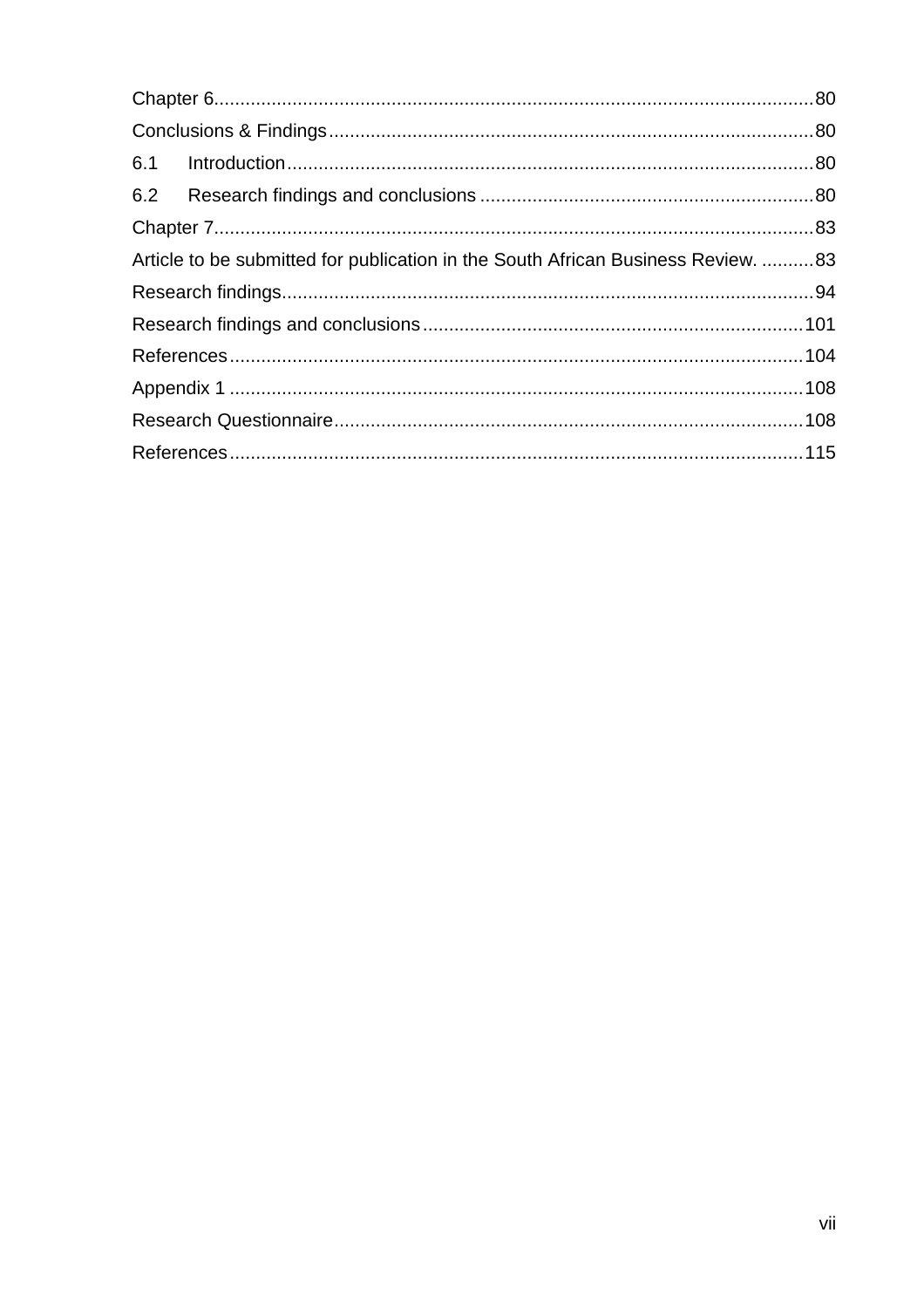Chapter 6 ....................................................................................................... 80

Conclusions & Findings ......................................................................................... 80

6.1 Introduction ....................................................................................................... 80

6.2 Research findings and conclusions ...................................................................... 80

Chapter 7 ....................................................................................................... 83

Article to be submitted for publication in the South African Business Review. .......... 83

Research findings ....................................................................................................... 94

Research findings and conclusions ........................................................................ 101

References ....................................................................................................... 104

Appendix 1 ....................................................................................................... 108

Research Questionnaire ....................................................................................... 108

References ....................................................................................................... 115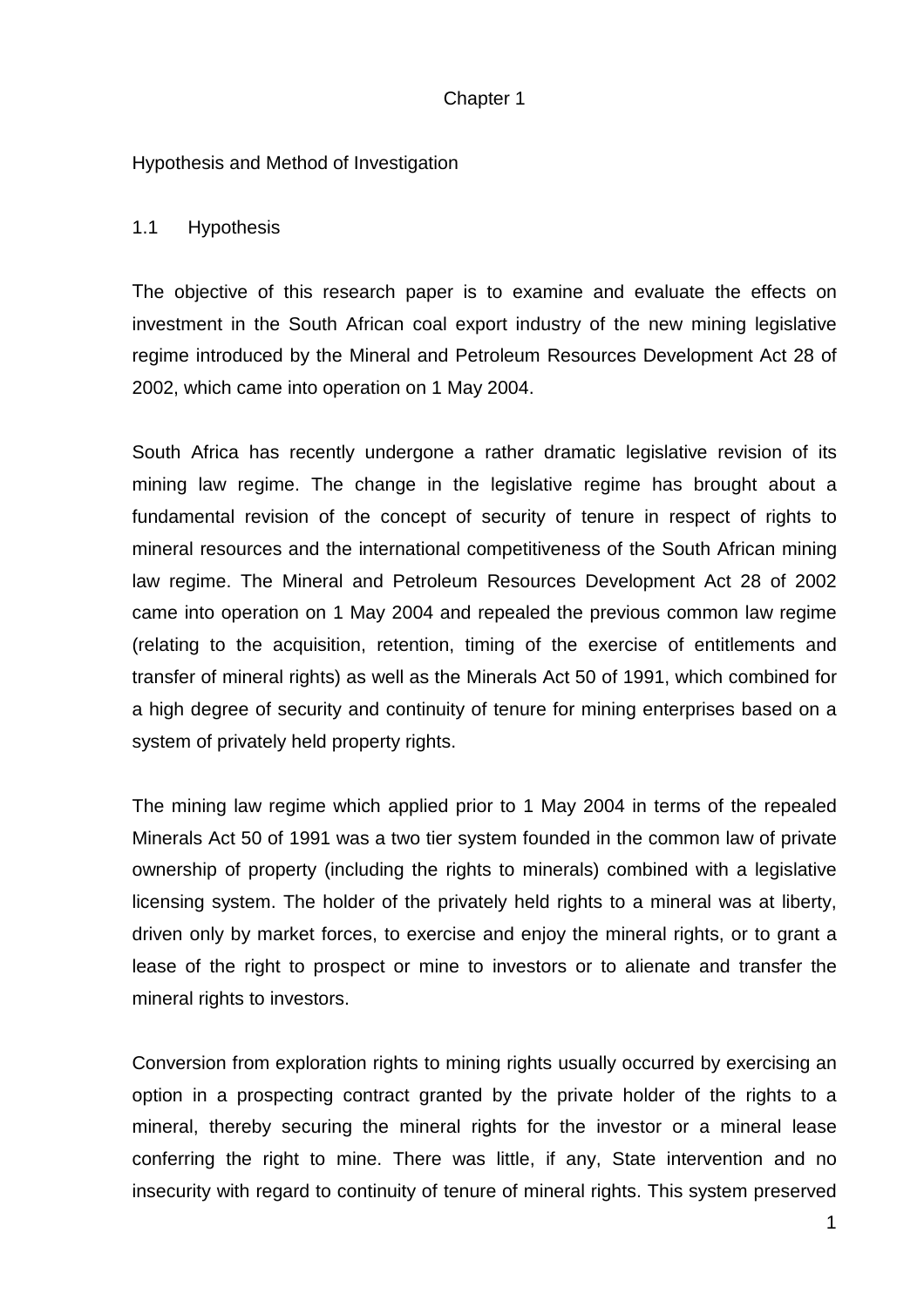# Chapter 1

## Hypothesis and Method of Investigation

### 1.1 Hypothesis

The objective of this research paper is to examine and evaluate the effects on investment in the South African coal export industry of the new mining legislative regime introduced by the Mineral and Petroleum Resources Development Act 28 of 2002, which came into operation on 1 May 2004.

South Africa has recently undergone a rather dramatic legislative revision of its mining law regime. The change in the legislative regime has brought about a fundamental revision of the concept of security of tenure in respect of rights to mineral resources and the international competitiveness of the South African mining law regime. The Mineral and Petroleum Resources Development Act 28 of 2002 came into operation on 1 May 2004 and repealed the previous common law regime (relating to the acquisition, retention, timing of the exercise of entitlements and transfer of mineral rights) as well as the Minerals Act 50 of 1991, which combined for a high degree of security and continuity of tenure for mining enterprises based on a system of privately held property rights.

The mining law regime which applied prior to 1 May 2004 in terms of the repealed Minerals Act 50 of 1991 was a two tier system founded in the common law of private ownership of property (including the rights to minerals) combined with a legislative licensing system. The holder of the privately held rights to a mineral was at liberty, driven only by market forces, to exercise and enjoy the mineral rights, or to grant a lease of the right to prospect or mine to investors or to alienate and transfer the mineral rights to investors.

Conversion from exploration rights to mining rights usually occurred by exercising an option in a prospecting contract granted by the private holder of the rights to a mineral, thereby securing the mineral rights for the investor or a mineral lease conferring the right to mine. There was little, if any, State intervention and no insecurity with regard to continuity of tenure of mineral rights. This system preserved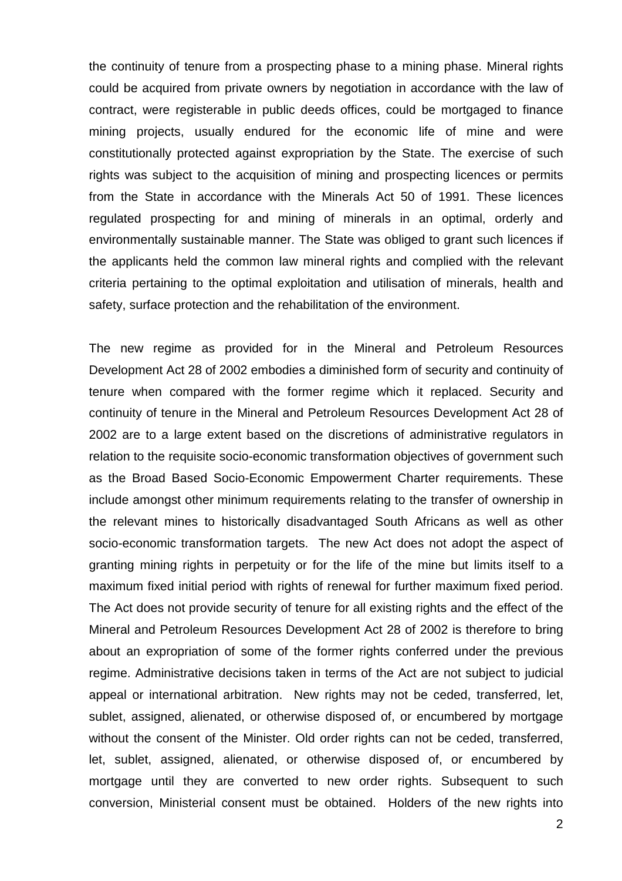the continuity of tenure from a prospecting phase to a mining phase. Mineral rights could be acquired from private owners by negotiation in accordance with the law of contract, were registerable in public deeds offices, could be mortgaged to finance mining projects, usually endured for the economic life of mine and were constitutionally protected against expropriation by the State. The exercise of such rights was subject to the acquisition of mining and prospecting licences or permits from the State in accordance with the Minerals Act 50 of 1991. These licences regulated prospecting for and mining of minerals in an optimal, orderly and environmentally sustainable manner. The State was obliged to grant such licences if the applicants held the common law mineral rights and complied with the relevant criteria pertaining to the optimal exploitation and utilisation of minerals, health and safety, surface protection and the rehabilitation of the environment.

The new regime as provided for in the Mineral and Petroleum Resources Development Act 28 of 2002 embodies a diminished form of security and continuity of tenure when compared with the former regime which it replaced. Security and continuity of tenure in the Mineral and Petroleum Resources Development Act 28 of 2002 are to a large extent based on the discretions of administrative regulators in relation to the requisite socio-economic transformation objectives of government such as the Broad Based Socio-Economic Empowerment Charter requirements. These include amongst other minimum requirements relating to the transfer of ownership in the relevant mines to historically disadvantaged South Africans as well as other socio-economic transformation targets. The new Act does not adopt the aspect of granting mining rights in perpetuity or for the life of the mine but limits itself to a maximum fixed initial period with rights of renewal for further maximum fixed period. The Act does not provide security of tenure for all existing rights and the effect of the Mineral and Petroleum Resources Development Act 28 of 2002 is therefore to bring about an expropriation of some of the former rights conferred under the previous regime. Administrative decisions taken in terms of the Act are not subject to judicial appeal or international arbitration. New rights may not be ceded, transferred, let, sublet, assigned, alienated, or otherwise disposed of, or encumbered by mortgage without the consent of the Minister. Old order rights can not be ceded, transferred, let, sublet, assigned, alienated, or otherwise disposed of, or encumbered by mortgage until they are converted to new order rights. Subsequent to such conversion, Ministerial consent must be obtained. Holders of the new rights into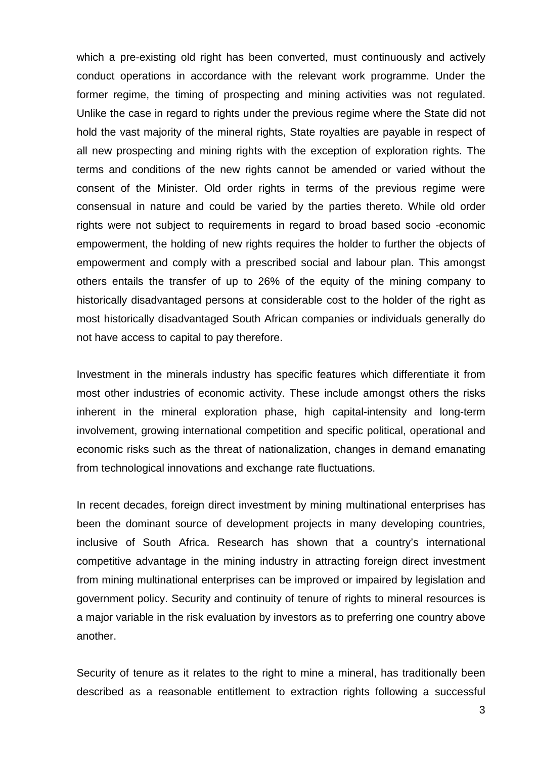which a pre-existing old right has been converted, must continuously and actively conduct operations in accordance with the relevant work programme. Under the former regime, the timing of prospecting and mining activities was not regulated. Unlike the case in regard to rights under the previous regime where the State did not hold the vast majority of the mineral rights, State royalties are payable in respect of all new prospecting and mining rights with the exception of exploration rights. The terms and conditions of the new rights cannot be amended or varied without the consent of the Minister. Old order rights in terms of the previous regime were consensual in nature and could be varied by the parties thereto. While old order rights were not subject to requirements in regard to broad based socio -economic empowerment, the holding of new rights requires the holder to further the objects of empowerment and comply with a prescribed social and labour plan. This amongst others entails the transfer of up to 26% of the equity of the mining company to historically disadvantaged persons at considerable cost to the holder of the right as most historically disadvantaged South African companies or individuals generally do not have access to capital to pay therefore.

Investment in the minerals industry has specific features which differentiate it from most other industries of economic activity. These include amongst others the risks inherent in the mineral exploration phase, high capital-intensity and long-term involvement, growing international competition and specific political, operational and economic risks such as the threat of nationalization, changes in demand emanating from technological innovations and exchange rate fluctuations.

In recent decades, foreign direct investment by mining multinational enterprises has been the dominant source of development projects in many developing countries, inclusive of South Africa. Research has shown that a country's international competitive advantage in the mining industry in attracting foreign direct investment from mining multinational enterprises can be improved or impaired by legislation and government policy. Security and continuity of tenure of rights to mineral resources is a major variable in the risk evaluation by investors as to preferring one country above another.

Security of tenure as it relates to the right to mine a mineral, has traditionally been described as a reasonable entitlement to extraction rights following a successful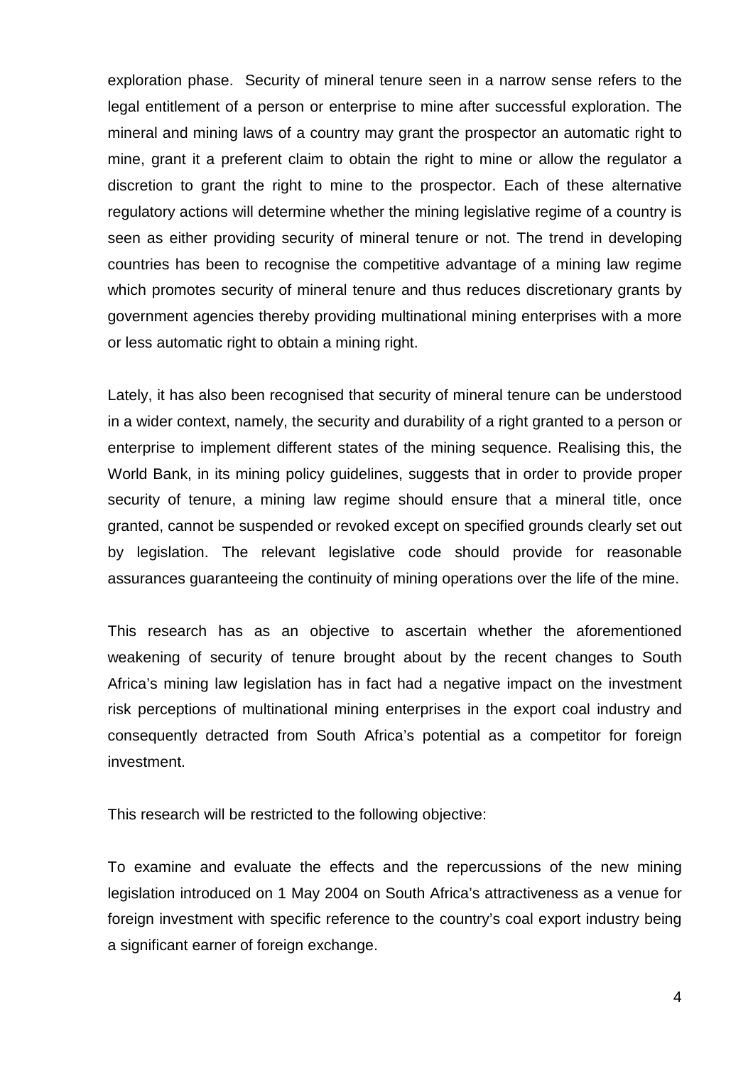exploration phase. Security of mineral tenure seen in a narrow sense refers to the legal entitlement of a person or enterprise to mine after successful exploration. The mineral and mining laws of a country may grant the prospector an automatic right to mine, grant it a preferent claim to obtain the right to mine or allow the regulator a discretion to grant the right to mine to the prospector. Each of these alternative regulatory actions will determine whether the mining legislative regime of a country is seen as either providing security of mineral tenure or not. The trend in developing countries has been to recognise the competitive advantage of a mining law regime which promotes security of mineral tenure and thus reduces discretionary grants by government agencies thereby providing multinational mining enterprises with a more or less automatic right to obtain a mining right.

Lately, it has also been recognised that security of mineral tenure can be understood in a wider context, namely, the security and durability of a right granted to a person or enterprise to implement different states of the mining sequence. Realising this, the World Bank, in its mining policy guidelines, suggests that in order to provide proper security of tenure, a mining law regime should ensure that a mineral title, once granted, cannot be suspended or revoked except on specified grounds clearly set out by legislation. The relevant legislative code should provide for reasonable assurances guaranteeing the continuity of mining operations over the life of the mine.

This research has as an objective to ascertain whether the aforementioned weakening of security of tenure brought about by the recent changes to South Africa's mining law legislation has in fact had a negative impact on the investment risk perceptions of multinational mining enterprises in the export coal industry and consequently detracted from South Africa's potential as a competitor for foreign investment.

This research will be restricted to the following objective:

To examine and evaluate the effects and the repercussions of the new mining legislation introduced on 1 May 2004 on South Africa's attractiveness as a venue for foreign investment with specific reference to the country's coal export industry being a significant earner of foreign exchange.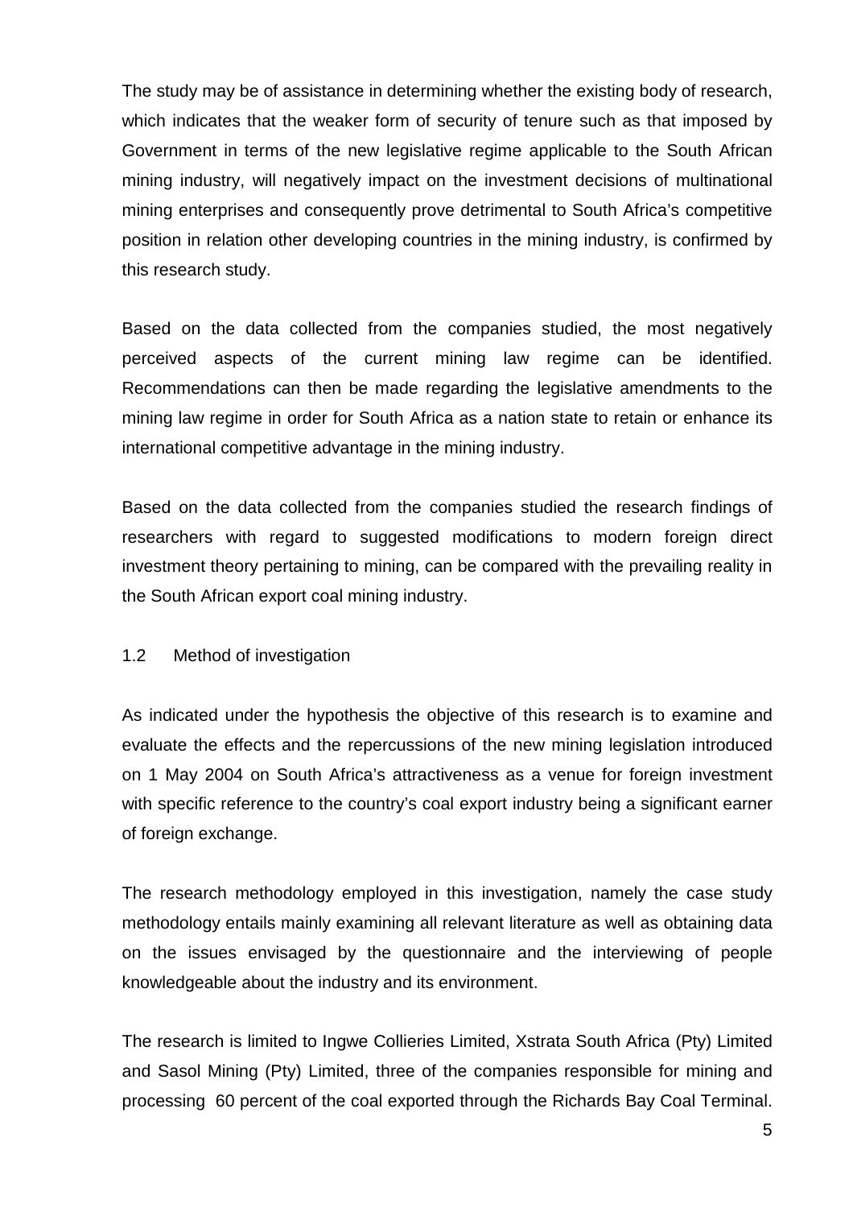The study may be of assistance in determining whether the existing body of research, which indicates that the weaker form of security of tenure such as that imposed by Government in terms of the new legislative regime applicable to the South African mining industry, will negatively impact on the investment decisions of multinational mining enterprises and consequently prove detrimental to South Africa's competitive position in relation other developing countries in the mining industry, is confirmed by this research study.

Based on the data collected from the companies studied, the most negatively perceived aspects of the current mining law regime can be identified. Recommendations can then be made regarding the legislative amendments to the mining law regime in order for South Africa as a nation state to retain or enhance its international competitive advantage in the mining industry.

Based on the data collected from the companies studied the research findings of researchers with regard to suggested modifications to modern foreign direct investment theory pertaining to mining, can be compared with the prevailing reality in the South African export coal mining industry.

## 1.2 Method of investigation

As indicated under the hypothesis the objective of this research is to examine and evaluate the effects and the repercussions of the new mining legislation introduced on 1 May 2004 on South Africa's attractiveness as a venue for foreign investment with specific reference to the country's coal export industry being a significant earner of foreign exchange.

The research methodology employed in this investigation, namely the case study methodology entails mainly examining all relevant literature as well as obtaining data on the issues envisaged by the questionnaire and the interviewing of people knowledgeable about the industry and its environment.

The research is limited to Ingwe Collieries Limited, Xstrata South Africa (Pty) Limited and Sasol Mining (Pty) Limited, three of the companies responsible for mining and processing 60 percent of the coal exported through the Richards Bay Coal Terminal.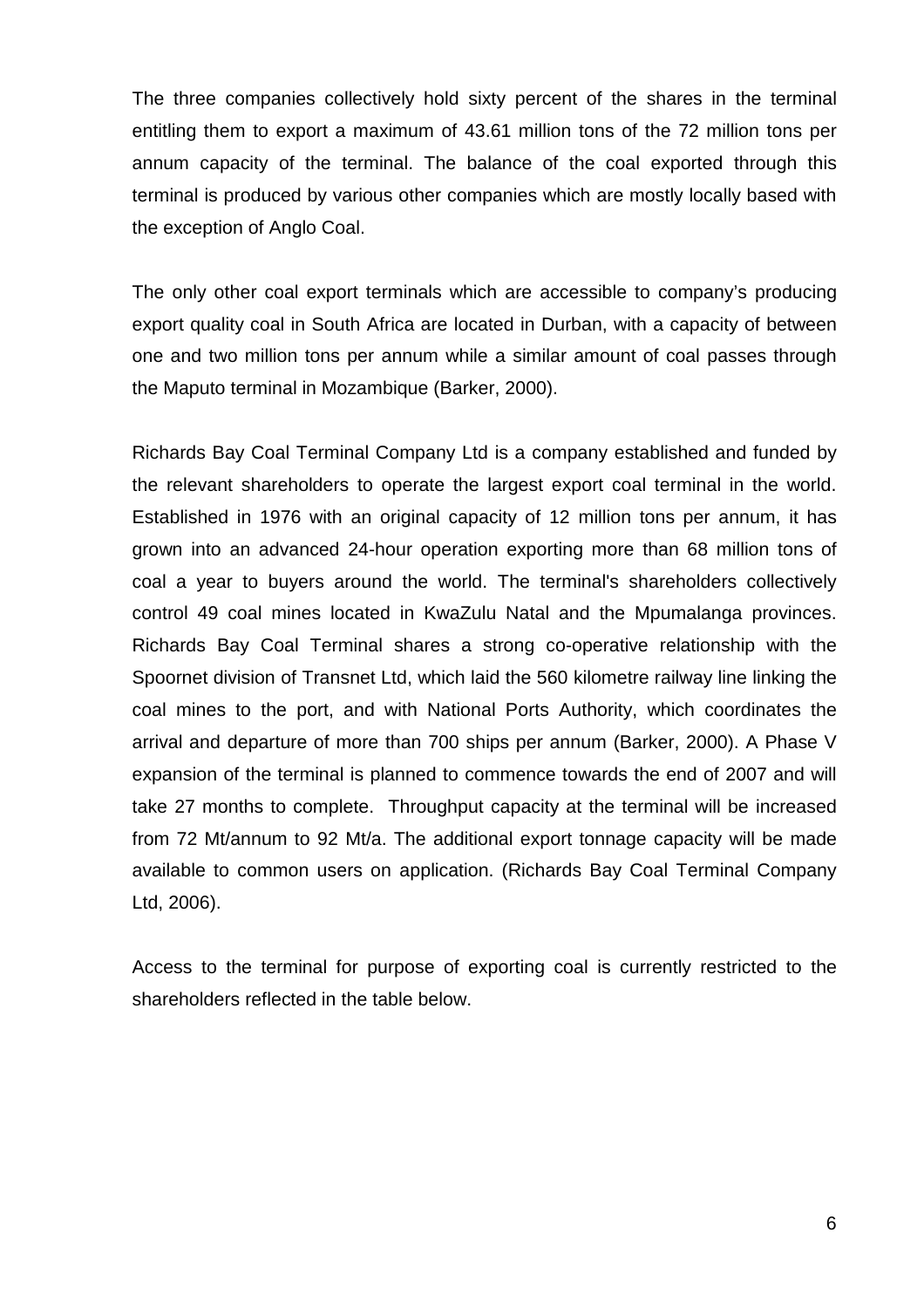The three companies collectively hold sixty percent of the shares in the terminal entitling them to export a maximum of 43.61 million tons of the 72 million tons per annum capacity of the terminal. The balance of the coal exported through this terminal is produced by various other companies which are mostly locally based with the exception of Anglo Coal.

The only other coal export terminals which are accessible to company's producing export quality coal in South Africa are located in Durban, with a capacity of between one and two million tons per annum while a similar amount of coal passes through the Maputo terminal in Mozambique (Barker, 2000).

Richards Bay Coal Terminal Company Ltd is a company established and funded by the relevant shareholders to operate the largest export coal terminal in the world. Established in 1976 with an original capacity of 12 million tons per annum, it has grown into an advanced 24-hour operation exporting more than 68 million tons of coal a year to buyers around the world. The terminal's shareholders collectively control 49 coal mines located in KwaZulu Natal and the Mpumalanga provinces. Richards Bay Coal Terminal shares a strong co-operative relationship with the Spoornet division of Transnet Ltd, which laid the 560 kilometre railway line linking the coal mines to the port, and with National Ports Authority, which coordinates the arrival and departure of more than 700 ships per annum (Barker, 2000). A Phase V expansion of the terminal is planned to commence towards the end of 2007 and will take 27 months to complete. Throughput capacity at the terminal will be increased from 72 Mt/annum to 92 Mt/a. The additional export tonnage capacity will be made available to common users on application. (Richards Bay Coal Terminal Company Ltd, 2006).

Access to the terminal for purpose of exporting coal is currently restricted to the shareholders reflected in the table below.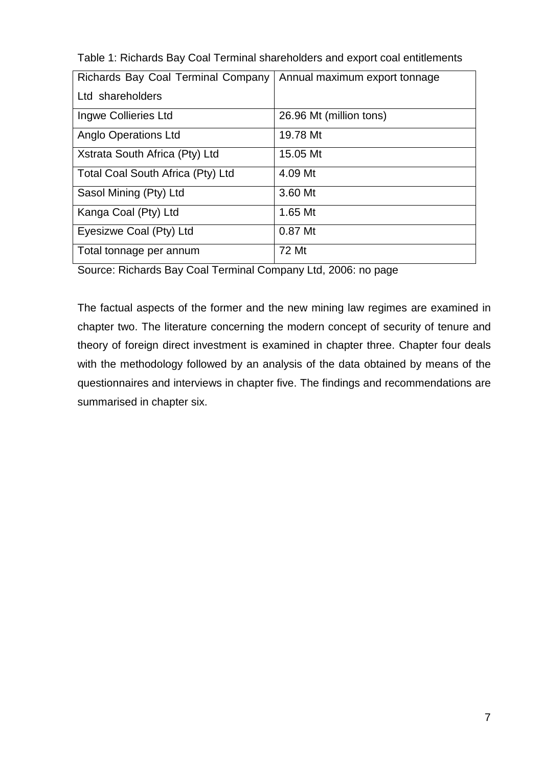Table 1: Richards Bay Coal Terminal shareholders and export coal entitlements

| Richards Bay Coal Terminal Company Ltd shareholders | Annual maximum export tonnage |
|---|---|
| Ingwe Collieries Ltd | 26.96 Mt (million tons) |
| Anglo Operations Ltd | 19.78 Mt |
| Xstrata South Africa (Pty) Ltd | 15.05 Mt |
| Total Coal South Africa (Pty) Ltd | 4.09 Mt |
| Sasol Mining (Pty) Ltd | 3.60 Mt |
| Kanga Coal (Pty) Ltd | 1.65 Mt |
| Eyesizwe Coal (Pty) Ltd | 0.87 Mt |
| Total tonnage per annum | 72 Mt |

Source: Richards Bay Coal Terminal Company Ltd, 2006: no page

The factual aspects of the former and the new mining law regimes are examined in chapter two. The literature concerning the modern concept of security of tenure and theory of foreign direct investment is examined in chapter three. Chapter four deals with the methodology followed by an analysis of the data obtained by means of the questionnaires and interviews in chapter five. The findings and recommendations are summarised in chapter six.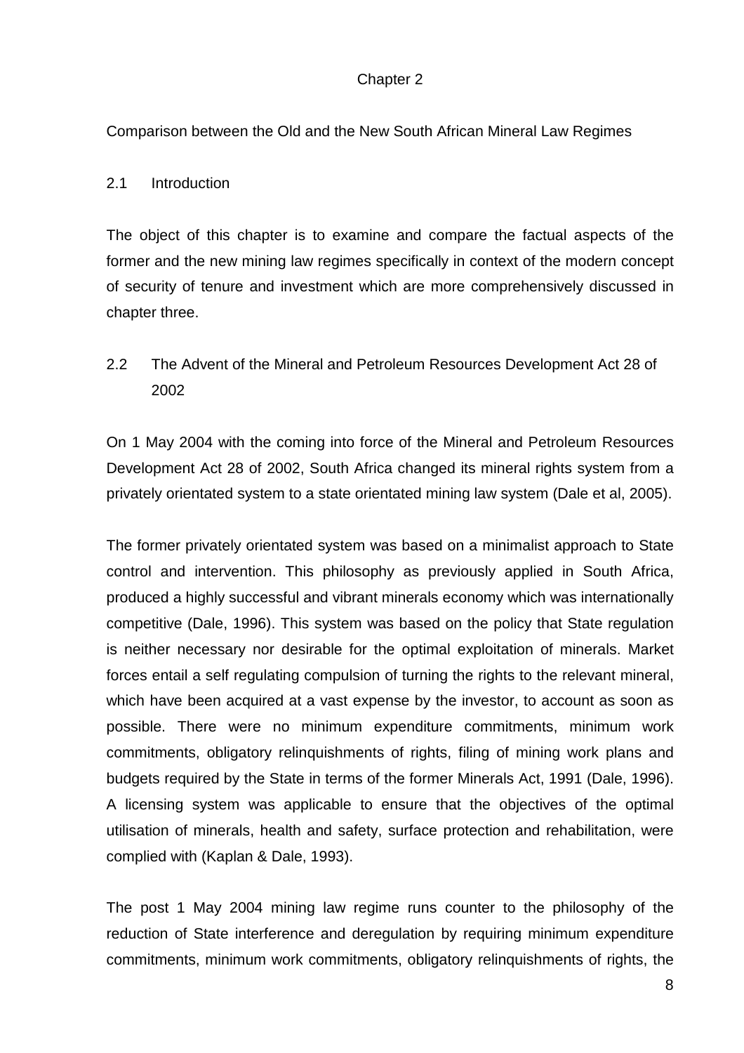# Chapter 2

## Comparison between the Old and the New South African Mineral Law Regimes

### 2.1 Introduction

The object of this chapter is to examine and compare the factual aspects of the former and the new mining law regimes specifically in context of the modern concept of security of tenure and investment which are more comprehensively discussed in chapter three.

### 2.2 The Advent of the Mineral and Petroleum Resources Development Act 28 of 2002

On 1 May 2004 with the coming into force of the Mineral and Petroleum Resources Development Act 28 of 2002, South Africa changed its mineral rights system from a privately orientated system to a state orientated mining law system (Dale et al, 2005).

The former privately orientated system was based on a minimalist approach to State control and intervention. This philosophy as previously applied in South Africa, produced a highly successful and vibrant minerals economy which was internationally competitive (Dale, 1996). This system was based on the policy that State regulation is neither necessary nor desirable for the optimal exploitation of minerals. Market forces entail a self regulating compulsion of turning the rights to the relevant mineral, which have been acquired at a vast expense by the investor, to account as soon as possible. There were no minimum expenditure commitments, minimum work commitments, obligatory relinquishments of rights, filing of mining work plans and budgets required by the State in terms of the former Minerals Act, 1991 (Dale, 1996). A licensing system was applicable to ensure that the objectives of the optimal utilisation of minerals, health and safety, surface protection and rehabilitation, were complied with (Kaplan & Dale, 1993).

The post 1 May 2004 mining law regime runs counter to the philosophy of the reduction of State interference and deregulation by requiring minimum expenditure commitments, minimum work commitments, obligatory relinquishments of rights, the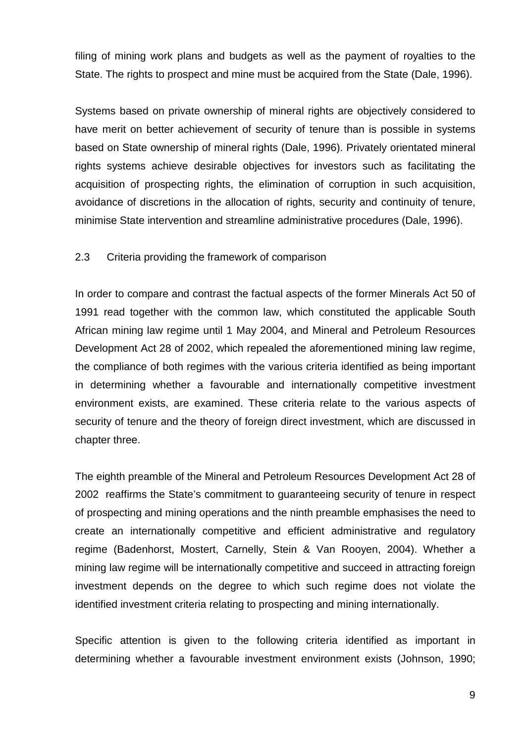filing of mining work plans and budgets as well as the payment of royalties to the State. The rights to prospect and mine must be acquired from the State (Dale, 1996).

Systems based on private ownership of mineral rights are objectively considered to have merit on better achievement of security of tenure than is possible in systems based on State ownership of mineral rights (Dale, 1996). Privately orientated mineral rights systems achieve desirable objectives for investors such as facilitating the acquisition of prospecting rights, the elimination of corruption in such acquisition, avoidance of discretions in the allocation of rights, security and continuity of tenure, minimise State intervention and streamline administrative procedures (Dale, 1996).

### 2.3 Criteria providing the framework of comparison

In order to compare and contrast the factual aspects of the former Minerals Act 50 of 1991 read together with the common law, which constituted the applicable South African mining law regime until 1 May 2004, and Mineral and Petroleum Resources Development Act 28 of 2002, which repealed the aforementioned mining law regime, the compliance of both regimes with the various criteria identified as being important in determining whether a favourable and internationally competitive investment environment exists, are examined. These criteria relate to the various aspects of security of tenure and the theory of foreign direct investment, which are discussed in chapter three.

The eighth preamble of the Mineral and Petroleum Resources Development Act 28 of 2002 reaffirms the State's commitment to guaranteeing security of tenure in respect of prospecting and mining operations and the ninth preamble emphasises the need to create an internationally competitive and efficient administrative and regulatory regime (Badenhorst, Mostert, Carnelly, Stein & Van Rooyen, 2004). Whether a mining law regime will be internationally competitive and succeed in attracting foreign investment depends on the degree to which such regime does not violate the identified investment criteria relating to prospecting and mining internationally.

Specific attention is given to the following criteria identified as important in determining whether a favourable investment environment exists (Johnson, 1990;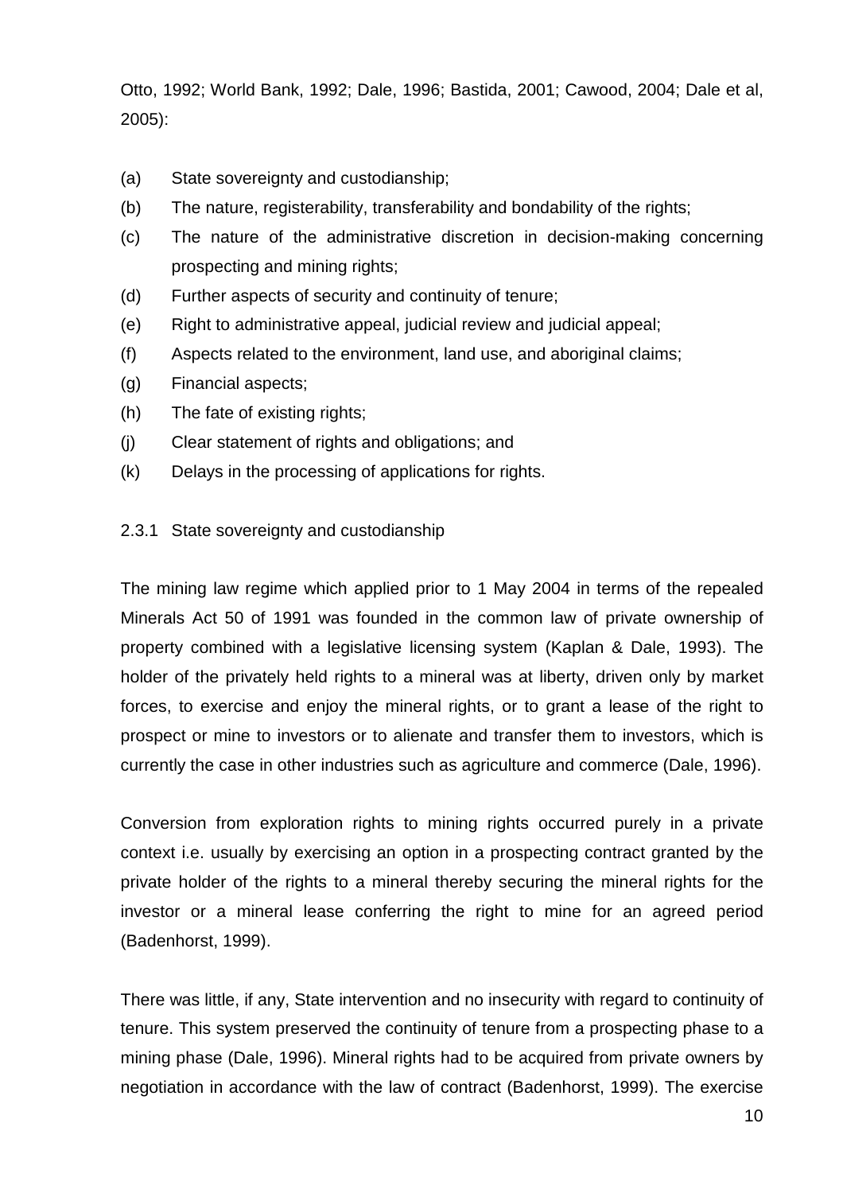Otto, 1992; World Bank, 1992; Dale, 1996; Bastida, 2001; Cawood, 2004; Dale et al, 2005):

(a) State sovereignty and custodianship;

(b) The nature, registerability, transferability and bondability of the rights;

(c) The nature of the administrative discretion in decision-making concerning prospecting and mining rights;

(d) Further aspects of security and continuity of tenure;

(e) Right to administrative appeal, judicial review and judicial appeal;

(f) Aspects related to the environment, land use, and aboriginal claims;

(g) Financial aspects;

(h) The fate of existing rights;

(j) Clear statement of rights and obligations; and

(k) Delays in the processing of applications for rights.

### 2.3.1 State sovereignty and custodianship

The mining law regime which applied prior to 1 May 2004 in terms of the repealed Minerals Act 50 of 1991 was founded in the common law of private ownership of property combined with a legislative licensing system (Kaplan & Dale, 1993). The holder of the privately held rights to a mineral was at liberty, driven only by market forces, to exercise and enjoy the mineral rights, or to grant a lease of the right to prospect or mine to investors or to alienate and transfer them to investors, which is currently the case in other industries such as agriculture and commerce (Dale, 1996).

Conversion from exploration rights to mining rights occurred purely in a private context i.e. usually by exercising an option in a prospecting contract granted by the private holder of the rights to a mineral thereby securing the mineral rights for the investor or a mineral lease conferring the right to mine for an agreed period (Badenhorst, 1999).

There was little, if any, State intervention and no insecurity with regard to continuity of tenure. This system preserved the continuity of tenure from a prospecting phase to a mining phase (Dale, 1996). Mineral rights had to be acquired from private owners by negotiation in accordance with the law of contract (Badenhorst, 1999). The exercise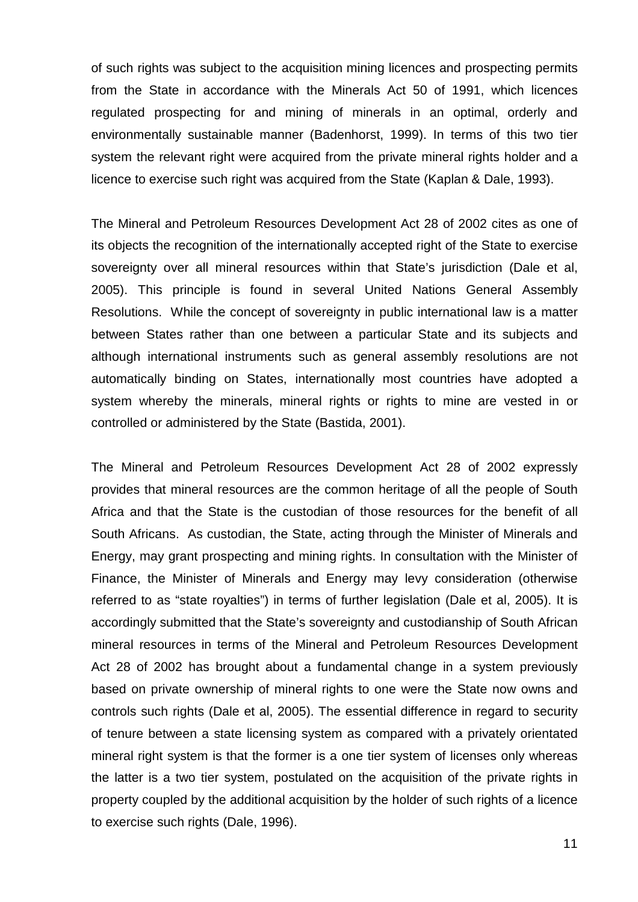of such rights was subject to the acquisition mining licences and prospecting permits from the State in accordance with the Minerals Act 50 of 1991, which licences regulated prospecting for and mining of minerals in an optimal, orderly and environmentally sustainable manner (Badenhorst, 1999). In terms of this two tier system the relevant right were acquired from the private mineral rights holder and a licence to exercise such right was acquired from the State (Kaplan & Dale, 1993).

The Mineral and Petroleum Resources Development Act 28 of 2002 cites as one of its objects the recognition of the internationally accepted right of the State to exercise sovereignty over all mineral resources within that State's jurisdiction (Dale et al, 2005). This principle is found in several United Nations General Assembly Resolutions. While the concept of sovereignty in public international law is a matter between States rather than one between a particular State and its subjects and although international instruments such as general assembly resolutions are not automatically binding on States, internationally most countries have adopted a system whereby the minerals, mineral rights or rights to mine are vested in or controlled or administered by the State (Bastida, 2001).

The Mineral and Petroleum Resources Development Act 28 of 2002 expressly provides that mineral resources are the common heritage of all the people of South Africa and that the State is the custodian of those resources for the benefit of all South Africans. As custodian, the State, acting through the Minister of Minerals and Energy, may grant prospecting and mining rights. In consultation with the Minister of Finance, the Minister of Minerals and Energy may levy consideration (otherwise referred to as "state royalties") in terms of further legislation (Dale et al, 2005). It is accordingly submitted that the State's sovereignty and custodianship of South African mineral resources in terms of the Mineral and Petroleum Resources Development Act 28 of 2002 has brought about a fundamental change in a system previously based on private ownership of mineral rights to one were the State now owns and controls such rights (Dale et al, 2005). The essential difference in regard to security of tenure between a state licensing system as compared with a privately orientated mineral right system is that the former is a one tier system of licenses only whereas the latter is a two tier system, postulated on the acquisition of the private rights in property coupled by the additional acquisition by the holder of such rights of a licence to exercise such rights (Dale, 1996).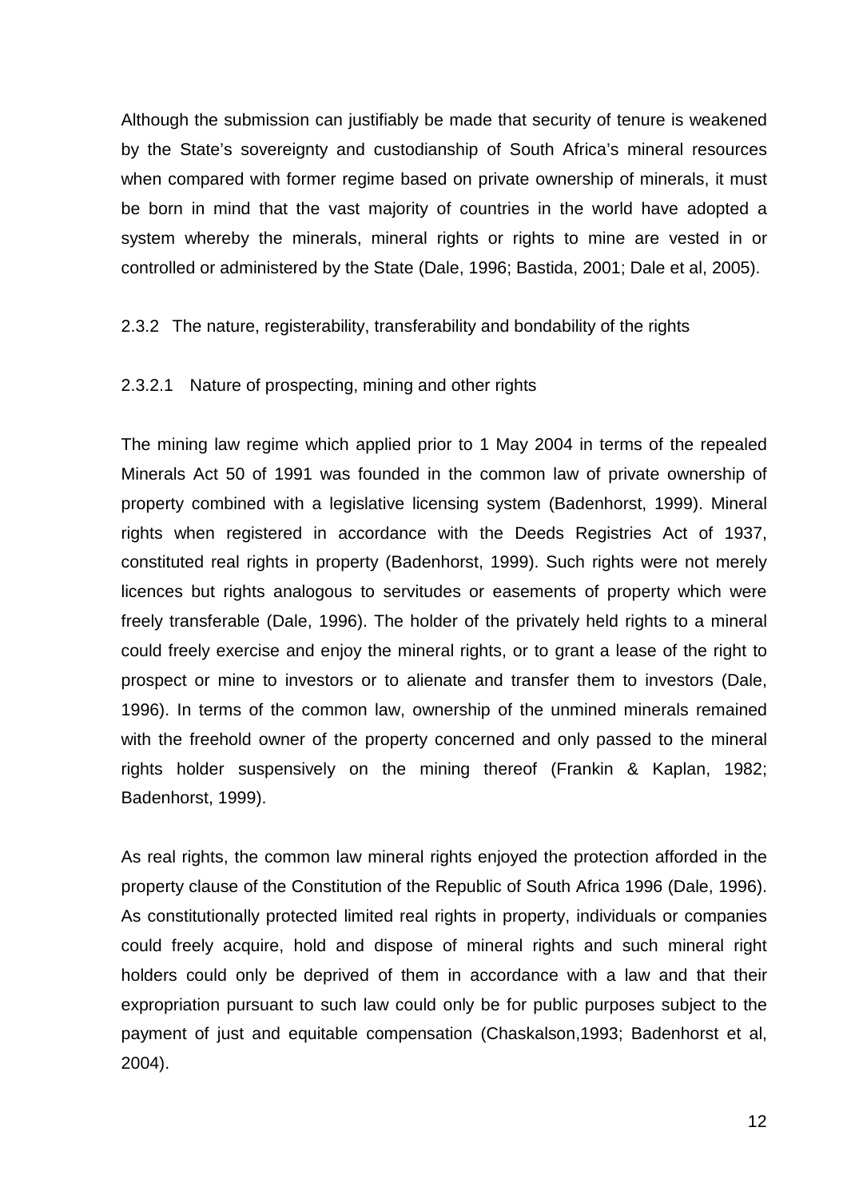Although the submission can justifiably be made that security of tenure is weakened by the State's sovereignty and custodianship of South Africa's mineral resources when compared with former regime based on private ownership of minerals, it must be born in mind that the vast majority of countries in the world have adopted a system whereby the minerals, mineral rights or rights to mine are vested in or controlled or administered by the State (Dale, 1996; Bastida, 2001; Dale et al, 2005).

### 2.3.2 The nature, registerability, transferability and bondability of the rights

#### 2.3.2.1 Nature of prospecting, mining and other rights

The mining law regime which applied prior to 1 May 2004 in terms of the repealed Minerals Act 50 of 1991 was founded in the common law of private ownership of property combined with a legislative licensing system (Badenhorst, 1999). Mineral rights when registered in accordance with the Deeds Registries Act of 1937, constituted real rights in property (Badenhorst, 1999). Such rights were not merely licences but rights analogous to servitudes or easements of property which were freely transferable (Dale, 1996). The holder of the privately held rights to a mineral could freely exercise and enjoy the mineral rights, or to grant a lease of the right to prospect or mine to investors or to alienate and transfer them to investors (Dale, 1996). In terms of the common law, ownership of the unmined minerals remained with the freehold owner of the property concerned and only passed to the mineral rights holder suspensively on the mining thereof (Frankin & Kaplan, 1982; Badenhorst, 1999).

As real rights, the common law mineral rights enjoyed the protection afforded in the property clause of the Constitution of the Republic of South Africa 1996 (Dale, 1996). As constitutionally protected limited real rights in property, individuals or companies could freely acquire, hold and dispose of mineral rights and such mineral right holders could only be deprived of them in accordance with a law and that their expropriation pursuant to such law could only be for public purposes subject to the payment of just and equitable compensation (Chaskalson,1993; Badenhorst et al, 2004).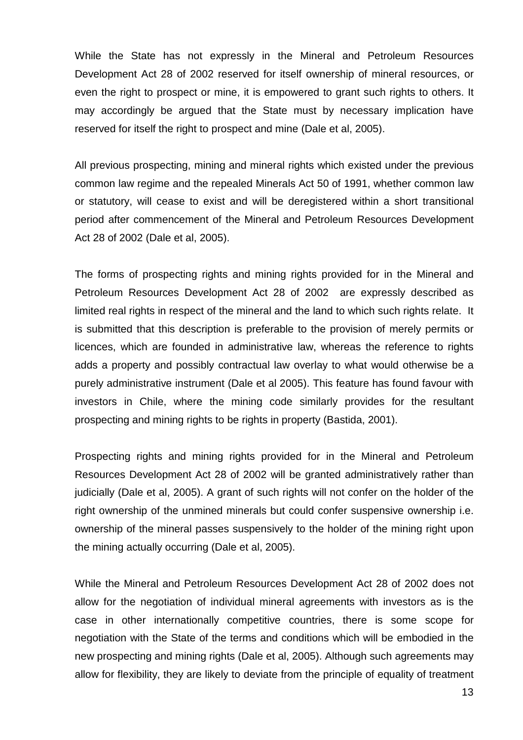While the State has not expressly in the Mineral and Petroleum Resources Development Act 28 of 2002 reserved for itself ownership of mineral resources, or even the right to prospect or mine, it is empowered to grant such rights to others. It may accordingly be argued that the State must by necessary implication have reserved for itself the right to prospect and mine (Dale et al, 2005).

All previous prospecting, mining and mineral rights which existed under the previous common law regime and the repealed Minerals Act 50 of 1991, whether common law or statutory, will cease to exist and will be deregistered within a short transitional period after commencement of the Mineral and Petroleum Resources Development Act 28 of 2002 (Dale et al, 2005).

The forms of prospecting rights and mining rights provided for in the Mineral and Petroleum Resources Development Act 28 of 2002 are expressly described as limited real rights in respect of the mineral and the land to which such rights relate. It is submitted that this description is preferable to the provision of merely permits or licences, which are founded in administrative law, whereas the reference to rights adds a property and possibly contractual law overlay to what would otherwise be a purely administrative instrument (Dale et al 2005). This feature has found favour with investors in Chile, where the mining code similarly provides for the resultant prospecting and mining rights to be rights in property (Bastida, 2001).

Prospecting rights and mining rights provided for in the Mineral and Petroleum Resources Development Act 28 of 2002 will be granted administratively rather than judicially (Dale et al, 2005). A grant of such rights will not confer on the holder of the right ownership of the unmined minerals but could confer suspensive ownership i.e. ownership of the mineral passes suspensively to the holder of the mining right upon the mining actually occurring (Dale et al, 2005).

While the Mineral and Petroleum Resources Development Act 28 of 2002 does not allow for the negotiation of individual mineral agreements with investors as is the case in other internationally competitive countries, there is some scope for negotiation with the State of the terms and conditions which will be embodied in the new prospecting and mining rights (Dale et al, 2005). Although such agreements may allow for flexibility, they are likely to deviate from the principle of equality of treatment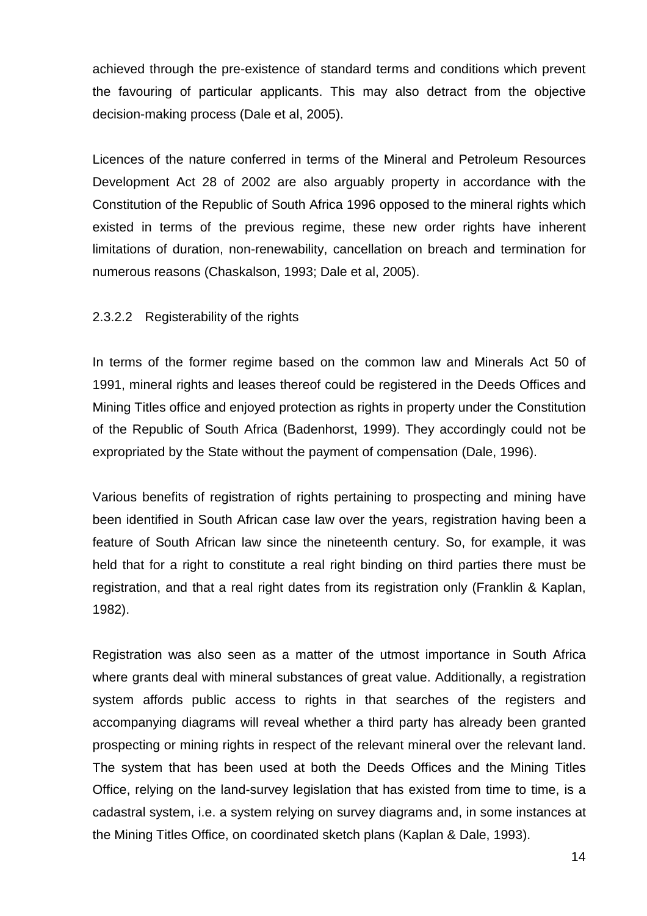achieved through the pre-existence of standard terms and conditions which prevent the favouring of particular applicants. This may also detract from the objective decision-making process (Dale et al, 2005).

Licences of the nature conferred in terms of the Mineral and Petroleum Resources Development Act 28 of 2002 are also arguably property in accordance with the Constitution of the Republic of South Africa 1996 opposed to the mineral rights which existed in terms of the previous regime, these new order rights have inherent limitations of duration, non-renewability, cancellation on breach and termination for numerous reasons (Chaskalson, 1993; Dale et al, 2005).

#### 2.3.2.2 Registerability of the rights

In terms of the former regime based on the common law and Minerals Act 50 of 1991, mineral rights and leases thereof could be registered in the Deeds Offices and Mining Titles office and enjoyed protection as rights in property under the Constitution of the Republic of South Africa (Badenhorst, 1999). They accordingly could not be expropriated by the State without the payment of compensation (Dale, 1996).

Various benefits of registration of rights pertaining to prospecting and mining have been identified in South African case law over the years, registration having been a feature of South African law since the nineteenth century. So, for example, it was held that for a right to constitute a real right binding on third parties there must be registration, and that a real right dates from its registration only (Franklin & Kaplan, 1982).

Registration was also seen as a matter of the utmost importance in South Africa where grants deal with mineral substances of great value. Additionally, a registration system affords public access to rights in that searches of the registers and accompanying diagrams will reveal whether a third party has already been granted prospecting or mining rights in respect of the relevant mineral over the relevant land. The system that has been used at both the Deeds Offices and the Mining Titles Office, relying on the land-survey legislation that has existed from time to time, is a cadastral system, i.e. a system relying on survey diagrams and, in some instances at the Mining Titles Office, on coordinated sketch plans (Kaplan & Dale, 1993).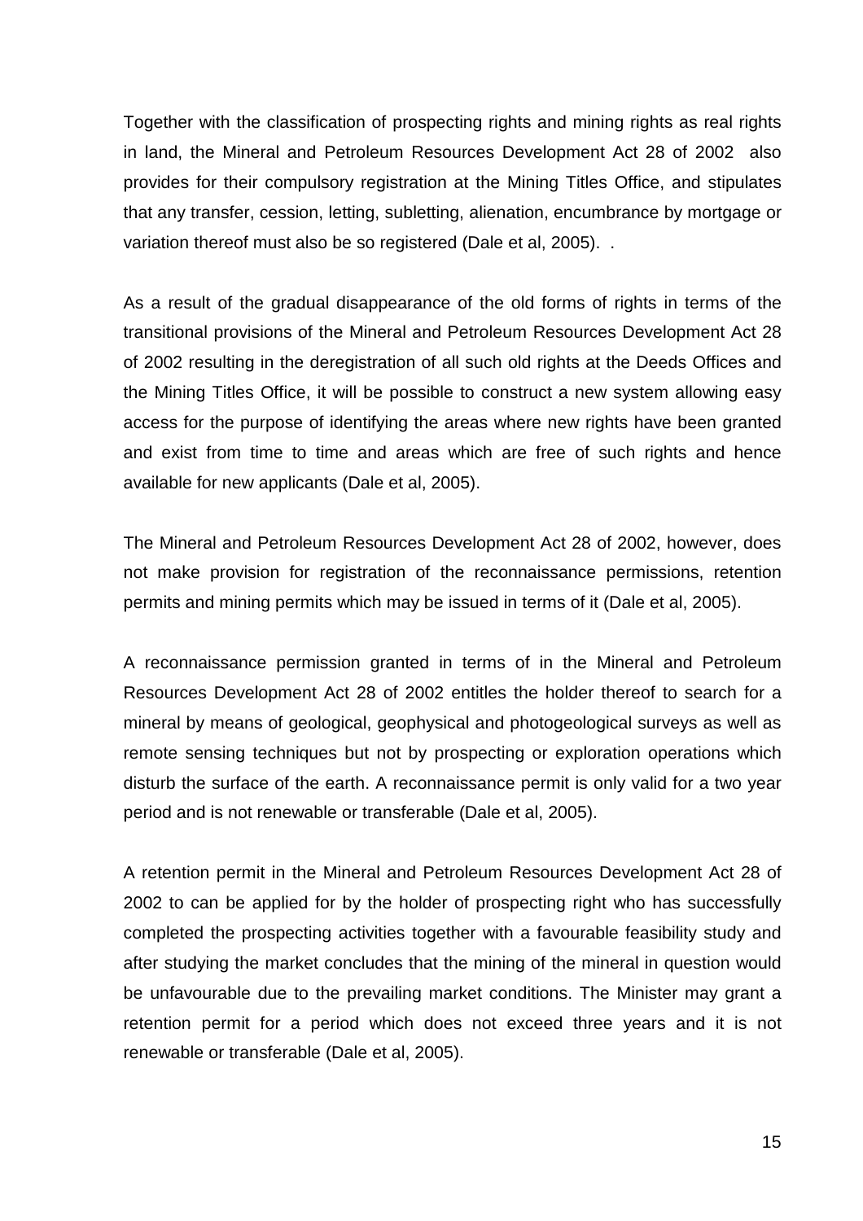Together with the classification of prospecting rights and mining rights as real rights in land, the Mineral and Petroleum Resources Development Act 28 of 2002 also provides for their compulsory registration at the Mining Titles Office, and stipulates that any transfer, cession, letting, subletting, alienation, encumbrance by mortgage or variation thereof must also be so registered (Dale et al, 2005). .

As a result of the gradual disappearance of the old forms of rights in terms of the transitional provisions of the Mineral and Petroleum Resources Development Act 28 of 2002 resulting in the deregistration of all such old rights at the Deeds Offices and the Mining Titles Office, it will be possible to construct a new system allowing easy access for the purpose of identifying the areas where new rights have been granted and exist from time to time and areas which are free of such rights and hence available for new applicants (Dale et al, 2005).

The Mineral and Petroleum Resources Development Act 28 of 2002, however, does not make provision for registration of the reconnaissance permissions, retention permits and mining permits which may be issued in terms of it (Dale et al, 2005).

A reconnaissance permission granted in terms of in the Mineral and Petroleum Resources Development Act 28 of 2002 entitles the holder thereof to search for a mineral by means of geological, geophysical and photogeological surveys as well as remote sensing techniques but not by prospecting or exploration operations which disturb the surface of the earth. A reconnaissance permit is only valid for a two year period and is not renewable or transferable (Dale et al, 2005).

A retention permit in the Mineral and Petroleum Resources Development Act 28 of 2002 to can be applied for by the holder of prospecting right who has successfully completed the prospecting activities together with a favourable feasibility study and after studying the market concludes that the mining of the mineral in question would be unfavourable due to the prevailing market conditions. The Minister may grant a retention permit for a period which does not exceed three years and it is not renewable or transferable (Dale et al, 2005).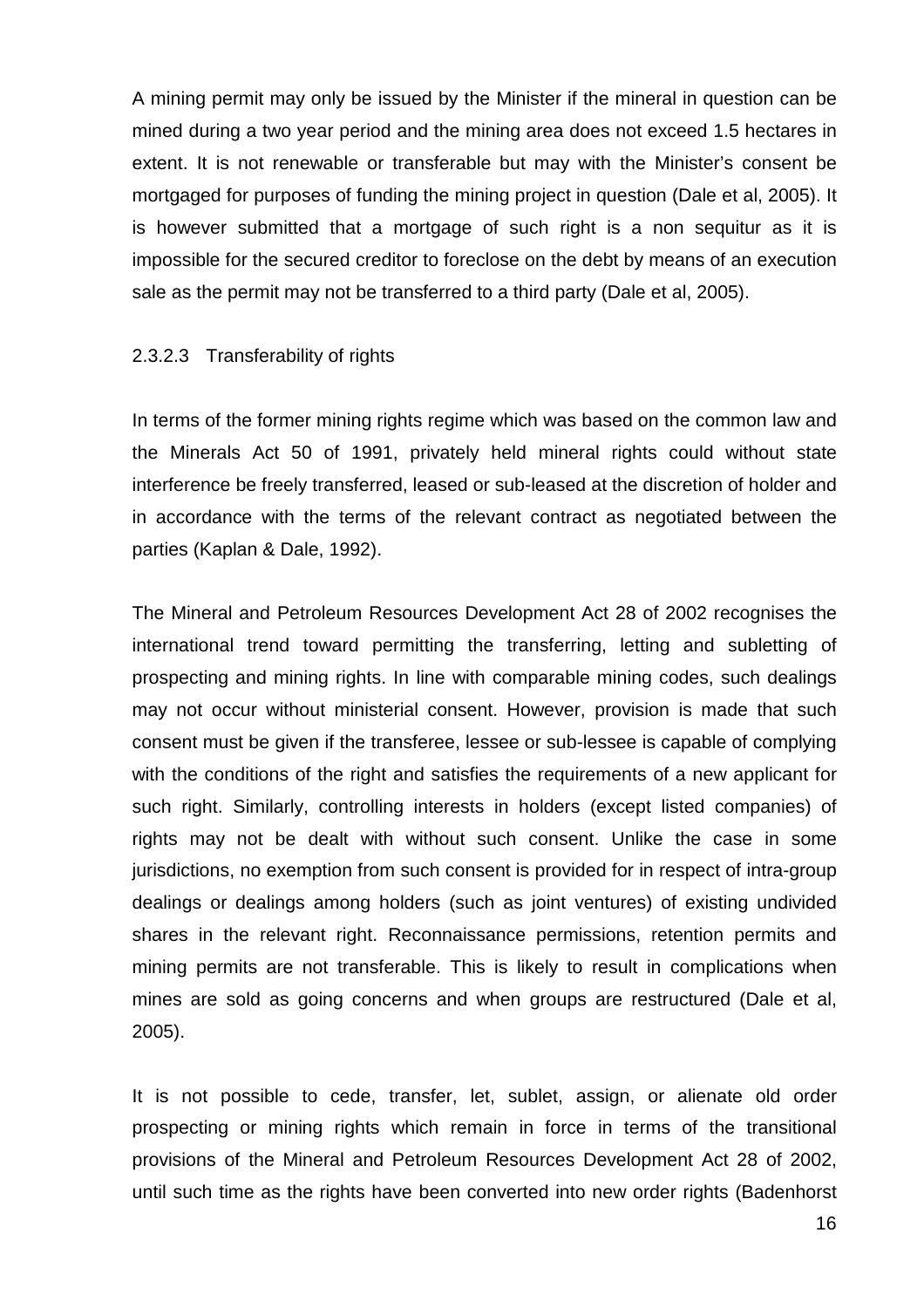A mining permit may only be issued by the Minister if the mineral in question can be mined during a two year period and the mining area does not exceed 1.5 hectares in extent. It is not renewable or transferable but may with the Minister's consent be mortgaged for purposes of funding the mining project in question (Dale et al, 2005). It is however submitted that a mortgage of such right is a non sequitur as it is impossible for the secured creditor to foreclose on the debt by means of an execution sale as the permit may not be transferred to a third party (Dale et al, 2005).

#### 2.3.2.3 Transferability of rights

In terms of the former mining rights regime which was based on the common law and the Minerals Act 50 of 1991, privately held mineral rights could without state interference be freely transferred, leased or sub-leased at the discretion of holder and in accordance with the terms of the relevant contract as negotiated between the parties (Kaplan & Dale, 1992).

The Mineral and Petroleum Resources Development Act 28 of 2002 recognises the international trend toward permitting the transferring, letting and subletting of prospecting and mining rights. In line with comparable mining codes, such dealings may not occur without ministerial consent. However, provision is made that such consent must be given if the transferee, lessee or sub-lessee is capable of complying with the conditions of the right and satisfies the requirements of a new applicant for such right. Similarly, controlling interests in holders (except listed companies) of rights may not be dealt with without such consent. Unlike the case in some jurisdictions, no exemption from such consent is provided for in respect of intra-group dealings or dealings among holders (such as joint ventures) of existing undivided shares in the relevant right. Reconnaissance permissions, retention permits and mining permits are not transferable. This is likely to result in complications when mines are sold as going concerns and when groups are restructured (Dale et al, 2005).

It is not possible to cede, transfer, let, sublet, assign, or alienate old order prospecting or mining rights which remain in force in terms of the transitional provisions of the Mineral and Petroleum Resources Development Act 28 of 2002, until such time as the rights have been converted into new order rights (Badenhorst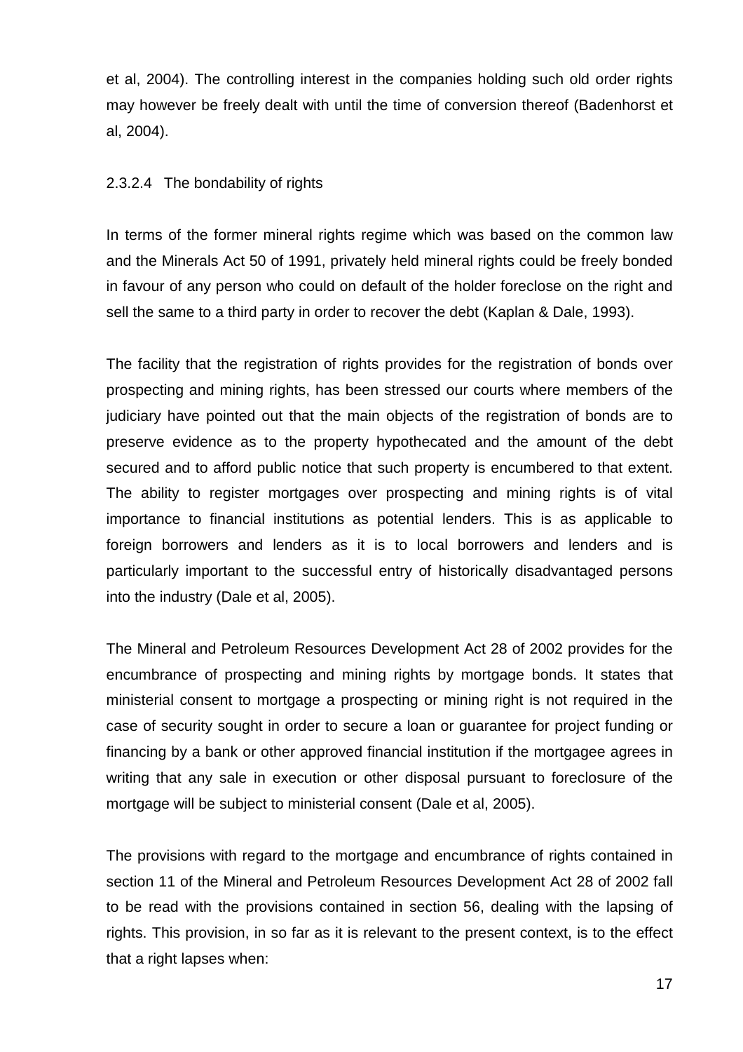et al, 2004). The controlling interest in the companies holding such old order rights may however be freely dealt with until the time of conversion thereof (Badenhorst et al, 2004).

#### 2.3.2.4 The bondability of rights

In terms of the former mineral rights regime which was based on the common law and the Minerals Act 50 of 1991, privately held mineral rights could be freely bonded in favour of any person who could on default of the holder foreclose on the right and sell the same to a third party in order to recover the debt (Kaplan & Dale, 1993).

The facility that the registration of rights provides for the registration of bonds over prospecting and mining rights, has been stressed our courts where members of the judiciary have pointed out that the main objects of the registration of bonds are to preserve evidence as to the property hypothecated and the amount of the debt secured and to afford public notice that such property is encumbered to that extent. The ability to register mortgages over prospecting and mining rights is of vital importance to financial institutions as potential lenders. This is as applicable to foreign borrowers and lenders as it is to local borrowers and lenders and is particularly important to the successful entry of historically disadvantaged persons into the industry (Dale et al, 2005).

The Mineral and Petroleum Resources Development Act 28 of 2002 provides for the encumbrance of prospecting and mining rights by mortgage bonds. It states that ministerial consent to mortgage a prospecting or mining right is not required in the case of security sought in order to secure a loan or guarantee for project funding or financing by a bank or other approved financial institution if the mortgagee agrees in writing that any sale in execution or other disposal pursuant to foreclosure of the mortgage will be subject to ministerial consent (Dale et al, 2005).

The provisions with regard to the mortgage and encumbrance of rights contained in section 11 of the Mineral and Petroleum Resources Development Act 28 of 2002 fall to be read with the provisions contained in section 56, dealing with the lapsing of rights. This provision, in so far as it is relevant to the present context, is to the effect that a right lapses when: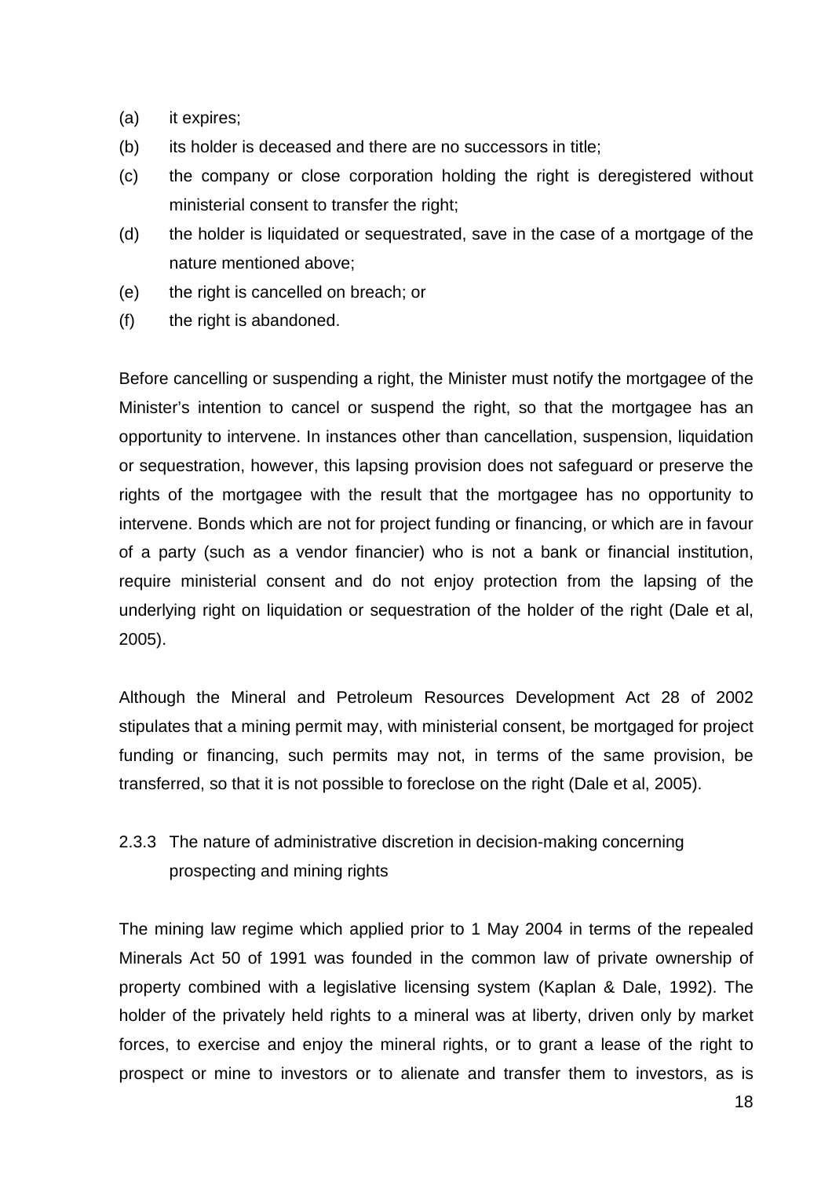(a) it expires;

(b) its holder is deceased and there are no successors in title;

(c) the company or close corporation holding the right is deregistered without ministerial consent to transfer the right;

(d) the holder is liquidated or sequestrated, save in the case of a mortgage of the nature mentioned above;

(e) the right is cancelled on breach; or

(f) the right is abandoned.

Before cancelling or suspending a right, the Minister must notify the mortgagee of the Minister's intention to cancel or suspend the right, so that the mortgagee has an opportunity to intervene. In instances other than cancellation, suspension, liquidation or sequestration, however, this lapsing provision does not safeguard or preserve the rights of the mortgagee with the result that the mortgagee has no opportunity to intervene. Bonds which are not for project funding or financing, or which are in favour of a party (such as a vendor financier) who is not a bank or financial institution, require ministerial consent and do not enjoy protection from the lapsing of the underlying right on liquidation or sequestration of the holder of the right (Dale et al, 2005).

Although the Mineral and Petroleum Resources Development Act 28 of 2002 stipulates that a mining permit may, with ministerial consent, be mortgaged for project funding or financing, such permits may not, in terms of the same provision, be transferred, so that it is not possible to foreclose on the right (Dale et al, 2005).

### 2.3.3 The nature of administrative discretion in decision-making concerning prospecting and mining rights

The mining law regime which applied prior to 1 May 2004 in terms of the repealed Minerals Act 50 of 1991 was founded in the common law of private ownership of property combined with a legislative licensing system (Kaplan & Dale, 1992). The holder of the privately held rights to a mineral was at liberty, driven only by market forces, to exercise and enjoy the mineral rights, or to grant a lease of the right to prospect or mine to investors or to alienate and transfer them to investors, as is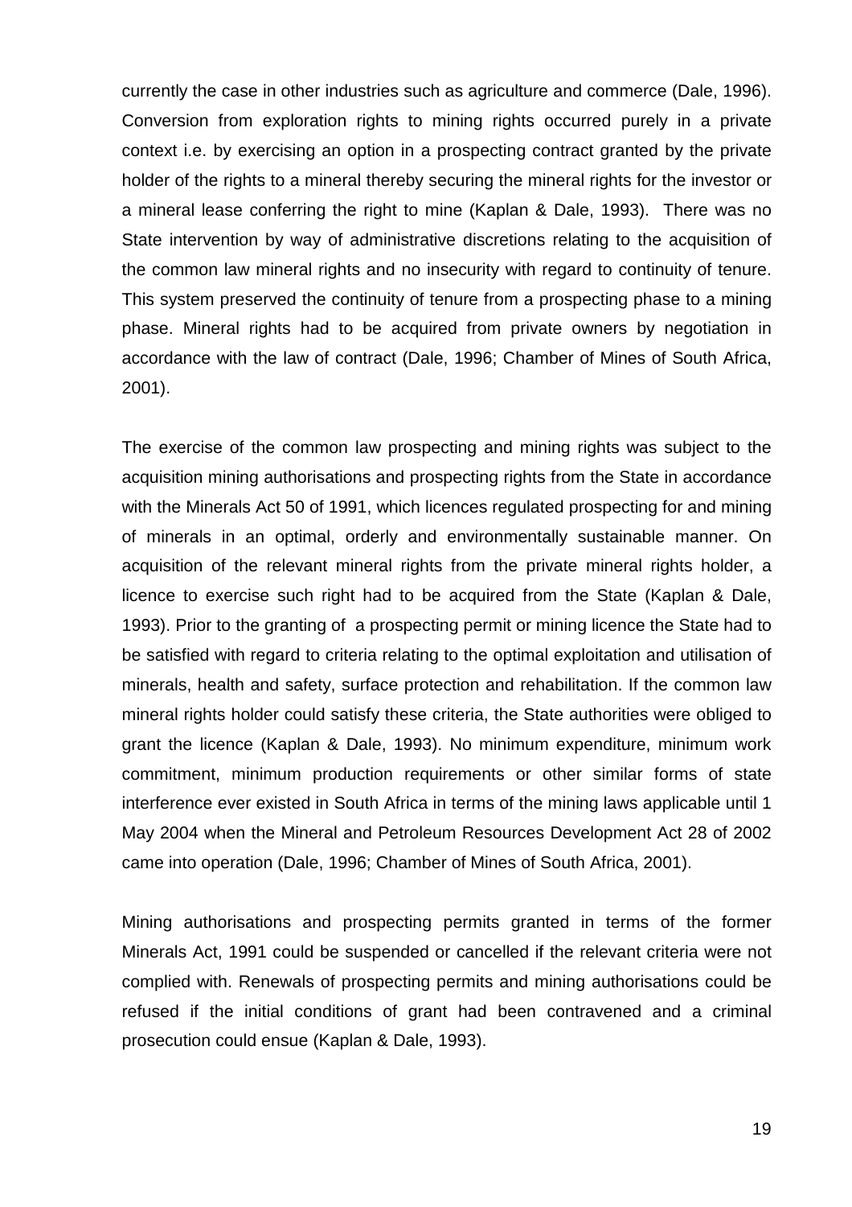currently the case in other industries such as agriculture and commerce (Dale, 1996). Conversion from exploration rights to mining rights occurred purely in a private context i.e. by exercising an option in a prospecting contract granted by the private holder of the rights to a mineral thereby securing the mineral rights for the investor or a mineral lease conferring the right to mine (Kaplan & Dale, 1993). There was no State intervention by way of administrative discretions relating to the acquisition of the common law mineral rights and no insecurity with regard to continuity of tenure. This system preserved the continuity of tenure from a prospecting phase to a mining phase. Mineral rights had to be acquired from private owners by negotiation in accordance with the law of contract (Dale, 1996; Chamber of Mines of South Africa, 2001).

The exercise of the common law prospecting and mining rights was subject to the acquisition mining authorisations and prospecting rights from the State in accordance with the Minerals Act 50 of 1991, which licences regulated prospecting for and mining of minerals in an optimal, orderly and environmentally sustainable manner. On acquisition of the relevant mineral rights from the private mineral rights holder, a licence to exercise such right had to be acquired from the State (Kaplan & Dale, 1993). Prior to the granting of a prospecting permit or mining licence the State had to be satisfied with regard to criteria relating to the optimal exploitation and utilisation of minerals, health and safety, surface protection and rehabilitation. If the common law mineral rights holder could satisfy these criteria, the State authorities were obliged to grant the licence (Kaplan & Dale, 1993). No minimum expenditure, minimum work commitment, minimum production requirements or other similar forms of state interference ever existed in South Africa in terms of the mining laws applicable until 1 May 2004 when the Mineral and Petroleum Resources Development Act 28 of 2002 came into operation (Dale, 1996; Chamber of Mines of South Africa, 2001).

Mining authorisations and prospecting permits granted in terms of the former Minerals Act, 1991 could be suspended or cancelled if the relevant criteria were not complied with. Renewals of prospecting permits and mining authorisations could be refused if the initial conditions of grant had been contravened and a criminal prosecution could ensue (Kaplan & Dale, 1993).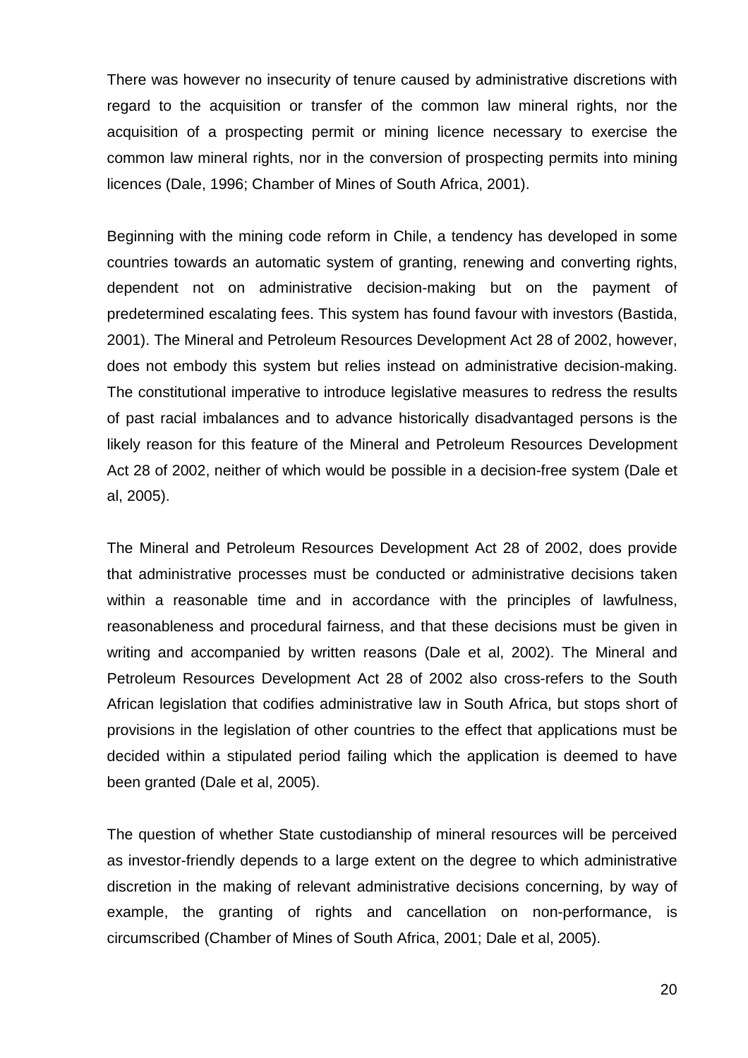There was however no insecurity of tenure caused by administrative discretions with regard to the acquisition or transfer of the common law mineral rights, nor the acquisition of a prospecting permit or mining licence necessary to exercise the common law mineral rights, nor in the conversion of prospecting permits into mining licences (Dale, 1996; Chamber of Mines of South Africa, 2001).

Beginning with the mining code reform in Chile, a tendency has developed in some countries towards an automatic system of granting, renewing and converting rights, dependent not on administrative decision-making but on the payment of predetermined escalating fees. This system has found favour with investors (Bastida, 2001). The Mineral and Petroleum Resources Development Act 28 of 2002, however, does not embody this system but relies instead on administrative decision-making. The constitutional imperative to introduce legislative measures to redress the results of past racial imbalances and to advance historically disadvantaged persons is the likely reason for this feature of the Mineral and Petroleum Resources Development Act 28 of 2002, neither of which would be possible in a decision-free system (Dale et al, 2005).

The Mineral and Petroleum Resources Development Act 28 of 2002, does provide that administrative processes must be conducted or administrative decisions taken within a reasonable time and in accordance with the principles of lawfulness, reasonableness and procedural fairness, and that these decisions must be given in writing and accompanied by written reasons (Dale et al, 2002). The Mineral and Petroleum Resources Development Act 28 of 2002 also cross-refers to the South African legislation that codifies administrative law in South Africa, but stops short of provisions in the legislation of other countries to the effect that applications must be decided within a stipulated period failing which the application is deemed to have been granted (Dale et al, 2005).

The question of whether State custodianship of mineral resources will be perceived as investor-friendly depends to a large extent on the degree to which administrative discretion in the making of relevant administrative decisions concerning, by way of example, the granting of rights and cancellation on non-performance, is circumscribed (Chamber of Mines of South Africa, 2001; Dale et al, 2005).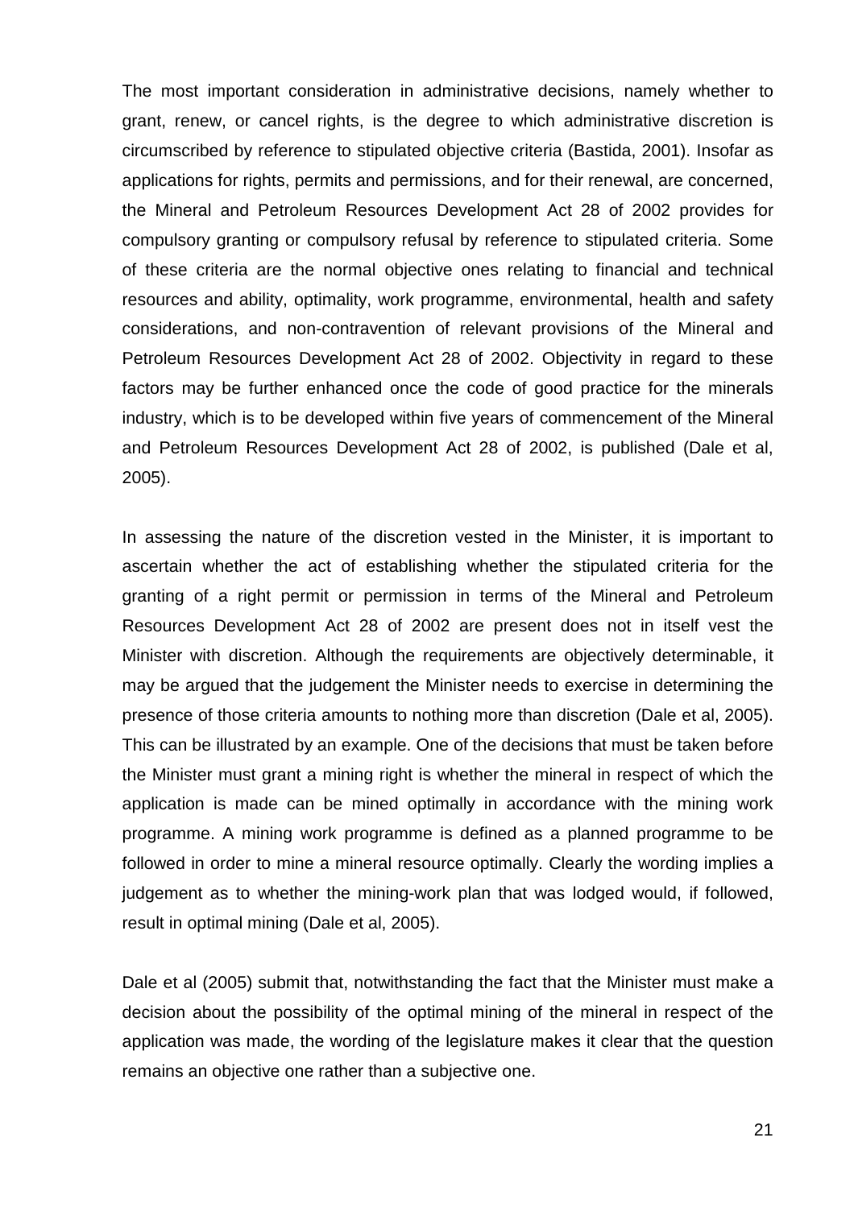The most important consideration in administrative decisions, namely whether to grant, renew, or cancel rights, is the degree to which administrative discretion is circumscribed by reference to stipulated objective criteria (Bastida, 2001). Insofar as applications for rights, permits and permissions, and for their renewal, are concerned, the Mineral and Petroleum Resources Development Act 28 of 2002 provides for compulsory granting or compulsory refusal by reference to stipulated criteria. Some of these criteria are the normal objective ones relating to financial and technical resources and ability, optimality, work programme, environmental, health and safety considerations, and non-contravention of relevant provisions of the Mineral and Petroleum Resources Development Act 28 of 2002. Objectivity in regard to these factors may be further enhanced once the code of good practice for the minerals industry, which is to be developed within five years of commencement of the Mineral and Petroleum Resources Development Act 28 of 2002, is published (Dale et al, 2005).

In assessing the nature of the discretion vested in the Minister, it is important to ascertain whether the act of establishing whether the stipulated criteria for the granting of a right permit or permission in terms of the Mineral and Petroleum Resources Development Act 28 of 2002 are present does not in itself vest the Minister with discretion. Although the requirements are objectively determinable, it may be argued that the judgement the Minister needs to exercise in determining the presence of those criteria amounts to nothing more than discretion (Dale et al, 2005). This can be illustrated by an example. One of the decisions that must be taken before the Minister must grant a mining right is whether the mineral in respect of which the application is made can be mined optimally in accordance with the mining work programme. A mining work programme is defined as a planned programme to be followed in order to mine a mineral resource optimally. Clearly the wording implies a judgement as to whether the mining-work plan that was lodged would, if followed, result in optimal mining (Dale et al, 2005).

Dale et al (2005) submit that, notwithstanding the fact that the Minister must make a decision about the possibility of the optimal mining of the mineral in respect of the application was made, the wording of the legislature makes it clear that the question remains an objective one rather than a subjective one.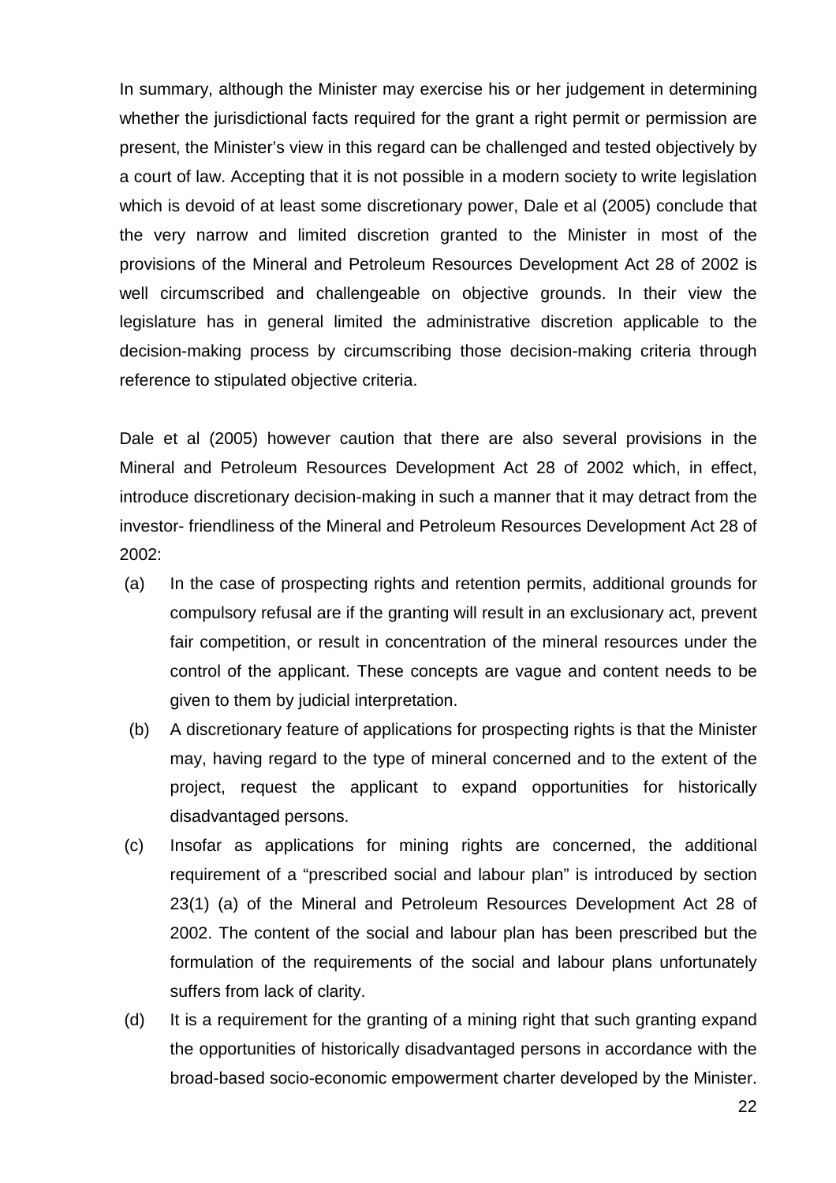In summary, although the Minister may exercise his or her judgement in determining whether the jurisdictional facts required for the grant a right permit or permission are present, the Minister's view in this regard can be challenged and tested objectively by a court of law. Accepting that it is not possible in a modern society to write legislation which is devoid of at least some discretionary power, Dale et al (2005) conclude that the very narrow and limited discretion granted to the Minister in most of the provisions of the Mineral and Petroleum Resources Development Act 28 of 2002 is well circumscribed and challengeable on objective grounds. In their view the legislature has in general limited the administrative discretion applicable to the decision-making process by circumscribing those decision-making criteria through reference to stipulated objective criteria.

Dale et al (2005) however caution that there are also several provisions in the Mineral and Petroleum Resources Development Act 28 of 2002 which, in effect, introduce discretionary decision-making in such a manner that it may detract from the investor- friendliness of the Mineral and Petroleum Resources Development Act 28 of 2002:

(a) In the case of prospecting rights and retention permits, additional grounds for compulsory refusal are if the granting will result in an exclusionary act, prevent fair competition, or result in concentration of the mineral resources under the control of the applicant. These concepts are vague and content needs to be given to them by judicial interpretation.

(b) A discretionary feature of applications for prospecting rights is that the Minister may, having regard to the type of mineral concerned and to the extent of the project, request the applicant to expand opportunities for historically disadvantaged persons.

(c) Insofar as applications for mining rights are concerned, the additional requirement of a "prescribed social and labour plan" is introduced by section 23(1) (a) of the Mineral and Petroleum Resources Development Act 28 of 2002. The content of the social and labour plan has been prescribed but the formulation of the requirements of the social and labour plans unfortunately suffers from lack of clarity.

(d) It is a requirement for the granting of a mining right that such granting expand the opportunities of historically disadvantaged persons in accordance with the broad-based socio-economic empowerment charter developed by the Minister.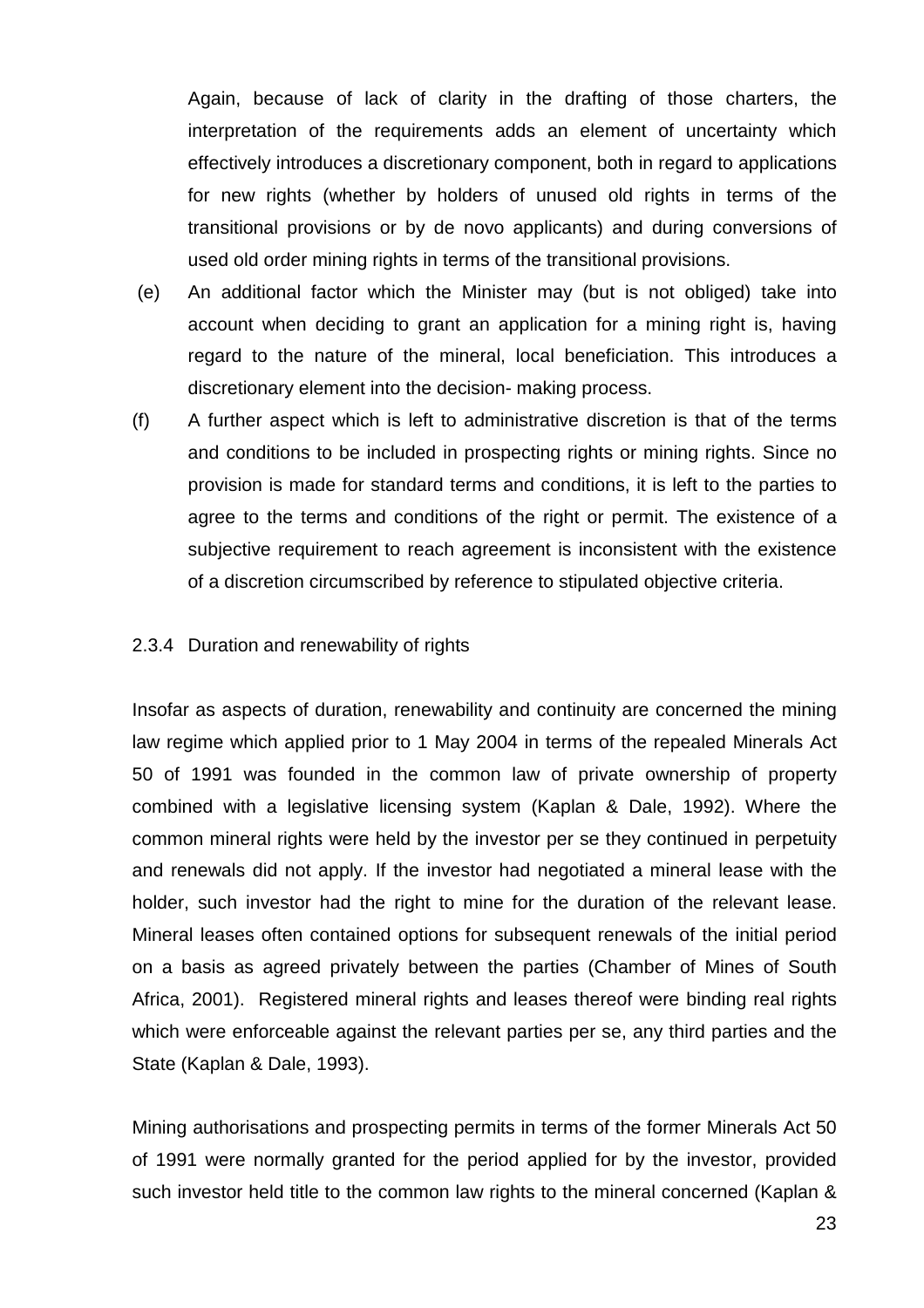Again, because of lack of clarity in the drafting of those charters, the interpretation of the requirements adds an element of uncertainty which effectively introduces a discretionary component, both in regard to applications for new rights (whether by holders of unused old rights in terms of the transitional provisions or by de novo applicants) and during conversions of used old order mining rights in terms of the transitional provisions.

(e) An additional factor which the Minister may (but is not obliged) take into account when deciding to grant an application for a mining right is, having regard to the nature of the mineral, local beneficiation. This introduces a discretionary element into the decision- making process.

(f) A further aspect which is left to administrative discretion is that of the terms and conditions to be included in prospecting rights or mining rights. Since no provision is made for standard terms and conditions, it is left to the parties to agree to the terms and conditions of the right or permit. The existence of a subjective requirement to reach agreement is inconsistent with the existence of a discretion circumscribed by reference to stipulated objective criteria.

### 2.3.4 Duration and renewability of rights

Insofar as aspects of duration, renewability and continuity are concerned the mining law regime which applied prior to 1 May 2004 in terms of the repealed Minerals Act 50 of 1991 was founded in the common law of private ownership of property combined with a legislative licensing system (Kaplan & Dale, 1992). Where the common mineral rights were held by the investor per se they continued in perpetuity and renewals did not apply. If the investor had negotiated a mineral lease with the holder, such investor had the right to mine for the duration of the relevant lease. Mineral leases often contained options for subsequent renewals of the initial period on a basis as agreed privately between the parties (Chamber of Mines of South Africa, 2001). Registered mineral rights and leases thereof were binding real rights which were enforceable against the relevant parties per se, any third parties and the State (Kaplan & Dale, 1993).

Mining authorisations and prospecting permits in terms of the former Minerals Act 50 of 1991 were normally granted for the period applied for by the investor, provided such investor held title to the common law rights to the mineral concerned (Kaplan &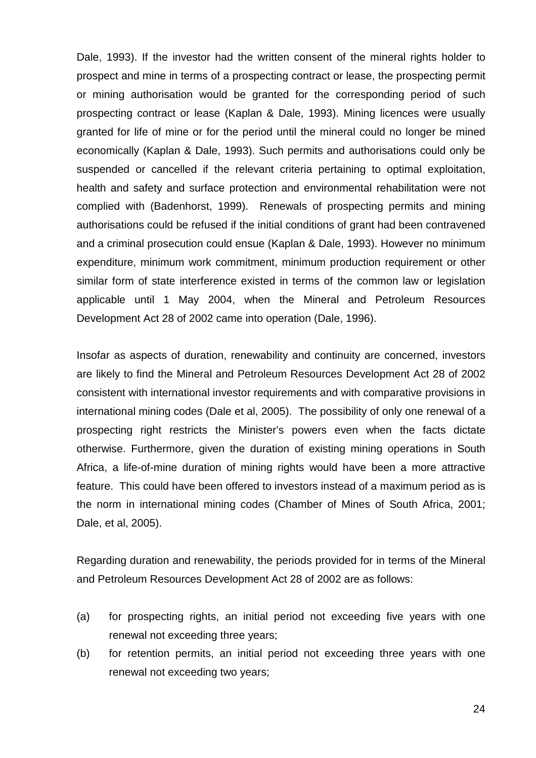Dale, 1993). If the investor had the written consent of the mineral rights holder to prospect and mine in terms of a prospecting contract or lease, the prospecting permit or mining authorisation would be granted for the corresponding period of such prospecting contract or lease (Kaplan & Dale, 1993). Mining licences were usually granted for life of mine or for the period until the mineral could no longer be mined economically (Kaplan & Dale, 1993). Such permits and authorisations could only be suspended or cancelled if the relevant criteria pertaining to optimal exploitation, health and safety and surface protection and environmental rehabilitation were not complied with (Badenhorst, 1999). Renewals of prospecting permits and mining authorisations could be refused if the initial conditions of grant had been contravened and a criminal prosecution could ensue (Kaplan & Dale, 1993). However no minimum expenditure, minimum work commitment, minimum production requirement or other similar form of state interference existed in terms of the common law or legislation applicable until 1 May 2004, when the Mineral and Petroleum Resources Development Act 28 of 2002 came into operation (Dale, 1996).

Insofar as aspects of duration, renewability and continuity are concerned, investors are likely to find the Mineral and Petroleum Resources Development Act 28 of 2002 consistent with international investor requirements and with comparative provisions in international mining codes (Dale et al, 2005). The possibility of only one renewal of a prospecting right restricts the Minister's powers even when the facts dictate otherwise. Furthermore, given the duration of existing mining operations in South Africa, a life-of-mine duration of mining rights would have been a more attractive feature. This could have been offered to investors instead of a maximum period as is the norm in international mining codes (Chamber of Mines of South Africa, 2001; Dale, et al, 2005).

Regarding duration and renewability, the periods provided for in terms of the Mineral and Petroleum Resources Development Act 28 of 2002 are as follows:

(a) for prospecting rights, an initial period not exceeding five years with one renewal not exceeding three years;

(b) for retention permits, an initial period not exceeding three years with one renewal not exceeding two years;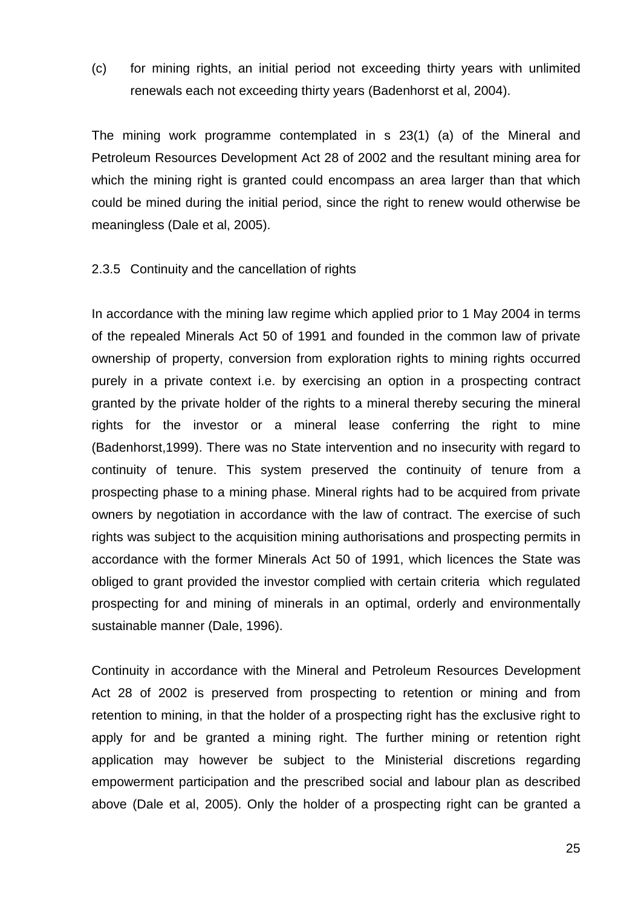(c) for mining rights, an initial period not exceeding thirty years with unlimited renewals each not exceeding thirty years (Badenhorst et al, 2004).

The mining work programme contemplated in s 23(1) (a) of the Mineral and Petroleum Resources Development Act 28 of 2002 and the resultant mining area for which the mining right is granted could encompass an area larger than that which could be mined during the initial period, since the right to renew would otherwise be meaningless (Dale et al, 2005).

### 2.3.5 Continuity and the cancellation of rights

In accordance with the mining law regime which applied prior to 1 May 2004 in terms of the repealed Minerals Act 50 of 1991 and founded in the common law of private ownership of property, conversion from exploration rights to mining rights occurred purely in a private context i.e. by exercising an option in a prospecting contract granted by the private holder of the rights to a mineral thereby securing the mineral rights for the investor or a mineral lease conferring the right to mine (Badenhorst,1999). There was no State intervention and no insecurity with regard to continuity of tenure. This system preserved the continuity of tenure from a prospecting phase to a mining phase. Mineral rights had to be acquired from private owners by negotiation in accordance with the law of contract. The exercise of such rights was subject to the acquisition mining authorisations and prospecting permits in accordance with the former Minerals Act 50 of 1991, which licences the State was obliged to grant provided the investor complied with certain criteria which regulated prospecting for and mining of minerals in an optimal, orderly and environmentally sustainable manner (Dale, 1996).

Continuity in accordance with the Mineral and Petroleum Resources Development Act 28 of 2002 is preserved from prospecting to retention or mining and from retention to mining, in that the holder of a prospecting right has the exclusive right to apply for and be granted a mining right. The further mining or retention right application may however be subject to the Ministerial discretions regarding empowerment participation and the prescribed social and labour plan as described above (Dale et al, 2005). Only the holder of a prospecting right can be granted a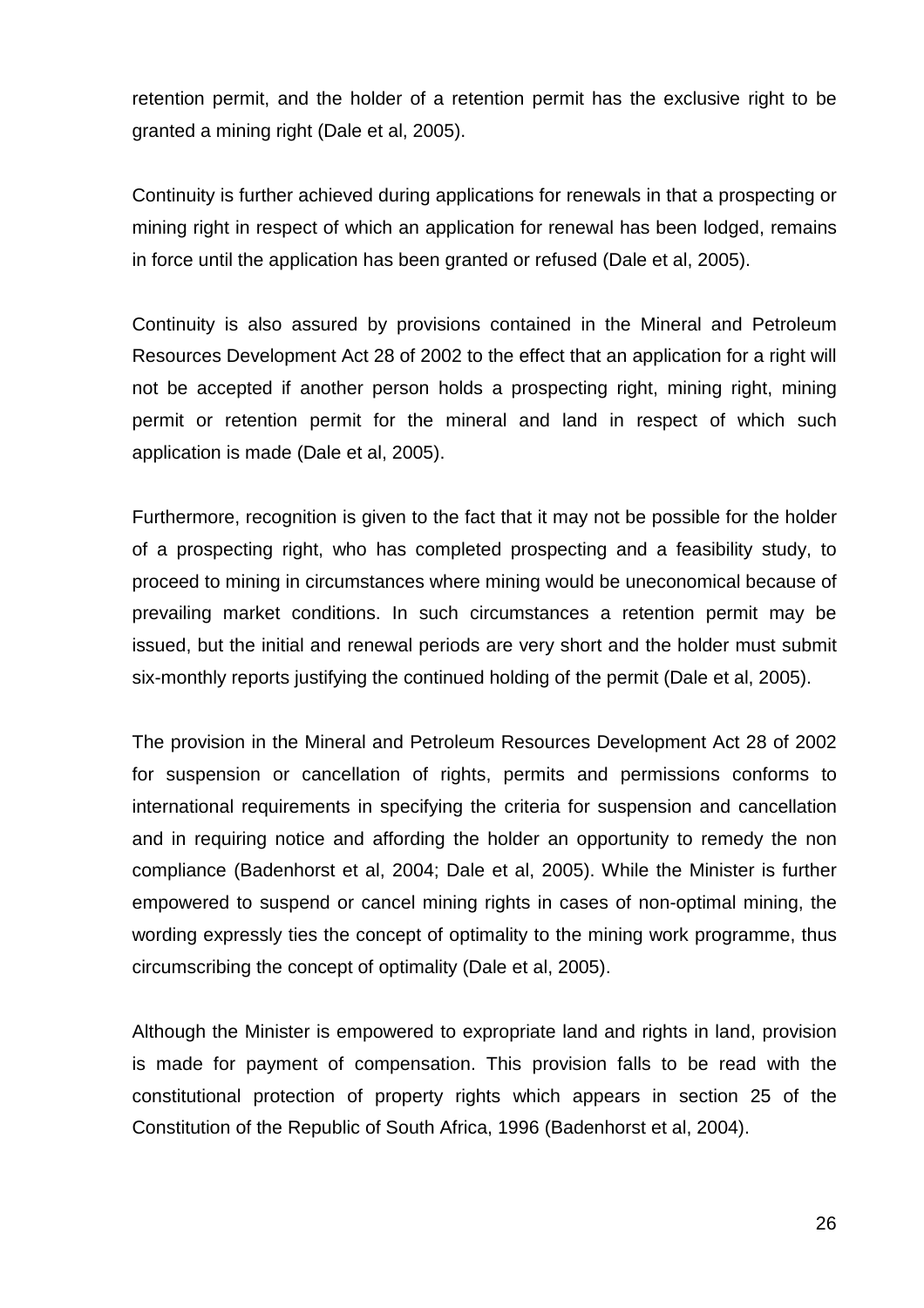retention permit, and the holder of a retention permit has the exclusive right to be granted a mining right (Dale et al, 2005).

Continuity is further achieved during applications for renewals in that a prospecting or mining right in respect of which an application for renewal has been lodged, remains in force until the application has been granted or refused (Dale et al, 2005).

Continuity is also assured by provisions contained in the Mineral and Petroleum Resources Development Act 28 of 2002 to the effect that an application for a right will not be accepted if another person holds a prospecting right, mining right, mining permit or retention permit for the mineral and land in respect of which such application is made (Dale et al, 2005).

Furthermore, recognition is given to the fact that it may not be possible for the holder of a prospecting right, who has completed prospecting and a feasibility study, to proceed to mining in circumstances where mining would be uneconomical because of prevailing market conditions. In such circumstances a retention permit may be issued, but the initial and renewal periods are very short and the holder must submit six-monthly reports justifying the continued holding of the permit (Dale et al, 2005).

The provision in the Mineral and Petroleum Resources Development Act 28 of 2002 for suspension or cancellation of rights, permits and permissions conforms to international requirements in specifying the criteria for suspension and cancellation and in requiring notice and affording the holder an opportunity to remedy the non compliance (Badenhorst et al, 2004; Dale et al, 2005). While the Minister is further empowered to suspend or cancel mining rights in cases of non-optimal mining, the wording expressly ties the concept of optimality to the mining work programme, thus circumscribing the concept of optimality (Dale et al, 2005).

Although the Minister is empowered to expropriate land and rights in land, provision is made for payment of compensation. This provision falls to be read with the constitutional protection of property rights which appears in section 25 of the Constitution of the Republic of South Africa, 1996 (Badenhorst et al, 2004).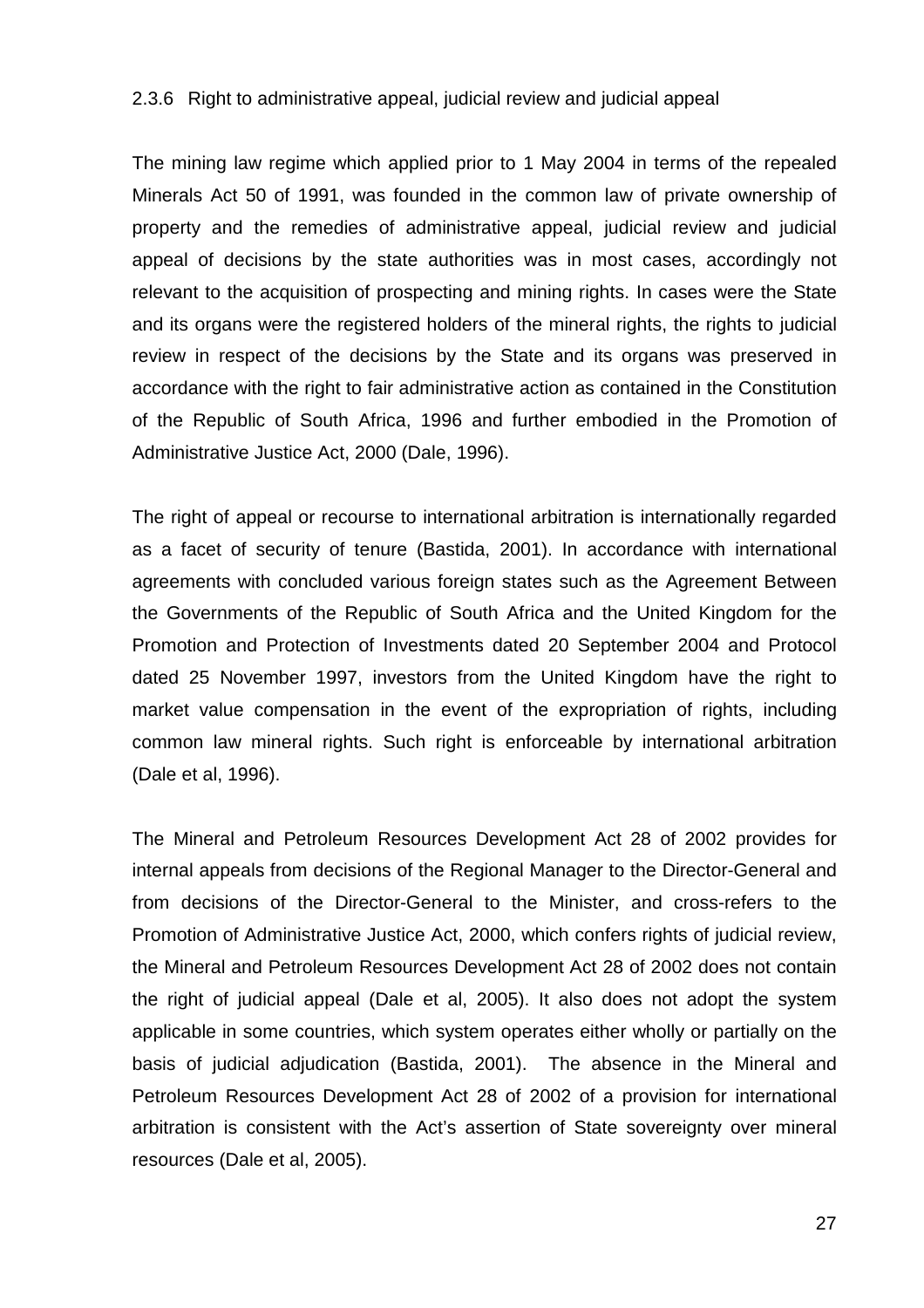### 2.3.6 Right to administrative appeal, judicial review and judicial appeal

The mining law regime which applied prior to 1 May 2004 in terms of the repealed Minerals Act 50 of 1991, was founded in the common law of private ownership of property and the remedies of administrative appeal, judicial review and judicial appeal of decisions by the state authorities was in most cases, accordingly not relevant to the acquisition of prospecting and mining rights. In cases were the State and its organs were the registered holders of the mineral rights, the rights to judicial review in respect of the decisions by the State and its organs was preserved in accordance with the right to fair administrative action as contained in the Constitution of the Republic of South Africa, 1996 and further embodied in the Promotion of Administrative Justice Act, 2000 (Dale, 1996).

The right of appeal or recourse to international arbitration is internationally regarded as a facet of security of tenure (Bastida, 2001). In accordance with international agreements with concluded various foreign states such as the Agreement Between the Governments of the Republic of South Africa and the United Kingdom for the Promotion and Protection of Investments dated 20 September 2004 and Protocol dated 25 November 1997, investors from the United Kingdom have the right to market value compensation in the event of the expropriation of rights, including common law mineral rights. Such right is enforceable by international arbitration (Dale et al, 1996).

The Mineral and Petroleum Resources Development Act 28 of 2002 provides for internal appeals from decisions of the Regional Manager to the Director-General and from decisions of the Director-General to the Minister, and cross-refers to the Promotion of Administrative Justice Act, 2000, which confers rights of judicial review, the Mineral and Petroleum Resources Development Act 28 of 2002 does not contain the right of judicial appeal (Dale et al, 2005). It also does not adopt the system applicable in some countries, which system operates either wholly or partially on the basis of judicial adjudication (Bastida, 2001). The absence in the Mineral and Petroleum Resources Development Act 28 of 2002 of a provision for international arbitration is consistent with the Act's assertion of State sovereignty over mineral resources (Dale et al, 2005).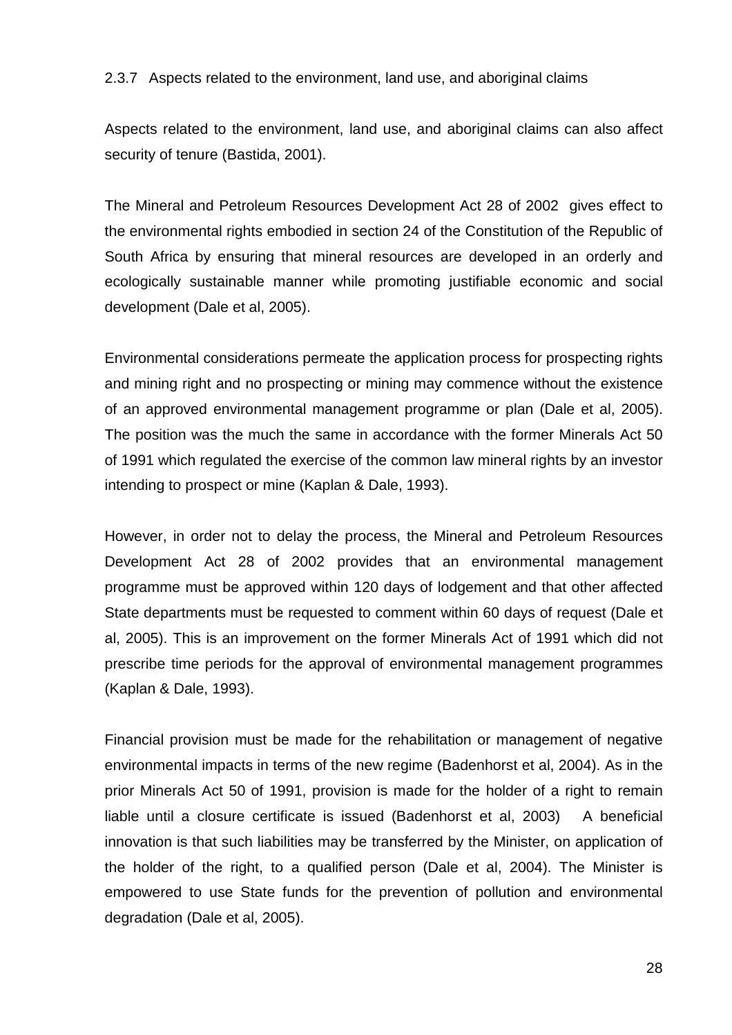### 2.3.7 Aspects related to the environment, land use, and aboriginal claims

Aspects related to the environment, land use, and aboriginal claims can also affect security of tenure (Bastida, 2001).

The Mineral and Petroleum Resources Development Act 28 of 2002 gives effect to the environmental rights embodied in section 24 of the Constitution of the Republic of South Africa by ensuring that mineral resources are developed in an orderly and ecologically sustainable manner while promoting justifiable economic and social development (Dale et al, 2005).

Environmental considerations permeate the application process for prospecting rights and mining right and no prospecting or mining may commence without the existence of an approved environmental management programme or plan (Dale et al, 2005). The position was the much the same in accordance with the former Minerals Act 50 of 1991 which regulated the exercise of the common law mineral rights by an investor intending to prospect or mine (Kaplan & Dale, 1993).

However, in order not to delay the process, the Mineral and Petroleum Resources Development Act 28 of 2002 provides that an environmental management programme must be approved within 120 days of lodgement and that other affected State departments must be requested to comment within 60 days of request (Dale et al, 2005). This is an improvement on the former Minerals Act of 1991 which did not prescribe time periods for the approval of environmental management programmes (Kaplan & Dale, 1993).

Financial provision must be made for the rehabilitation or management of negative environmental impacts in terms of the new regime (Badenhorst et al, 2004). As in the prior Minerals Act 50 of 1991, provision is made for the holder of a right to remain liable until a closure certificate is issued (Badenhorst et al, 2003) A beneficial innovation is that such liabilities may be transferred by the Minister, on application of the holder of the right, to a qualified person (Dale et al, 2004). The Minister is empowered to use State funds for the prevention of pollution and environmental degradation (Dale et al, 2005).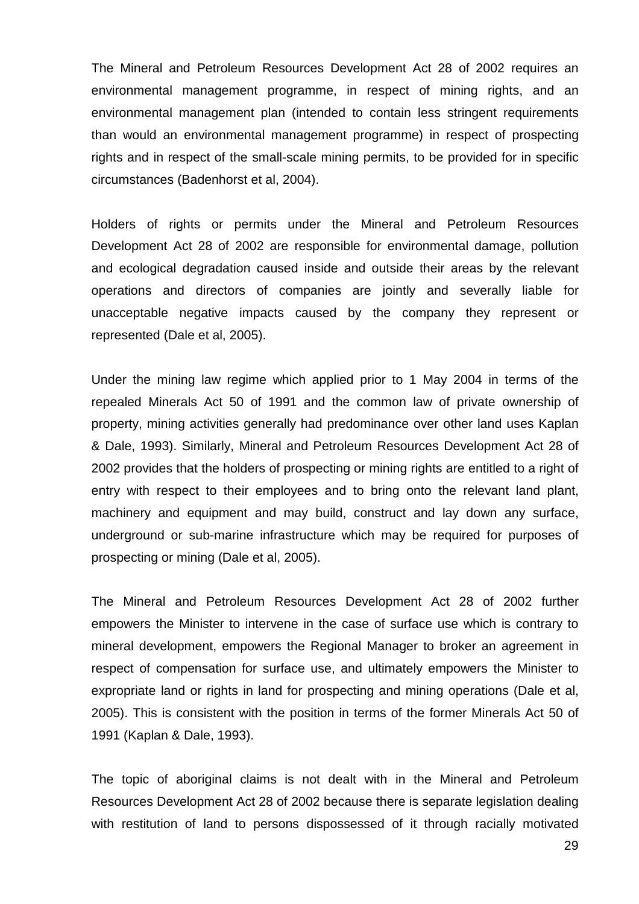The Mineral and Petroleum Resources Development Act 28 of 2002 requires an environmental management programme, in respect of mining rights, and an environmental management plan (intended to contain less stringent requirements than would an environmental management programme) in respect of prospecting rights and in respect of the small-scale mining permits, to be provided for in specific circumstances (Badenhorst et al, 2004).

Holders of rights or permits under the Mineral and Petroleum Resources Development Act 28 of 2002 are responsible for environmental damage, pollution and ecological degradation caused inside and outside their areas by the relevant operations and directors of companies are jointly and severally liable for unacceptable negative impacts caused by the company they represent or represented (Dale et al, 2005).

Under the mining law regime which applied prior to 1 May 2004 in terms of the repealed Minerals Act 50 of 1991 and the common law of private ownership of property, mining activities generally had predominance over other land uses Kaplan & Dale, 1993). Similarly, Mineral and Petroleum Resources Development Act 28 of 2002 provides that the holders of prospecting or mining rights are entitled to a right of entry with respect to their employees and to bring onto the relevant land plant, machinery and equipment and may build, construct and lay down any surface, underground or sub-marine infrastructure which may be required for purposes of prospecting or mining (Dale et al, 2005).

The Mineral and Petroleum Resources Development Act 28 of 2002 further empowers the Minister to intervene in the case of surface use which is contrary to mineral development, empowers the Regional Manager to broker an agreement in respect of compensation for surface use, and ultimately empowers the Minister to expropriate land or rights in land for prospecting and mining operations (Dale et al, 2005). This is consistent with the position in terms of the former Minerals Act 50 of 1991 (Kaplan & Dale, 1993).

The topic of aboriginal claims is not dealt with in the Mineral and Petroleum Resources Development Act 28 of 2002 because there is separate legislation dealing with restitution of land to persons dispossessed of it through racially motivated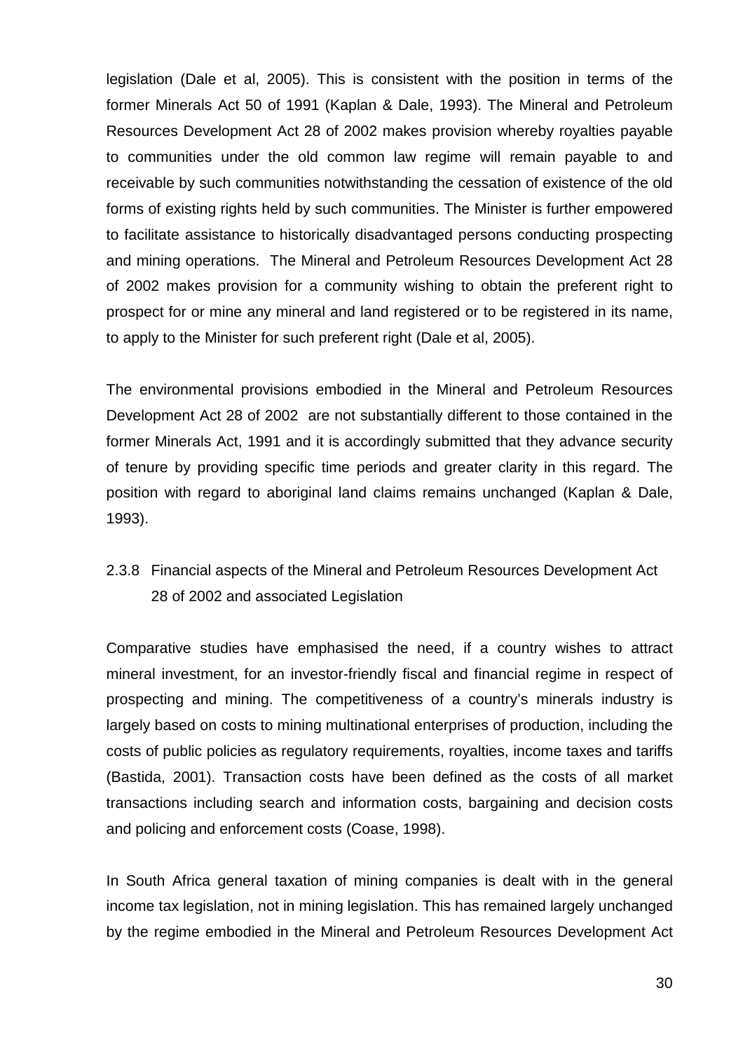legislation (Dale et al, 2005). This is consistent with the position in terms of the former Minerals Act 50 of 1991 (Kaplan & Dale, 1993). The Mineral and Petroleum Resources Development Act 28 of 2002 makes provision whereby royalties payable to communities under the old common law regime will remain payable to and receivable by such communities notwithstanding the cessation of existence of the old forms of existing rights held by such communities. The Minister is further empowered to facilitate assistance to historically disadvantaged persons conducting prospecting and mining operations. The Mineral and Petroleum Resources Development Act 28 of 2002 makes provision for a community wishing to obtain the preferent right to prospect for or mine any mineral and land registered or to be registered in its name, to apply to the Minister for such preferent right (Dale et al, 2005).

The environmental provisions embodied in the Mineral and Petroleum Resources Development Act 28 of 2002 are not substantially different to those contained in the former Minerals Act, 1991 and it is accordingly submitted that they advance security of tenure by providing specific time periods and greater clarity in this regard. The position with regard to aboriginal land claims remains unchanged (Kaplan & Dale, 1993).

### 2.3.8 Financial aspects of the Mineral and Petroleum Resources Development Act 28 of 2002 and associated Legislation

Comparative studies have emphasised the need, if a country wishes to attract mineral investment, for an investor-friendly fiscal and financial regime in respect of prospecting and mining. The competitiveness of a country's minerals industry is largely based on costs to mining multinational enterprises of production, including the costs of public policies as regulatory requirements, royalties, income taxes and tariffs (Bastida, 2001). Transaction costs have been defined as the costs of all market transactions including search and information costs, bargaining and decision costs and policing and enforcement costs (Coase, 1998).

In South Africa general taxation of mining companies is dealt with in the general income tax legislation, not in mining legislation. This has remained largely unchanged by the regime embodied in the Mineral and Petroleum Resources Development Act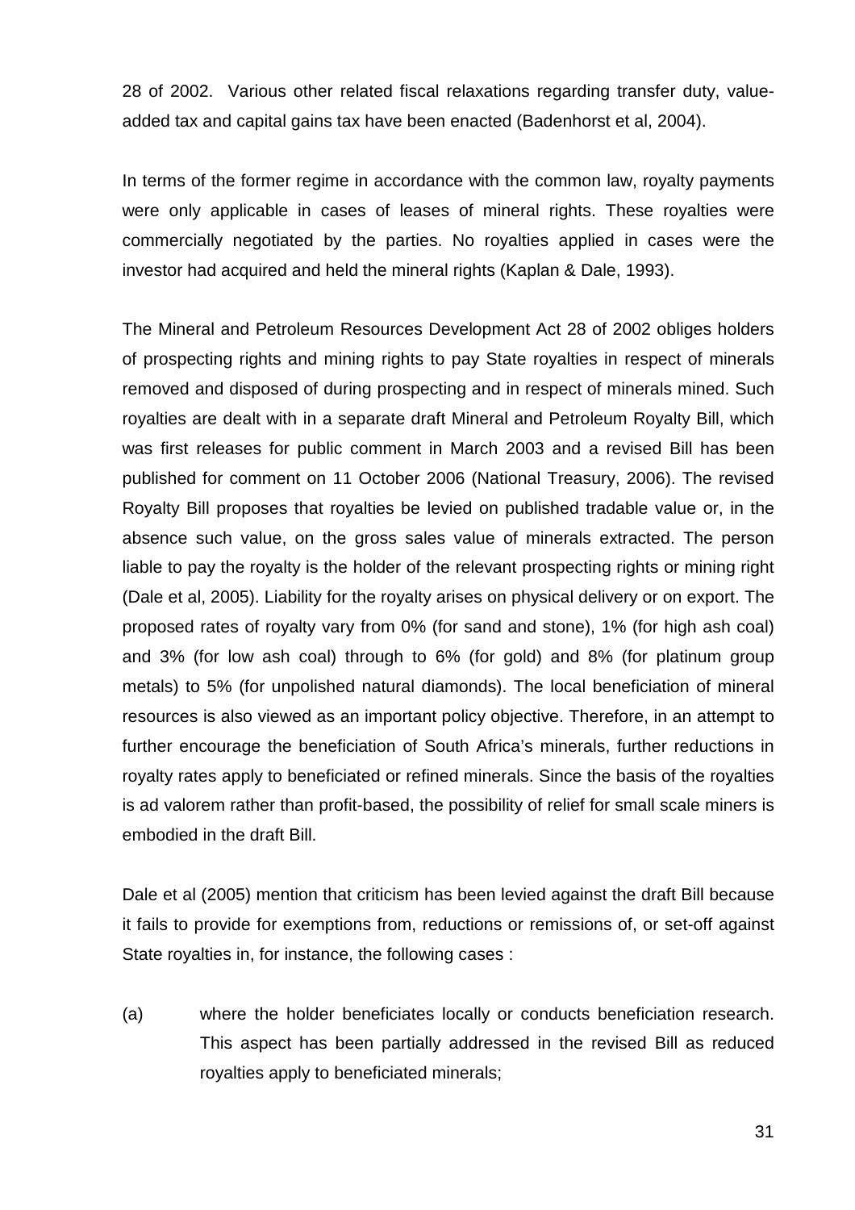28 of 2002. Various other related fiscal relaxations regarding transfer duty, value-added tax and capital gains tax have been enacted (Badenhorst et al, 2004).

In terms of the former regime in accordance with the common law, royalty payments were only applicable in cases of leases of mineral rights. These royalties were commercially negotiated by the parties. No royalties applied in cases were the investor had acquired and held the mineral rights (Kaplan & Dale, 1993).

The Mineral and Petroleum Resources Development Act 28 of 2002 obliges holders of prospecting rights and mining rights to pay State royalties in respect of minerals removed and disposed of during prospecting and in respect of minerals mined. Such royalties are dealt with in a separate draft Mineral and Petroleum Royalty Bill, which was first releases for public comment in March 2003 and a revised Bill has been published for comment on 11 October 2006 (National Treasury, 2006). The revised Royalty Bill proposes that royalties be levied on published tradable value or, in the absence such value, on the gross sales value of minerals extracted. The person liable to pay the royalty is the holder of the relevant prospecting rights or mining right (Dale et al, 2005). Liability for the royalty arises on physical delivery or on export. The proposed rates of royalty vary from 0% (for sand and stone), 1% (for high ash coal) and 3% (for low ash coal) through to 6% (for gold) and 8% (for platinum group metals) to 5% (for unpolished natural diamonds). The local beneficiation of mineral resources is also viewed as an important policy objective. Therefore, in an attempt to further encourage the beneficiation of South Africa's minerals, further reductions in royalty rates apply to beneficiated or refined minerals. Since the basis of the royalties is ad valorem rather than profit-based, the possibility of relief for small scale miners is embodied in the draft Bill.

Dale et al (2005) mention that criticism has been levied against the draft Bill because it fails to provide for exemptions from, reductions or remissions of, or set-off against State royalties in, for instance, the following cases :

(a) where the holder beneficiates locally or conducts beneficiation research. This aspect has been partially addressed in the revised Bill as reduced royalties apply to beneficiated minerals;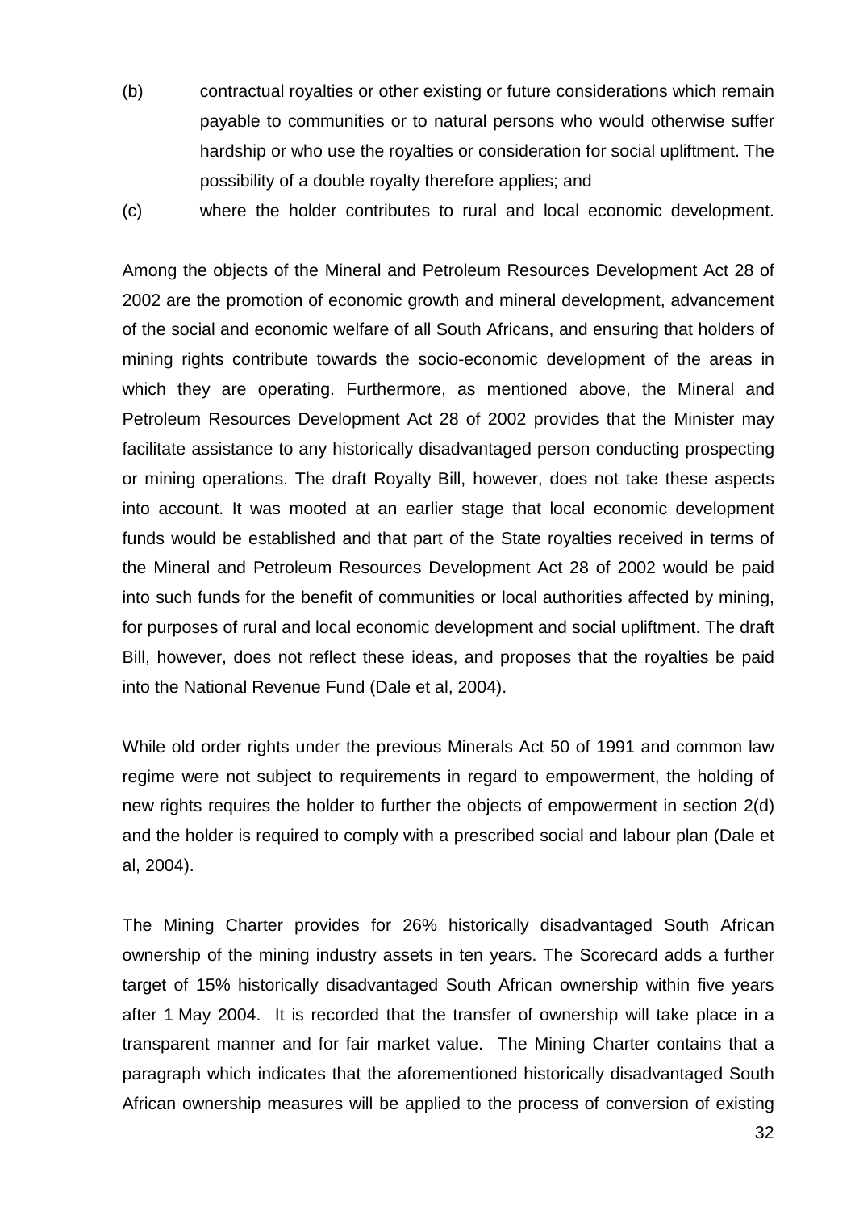(b) contractual royalties or other existing or future considerations which remain payable to communities or to natural persons who would otherwise suffer hardship or who use the royalties or consideration for social upliftment. The possibility of a double royalty therefore applies; and

(c) where the holder contributes to rural and local economic development.

Among the objects of the Mineral and Petroleum Resources Development Act 28 of 2002 are the promotion of economic growth and mineral development, advancement of the social and economic welfare of all South Africans, and ensuring that holders of mining rights contribute towards the socio-economic development of the areas in which they are operating. Furthermore, as mentioned above, the Mineral and Petroleum Resources Development Act 28 of 2002 provides that the Minister may facilitate assistance to any historically disadvantaged person conducting prospecting or mining operations. The draft Royalty Bill, however, does not take these aspects into account. It was mooted at an earlier stage that local economic development funds would be established and that part of the State royalties received in terms of the Mineral and Petroleum Resources Development Act 28 of 2002 would be paid into such funds for the benefit of communities or local authorities affected by mining, for purposes of rural and local economic development and social upliftment. The draft Bill, however, does not reflect these ideas, and proposes that the royalties be paid into the National Revenue Fund (Dale et al, 2004).

While old order rights under the previous Minerals Act 50 of 1991 and common law regime were not subject to requirements in regard to empowerment, the holding of new rights requires the holder to further the objects of empowerment in section 2(d) and the holder is required to comply with a prescribed social and labour plan (Dale et al, 2004).

The Mining Charter provides for 26% historically disadvantaged South African ownership of the mining industry assets in ten years. The Scorecard adds a further target of 15% historically disadvantaged South African ownership within five years after 1 May 2004. It is recorded that the transfer of ownership will take place in a transparent manner and for fair market value. The Mining Charter contains that a paragraph which indicates that the aforementioned historically disadvantaged South African ownership measures will be applied to the process of conversion of existing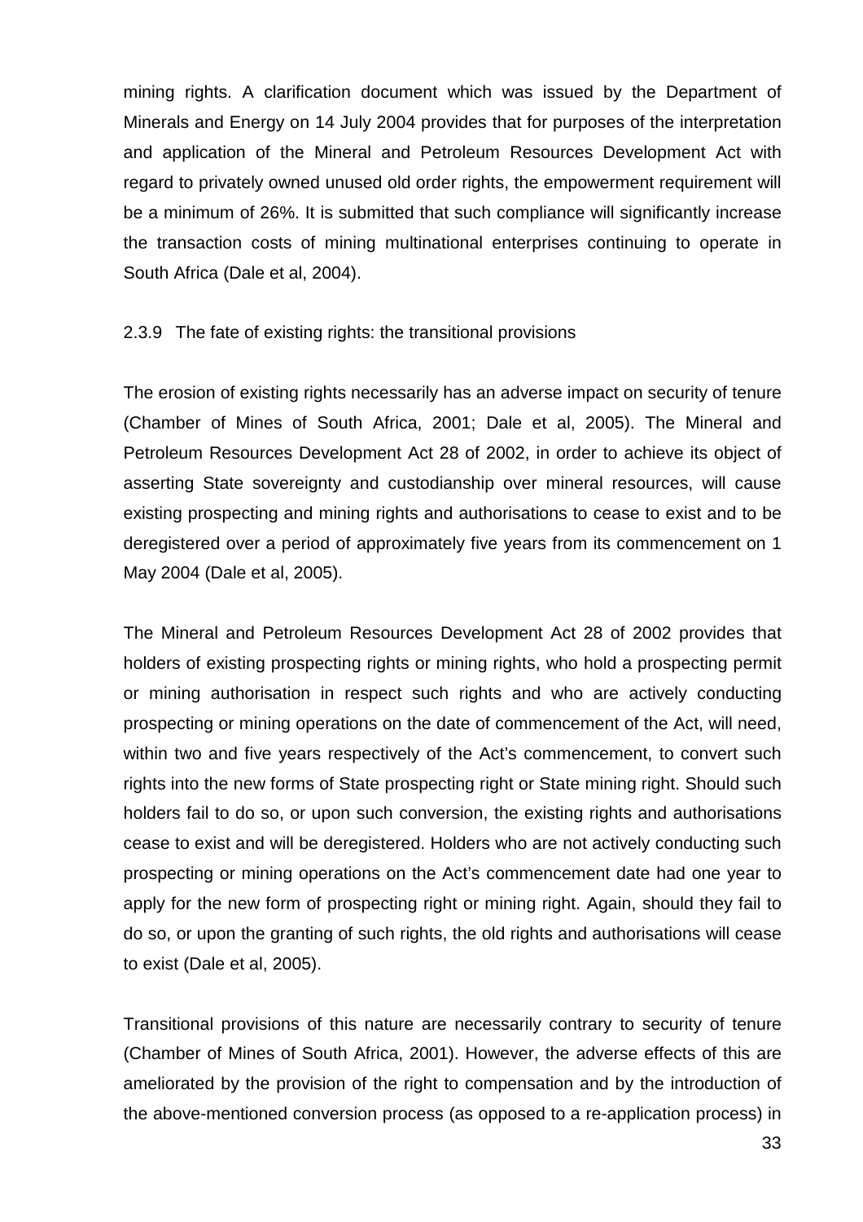mining rights. A clarification document which was issued by the Department of Minerals and Energy on 14 July 2004 provides that for purposes of the interpretation and application of the Mineral and Petroleum Resources Development Act with regard to privately owned unused old order rights, the empowerment requirement will be a minimum of 26%. It is submitted that such compliance will significantly increase the transaction costs of mining multinational enterprises continuing to operate in South Africa (Dale et al, 2004).

### 2.3.9 The fate of existing rights: the transitional provisions

The erosion of existing rights necessarily has an adverse impact on security of tenure (Chamber of Mines of South Africa, 2001; Dale et al, 2005). The Mineral and Petroleum Resources Development Act 28 of 2002, in order to achieve its object of asserting State sovereignty and custodianship over mineral resources, will cause existing prospecting and mining rights and authorisations to cease to exist and to be deregistered over a period of approximately five years from its commencement on 1 May 2004 (Dale et al, 2005).

The Mineral and Petroleum Resources Development Act 28 of 2002 provides that holders of existing prospecting rights or mining rights, who hold a prospecting permit or mining authorisation in respect such rights and who are actively conducting prospecting or mining operations on the date of commencement of the Act, will need, within two and five years respectively of the Act's commencement, to convert such rights into the new forms of State prospecting right or State mining right. Should such holders fail to do so, or upon such conversion, the existing rights and authorisations cease to exist and will be deregistered. Holders who are not actively conducting such prospecting or mining operations on the Act's commencement date had one year to apply for the new form of prospecting right or mining right. Again, should they fail to do so, or upon the granting of such rights, the old rights and authorisations will cease to exist (Dale et al, 2005).

Transitional provisions of this nature are necessarily contrary to security of tenure (Chamber of Mines of South Africa, 2001). However, the adverse effects of this are ameliorated by the provision of the right to compensation and by the introduction of the above-mentioned conversion process (as opposed to a re-application process) in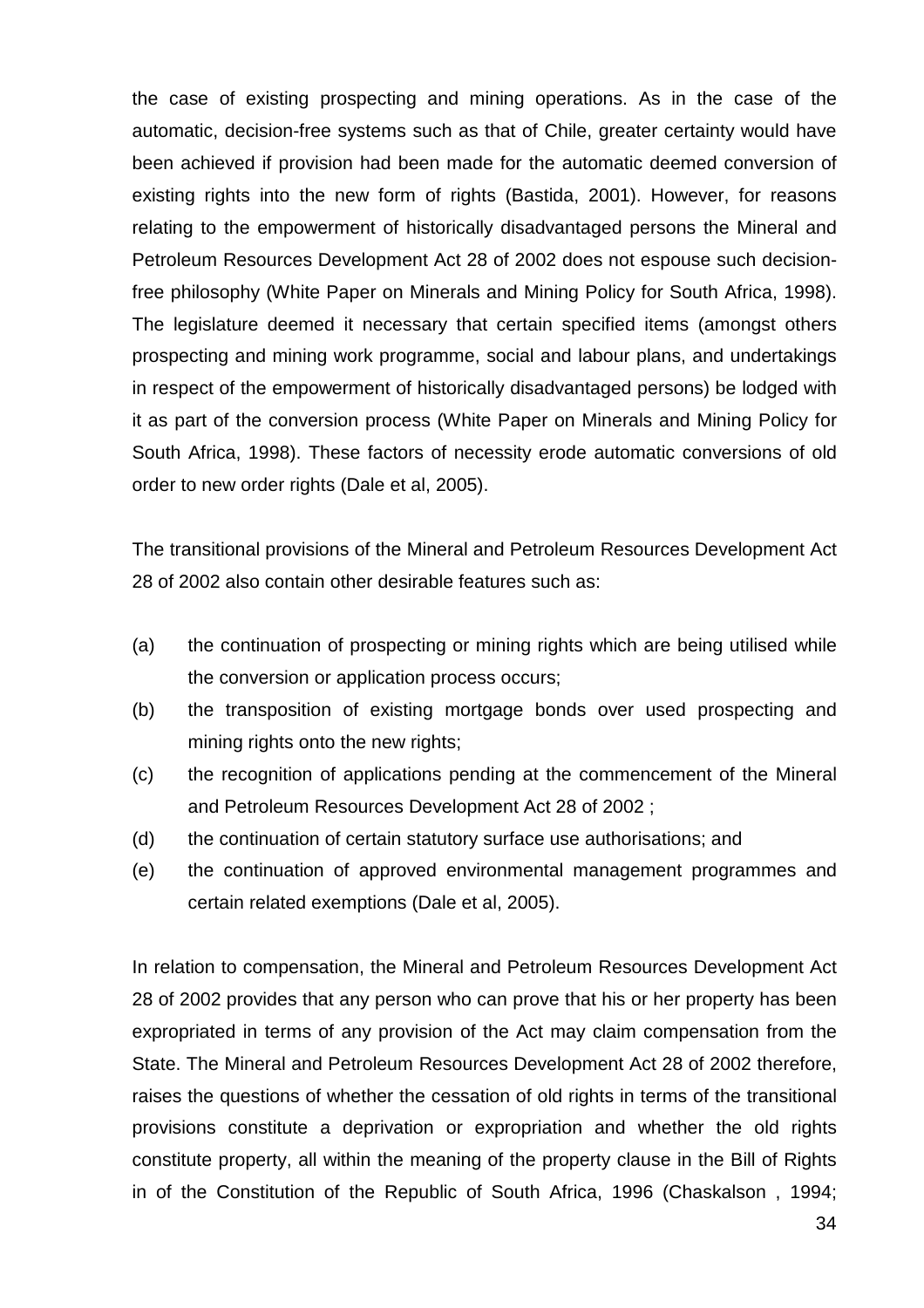the case of existing prospecting and mining operations. As in the case of the automatic, decision-free systems such as that of Chile, greater certainty would have been achieved if provision had been made for the automatic deemed conversion of existing rights into the new form of rights (Bastida, 2001). However, for reasons relating to the empowerment of historically disadvantaged persons the Mineral and Petroleum Resources Development Act 28 of 2002 does not espouse such decision-free philosophy (White Paper on Minerals and Mining Policy for South Africa, 1998). The legislature deemed it necessary that certain specified items (amongst others prospecting and mining work programme, social and labour plans, and undertakings in respect of the empowerment of historically disadvantaged persons) be lodged with it as part of the conversion process (White Paper on Minerals and Mining Policy for South Africa, 1998). These factors of necessity erode automatic conversions of old order to new order rights (Dale et al, 2005).

The transitional provisions of the Mineral and Petroleum Resources Development Act 28 of 2002 also contain other desirable features such as:

(a) the continuation of prospecting or mining rights which are being utilised while the conversion or application process occurs;

(b) the transposition of existing mortgage bonds over used prospecting and mining rights onto the new rights;

(c) the recognition of applications pending at the commencement of the Mineral and Petroleum Resources Development Act 28 of 2002 ;

(d) the continuation of certain statutory surface use authorisations; and

(e) the continuation of approved environmental management programmes and certain related exemptions (Dale et al, 2005).

In relation to compensation, the Mineral and Petroleum Resources Development Act 28 of 2002 provides that any person who can prove that his or her property has been expropriated in terms of any provision of the Act may claim compensation from the State. The Mineral and Petroleum Resources Development Act 28 of 2002 therefore, raises the questions of whether the cessation of old rights in terms of the transitional provisions constitute a deprivation or expropriation and whether the old rights constitute property, all within the meaning of the property clause in the Bill of Rights in of the Constitution of the Republic of South Africa, 1996 (Chaskalson , 1994;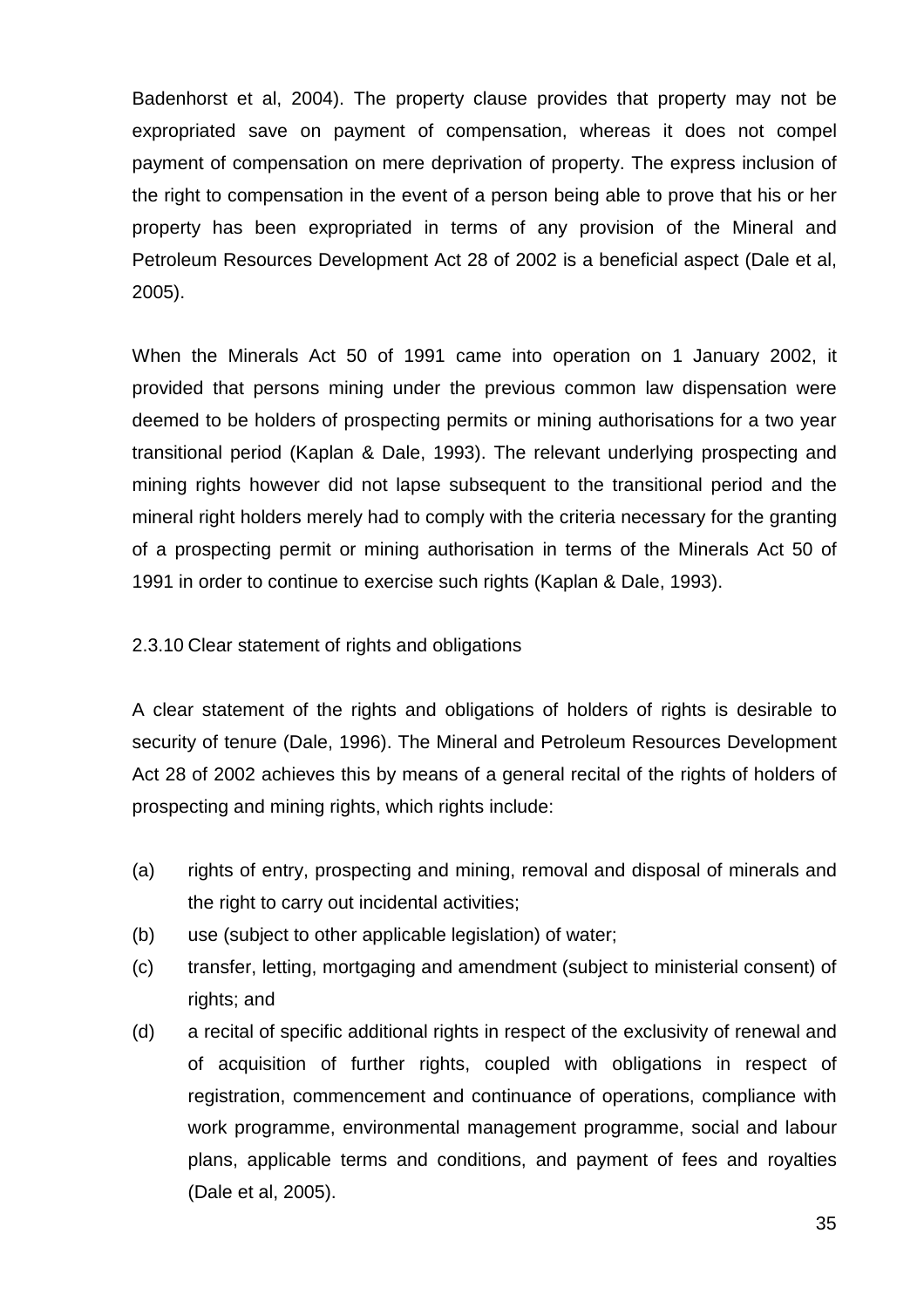Badenhorst et al, 2004). The property clause provides that property may not be expropriated save on payment of compensation, whereas it does not compel payment of compensation on mere deprivation of property. The express inclusion of the right to compensation in the event of a person being able to prove that his or her property has been expropriated in terms of any provision of the Mineral and Petroleum Resources Development Act 28 of 2002 is a beneficial aspect (Dale et al, 2005).

When the Minerals Act 50 of 1991 came into operation on 1 January 2002, it provided that persons mining under the previous common law dispensation were deemed to be holders of prospecting permits or mining authorisations for a two year transitional period (Kaplan & Dale, 1993). The relevant underlying prospecting and mining rights however did not lapse subsequent to the transitional period and the mineral right holders merely had to comply with the criteria necessary for the granting of a prospecting permit or mining authorisation in terms of the Minerals Act 50 of 1991 in order to continue to exercise such rights (Kaplan & Dale, 1993).

### 2.3.10 Clear statement of rights and obligations

A clear statement of the rights and obligations of holders of rights is desirable to security of tenure (Dale, 1996). The Mineral and Petroleum Resources Development Act 28 of 2002 achieves this by means of a general recital of the rights of holders of prospecting and mining rights, which rights include:

(a) rights of entry, prospecting and mining, removal and disposal of minerals and the right to carry out incidental activities;

(b) use (subject to other applicable legislation) of water;

(c) transfer, letting, mortgaging and amendment (subject to ministerial consent) of rights; and

(d) a recital of specific additional rights in respect of the exclusivity of renewal and of acquisition of further rights, coupled with obligations in respect of registration, commencement and continuance of operations, compliance with work programme, environmental management programme, social and labour plans, applicable terms and conditions, and payment of fees and royalties (Dale et al, 2005).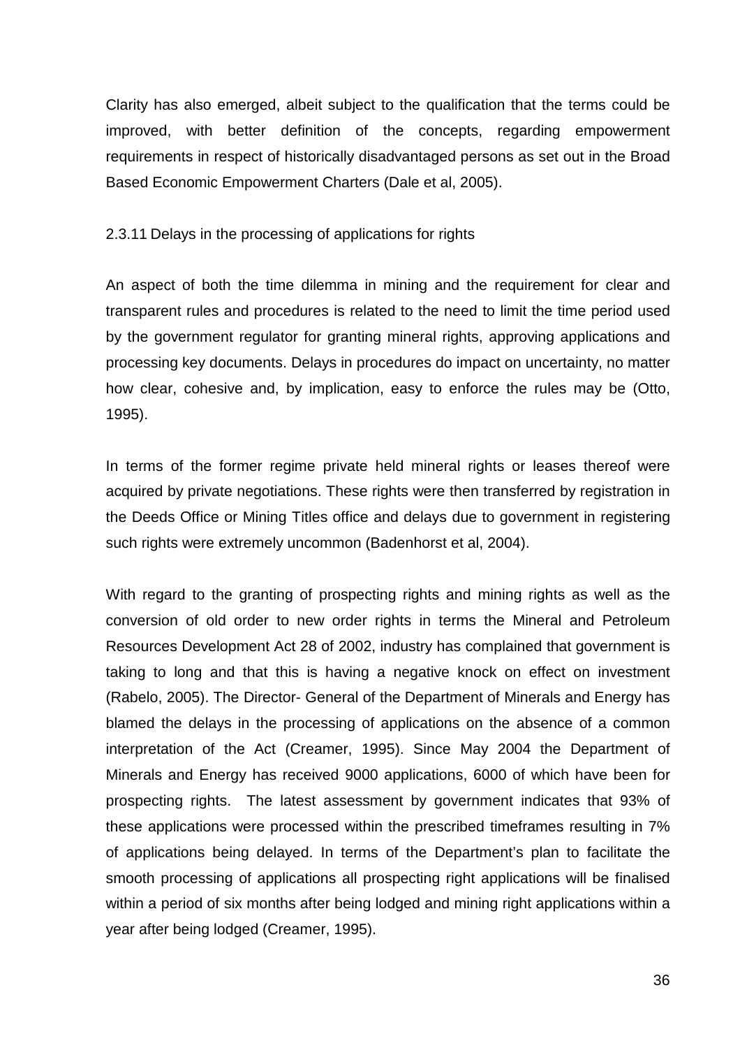Clarity has also emerged, albeit subject to the qualification that the terms could be improved, with better definition of the concepts, regarding empowerment requirements in respect of historically disadvantaged persons as set out in the Broad Based Economic Empowerment Charters (Dale et al, 2005).

### 2.3.11 Delays in the processing of applications for rights

An aspect of both the time dilemma in mining and the requirement for clear and transparent rules and procedures is related to the need to limit the time period used by the government regulator for granting mineral rights, approving applications and processing key documents. Delays in procedures do impact on uncertainty, no matter how clear, cohesive and, by implication, easy to enforce the rules may be (Otto, 1995).

In terms of the former regime private held mineral rights or leases thereof were acquired by private negotiations. These rights were then transferred by registration in the Deeds Office or Mining Titles office and delays due to government in registering such rights were extremely uncommon (Badenhorst et al, 2004).

With regard to the granting of prospecting rights and mining rights as well as the conversion of old order to new order rights in terms the Mineral and Petroleum Resources Development Act 28 of 2002, industry has complained that government is taking to long and that this is having a negative knock on effect on investment (Rabelo, 2005). The Director- General of the Department of Minerals and Energy has blamed the delays in the processing of applications on the absence of a common interpretation of the Act (Creamer, 1995). Since May 2004 the Department of Minerals and Energy has received 9000 applications, 6000 of which have been for prospecting rights. The latest assessment by government indicates that 93% of these applications were processed within the prescribed timeframes resulting in 7% of applications being delayed. In terms of the Department's plan to facilitate the smooth processing of applications all prospecting right applications will be finalised within a period of six months after being lodged and mining right applications within a year after being lodged (Creamer, 1995).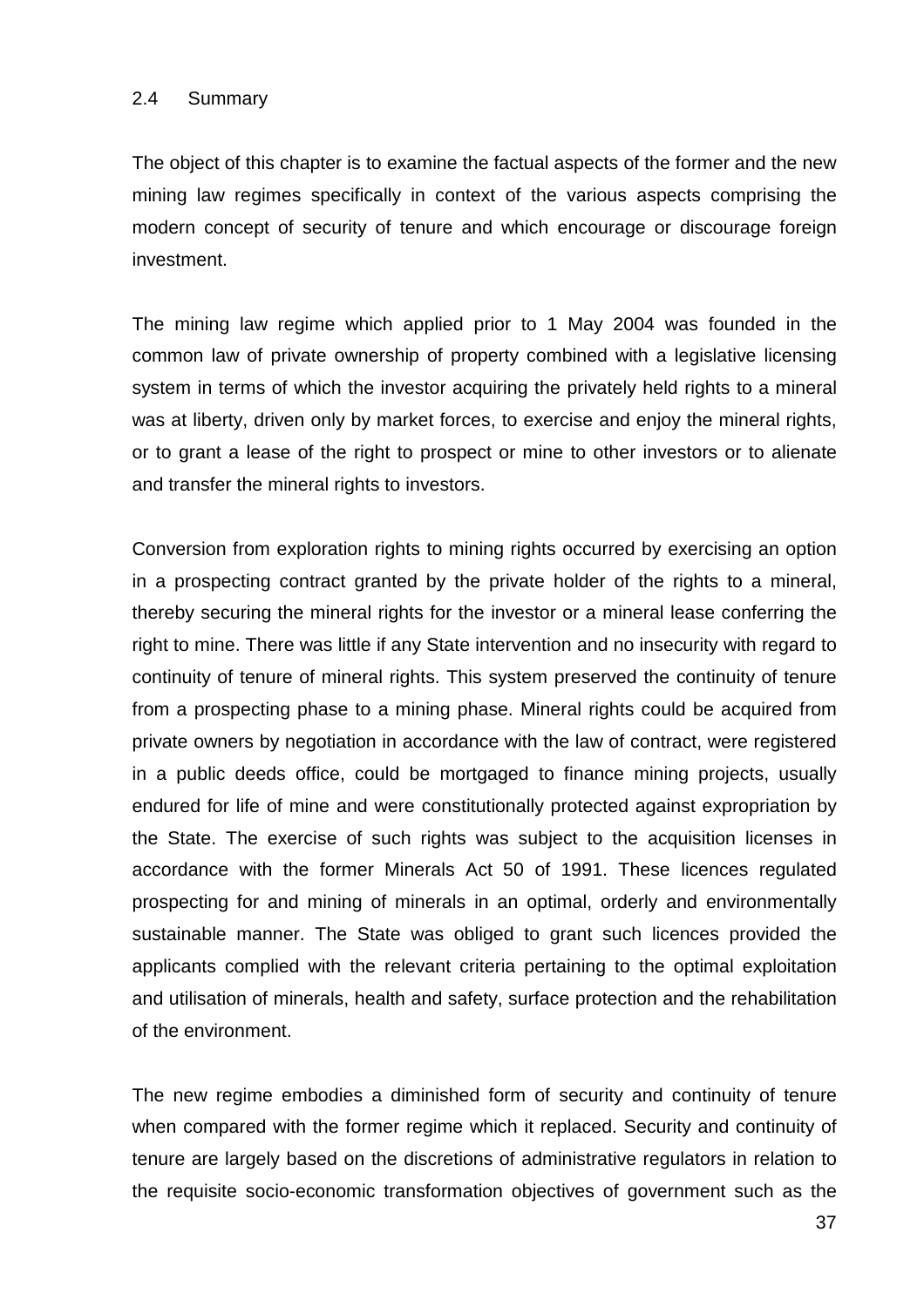## 2.4 Summary

The object of this chapter is to examine the factual aspects of the former and the new mining law regimes specifically in context of the various aspects comprising the modern concept of security of tenure and which encourage or discourage foreign investment.

The mining law regime which applied prior to 1 May 2004 was founded in the common law of private ownership of property combined with a legislative licensing system in terms of which the investor acquiring the privately held rights to a mineral was at liberty, driven only by market forces, to exercise and enjoy the mineral rights, or to grant a lease of the right to prospect or mine to other investors or to alienate and transfer the mineral rights to investors.

Conversion from exploration rights to mining rights occurred by exercising an option in a prospecting contract granted by the private holder of the rights to a mineral, thereby securing the mineral rights for the investor or a mineral lease conferring the right to mine. There was little if any State intervention and no insecurity with regard to continuity of tenure of mineral rights. This system preserved the continuity of tenure from a prospecting phase to a mining phase. Mineral rights could be acquired from private owners by negotiation in accordance with the law of contract, were registered in a public deeds office, could be mortgaged to finance mining projects, usually endured for life of mine and were constitutionally protected against expropriation by the State. The exercise of such rights was subject to the acquisition licenses in accordance with the former Minerals Act 50 of 1991. These licences regulated prospecting for and mining of minerals in an optimal, orderly and environmentally sustainable manner. The State was obliged to grant such licences provided the applicants complied with the relevant criteria pertaining to the optimal exploitation and utilisation of minerals, health and safety, surface protection and the rehabilitation of the environment.

The new regime embodies a diminished form of security and continuity of tenure when compared with the former regime which it replaced. Security and continuity of tenure are largely based on the discretions of administrative regulators in relation to the requisite socio-economic transformation objectives of government such as the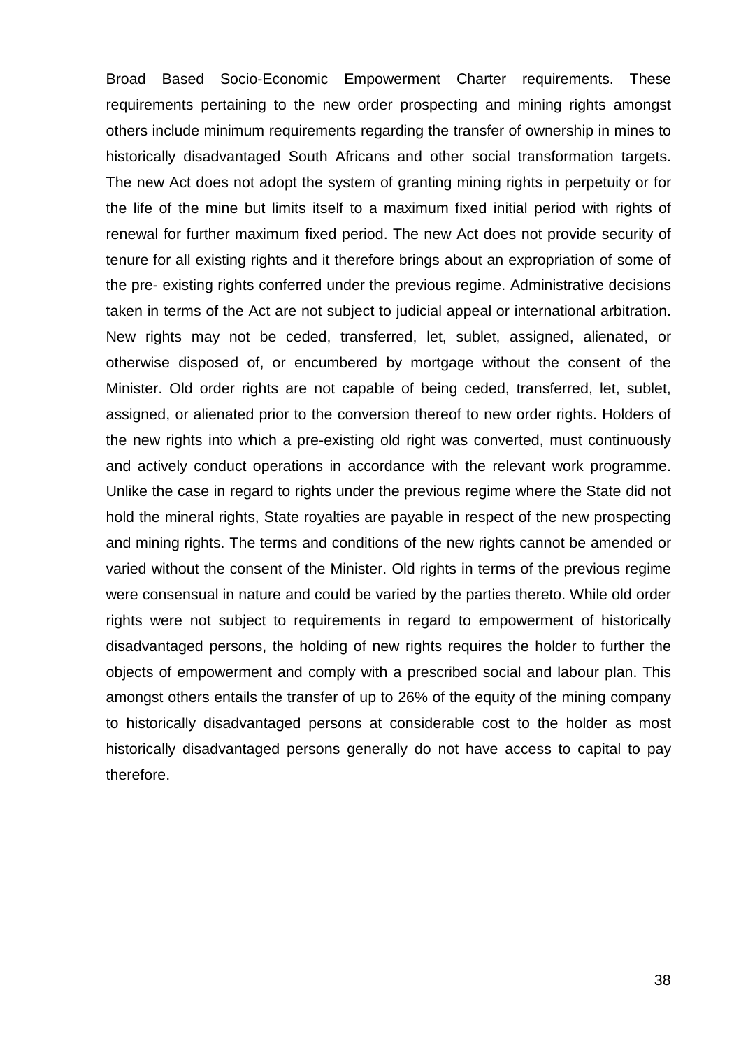Broad Based Socio-Economic Empowerment Charter requirements. These requirements pertaining to the new order prospecting and mining rights amongst others include minimum requirements regarding the transfer of ownership in mines to historically disadvantaged South Africans and other social transformation targets. The new Act does not adopt the system of granting mining rights in perpetuity or for the life of the mine but limits itself to a maximum fixed initial period with rights of renewal for further maximum fixed period. The new Act does not provide security of tenure for all existing rights and it therefore brings about an expropriation of some of the pre- existing rights conferred under the previous regime. Administrative decisions taken in terms of the Act are not subject to judicial appeal or international arbitration. New rights may not be ceded, transferred, let, sublet, assigned, alienated, or otherwise disposed of, or encumbered by mortgage without the consent of the Minister. Old order rights are not capable of being ceded, transferred, let, sublet, assigned, or alienated prior to the conversion thereof to new order rights. Holders of the new rights into which a pre-existing old right was converted, must continuously and actively conduct operations in accordance with the relevant work programme. Unlike the case in regard to rights under the previous regime where the State did not hold the mineral rights, State royalties are payable in respect of the new prospecting and mining rights. The terms and conditions of the new rights cannot be amended or varied without the consent of the Minister. Old rights in terms of the previous regime were consensual in nature and could be varied by the parties thereto. While old order rights were not subject to requirements in regard to empowerment of historically disadvantaged persons, the holding of new rights requires the holder to further the objects of empowerment and comply with a prescribed social and labour plan. This amongst others entails the transfer of up to 26% of the equity of the mining company to historically disadvantaged persons at considerable cost to the holder as most historically disadvantaged persons generally do not have access to capital to pay therefore.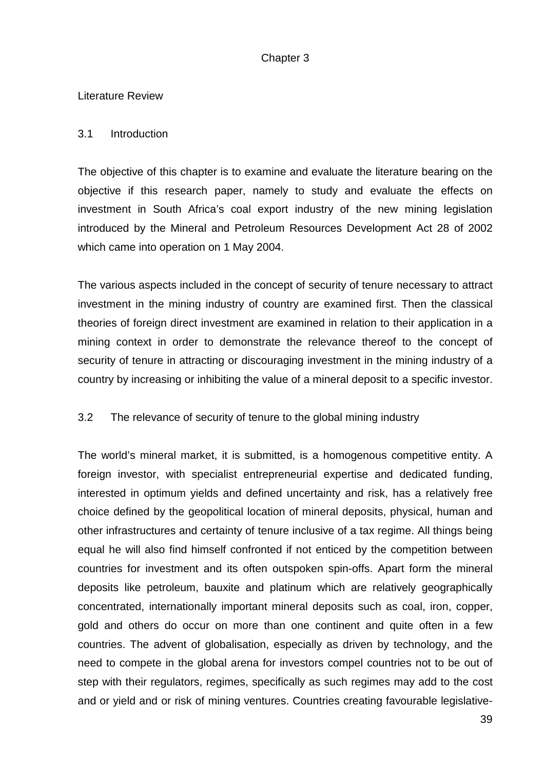# Chapter 3

## Literature Review

### 3.1 Introduction

The objective of this chapter is to examine and evaluate the literature bearing on the objective if this research paper, namely to study and evaluate the effects on investment in South Africa's coal export industry of the new mining legislation introduced by the Mineral and Petroleum Resources Development Act 28 of 2002 which came into operation on 1 May 2004.

The various aspects included in the concept of security of tenure necessary to attract investment in the mining industry of country are examined first. Then the classical theories of foreign direct investment are examined in relation to their application in a mining context in order to demonstrate the relevance thereof to the concept of security of tenure in attracting or discouraging investment in the mining industry of a country by increasing or inhibiting the value of a mineral deposit to a specific investor.

### 3.2 The relevance of security of tenure to the global mining industry

The world's mineral market, it is submitted, is a homogenous competitive entity. A foreign investor, with specialist entrepreneurial expertise and dedicated funding, interested in optimum yields and defined uncertainty and risk, has a relatively free choice defined by the geopolitical location of mineral deposits, physical, human and other infrastructures and certainty of tenure inclusive of a tax regime. All things being equal he will also find himself confronted if not enticed by the competition between countries for investment and its often outspoken spin-offs. Apart form the mineral deposits like petroleum, bauxite and platinum which are relatively geographically concentrated, internationally important mineral deposits such as coal, iron, copper, gold and others do occur on more than one continent and quite often in a few countries. The advent of globalisation, especially as driven by technology, and the need to compete in the global arena for investors compel countries not to be out of step with their regulators, regimes, specifically as such regimes may add to the cost and or yield and or risk of mining ventures. Countries creating favourable legislative-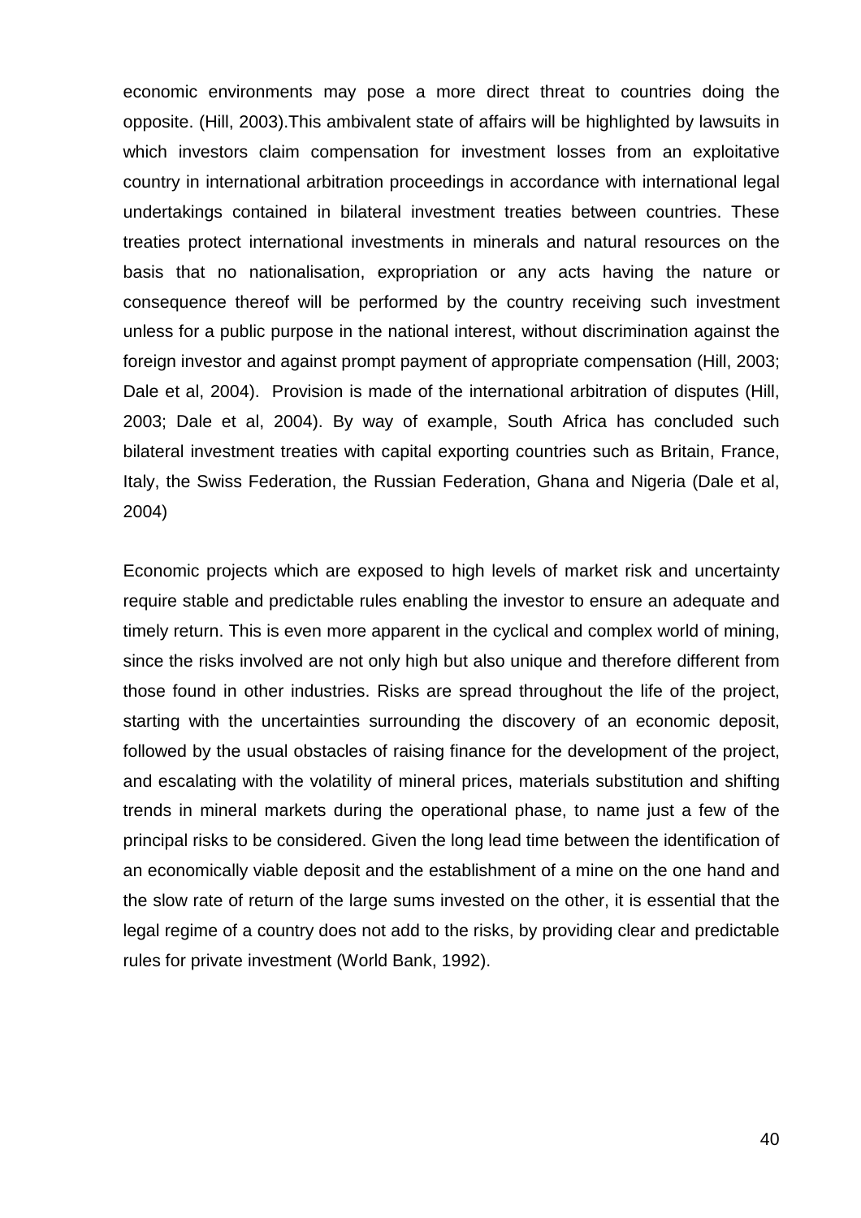economic environments may pose a more direct threat to countries doing the opposite. (Hill, 2003).This ambivalent state of affairs will be highlighted by lawsuits in which investors claim compensation for investment losses from an exploitative country in international arbitration proceedings in accordance with international legal undertakings contained in bilateral investment treaties between countries. These treaties protect international investments in minerals and natural resources on the basis that no nationalisation, expropriation or any acts having the nature or consequence thereof will be performed by the country receiving such investment unless for a public purpose in the national interest, without discrimination against the foreign investor and against prompt payment of appropriate compensation (Hill, 2003; Dale et al, 2004). Provision is made of the international arbitration of disputes (Hill, 2003; Dale et al, 2004). By way of example, South Africa has concluded such bilateral investment treaties with capital exporting countries such as Britain, France, Italy, the Swiss Federation, the Russian Federation, Ghana and Nigeria (Dale et al, 2004)

Economic projects which are exposed to high levels of market risk and uncertainty require stable and predictable rules enabling the investor to ensure an adequate and timely return. This is even more apparent in the cyclical and complex world of mining, since the risks involved are not only high but also unique and therefore different from those found in other industries. Risks are spread throughout the life of the project, starting with the uncertainties surrounding the discovery of an economic deposit, followed by the usual obstacles of raising finance for the development of the project, and escalating with the volatility of mineral prices, materials substitution and shifting trends in mineral markets during the operational phase, to name just a few of the principal risks to be considered. Given the long lead time between the identification of an economically viable deposit and the establishment of a mine on the one hand and the slow rate of return of the large sums invested on the other, it is essential that the legal regime of a country does not add to the risks, by providing clear and predictable rules for private investment (World Bank, 1992).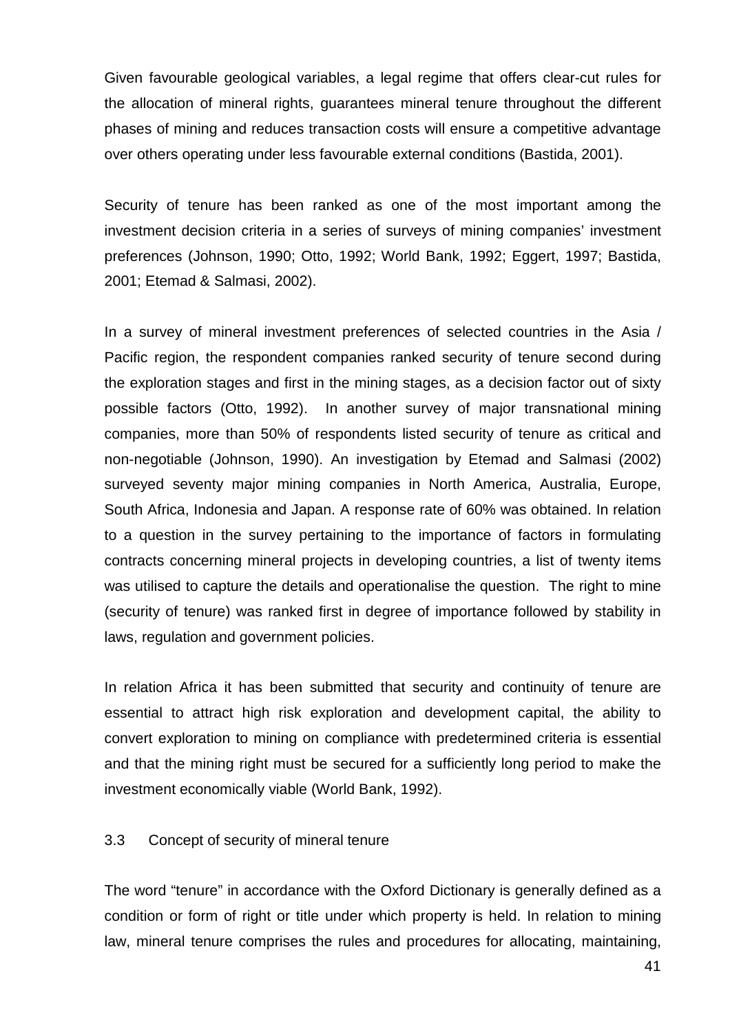Given favourable geological variables, a legal regime that offers clear-cut rules for the allocation of mineral rights, guarantees mineral tenure throughout the different phases of mining and reduces transaction costs will ensure a competitive advantage over others operating under less favourable external conditions (Bastida, 2001).

Security of tenure has been ranked as one of the most important among the investment decision criteria in a series of surveys of mining companies' investment preferences (Johnson, 1990; Otto, 1992; World Bank, 1992; Eggert, 1997; Bastida, 2001; Etemad & Salmasi, 2002).

In a survey of mineral investment preferences of selected countries in the Asia / Pacific region, the respondent companies ranked security of tenure second during the exploration stages and first in the mining stages, as a decision factor out of sixty possible factors (Otto, 1992). In another survey of major transnational mining companies, more than 50% of respondents listed security of tenure as critical and non-negotiable (Johnson, 1990). An investigation by Etemad and Salmasi (2002) surveyed seventy major mining companies in North America, Australia, Europe, South Africa, Indonesia and Japan. A response rate of 60% was obtained. In relation to a question in the survey pertaining to the importance of factors in formulating contracts concerning mineral projects in developing countries, a list of twenty items was utilised to capture the details and operationalise the question. The right to mine (security of tenure) was ranked first in degree of importance followed by stability in laws, regulation and government policies.

In relation Africa it has been submitted that security and continuity of tenure are essential to attract high risk exploration and development capital, the ability to convert exploration to mining on compliance with predetermined criteria is essential and that the mining right must be secured for a sufficiently long period to make the investment economically viable (World Bank, 1992).

### 3.3 Concept of security of mineral tenure

The word "tenure" in accordance with the Oxford Dictionary is generally defined as a condition or form of right or title under which property is held. In relation to mining law, mineral tenure comprises the rules and procedures for allocating, maintaining,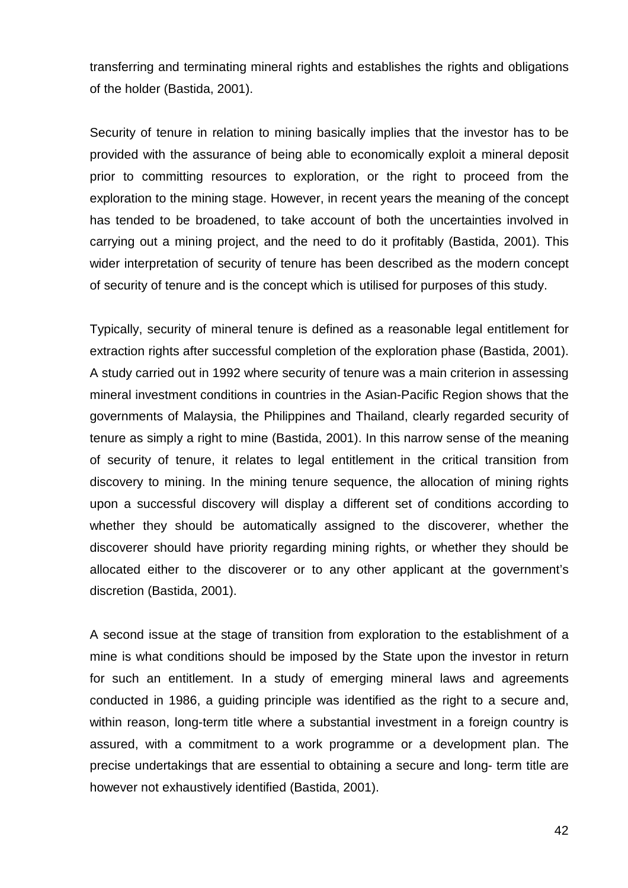transferring and terminating mineral rights and establishes the rights and obligations of the holder (Bastida, 2001).

Security of tenure in relation to mining basically implies that the investor has to be provided with the assurance of being able to economically exploit a mineral deposit prior to committing resources to exploration, or the right to proceed from the exploration to the mining stage. However, in recent years the meaning of the concept has tended to be broadened, to take account of both the uncertainties involved in carrying out a mining project, and the need to do it profitably (Bastida, 2001). This wider interpretation of security of tenure has been described as the modern concept of security of tenure and is the concept which is utilised for purposes of this study.

Typically, security of mineral tenure is defined as a reasonable legal entitlement for extraction rights after successful completion of the exploration phase (Bastida, 2001). A study carried out in 1992 where security of tenure was a main criterion in assessing mineral investment conditions in countries in the Asian-Pacific Region shows that the governments of Malaysia, the Philippines and Thailand, clearly regarded security of tenure as simply a right to mine (Bastida, 2001). In this narrow sense of the meaning of security of tenure, it relates to legal entitlement in the critical transition from discovery to mining. In the mining tenure sequence, the allocation of mining rights upon a successful discovery will display a different set of conditions according to whether they should be automatically assigned to the discoverer, whether the discoverer should have priority regarding mining rights, or whether they should be allocated either to the discoverer or to any other applicant at the government's discretion (Bastida, 2001).

A second issue at the stage of transition from exploration to the establishment of a mine is what conditions should be imposed by the State upon the investor in return for such an entitlement. In a study of emerging mineral laws and agreements conducted in 1986, a guiding principle was identified as the right to a secure and, within reason, long-term title where a substantial investment in a foreign country is assured, with a commitment to a work programme or a development plan. The precise undertakings that are essential to obtaining a secure and long- term title are however not exhaustively identified (Bastida, 2001).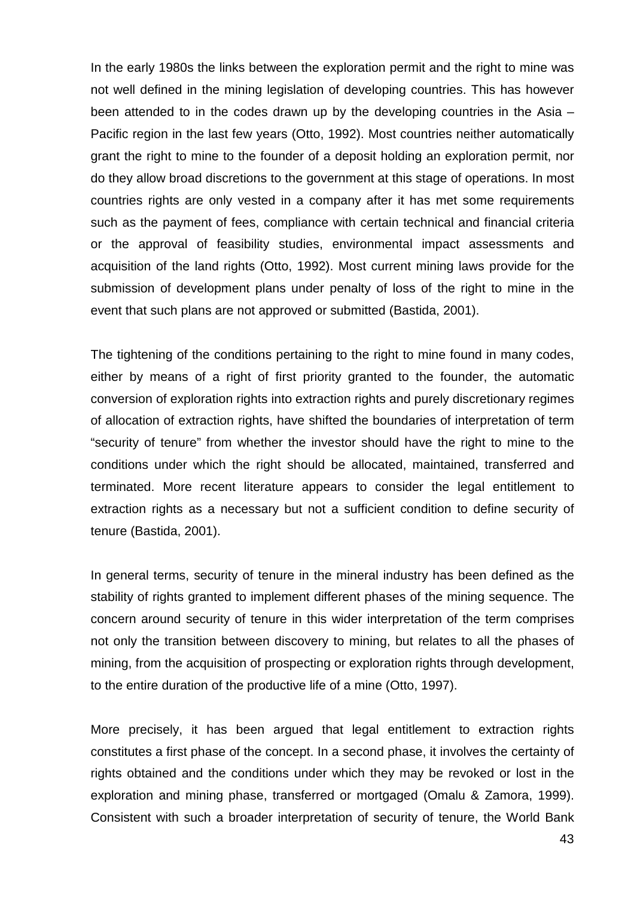In the early 1980s the links between the exploration permit and the right to mine was not well defined in the mining legislation of developing countries. This has however been attended to in the codes drawn up by the developing countries in the Asia – Pacific region in the last few years (Otto, 1992). Most countries neither automatically grant the right to mine to the founder of a deposit holding an exploration permit, nor do they allow broad discretions to the government at this stage of operations. In most countries rights are only vested in a company after it has met some requirements such as the payment of fees, compliance with certain technical and financial criteria or the approval of feasibility studies, environmental impact assessments and acquisition of the land rights (Otto, 1992). Most current mining laws provide for the submission of development plans under penalty of loss of the right to mine in the event that such plans are not approved or submitted (Bastida, 2001).

The tightening of the conditions pertaining to the right to mine found in many codes, either by means of a right of first priority granted to the founder, the automatic conversion of exploration rights into extraction rights and purely discretionary regimes of allocation of extraction rights, have shifted the boundaries of interpretation of term "security of tenure" from whether the investor should have the right to mine to the conditions under which the right should be allocated, maintained, transferred and terminated. More recent literature appears to consider the legal entitlement to extraction rights as a necessary but not a sufficient condition to define security of tenure (Bastida, 2001).

In general terms, security of tenure in the mineral industry has been defined as the stability of rights granted to implement different phases of the mining sequence. The concern around security of tenure in this wider interpretation of the term comprises not only the transition between discovery to mining, but relates to all the phases of mining, from the acquisition of prospecting or exploration rights through development, to the entire duration of the productive life of a mine (Otto, 1997).

More precisely, it has been argued that legal entitlement to extraction rights constitutes a first phase of the concept. In a second phase, it involves the certainty of rights obtained and the conditions under which they may be revoked or lost in the exploration and mining phase, transferred or mortgaged (Omalu & Zamora, 1999). Consistent with such a broader interpretation of security of tenure, the World Bank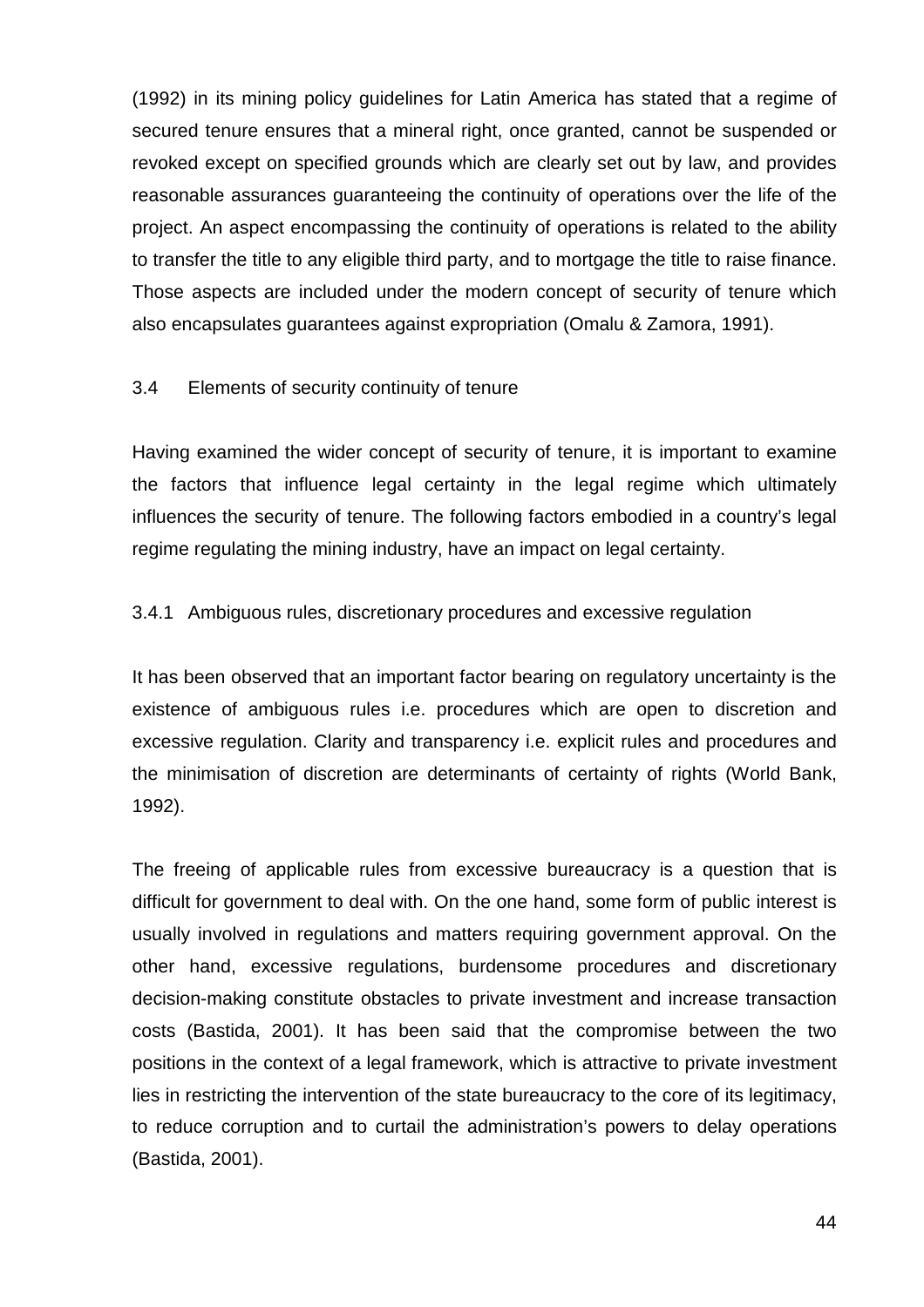(1992) in its mining policy guidelines for Latin America has stated that a regime of secured tenure ensures that a mineral right, once granted, cannot be suspended or revoked except on specified grounds which are clearly set out by law, and provides reasonable assurances guaranteeing the continuity of operations over the life of the project. An aspect encompassing the continuity of operations is related to the ability to transfer the title to any eligible third party, and to mortgage the title to raise finance. Those aspects are included under the modern concept of security of tenure which also encapsulates guarantees against expropriation (Omalu & Zamora, 1991).

### 3.4 Elements of security continuity of tenure

Having examined the wider concept of security of tenure, it is important to examine the factors that influence legal certainty in the legal regime which ultimately influences the security of tenure. The following factors embodied in a country's legal regime regulating the mining industry, have an impact on legal certainty.

#### 3.4.1 Ambiguous rules, discretionary procedures and excessive regulation

It has been observed that an important factor bearing on regulatory uncertainty is the existence of ambiguous rules i.e. procedures which are open to discretion and excessive regulation. Clarity and transparency i.e. explicit rules and procedures and the minimisation of discretion are determinants of certainty of rights (World Bank, 1992).

The freeing of applicable rules from excessive bureaucracy is a question that is difficult for government to deal with. On the one hand, some form of public interest is usually involved in regulations and matters requiring government approval. On the other hand, excessive regulations, burdensome procedures and discretionary decision-making constitute obstacles to private investment and increase transaction costs (Bastida, 2001). It has been said that the compromise between the two positions in the context of a legal framework, which is attractive to private investment lies in restricting the intervention of the state bureaucracy to the core of its legitimacy, to reduce corruption and to curtail the administration's powers to delay operations (Bastida, 2001).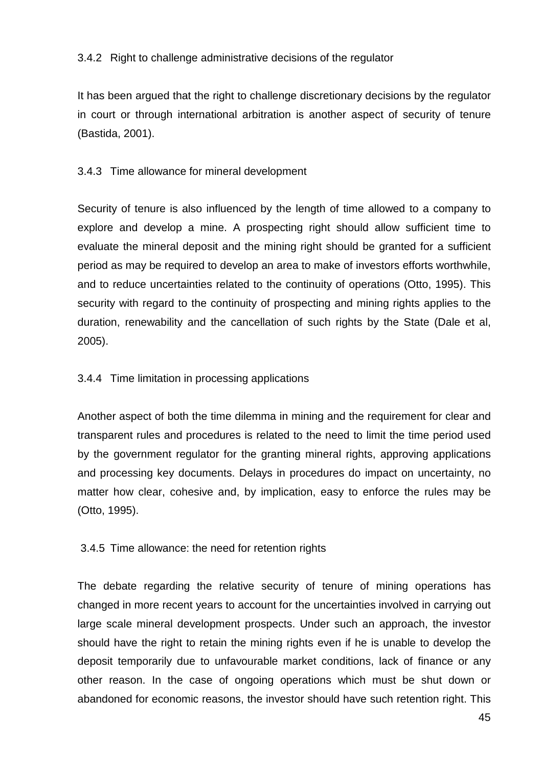### 3.4.2 Right to challenge administrative decisions of the regulator

It has been argued that the right to challenge discretionary decisions by the regulator in court or through international arbitration is another aspect of security of tenure (Bastida, 2001).

### 3.4.3 Time allowance for mineral development

Security of tenure is also influenced by the length of time allowed to a company to explore and develop a mine. A prospecting right should allow sufficient time to evaluate the mineral deposit and the mining right should be granted for a sufficient period as may be required to develop an area to make of investors efforts worthwhile, and to reduce uncertainties related to the continuity of operations (Otto, 1995). This security with regard to the continuity of prospecting and mining rights applies to the duration, renewability and the cancellation of such rights by the State (Dale et al, 2005).

### 3.4.4 Time limitation in processing applications

Another aspect of both the time dilemma in mining and the requirement for clear and transparent rules and procedures is related to the need to limit the time period used by the government regulator for the granting mineral rights, approving applications and processing key documents. Delays in procedures do impact on uncertainty, no matter how clear, cohesive and, by implication, easy to enforce the rules may be (Otto, 1995).

### 3.4.5 Time allowance: the need for retention rights

The debate regarding the relative security of tenure of mining operations has changed in more recent years to account for the uncertainties involved in carrying out large scale mineral development prospects. Under such an approach, the investor should have the right to retain the mining rights even if he is unable to develop the deposit temporarily due to unfavourable market conditions, lack of finance or any other reason. In the case of ongoing operations which must be shut down or abandoned for economic reasons, the investor should have such retention right. This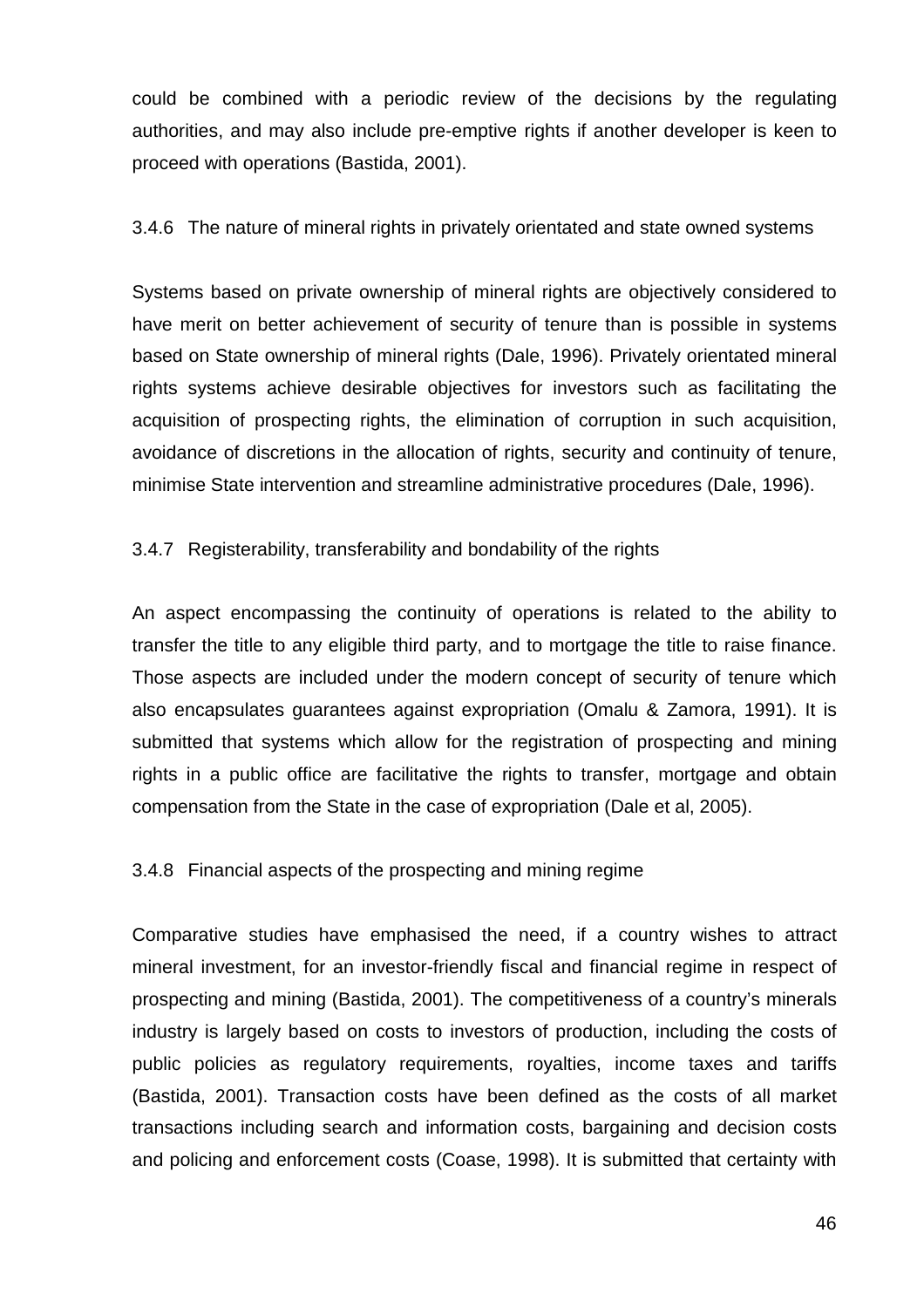could be combined with a periodic review of the decisions by the regulating authorities, and may also include pre-emptive rights if another developer is keen to proceed with operations (Bastida, 2001).

### 3.4.6 The nature of mineral rights in privately orientated and state owned systems

Systems based on private ownership of mineral rights are objectively considered to have merit on better achievement of security of tenure than is possible in systems based on State ownership of mineral rights (Dale, 1996). Privately orientated mineral rights systems achieve desirable objectives for investors such as facilitating the acquisition of prospecting rights, the elimination of corruption in such acquisition, avoidance of discretions in the allocation of rights, security and continuity of tenure, minimise State intervention and streamline administrative procedures (Dale, 1996).

### 3.4.7 Registerability, transferability and bondability of the rights

An aspect encompassing the continuity of operations is related to the ability to transfer the title to any eligible third party, and to mortgage the title to raise finance. Those aspects are included under the modern concept of security of tenure which also encapsulates guarantees against expropriation (Omalu & Zamora, 1991). It is submitted that systems which allow for the registration of prospecting and mining rights in a public office are facilitative the rights to transfer, mortgage and obtain compensation from the State in the case of expropriation (Dale et al, 2005).

### 3.4.8 Financial aspects of the prospecting and mining regime

Comparative studies have emphasised the need, if a country wishes to attract mineral investment, for an investor-friendly fiscal and financial regime in respect of prospecting and mining (Bastida, 2001). The competitiveness of a country's minerals industry is largely based on costs to investors of production, including the costs of public policies as regulatory requirements, royalties, income taxes and tariffs (Bastida, 2001). Transaction costs have been defined as the costs of all market transactions including search and information costs, bargaining and decision costs and policing and enforcement costs (Coase, 1998). It is submitted that certainty with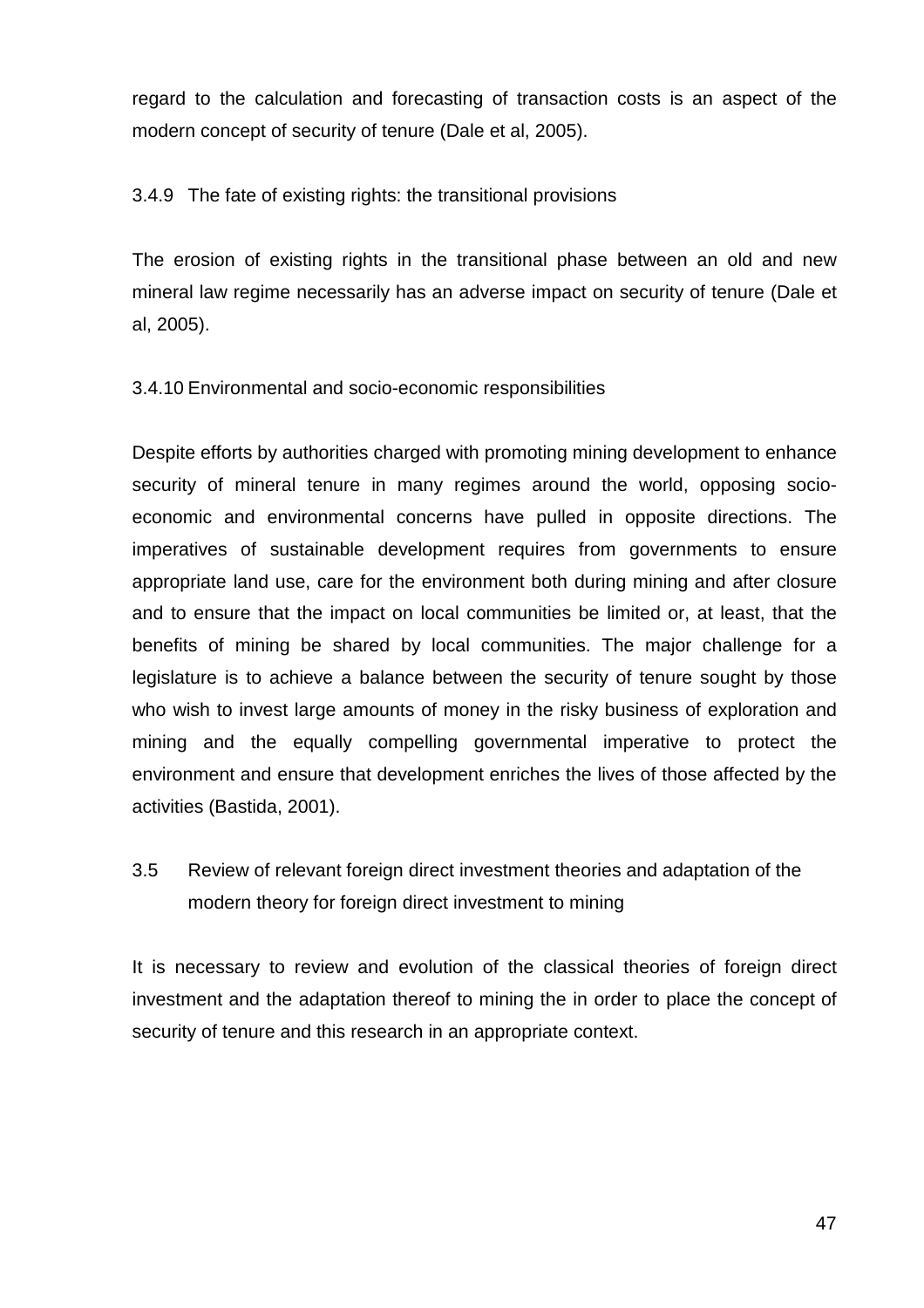regard to the calculation and forecasting of transaction costs is an aspect of the modern concept of security of tenure (Dale et al, 2005).

### 3.4.9 The fate of existing rights: the transitional provisions

The erosion of existing rights in the transitional phase between an old and new mineral law regime necessarily has an adverse impact on security of tenure (Dale et al, 2005).

### 3.4.10 Environmental and socio-economic responsibilities

Despite efforts by authorities charged with promoting mining development to enhance security of mineral tenure in many regimes around the world, opposing socio-economic and environmental concerns have pulled in opposite directions. The imperatives of sustainable development requires from governments to ensure appropriate land use, care for the environment both during mining and after closure and to ensure that the impact on local communities be limited or, at least, that the benefits of mining be shared by local communities. The major challenge for a legislature is to achieve a balance between the security of tenure sought by those who wish to invest large amounts of money in the risky business of exploration and mining and the equally compelling governmental imperative to protect the environment and ensure that development enriches the lives of those affected by the activities (Bastida, 2001).

## 3.5 Review of relevant foreign direct investment theories and adaptation of the modern theory for foreign direct investment to mining

It is necessary to review and evolution of the classical theories of foreign direct investment and the adaptation thereof to mining the in order to place the concept of security of tenure and this research in an appropriate context.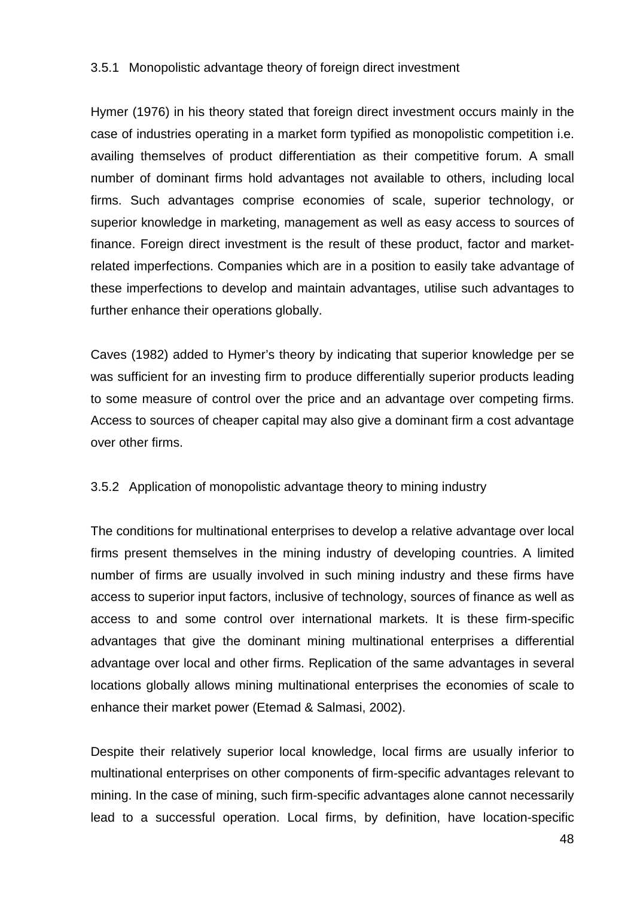### 3.5.1 Monopolistic advantage theory of foreign direct investment

Hymer (1976) in his theory stated that foreign direct investment occurs mainly in the case of industries operating in a market form typified as monopolistic competition i.e. availing themselves of product differentiation as their competitive forum. A small number of dominant firms hold advantages not available to others, including local firms. Such advantages comprise economies of scale, superior technology, or superior knowledge in marketing, management as well as easy access to sources of finance. Foreign direct investment is the result of these product, factor and market-related imperfections. Companies which are in a position to easily take advantage of these imperfections to develop and maintain advantages, utilise such advantages to further enhance their operations globally.

Caves (1982) added to Hymer's theory by indicating that superior knowledge per se was sufficient for an investing firm to produce differentially superior products leading to some measure of control over the price and an advantage over competing firms. Access to sources of cheaper capital may also give a dominant firm a cost advantage over other firms.

### 3.5.2 Application of monopolistic advantage theory to mining industry

The conditions for multinational enterprises to develop a relative advantage over local firms present themselves in the mining industry of developing countries. A limited number of firms are usually involved in such mining industry and these firms have access to superior input factors, inclusive of technology, sources of finance as well as access to and some control over international markets. It is these firm-specific advantages that give the dominant mining multinational enterprises a differential advantage over local and other firms. Replication of the same advantages in several locations globally allows mining multinational enterprises the economies of scale to enhance their market power (Etemad & Salmasi, 2002).

Despite their relatively superior local knowledge, local firms are usually inferior to multinational enterprises on other components of firm-specific advantages relevant to mining. In the case of mining, such firm-specific advantages alone cannot necessarily lead to a successful operation. Local firms, by definition, have location-specific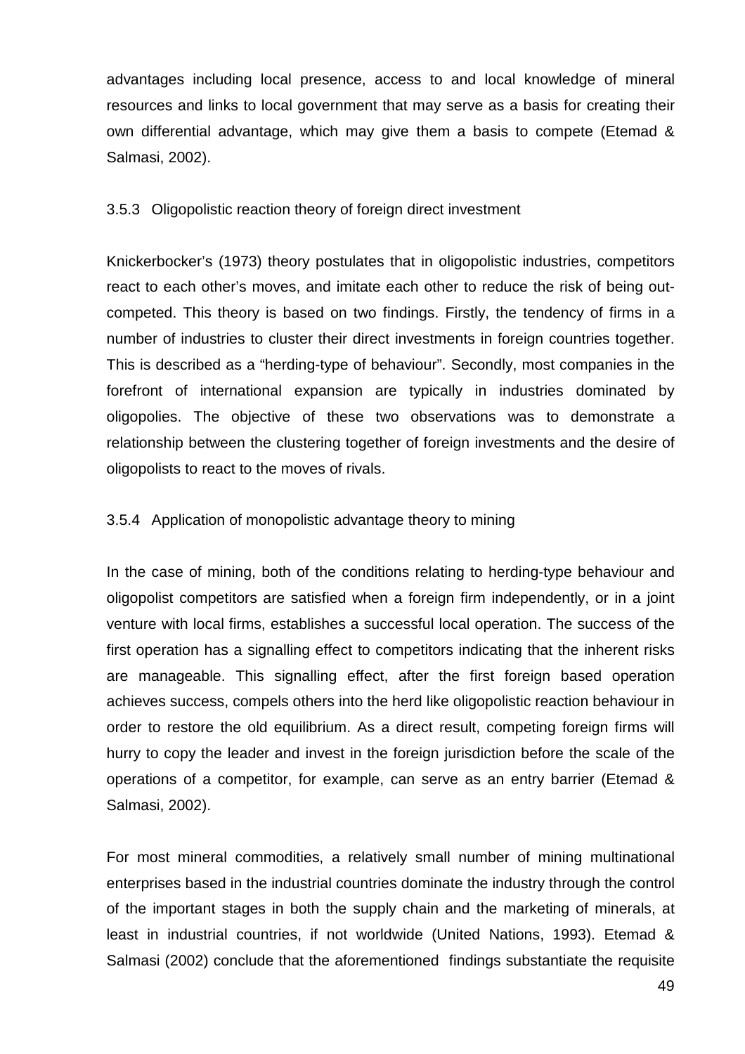advantages including local presence, access to and local knowledge of mineral resources and links to local government that may serve as a basis for creating their own differential advantage, which may give them a basis to compete (Etemad & Salmasi, 2002).

### 3.5.3 Oligopolistic reaction theory of foreign direct investment

Knickerbocker's (1973) theory postulates that in oligopolistic industries, competitors react to each other's moves, and imitate each other to reduce the risk of being out-competed. This theory is based on two findings. Firstly, the tendency of firms in a number of industries to cluster their direct investments in foreign countries together. This is described as a "herding-type of behaviour". Secondly, most companies in the forefront of international expansion are typically in industries dominated by oligopolies. The objective of these two observations was to demonstrate a relationship between the clustering together of foreign investments and the desire of oligopolists to react to the moves of rivals.

### 3.5.4 Application of monopolistic advantage theory to mining

In the case of mining, both of the conditions relating to herding-type behaviour and oligopolist competitors are satisfied when a foreign firm independently, or in a joint venture with local firms, establishes a successful local operation. The success of the first operation has a signalling effect to competitors indicating that the inherent risks are manageable. This signalling effect, after the first foreign based operation achieves success, compels others into the herd like oligopolistic reaction behaviour in order to restore the old equilibrium. As a direct result, competing foreign firms will hurry to copy the leader and invest in the foreign jurisdiction before the scale of the operations of a competitor, for example, can serve as an entry barrier (Etemad & Salmasi, 2002).

For most mineral commodities, a relatively small number of mining multinational enterprises based in the industrial countries dominate the industry through the control of the important stages in both the supply chain and the marketing of minerals, at least in industrial countries, if not worldwide (United Nations, 1993). Etemad & Salmasi (2002) conclude that the aforementioned findings substantiate the requisite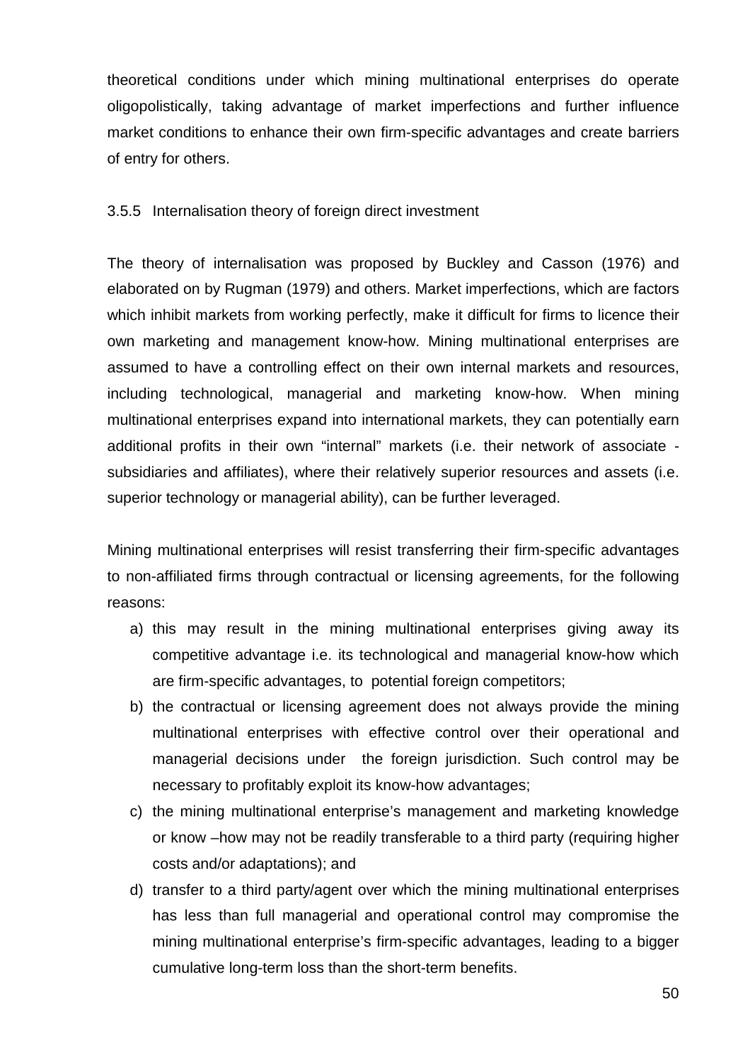theoretical conditions under which mining multinational enterprises do operate oligopolistically, taking advantage of market imperfections and further influence market conditions to enhance their own firm-specific advantages and create barriers of entry for others.

### 3.5.5 Internalisation theory of foreign direct investment

The theory of internalisation was proposed by Buckley and Casson (1976) and elaborated on by Rugman (1979) and others. Market imperfections, which are factors which inhibit markets from working perfectly, make it difficult for firms to licence their own marketing and management know-how. Mining multinational enterprises are assumed to have a controlling effect on their own internal markets and resources, including technological, managerial and marketing know-how. When mining multinational enterprises expand into international markets, they can potentially earn additional profits in their own "internal" markets (i.e. their network of associate - subsidiaries and affiliates), where their relatively superior resources and assets (i.e. superior technology or managerial ability), can be further leveraged.

Mining multinational enterprises will resist transferring their firm-specific advantages to non-affiliated firms through contractual or licensing agreements, for the following reasons:

a) this may result in the mining multinational enterprises giving away its competitive advantage i.e. its technological and managerial know-how which are firm-specific advantages, to potential foreign competitors;
b) the contractual or licensing agreement does not always provide the mining multinational enterprises with effective control over their operational and managerial decisions under the foreign jurisdiction. Such control may be necessary to profitably exploit its know-how advantages;
c) the mining multinational enterprise's management and marketing knowledge or know –how may not be readily transferable to a third party (requiring higher costs and/or adaptations); and
d) transfer to a third party/agent over which the mining multinational enterprises has less than full managerial and operational control may compromise the mining multinational enterprise's firm-specific advantages, leading to a bigger cumulative long-term loss than the short-term benefits.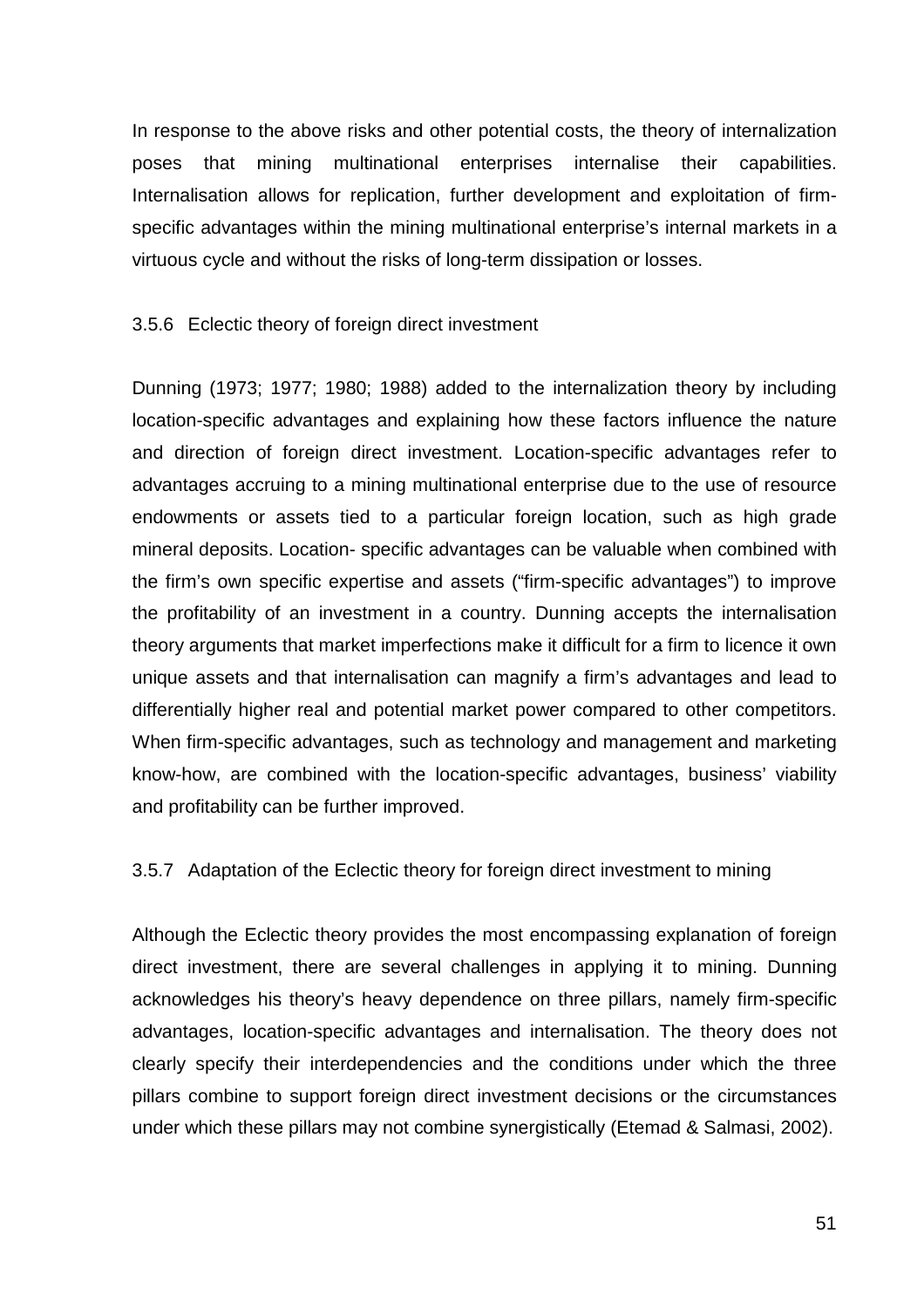In response to the above risks and other potential costs, the theory of internalization poses that mining multinational enterprises internalise their capabilities. Internalisation allows for replication, further development and exploitation of firm-specific advantages within the mining multinational enterprise's internal markets in a virtuous cycle and without the risks of long-term dissipation or losses.

### 3.5.6 Eclectic theory of foreign direct investment

Dunning (1973; 1977; 1980; 1988) added to the internalization theory by including location-specific advantages and explaining how these factors influence the nature and direction of foreign direct investment. Location-specific advantages refer to advantages accruing to a mining multinational enterprise due to the use of resource endowments or assets tied to a particular foreign location, such as high grade mineral deposits. Location- specific advantages can be valuable when combined with the firm's own specific expertise and assets ("firm-specific advantages") to improve the profitability of an investment in a country. Dunning accepts the internalisation theory arguments that market imperfections make it difficult for a firm to licence it own unique assets and that internalisation can magnify a firm's advantages and lead to differentially higher real and potential market power compared to other competitors. When firm-specific advantages, such as technology and management and marketing know-how, are combined with the location-specific advantages, business' viability and profitability can be further improved.

### 3.5.7 Adaptation of the Eclectic theory for foreign direct investment to mining

Although the Eclectic theory provides the most encompassing explanation of foreign direct investment, there are several challenges in applying it to mining. Dunning acknowledges his theory's heavy dependence on three pillars, namely firm-specific advantages, location-specific advantages and internalisation. The theory does not clearly specify their interdependencies and the conditions under which the three pillars combine to support foreign direct investment decisions or the circumstances under which these pillars may not combine synergistically (Etemad & Salmasi, 2002).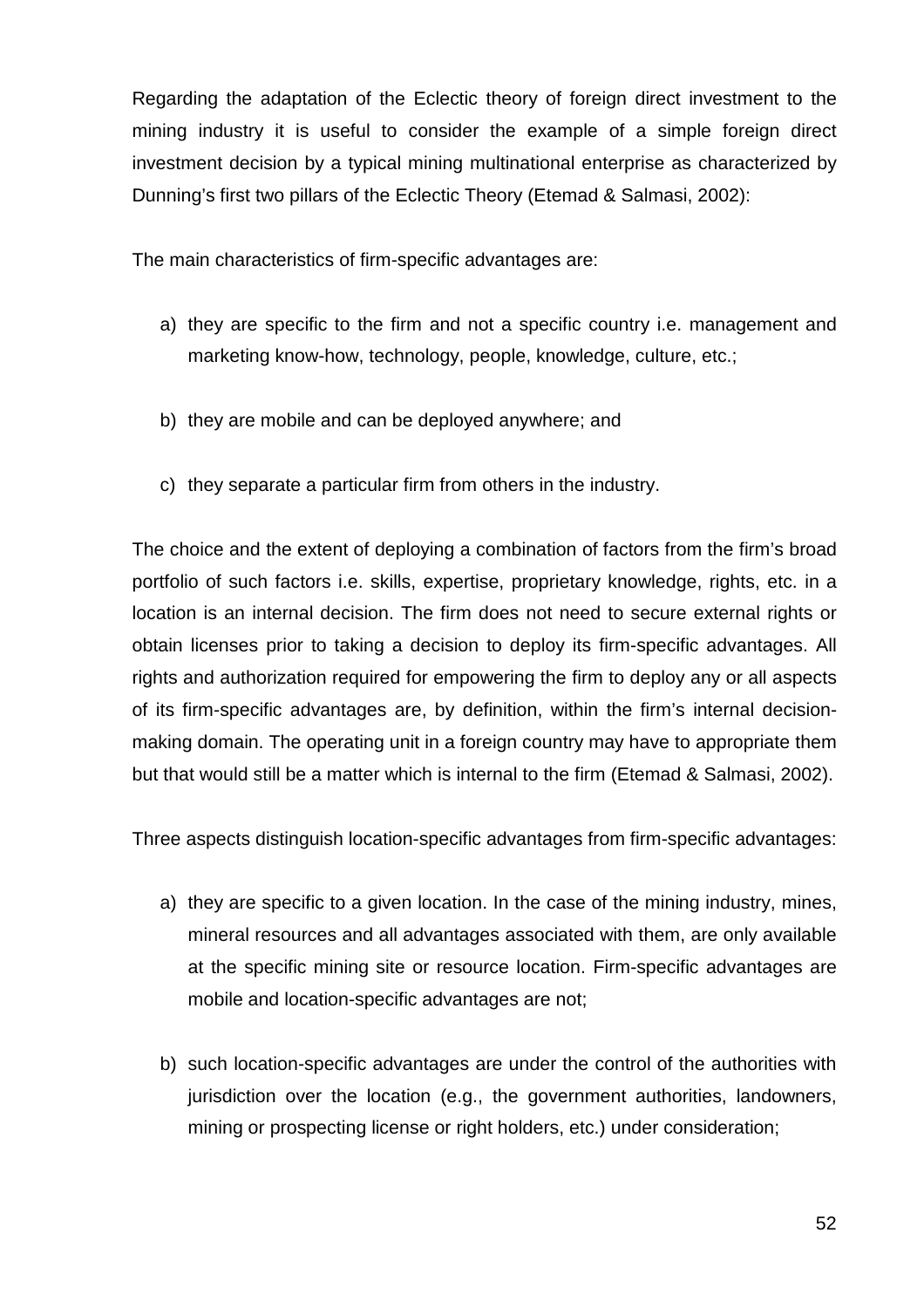Regarding the adaptation of the Eclectic theory of foreign direct investment to the mining industry it is useful to consider the example of a simple foreign direct investment decision by a typical mining multinational enterprise as characterized by Dunning's first two pillars of the Eclectic Theory (Etemad & Salmasi, 2002):

The main characteristics of firm-specific advantages are:

a) they are specific to the firm and not a specific country i.e. management and marketing know-how, technology, people, knowledge, culture, etc.;

b) they are mobile and can be deployed anywhere; and

c) they separate a particular firm from others in the industry.

The choice and the extent of deploying a combination of factors from the firm's broad portfolio of such factors i.e. skills, expertise, proprietary knowledge, rights, etc. in a location is an internal decision. The firm does not need to secure external rights or obtain licenses prior to taking a decision to deploy its firm-specific advantages. All rights and authorization required for empowering the firm to deploy any or all aspects of its firm-specific advantages are, by definition, within the firm's internal decision-making domain. The operating unit in a foreign country may have to appropriate them but that would still be a matter which is internal to the firm (Etemad & Salmasi, 2002).

Three aspects distinguish location-specific advantages from firm-specific advantages:

a) they are specific to a given location. In the case of the mining industry, mines, mineral resources and all advantages associated with them, are only available at the specific mining site or resource location. Firm-specific advantages are mobile and location-specific advantages are not;

b) such location-specific advantages are under the control of the authorities with jurisdiction over the location (e.g., the government authorities, landowners, mining or prospecting license or right holders, etc.) under consideration;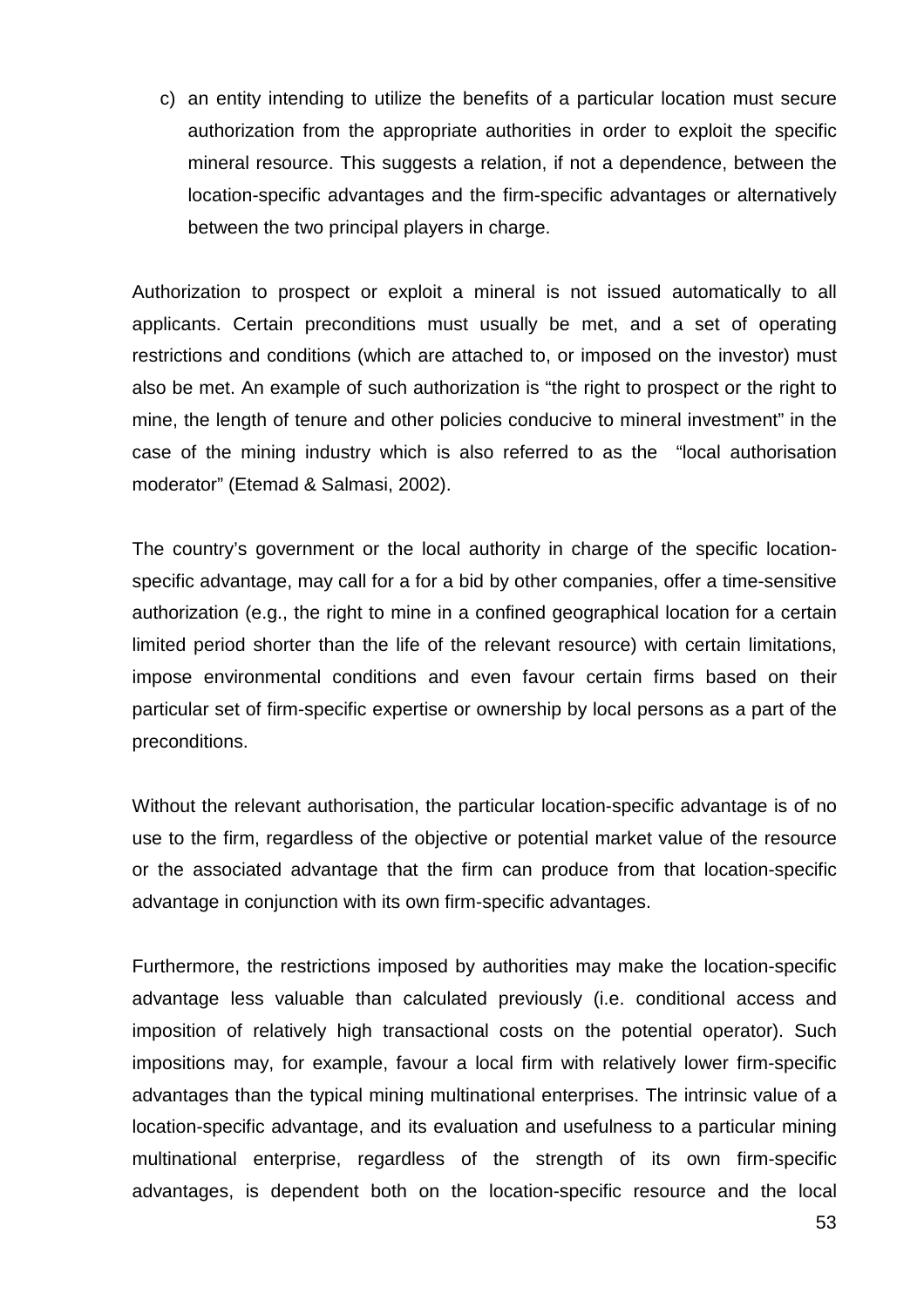c) an entity intending to utilize the benefits of a particular location must secure authorization from the appropriate authorities in order to exploit the specific mineral resource. This suggests a relation, if not a dependence, between the location-specific advantages and the firm-specific advantages or alternatively between the two principal players in charge.

Authorization to prospect or exploit a mineral is not issued automatically to all applicants. Certain preconditions must usually be met, and a set of operating restrictions and conditions (which are attached to, or imposed on the investor) must also be met. An example of such authorization is "the right to prospect or the right to mine, the length of tenure and other policies conducive to mineral investment" in the case of the mining industry which is also referred to as the "local authorisation moderator" (Etemad & Salmasi, 2002).

The country's government or the local authority in charge of the specific location-specific advantage, may call for a for a bid by other companies, offer a time-sensitive authorization (e.g., the right to mine in a confined geographical location for a certain limited period shorter than the life of the relevant resource) with certain limitations, impose environmental conditions and even favour certain firms based on their particular set of firm-specific expertise or ownership by local persons as a part of the preconditions.

Without the relevant authorisation, the particular location-specific advantage is of no use to the firm, regardless of the objective or potential market value of the resource or the associated advantage that the firm can produce from that location-specific advantage in conjunction with its own firm-specific advantages.

Furthermore, the restrictions imposed by authorities may make the location-specific advantage less valuable than calculated previously (i.e. conditional access and imposition of relatively high transactional costs on the potential operator). Such impositions may, for example, favour a local firm with relatively lower firm-specific advantages than the typical mining multinational enterprises. The intrinsic value of a location-specific advantage, and its evaluation and usefulness to a particular mining multinational enterprise, regardless of the strength of its own firm-specific advantages, is dependent both on the location-specific resource and the local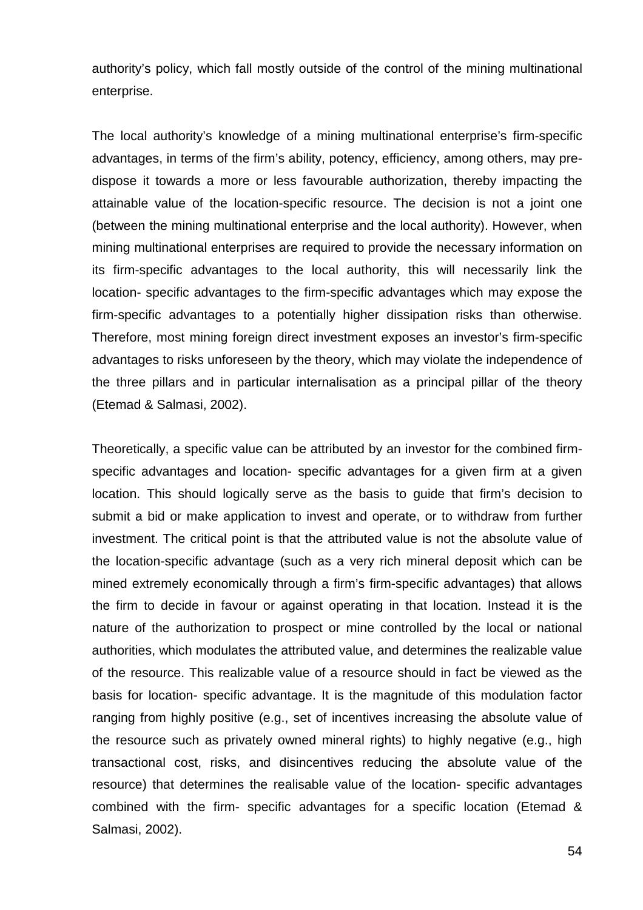authority's policy, which fall mostly outside of the control of the mining multinational enterprise.

The local authority's knowledge of a mining multinational enterprise's firm-specific advantages, in terms of the firm's ability, potency, efficiency, among others, may pre-dispose it towards a more or less favourable authorization, thereby impacting the attainable value of the location-specific resource. The decision is not a joint one (between the mining multinational enterprise and the local authority). However, when mining multinational enterprises are required to provide the necessary information on its firm-specific advantages to the local authority, this will necessarily link the location- specific advantages to the firm-specific advantages which may expose the firm-specific advantages to a potentially higher dissipation risks than otherwise. Therefore, most mining foreign direct investment exposes an investor's firm-specific advantages to risks unforeseen by the theory, which may violate the independence of the three pillars and in particular internalisation as a principal pillar of the theory (Etemad & Salmasi, 2002).

Theoretically, a specific value can be attributed by an investor for the combined firm-specific advantages and location- specific advantages for a given firm at a given location. This should logically serve as the basis to guide that firm's decision to submit a bid or make application to invest and operate, or to withdraw from further investment. The critical point is that the attributed value is not the absolute value of the location-specific advantage (such as a very rich mineral deposit which can be mined extremely economically through a firm's firm-specific advantages) that allows the firm to decide in favour or against operating in that location. Instead it is the nature of the authorization to prospect or mine controlled by the local or national authorities, which modulates the attributed value, and determines the realizable value of the resource. This realizable value of a resource should in fact be viewed as the basis for location- specific advantage. It is the magnitude of this modulation factor ranging from highly positive (e.g., set of incentives increasing the absolute value of the resource such as privately owned mineral rights) to highly negative (e.g., high transactional cost, risks, and disincentives reducing the absolute value of the resource) that determines the realisable value of the location- specific advantages combined with the firm- specific advantages for a specific location (Etemad & Salmasi, 2002).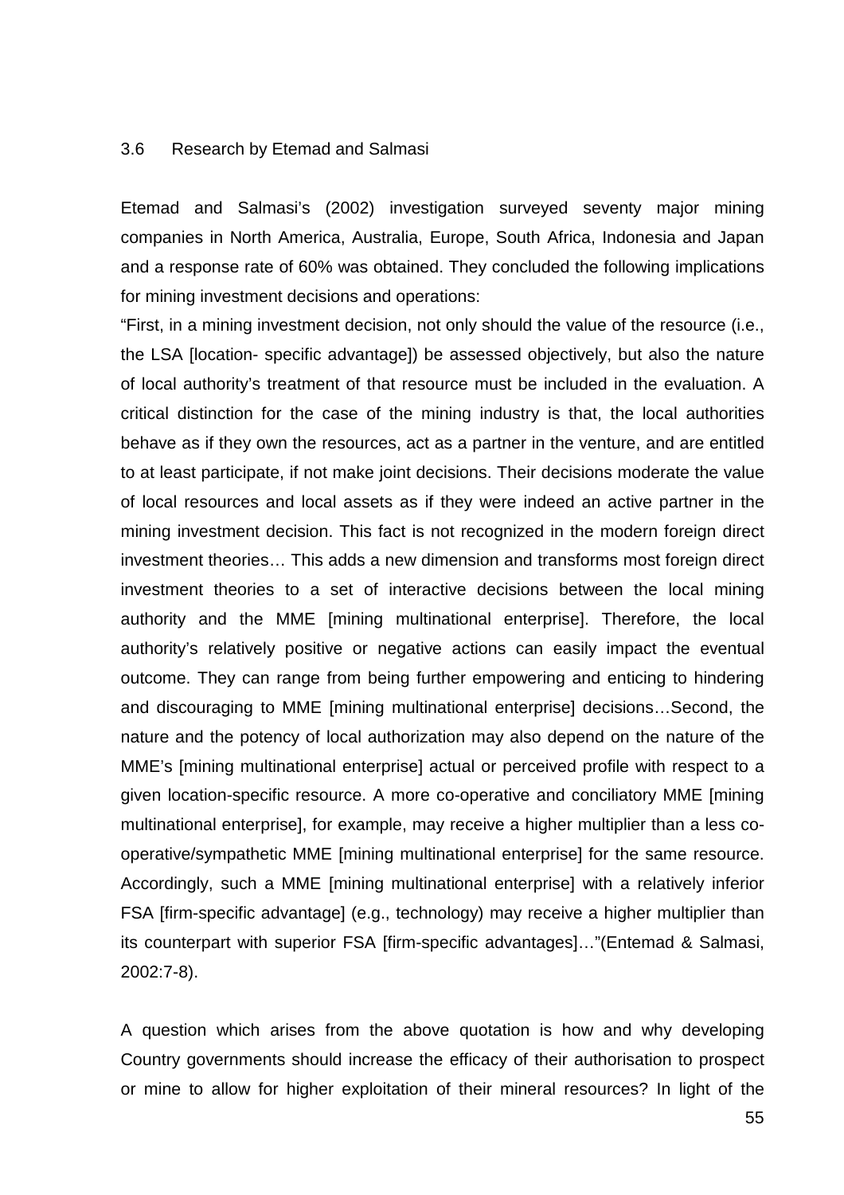### 3.6 Research by Etemad and Salmasi

Etemad and Salmasi's (2002) investigation surveyed seventy major mining companies in North America, Australia, Europe, South Africa, Indonesia and Japan and a response rate of 60% was obtained. They concluded the following implications for mining investment decisions and operations:

"First, in a mining investment decision, not only should the value of the resource (i.e., the LSA [location- specific advantage]) be assessed objectively, but also the nature of local authority's treatment of that resource must be included in the evaluation. A critical distinction for the case of the mining industry is that, the local authorities behave as if they own the resources, act as a partner in the venture, and are entitled to at least participate, if not make joint decisions. Their decisions moderate the value of local resources and local assets as if they were indeed an active partner in the mining investment decision. This fact is not recognized in the modern foreign direct investment theories… This adds a new dimension and transforms most foreign direct investment theories to a set of interactive decisions between the local mining authority and the MME [mining multinational enterprise]. Therefore, the local authority's relatively positive or negative actions can easily impact the eventual outcome. They can range from being further empowering and enticing to hindering and discouraging to MME [mining multinational enterprise] decisions…Second, the nature and the potency of local authorization may also depend on the nature of the MME's [mining multinational enterprise] actual or perceived profile with respect to a given location-specific resource. A more co-operative and conciliatory MME [mining multinational enterprise], for example, may receive a higher multiplier than a less co-operative/sympathetic MME [mining multinational enterprise] for the same resource. Accordingly, such a MME [mining multinational enterprise] with a relatively inferior FSA [firm-specific advantage] (e.g., technology) may receive a higher multiplier than its counterpart with superior FSA [firm-specific advantages]…"(Entemad & Salmasi, 2002:7-8).

A question which arises from the above quotation is how and why developing Country governments should increase the efficacy of their authorisation to prospect or mine to allow for higher exploitation of their mineral resources? In light of the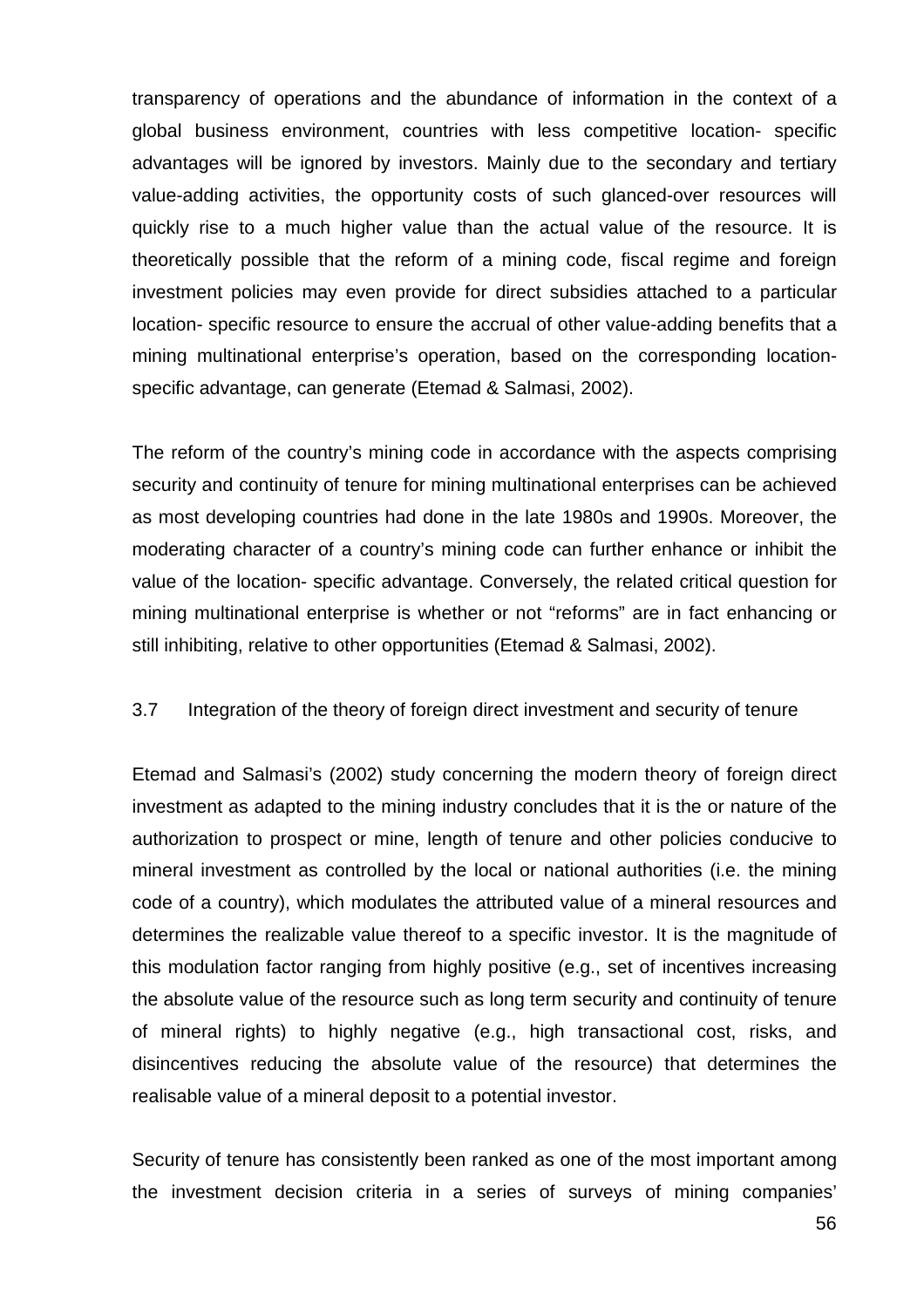transparency of operations and the abundance of information in the context of a global business environment, countries with less competitive location- specific advantages will be ignored by investors. Mainly due to the secondary and tertiary value-adding activities, the opportunity costs of such glanced-over resources will quickly rise to a much higher value than the actual value of the resource. It is theoretically possible that the reform of a mining code, fiscal regime and foreign investment policies may even provide for direct subsidies attached to a particular location- specific resource to ensure the accrual of other value-adding benefits that a mining multinational enterprise's operation, based on the corresponding location-specific advantage, can generate (Etemad & Salmasi, 2002).

The reform of the country's mining code in accordance with the aspects comprising security and continuity of tenure for mining multinational enterprises can be achieved as most developing countries had done in the late 1980s and 1990s. Moreover, the moderating character of a country's mining code can further enhance or inhibit the value of the location- specific advantage. Conversely, the related critical question for mining multinational enterprise is whether or not "reforms" are in fact enhancing or still inhibiting, relative to other opportunities (Etemad & Salmasi, 2002).

## 3.7 Integration of the theory of foreign direct investment and security of tenure

Etemad and Salmasi's (2002) study concerning the modern theory of foreign direct investment as adapted to the mining industry concludes that it is the or nature of the authorization to prospect or mine, length of tenure and other policies conducive to mineral investment as controlled by the local or national authorities (i.e. the mining code of a country), which modulates the attributed value of a mineral resources and determines the realizable value thereof to a specific investor. It is the magnitude of this modulation factor ranging from highly positive (e.g., set of incentives increasing the absolute value of the resource such as long term security and continuity of tenure of mineral rights) to highly negative (e.g., high transactional cost, risks, and disincentives reducing the absolute value of the resource) that determines the realisable value of a mineral deposit to a potential investor.

Security of tenure has consistently been ranked as one of the most important among the investment decision criteria in a series of surveys of mining companies'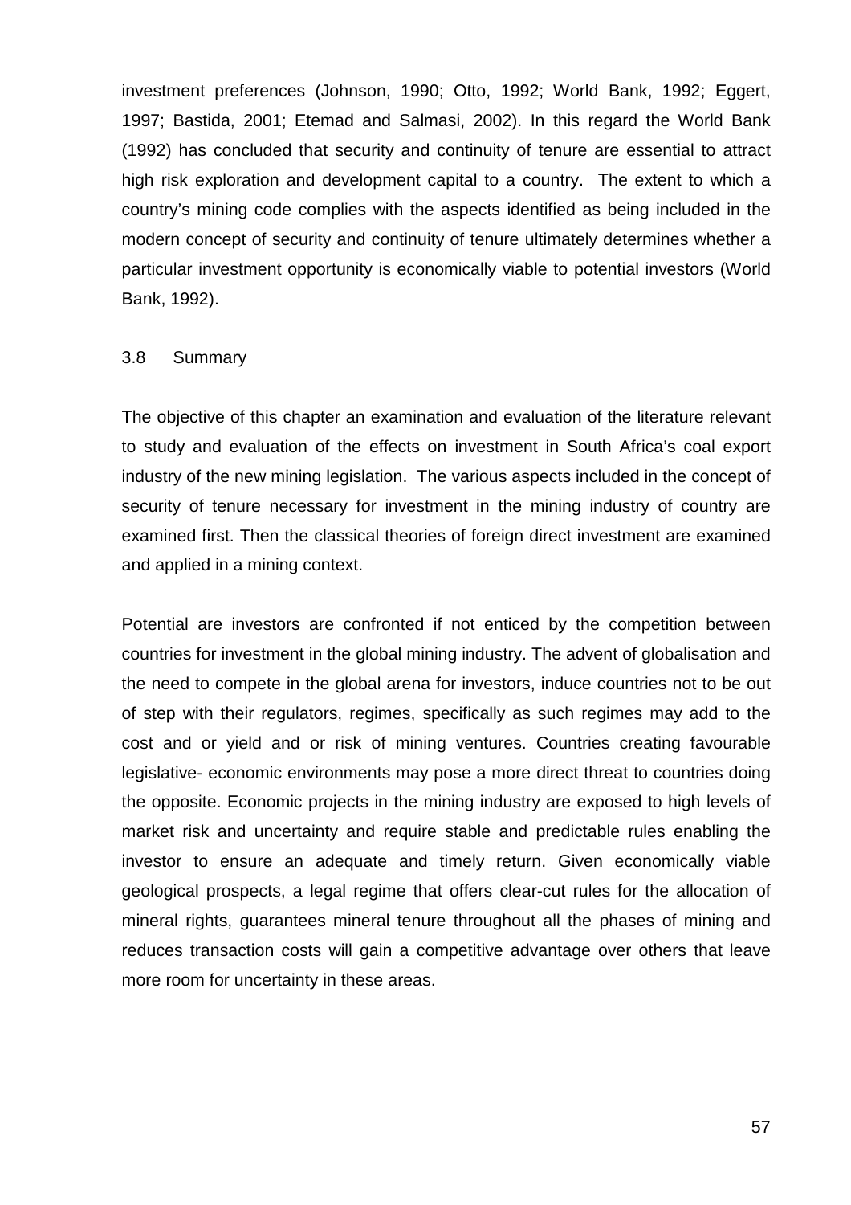investment preferences (Johnson, 1990; Otto, 1992; World Bank, 1992; Eggert, 1997; Bastida, 2001; Etemad and Salmasi, 2002). In this regard the World Bank (1992) has concluded that security and continuity of tenure are essential to attract high risk exploration and development capital to a country. The extent to which a country's mining code complies with the aspects identified as being included in the modern concept of security and continuity of tenure ultimately determines whether a particular investment opportunity is economically viable to potential investors (World Bank, 1992).

## 3.8 Summary

The objective of this chapter an examination and evaluation of the literature relevant to study and evaluation of the effects on investment in South Africa's coal export industry of the new mining legislation. The various aspects included in the concept of security of tenure necessary for investment in the mining industry of country are examined first. Then the classical theories of foreign direct investment are examined and applied in a mining context.

Potential are investors are confronted if not enticed by the competition between countries for investment in the global mining industry. The advent of globalisation and the need to compete in the global arena for investors, induce countries not to be out of step with their regulators, regimes, specifically as such regimes may add to the cost and or yield and or risk of mining ventures. Countries creating favourable legislative- economic environments may pose a more direct threat to countries doing the opposite. Economic projects in the mining industry are exposed to high levels of market risk and uncertainty and require stable and predictable rules enabling the investor to ensure an adequate and timely return. Given economically viable geological prospects, a legal regime that offers clear-cut rules for the allocation of mineral rights, guarantees mineral tenure throughout all the phases of mining and reduces transaction costs will gain a competitive advantage over others that leave more room for uncertainty in these areas.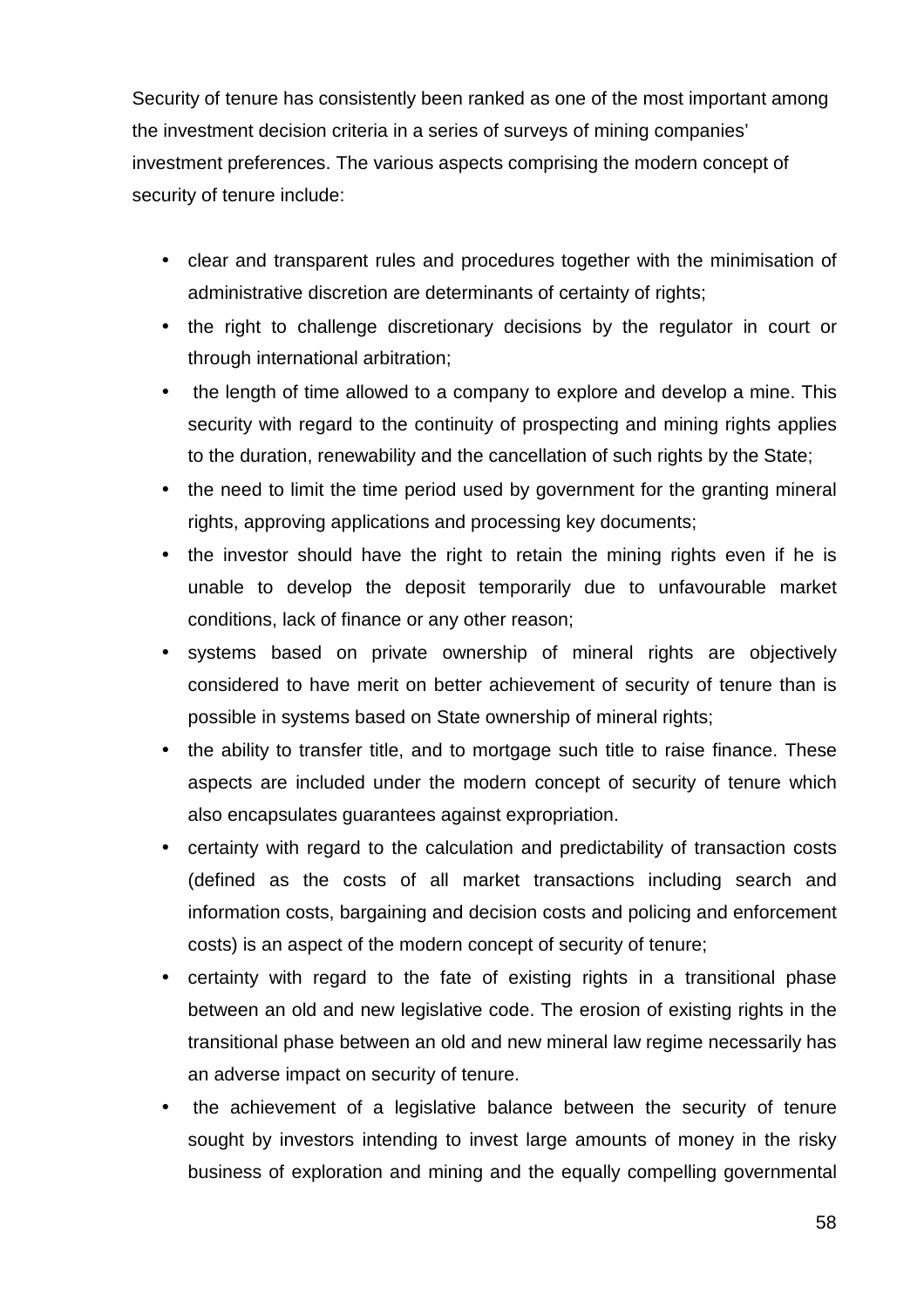Security of tenure has consistently been ranked as one of the most important among the investment decision criteria in a series of surveys of mining companies' investment preferences. The various aspects comprising the modern concept of security of tenure include:

- clear and transparent rules and procedures together with the minimisation of administrative discretion are determinants of certainty of rights;
- the right to challenge discretionary decisions by the regulator in court or through international arbitration;
- the length of time allowed to a company to explore and develop a mine. This security with regard to the continuity of prospecting and mining rights applies to the duration, renewability and the cancellation of such rights by the State;
- the need to limit the time period used by government for the granting mineral rights, approving applications and processing key documents;
- the investor should have the right to retain the mining rights even if he is unable to develop the deposit temporarily due to unfavourable market conditions, lack of finance or any other reason;
- systems based on private ownership of mineral rights are objectively considered to have merit on better achievement of security of tenure than is possible in systems based on State ownership of mineral rights;
- the ability to transfer title, and to mortgage such title to raise finance. These aspects are included under the modern concept of security of tenure which also encapsulates guarantees against expropriation.
- certainty with regard to the calculation and predictability of transaction costs (defined as the costs of all market transactions including search and information costs, bargaining and decision costs and policing and enforcement costs) is an aspect of the modern concept of security of tenure;
- certainty with regard to the fate of existing rights in a transitional phase between an old and new legislative code. The erosion of existing rights in the transitional phase between an old and new mineral law regime necessarily has an adverse impact on security of tenure.
- the achievement of a legislative balance between the security of tenure sought by investors intending to invest large amounts of money in the risky business of exploration and mining and the equally compelling governmental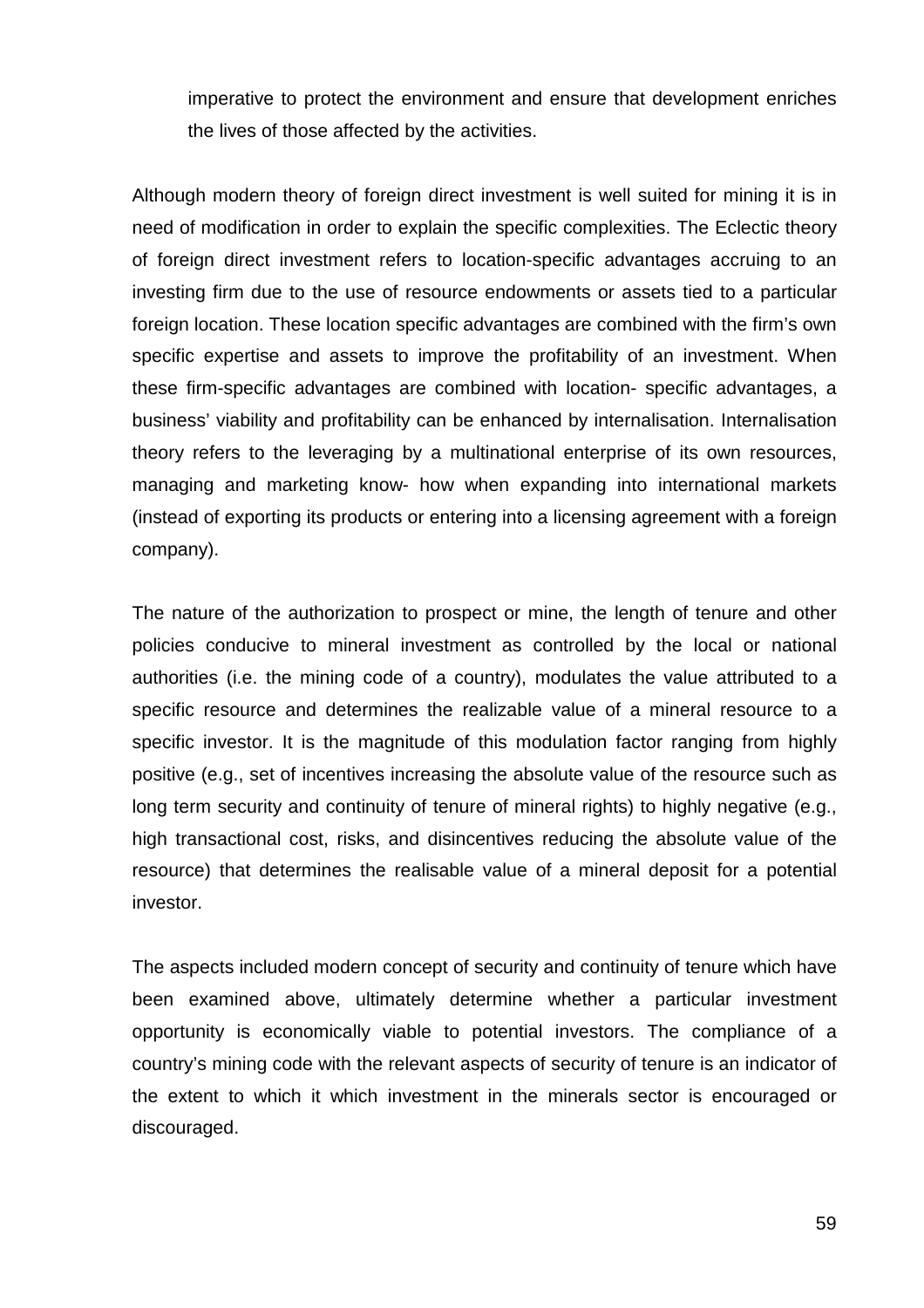imperative to protect the environment and ensure that development enriches the lives of those affected by the activities.

Although modern theory of foreign direct investment is well suited for mining it is in need of modification in order to explain the specific complexities. The Eclectic theory of foreign direct investment refers to location-specific advantages accruing to an investing firm due to the use of resource endowments or assets tied to a particular foreign location. These location specific advantages are combined with the firm's own specific expertise and assets to improve the profitability of an investment. When these firm-specific advantages are combined with location- specific advantages, a business' viability and profitability can be enhanced by internalisation. Internalisation theory refers to the leveraging by a multinational enterprise of its own resources, managing and marketing know- how when expanding into international markets (instead of exporting its products or entering into a licensing agreement with a foreign company).

The nature of the authorization to prospect or mine, the length of tenure and other policies conducive to mineral investment as controlled by the local or national authorities (i.e. the mining code of a country), modulates the value attributed to a specific resource and determines the realizable value of a mineral resource to a specific investor. It is the magnitude of this modulation factor ranging from highly positive (e.g., set of incentives increasing the absolute value of the resource such as long term security and continuity of tenure of mineral rights) to highly negative (e.g., high transactional cost, risks, and disincentives reducing the absolute value of the resource) that determines the realisable value of a mineral deposit for a potential investor.

The aspects included modern concept of security and continuity of tenure which have been examined above, ultimately determine whether a particular investment opportunity is economically viable to potential investors. The compliance of a country's mining code with the relevant aspects of security of tenure is an indicator of the extent to which it which investment in the minerals sector is encouraged or discouraged.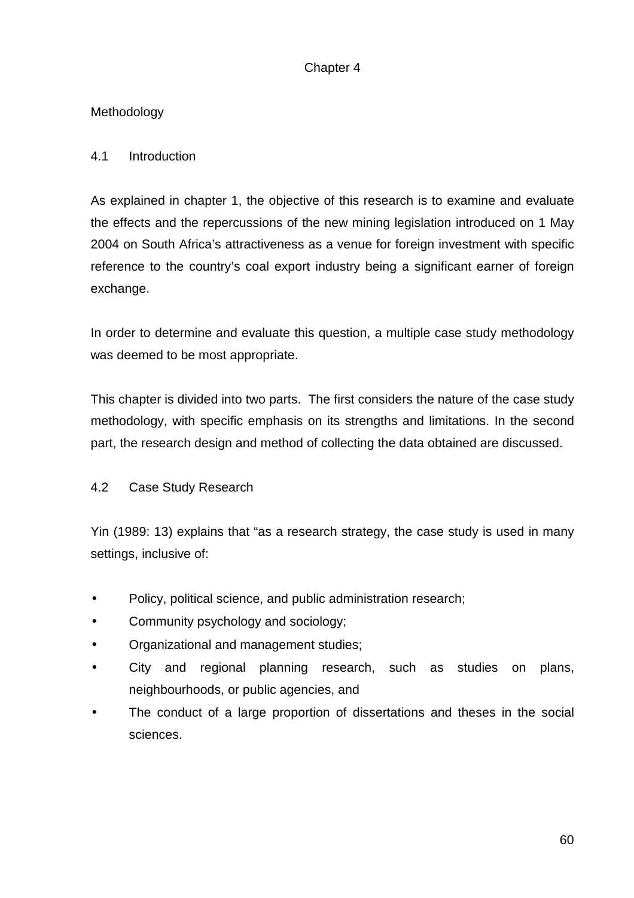# Chapter 4

## Methodology

### 4.1 Introduction

As explained in chapter 1, the objective of this research is to examine and evaluate the effects and the repercussions of the new mining legislation introduced on 1 May 2004 on South Africa's attractiveness as a venue for foreign investment with specific reference to the country's coal export industry being a significant earner of foreign exchange.

In order to determine and evaluate this question, a multiple case study methodology was deemed to be most appropriate.

This chapter is divided into two parts. The first considers the nature of the case study methodology, with specific emphasis on its strengths and limitations. In the second part, the research design and method of collecting the data obtained are discussed.

### 4.2 Case Study Research

Yin (1989: 13) explains that "as a research strategy, the case study is used in many settings, inclusive of:

- Policy, political science, and public administration research;
- Community psychology and sociology;
- Organizational and management studies;
- City and regional planning research, such as studies on plans, neighbourhoods, or public agencies, and
- The conduct of a large proportion of dissertations and theses in the social sciences.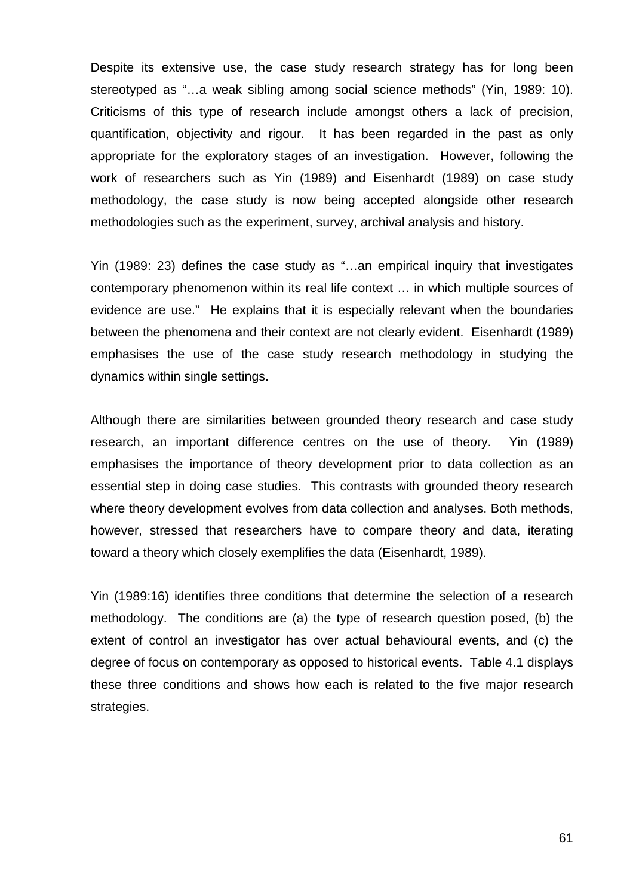Despite its extensive use, the case study research strategy has for long been stereotyped as "…a weak sibling among social science methods" (Yin, 1989: 10). Criticisms of this type of research include amongst others a lack of precision, quantification, objectivity and rigour. It has been regarded in the past as only appropriate for the exploratory stages of an investigation. However, following the work of researchers such as Yin (1989) and Eisenhardt (1989) on case study methodology, the case study is now being accepted alongside other research methodologies such as the experiment, survey, archival analysis and history.

Yin (1989: 23) defines the case study as "…an empirical inquiry that investigates contemporary phenomenon within its real life context … in which multiple sources of evidence are use." He explains that it is especially relevant when the boundaries between the phenomena and their context are not clearly evident. Eisenhardt (1989) emphasises the use of the case study research methodology in studying the dynamics within single settings.

Although there are similarities between grounded theory research and case study research, an important difference centres on the use of theory. Yin (1989) emphasises the importance of theory development prior to data collection as an essential step in doing case studies. This contrasts with grounded theory research where theory development evolves from data collection and analyses. Both methods, however, stressed that researchers have to compare theory and data, iterating toward a theory which closely exemplifies the data (Eisenhardt, 1989).

Yin (1989:16) identifies three conditions that determine the selection of a research methodology. The conditions are (a) the type of research question posed, (b) the extent of control an investigator has over actual behavioural events, and (c) the degree of focus on contemporary as opposed to historical events. Table 4.1 displays these three conditions and shows how each is related to the five major research strategies.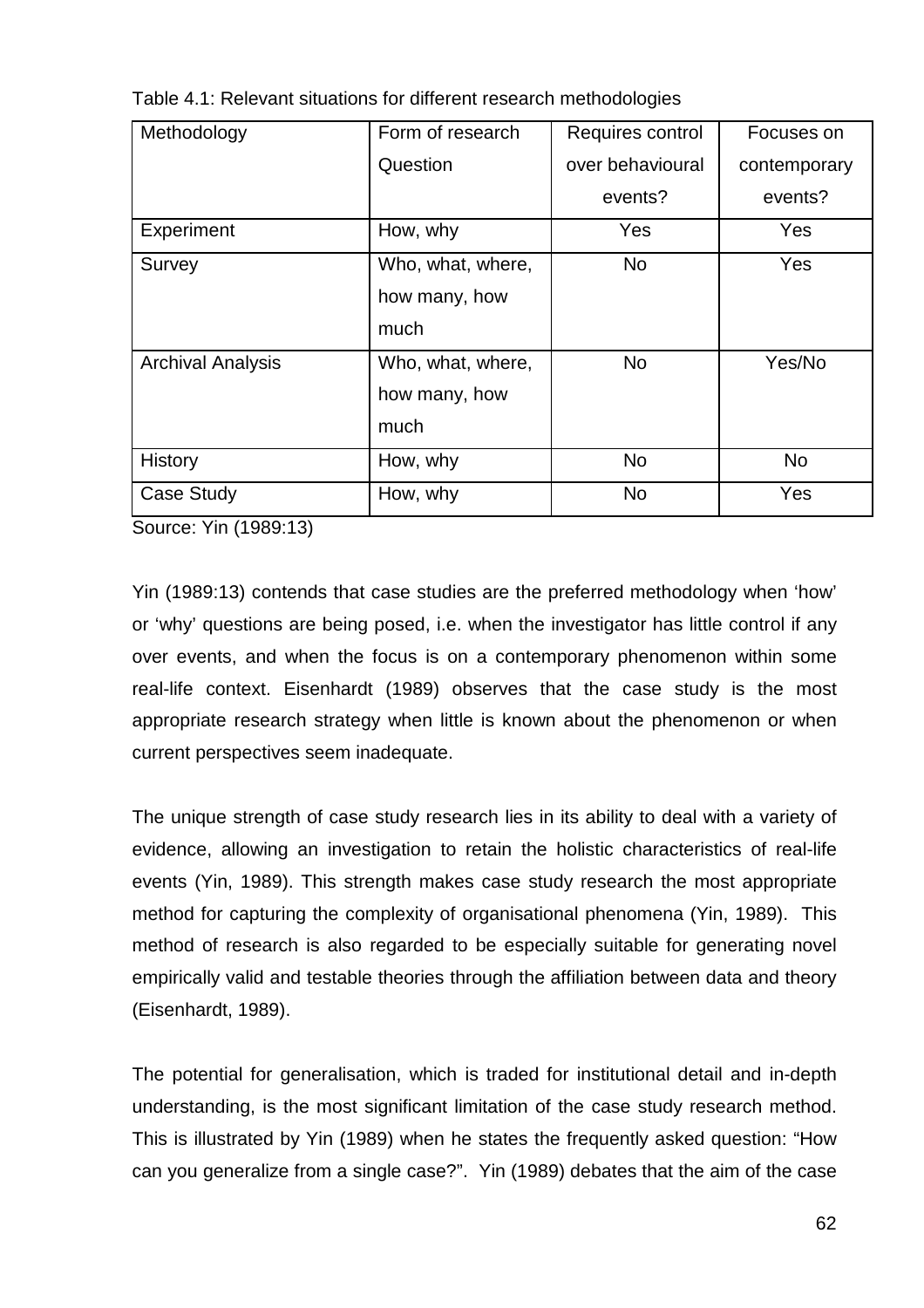Table 4.1: Relevant situations for different research methodologies

| Methodology | Form of research Question | Requires control over behavioural events? | Focuses on contemporary events? |
| --- | --- | --- | --- |
| Experiment | How, why | Yes | Yes |
| Survey | Who, what, where, how many, how much | No | Yes |
| Archival Analysis | Who, what, where, how many, how much | No | Yes/No |
| History | How, why | No | No |
| Case Study | How, why | No | Yes |

Source: Yin (1989:13)

Yin (1989:13) contends that case studies are the preferred methodology when 'how' or 'why' questions are being posed, i.e. when the investigator has little control if any over events, and when the focus is on a contemporary phenomenon within some real-life context. Eisenhardt (1989) observes that the case study is the most appropriate research strategy when little is known about the phenomenon or when current perspectives seem inadequate.

The unique strength of case study research lies in its ability to deal with a variety of evidence, allowing an investigation to retain the holistic characteristics of real-life events (Yin, 1989). This strength makes case study research the most appropriate method for capturing the complexity of organisational phenomena (Yin, 1989). This method of research is also regarded to be especially suitable for generating novel empirically valid and testable theories through the affiliation between data and theory (Eisenhardt, 1989).

The potential for generalisation, which is traded for institutional detail and in-depth understanding, is the most significant limitation of the case study research method. This is illustrated by Yin (1989) when he states the frequently asked question: "How can you generalize from a single case?". Yin (1989) debates that the aim of the case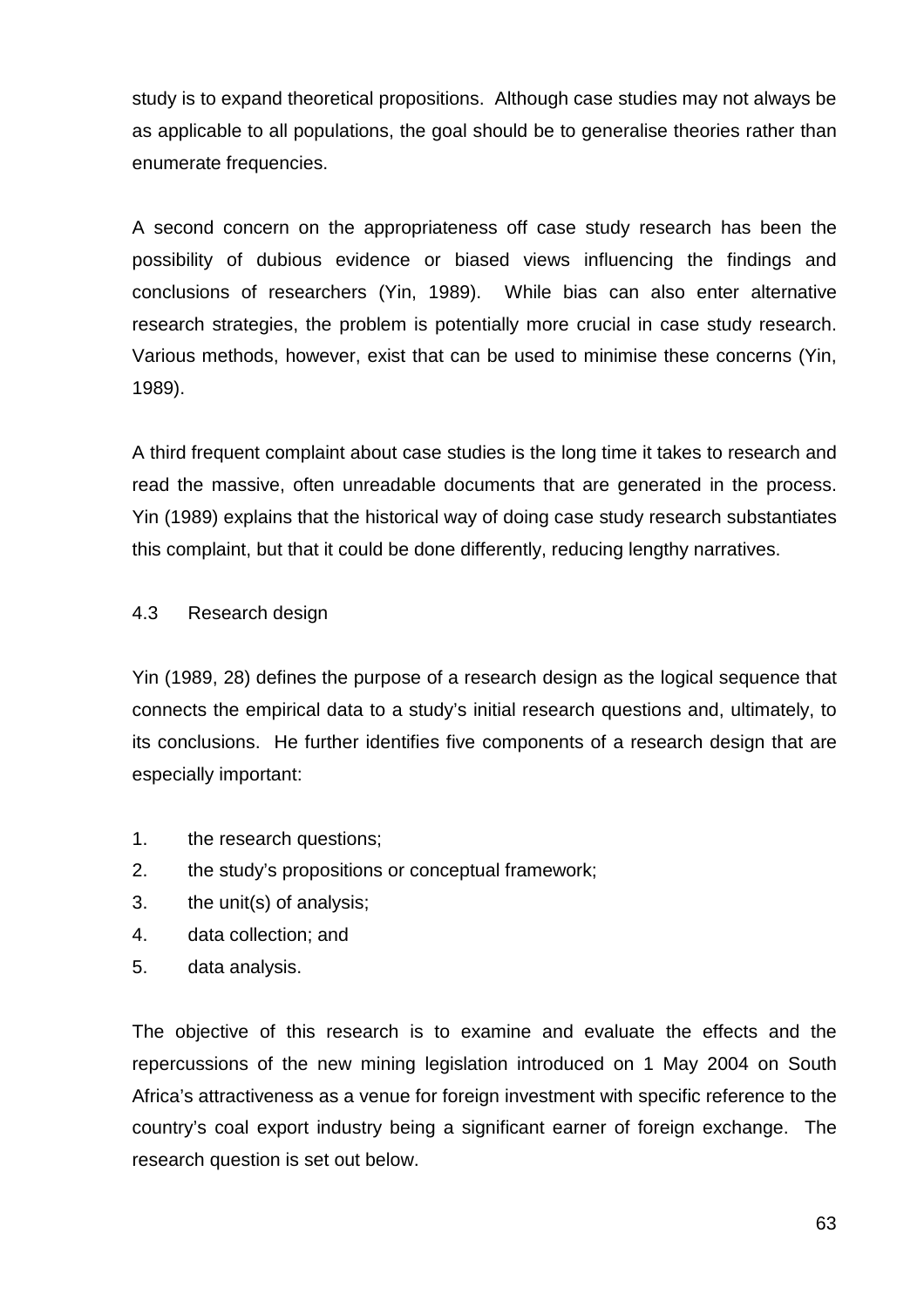study is to expand theoretical propositions. Although case studies may not always be as applicable to all populations, the goal should be to generalise theories rather than enumerate frequencies.

A second concern on the appropriateness off case study research has been the possibility of dubious evidence or biased views influencing the findings and conclusions of researchers (Yin, 1989). While bias can also enter alternative research strategies, the problem is potentially more crucial in case study research. Various methods, however, exist that can be used to minimise these concerns (Yin, 1989).

A third frequent complaint about case studies is the long time it takes to research and read the massive, often unreadable documents that are generated in the process. Yin (1989) explains that the historical way of doing case study research substantiates this complaint, but that it could be done differently, reducing lengthy narratives.

## 4.3 Research design

Yin (1989, 28) defines the purpose of a research design as the logical sequence that connects the empirical data to a study's initial research questions and, ultimately, to its conclusions. He further identifies five components of a research design that are especially important:

1. the research questions;
2. the study's propositions or conceptual framework;
3. the unit(s) of analysis;
4. data collection; and
5. data analysis.

The objective of this research is to examine and evaluate the effects and the repercussions of the new mining legislation introduced on 1 May 2004 on South Africa's attractiveness as a venue for foreign investment with specific reference to the country's coal export industry being a significant earner of foreign exchange. The research question is set out below.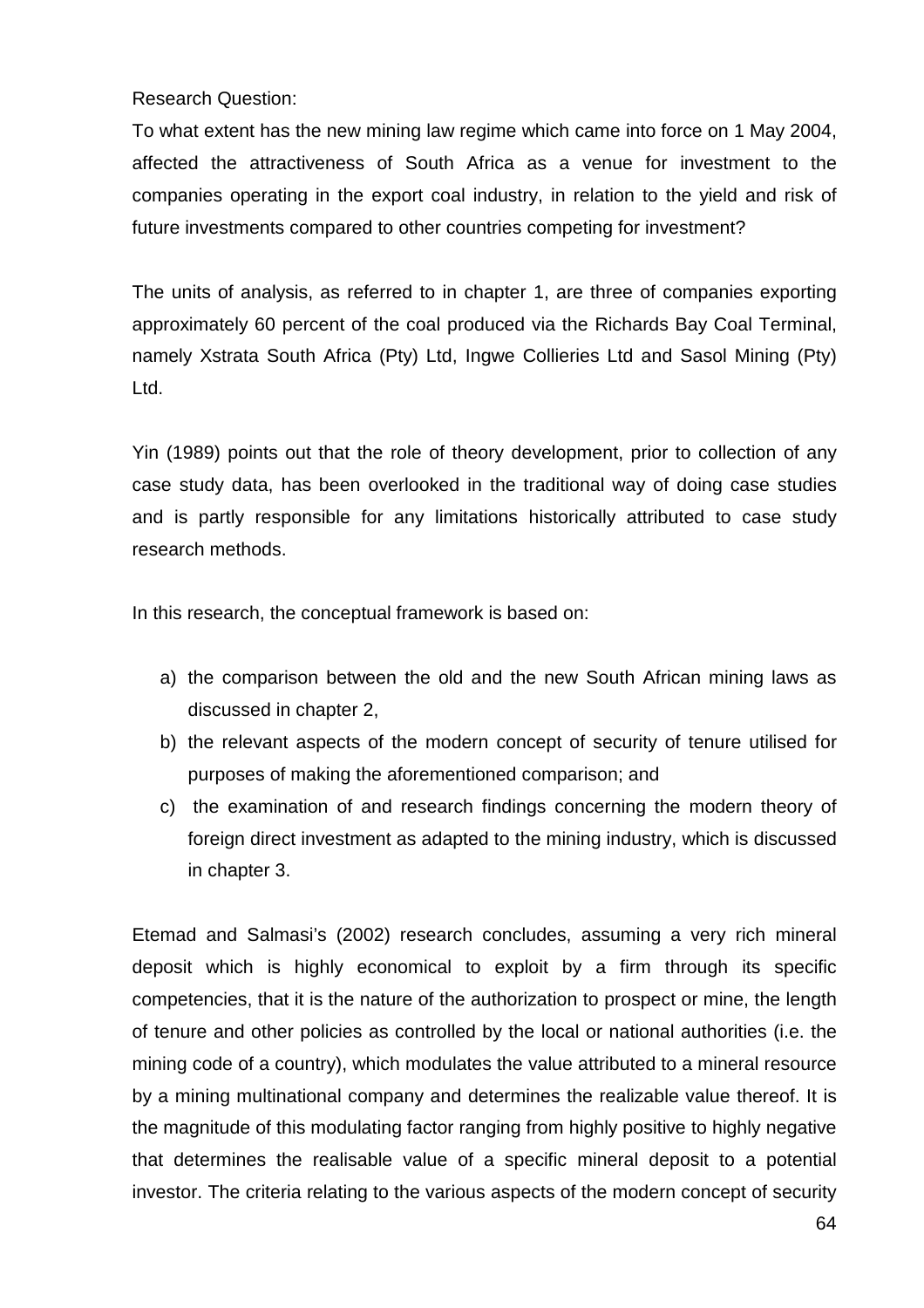Research Question:

To what extent has the new mining law regime which came into force on 1 May 2004, affected the attractiveness of South Africa as a venue for investment to the companies operating in the export coal industry, in relation to the yield and risk of future investments compared to other countries competing for investment?

The units of analysis, as referred to in chapter 1, are three of companies exporting approximately 60 percent of the coal produced via the Richards Bay Coal Terminal, namely Xstrata South Africa (Pty) Ltd, Ingwe Collieries Ltd and Sasol Mining (Pty) Ltd.

Yin (1989) points out that the role of theory development, prior to collection of any case study data, has been overlooked in the traditional way of doing case studies and is partly responsible for any limitations historically attributed to case study research methods.

In this research, the conceptual framework is based on:

a) the comparison between the old and the new South African mining laws as discussed in chapter 2,
b) the relevant aspects of the modern concept of security of tenure utilised for purposes of making the aforementioned comparison; and
c) the examination of and research findings concerning the modern theory of foreign direct investment as adapted to the mining industry, which is discussed in chapter 3.

Etemad and Salmasi's (2002) research concludes, assuming a very rich mineral deposit which is highly economical to exploit by a firm through its specific competencies, that it is the nature of the authorization to prospect or mine, the length of tenure and other policies as controlled by the local or national authorities (i.e. the mining code of a country), which modulates the value attributed to a mineral resource by a mining multinational company and determines the realizable value thereof. It is the magnitude of this modulating factor ranging from highly positive to highly negative that determines the realisable value of a specific mineral deposit to a potential investor. The criteria relating to the various aspects of the modern concept of security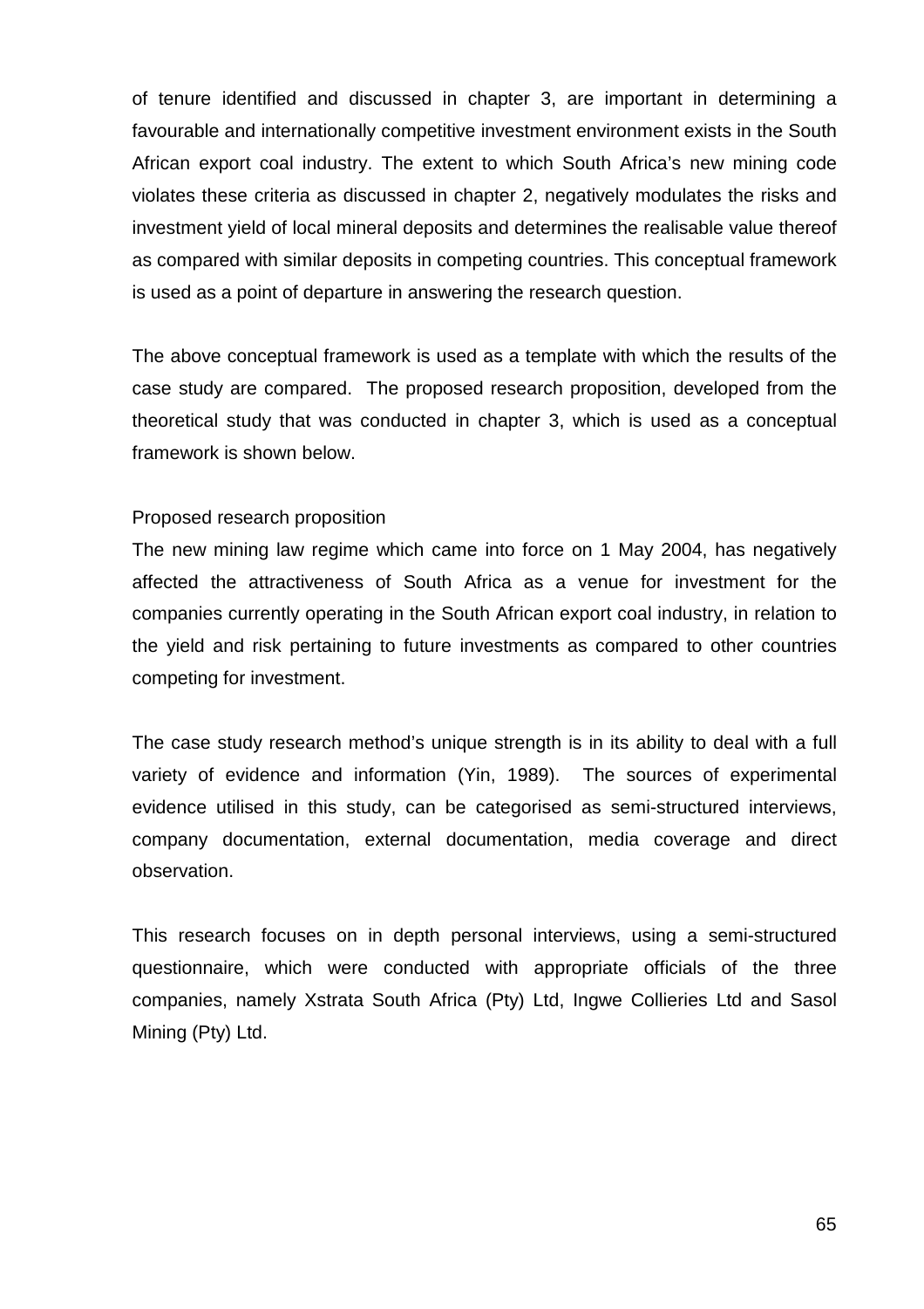of tenure identified and discussed in chapter 3, are important in determining a favourable and internationally competitive investment environment exists in the South African export coal industry. The extent to which South Africa's new mining code violates these criteria as discussed in chapter 2, negatively modulates the risks and investment yield of local mineral deposits and determines the realisable value thereof as compared with similar deposits in competing countries. This conceptual framework is used as a point of departure in answering the research question.

The above conceptual framework is used as a template with which the results of the case study are compared. The proposed research proposition, developed from the theoretical study that was conducted in chapter 3, which is used as a conceptual framework is shown below.

Proposed research proposition

The new mining law regime which came into force on 1 May 2004, has negatively affected the attractiveness of South Africa as a venue for investment for the companies currently operating in the South African export coal industry, in relation to the yield and risk pertaining to future investments as compared to other countries competing for investment.

The case study research method's unique strength is in its ability to deal with a full variety of evidence and information (Yin, 1989). The sources of experimental evidence utilised in this study, can be categorised as semi-structured interviews, company documentation, external documentation, media coverage and direct observation.

This research focuses on in depth personal interviews, using a semi-structured questionnaire, which were conducted with appropriate officials of the three companies, namely Xstrata South Africa (Pty) Ltd, Ingwe Collieries Ltd and Sasol Mining (Pty) Ltd.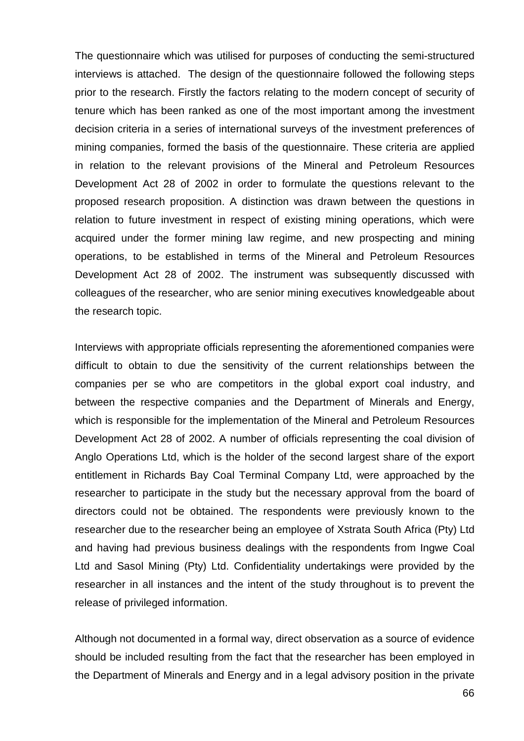The questionnaire which was utilised for purposes of conducting the semi-structured interviews is attached. The design of the questionnaire followed the following steps prior to the research. Firstly the factors relating to the modern concept of security of tenure which has been ranked as one of the most important among the investment decision criteria in a series of international surveys of the investment preferences of mining companies, formed the basis of the questionnaire. These criteria are applied in relation to the relevant provisions of the Mineral and Petroleum Resources Development Act 28 of 2002 in order to formulate the questions relevant to the proposed research proposition. A distinction was drawn between the questions in relation to future investment in respect of existing mining operations, which were acquired under the former mining law regime, and new prospecting and mining operations, to be established in terms of the Mineral and Petroleum Resources Development Act 28 of 2002. The instrument was subsequently discussed with colleagues of the researcher, who are senior mining executives knowledgeable about the research topic.

Interviews with appropriate officials representing the aforementioned companies were difficult to obtain to due the sensitivity of the current relationships between the companies per se who are competitors in the global export coal industry, and between the respective companies and the Department of Minerals and Energy, which is responsible for the implementation of the Mineral and Petroleum Resources Development Act 28 of 2002. A number of officials representing the coal division of Anglo Operations Ltd, which is the holder of the second largest share of the export entitlement in Richards Bay Coal Terminal Company Ltd, were approached by the researcher to participate in the study but the necessary approval from the board of directors could not be obtained. The respondents were previously known to the researcher due to the researcher being an employee of Xstrata South Africa (Pty) Ltd and having had previous business dealings with the respondents from Ingwe Coal Ltd and Sasol Mining (Pty) Ltd. Confidentiality undertakings were provided by the researcher in all instances and the intent of the study throughout is to prevent the release of privileged information.

Although not documented in a formal way, direct observation as a source of evidence should be included resulting from the fact that the researcher has been employed in the Department of Minerals and Energy and in a legal advisory position in the private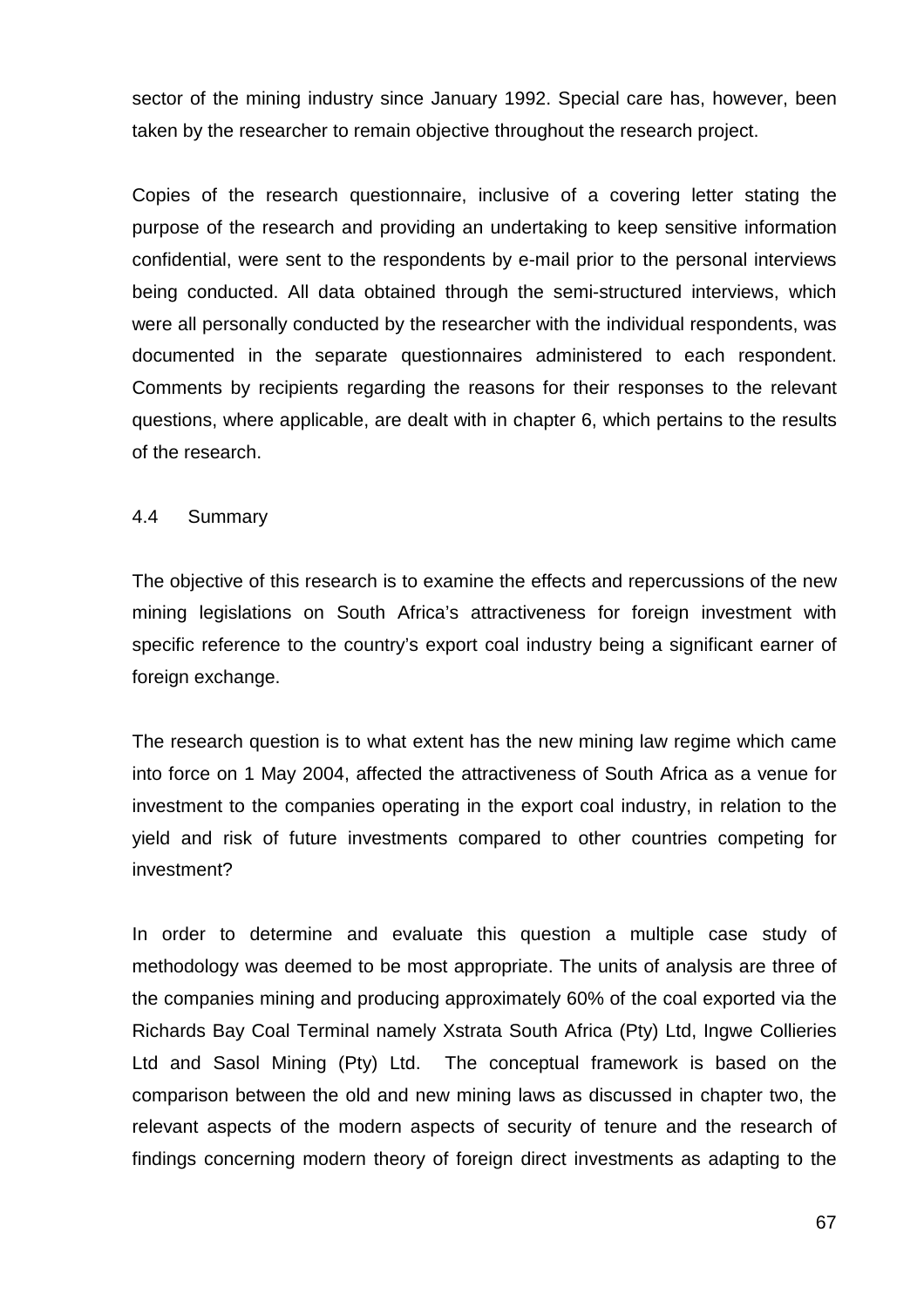sector of the mining industry since January 1992. Special care has, however, been taken by the researcher to remain objective throughout the research project.

Copies of the research questionnaire, inclusive of a covering letter stating the purpose of the research and providing an undertaking to keep sensitive information confidential, were sent to the respondents by e-mail prior to the personal interviews being conducted. All data obtained through the semi-structured interviews, which were all personally conducted by the researcher with the individual respondents, was documented in the separate questionnaires administered to each respondent. Comments by recipients regarding the reasons for their responses to the relevant questions, where applicable, are dealt with in chapter 6, which pertains to the results of the research.

## 4.4 Summary

The objective of this research is to examine the effects and repercussions of the new mining legislations on South Africa's attractiveness for foreign investment with specific reference to the country's export coal industry being a significant earner of foreign exchange.

The research question is to what extent has the new mining law regime which came into force on 1 May 2004, affected the attractiveness of South Africa as a venue for investment to the companies operating in the export coal industry, in relation to the yield and risk of future investments compared to other countries competing for investment?

In order to determine and evaluate this question a multiple case study of methodology was deemed to be most appropriate. The units of analysis are three of the companies mining and producing approximately 60% of the coal exported via the Richards Bay Coal Terminal namely Xstrata South Africa (Pty) Ltd, Ingwe Collieries Ltd and Sasol Mining (Pty) Ltd. The conceptual framework is based on the comparison between the old and new mining laws as discussed in chapter two, the relevant aspects of the modern aspects of security of tenure and the research of findings concerning modern theory of foreign direct investments as adapting to the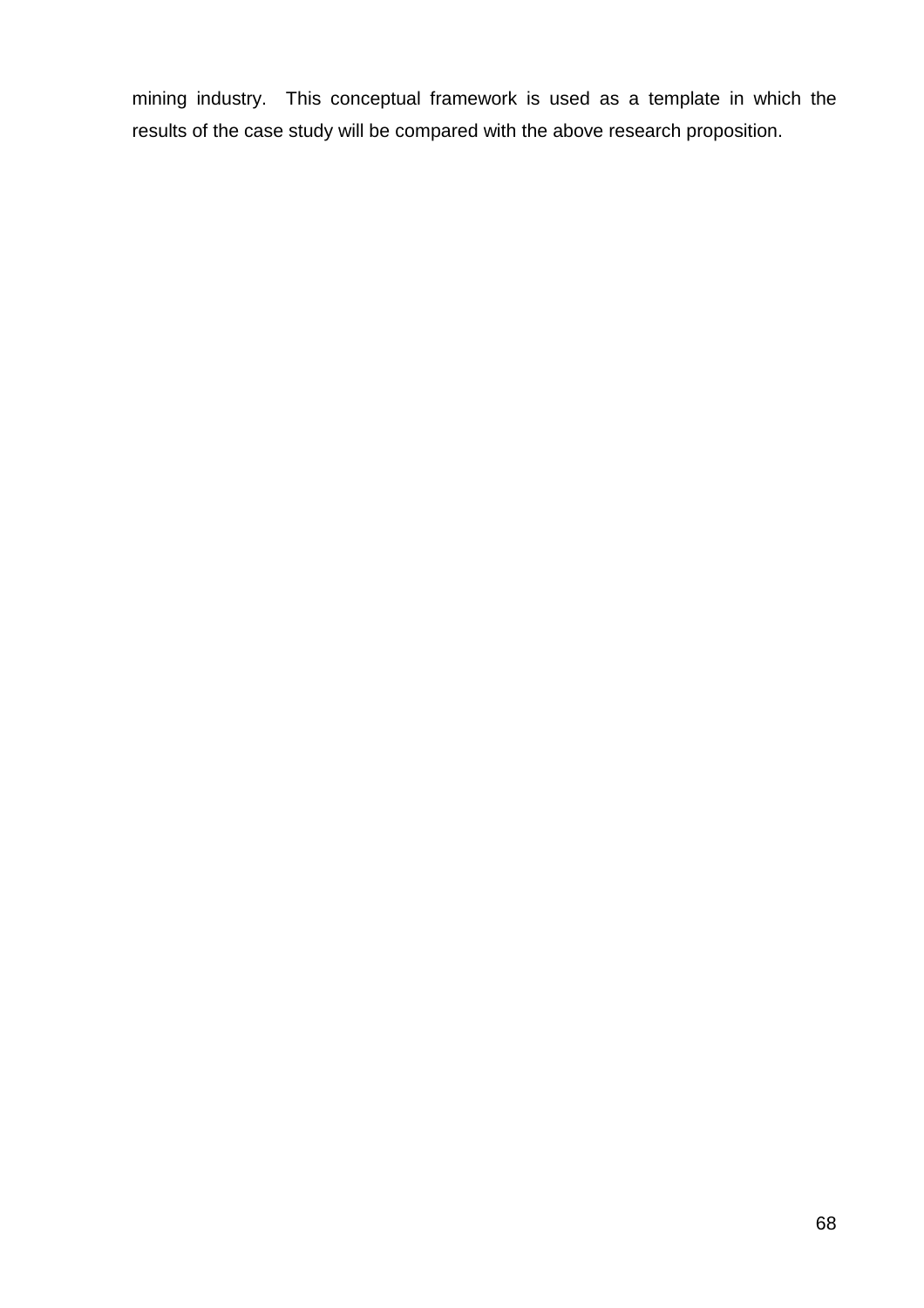mining industry.  This conceptual framework is used as a template in which the results of the case study will be compared with the above research proposition.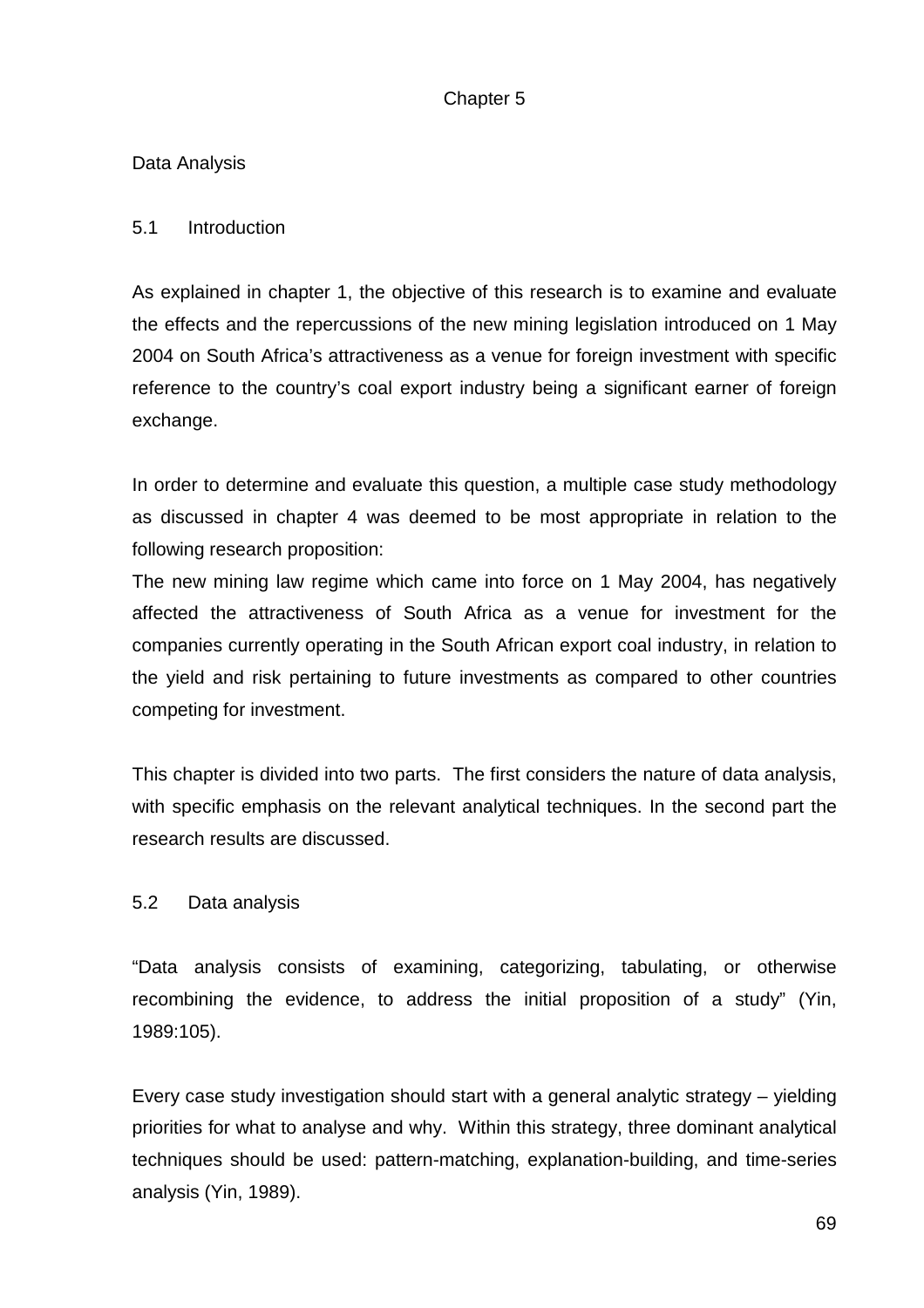# Chapter 5

## Data Analysis

### 5.1 Introduction

As explained in chapter 1, the objective of this research is to examine and evaluate the effects and the repercussions of the new mining legislation introduced on 1 May 2004 on South Africa's attractiveness as a venue for foreign investment with specific reference to the country's coal export industry being a significant earner of foreign exchange.

In order to determine and evaluate this question, a multiple case study methodology as discussed in chapter 4 was deemed to be most appropriate in relation to the following research proposition:

The new mining law regime which came into force on 1 May 2004, has negatively affected the attractiveness of South Africa as a venue for investment for the companies currently operating in the South African export coal industry, in relation to the yield and risk pertaining to future investments as compared to other countries competing for investment.

This chapter is divided into two parts. The first considers the nature of data analysis, with specific emphasis on the relevant analytical techniques. In the second part the research results are discussed.

### 5.2 Data analysis

"Data analysis consists of examining, categorizing, tabulating, or otherwise recombining the evidence, to address the initial proposition of a study" (Yin, 1989:105).

Every case study investigation should start with a general analytic strategy – yielding priorities for what to analyse and why. Within this strategy, three dominant analytical techniques should be used: pattern-matching, explanation-building, and time-series analysis (Yin, 1989).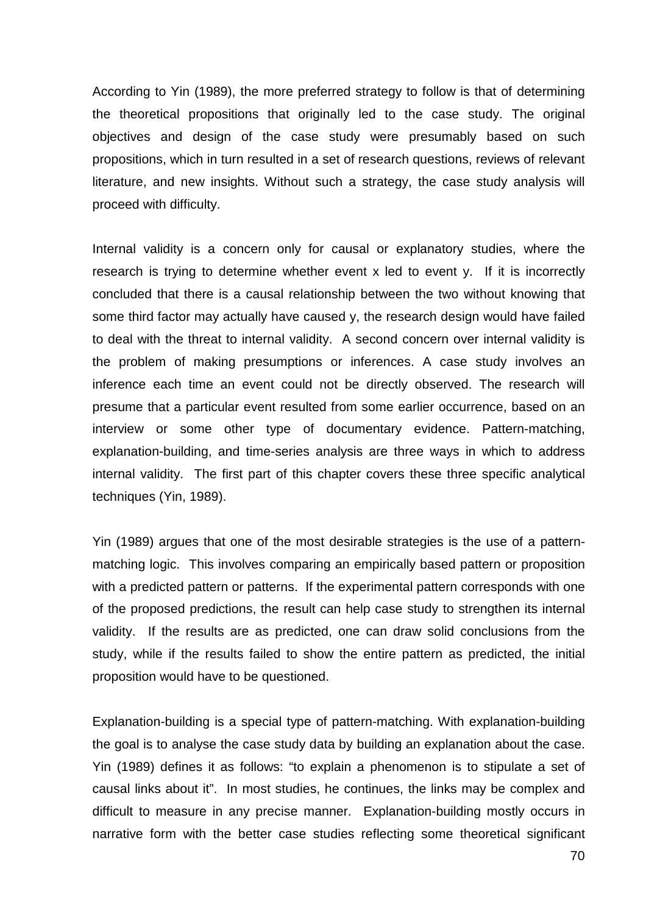According to Yin (1989), the more preferred strategy to follow is that of determining the theoretical propositions that originally led to the case study. The original objectives and design of the case study were presumably based on such propositions, which in turn resulted in a set of research questions, reviews of relevant literature, and new insights. Without such a strategy, the case study analysis will proceed with difficulty.

Internal validity is a concern only for causal or explanatory studies, where the research is trying to determine whether event x led to event y. If it is incorrectly concluded that there is a causal relationship between the two without knowing that some third factor may actually have caused y, the research design would have failed to deal with the threat to internal validity. A second concern over internal validity is the problem of making presumptions or inferences. A case study involves an inference each time an event could not be directly observed. The research will presume that a particular event resulted from some earlier occurrence, based on an interview or some other type of documentary evidence. Pattern-matching, explanation-building, and time-series analysis are three ways in which to address internal validity. The first part of this chapter covers these three specific analytical techniques (Yin, 1989).

Yin (1989) argues that one of the most desirable strategies is the use of a pattern-matching logic. This involves comparing an empirically based pattern or proposition with a predicted pattern or patterns. If the experimental pattern corresponds with one of the proposed predictions, the result can help case study to strengthen its internal validity. If the results are as predicted, one can draw solid conclusions from the study, while if the results failed to show the entire pattern as predicted, the initial proposition would have to be questioned.

Explanation-building is a special type of pattern-matching. With explanation-building the goal is to analyse the case study data by building an explanation about the case. Yin (1989) defines it as follows: "to explain a phenomenon is to stipulate a set of causal links about it". In most studies, he continues, the links may be complex and difficult to measure in any precise manner. Explanation-building mostly occurs in narrative form with the better case studies reflecting some theoretical significant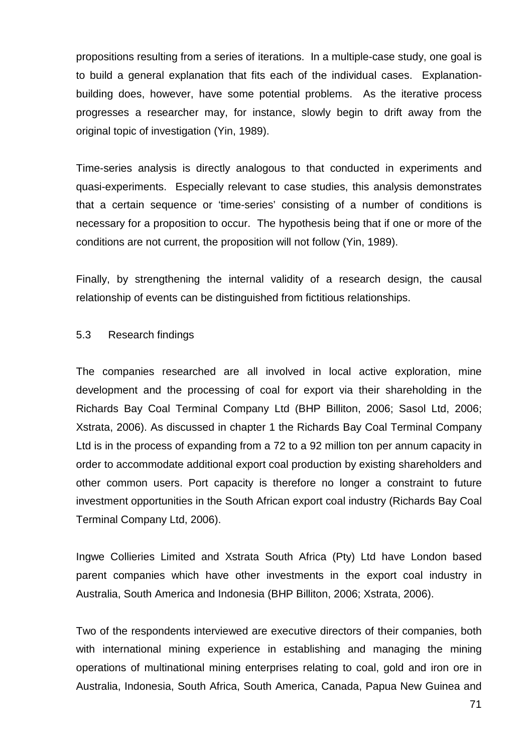propositions resulting from a series of iterations. In a multiple-case study, one goal is to build a general explanation that fits each of the individual cases. Explanation-building does, however, have some potential problems. As the iterative process progresses a researcher may, for instance, slowly begin to drift away from the original topic of investigation (Yin, 1989).

Time-series analysis is directly analogous to that conducted in experiments and quasi-experiments. Especially relevant to case studies, this analysis demonstrates that a certain sequence or 'time-series' consisting of a number of conditions is necessary for a proposition to occur. The hypothesis being that if one or more of the conditions are not current, the proposition will not follow (Yin, 1989).

Finally, by strengthening the internal validity of a research design, the causal relationship of events can be distinguished from fictitious relationships.

## 5.3 Research findings

The companies researched are all involved in local active exploration, mine development and the processing of coal for export via their shareholding in the Richards Bay Coal Terminal Company Ltd (BHP Billiton, 2006; Sasol Ltd, 2006; Xstrata, 2006). As discussed in chapter 1 the Richards Bay Coal Terminal Company Ltd is in the process of expanding from a 72 to a 92 million ton per annum capacity in order to accommodate additional export coal production by existing shareholders and other common users. Port capacity is therefore no longer a constraint to future investment opportunities in the South African export coal industry (Richards Bay Coal Terminal Company Ltd, 2006).

Ingwe Collieries Limited and Xstrata South Africa (Pty) Ltd have London based parent companies which have other investments in the export coal industry in Australia, South America and Indonesia (BHP Billiton, 2006; Xstrata, 2006).

Two of the respondents interviewed are executive directors of their companies, both with international mining experience in establishing and managing the mining operations of multinational mining enterprises relating to coal, gold and iron ore in Australia, Indonesia, South Africa, South America, Canada, Papua New Guinea and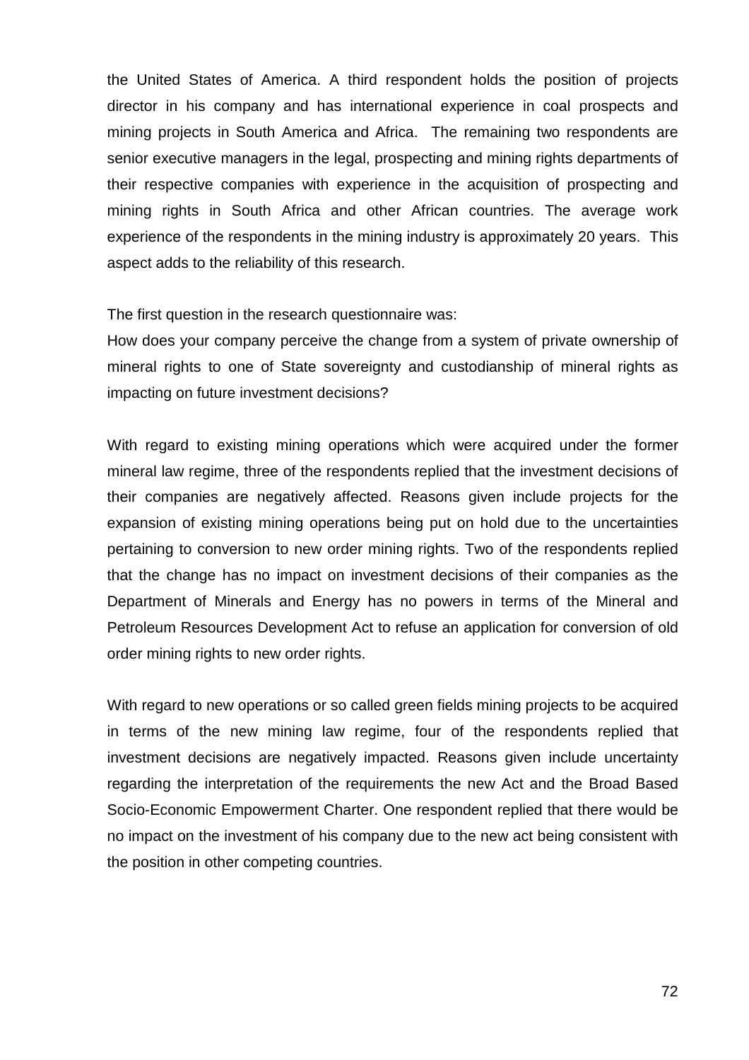the United States of America. A third respondent holds the position of projects director in his company and has international experience in coal prospects and mining projects in South America and Africa. The remaining two respondents are senior executive managers in the legal, prospecting and mining rights departments of their respective companies with experience in the acquisition of prospecting and mining rights in South Africa and other African countries. The average work experience of the respondents in the mining industry is approximately 20 years. This aspect adds to the reliability of this research.

The first question in the research questionnaire was:
How does your company perceive the change from a system of private ownership of mineral rights to one of State sovereignty and custodianship of mineral rights as impacting on future investment decisions?

With regard to existing mining operations which were acquired under the former mineral law regime, three of the respondents replied that the investment decisions of their companies are negatively affected. Reasons given include projects for the expansion of existing mining operations being put on hold due to the uncertainties pertaining to conversion to new order mining rights. Two of the respondents replied that the change has no impact on investment decisions of their companies as the Department of Minerals and Energy has no powers in terms of the Mineral and Petroleum Resources Development Act to refuse an application for conversion of old order mining rights to new order rights.

With regard to new operations or so called green fields mining projects to be acquired in terms of the new mining law regime, four of the respondents replied that investment decisions are negatively impacted. Reasons given include uncertainty regarding the interpretation of the requirements the new Act and the Broad Based Socio-Economic Empowerment Charter. One respondent replied that there would be no impact on the investment of his company due to the new act being consistent with the position in other competing countries.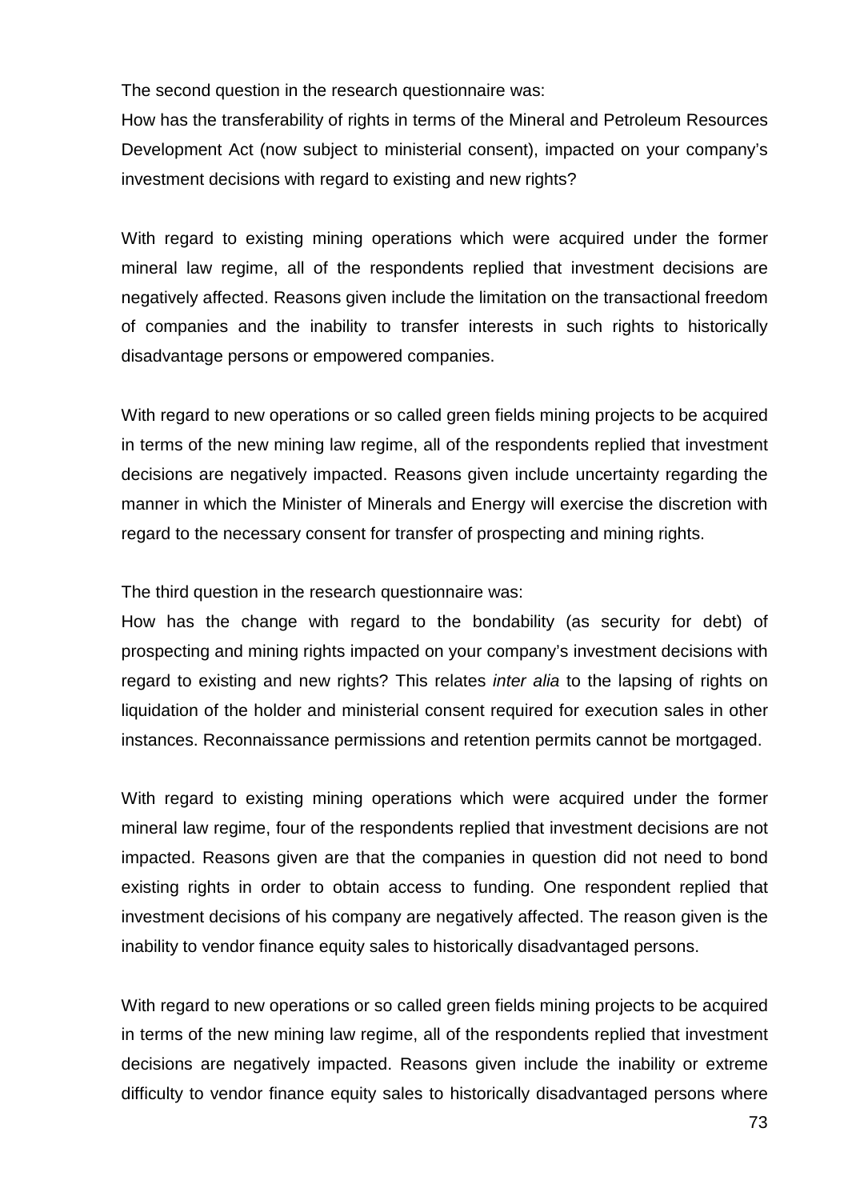The second question in the research questionnaire was:
How has the transferability of rights in terms of the Mineral and Petroleum Resources Development Act (now subject to ministerial consent), impacted on your company's investment decisions with regard to existing and new rights?

With regard to existing mining operations which were acquired under the former mineral law regime, all of the respondents replied that investment decisions are negatively affected. Reasons given include the limitation on the transactional freedom of companies and the inability to transfer interests in such rights to historically disadvantage persons or empowered companies.

With regard to new operations or so called green fields mining projects to be acquired in terms of the new mining law regime, all of the respondents replied that investment decisions are negatively impacted. Reasons given include uncertainty regarding the manner in which the Minister of Minerals and Energy will exercise the discretion with regard to the necessary consent for transfer of prospecting and mining rights.

The third question in the research questionnaire was:
How has the change with regard to the bondability (as security for debt) of prospecting and mining rights impacted on your company's investment decisions with regard to existing and new rights? This relates *inter alia* to the lapsing of rights on liquidation of the holder and ministerial consent required for execution sales in other instances. Reconnaissance permissions and retention permits cannot be mortgaged.

With regard to existing mining operations which were acquired under the former mineral law regime, four of the respondents replied that investment decisions are not impacted. Reasons given are that the companies in question did not need to bond existing rights in order to obtain access to funding. One respondent replied that investment decisions of his company are negatively affected. The reason given is the inability to vendor finance equity sales to historically disadvantaged persons.

With regard to new operations or so called green fields mining projects to be acquired in terms of the new mining law regime, all of the respondents replied that investment decisions are negatively impacted. Reasons given include the inability or extreme difficulty to vendor finance equity sales to historically disadvantaged persons where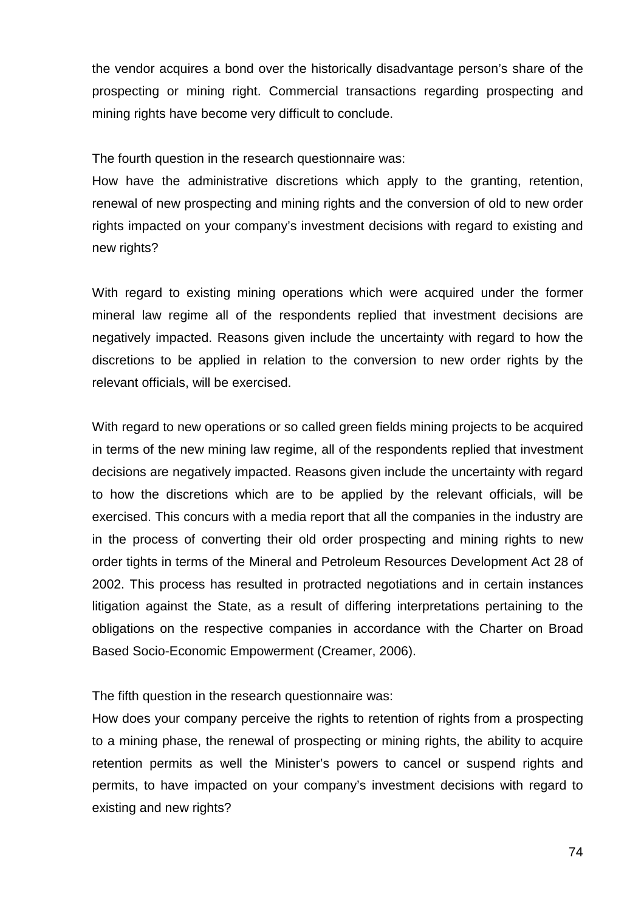the vendor acquires a bond over the historically disadvantage person's share of the prospecting or mining right. Commercial transactions regarding prospecting and mining rights have become very difficult to conclude.

The fourth question in the research questionnaire was:
How have the administrative discretions which apply to the granting, retention, renewal of new prospecting and mining rights and the conversion of old to new order rights impacted on your company's investment decisions with regard to existing and new rights?

With regard to existing mining operations which were acquired under the former mineral law regime all of the respondents replied that investment decisions are negatively impacted. Reasons given include the uncertainty with regard to how the discretions to be applied in relation to the conversion to new order rights by the relevant officials, will be exercised.

With regard to new operations or so called green fields mining projects to be acquired in terms of the new mining law regime, all of the respondents replied that investment decisions are negatively impacted. Reasons given include the uncertainty with regard to how the discretions which are to be applied by the relevant officials, will be exercised. This concurs with a media report that all the companies in the industry are in the process of converting their old order prospecting and mining rights to new order tights in terms of the Mineral and Petroleum Resources Development Act 28 of 2002. This process has resulted in protracted negotiations and in certain instances litigation against the State, as a result of differing interpretations pertaining to the obligations on the respective companies in accordance with the Charter on Broad Based Socio-Economic Empowerment (Creamer, 2006).

The fifth question in the research questionnaire was:
How does your company perceive the rights to retention of rights from a prospecting to a mining phase, the renewal of prospecting or mining rights, the ability to acquire retention permits as well the Minister's powers to cancel or suspend rights and permits, to have impacted on your company's investment decisions with regard to existing and new rights?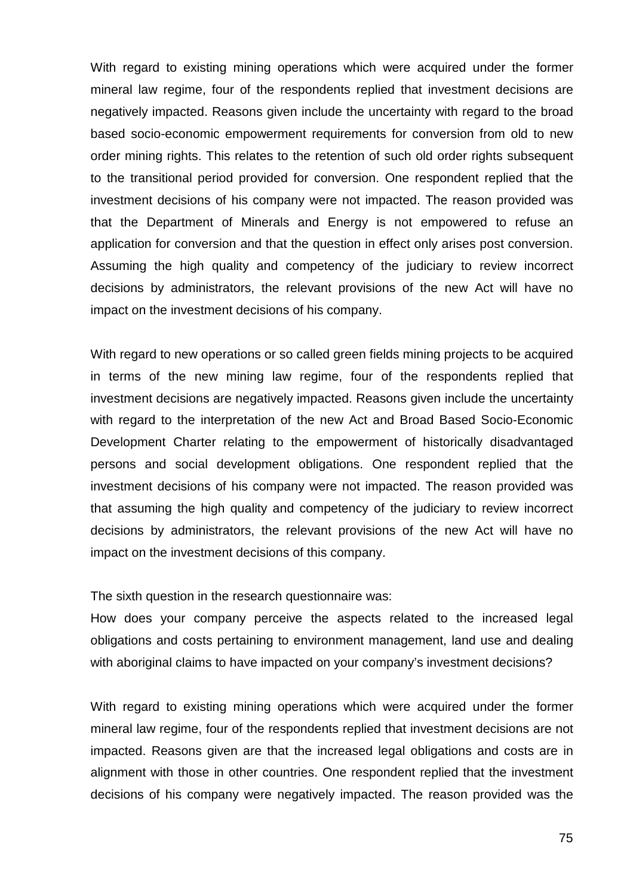With regard to existing mining operations which were acquired under the former mineral law regime, four of the respondents replied that investment decisions are negatively impacted. Reasons given include the uncertainty with regard to the broad based socio-economic empowerment requirements for conversion from old to new order mining rights. This relates to the retention of such old order rights subsequent to the transitional period provided for conversion. One respondent replied that the investment decisions of his company were not impacted. The reason provided was that the Department of Minerals and Energy is not empowered to refuse an application for conversion and that the question in effect only arises post conversion. Assuming the high quality and competency of the judiciary to review incorrect decisions by administrators, the relevant provisions of the new Act will have no impact on the investment decisions of his company.

With regard to new operations or so called green fields mining projects to be acquired in terms of the new mining law regime, four of the respondents replied that investment decisions are negatively impacted. Reasons given include the uncertainty with regard to the interpretation of the new Act and Broad Based Socio-Economic Development Charter relating to the empowerment of historically disadvantaged persons and social development obligations. One respondent replied that the investment decisions of his company were not impacted. The reason provided was that assuming the high quality and competency of the judiciary to review incorrect decisions by administrators, the relevant provisions of the new Act will have no impact on the investment decisions of this company.

The sixth question in the research questionnaire was:
How does your company perceive the aspects related to the increased legal obligations and costs pertaining to environment management, land use and dealing with aboriginal claims to have impacted on your company's investment decisions?

With regard to existing mining operations which were acquired under the former mineral law regime, four of the respondents replied that investment decisions are not impacted. Reasons given are that the increased legal obligations and costs are in alignment with those in other countries. One respondent replied that the investment decisions of his company were negatively impacted. The reason provided was the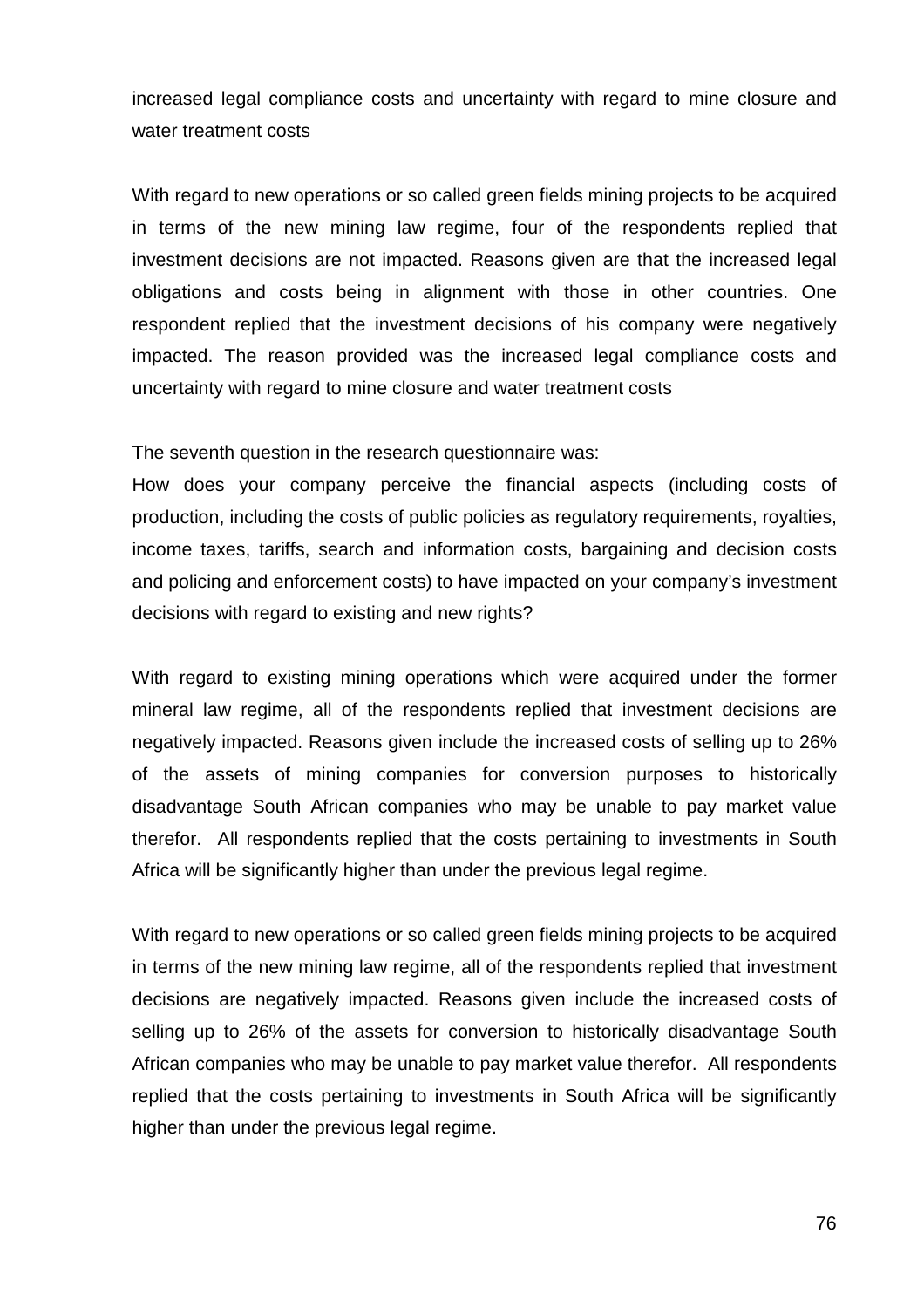increased legal compliance costs and uncertainty with regard to mine closure and water treatment costs

With regard to new operations or so called green fields mining projects to be acquired in terms of the new mining law regime, four of the respondents replied that investment decisions are not impacted. Reasons given are that the increased legal obligations and costs being in alignment with those in other countries. One respondent replied that the investment decisions of his company were negatively impacted. The reason provided was the increased legal compliance costs and uncertainty with regard to mine closure and water treatment costs

The seventh question in the research questionnaire was:
How does your company perceive the financial aspects (including costs of production, including the costs of public policies as regulatory requirements, royalties, income taxes, tariffs, search and information costs, bargaining and decision costs and policing and enforcement costs) to have impacted on your company's investment decisions with regard to existing and new rights?

With regard to existing mining operations which were acquired under the former mineral law regime, all of the respondents replied that investment decisions are negatively impacted. Reasons given include the increased costs of selling up to 26% of the assets of mining companies for conversion purposes to historically disadvantage South African companies who may be unable to pay market value therefor. All respondents replied that the costs pertaining to investments in South Africa will be significantly higher than under the previous legal regime.

With regard to new operations or so called green fields mining projects to be acquired in terms of the new mining law regime, all of the respondents replied that investment decisions are negatively impacted. Reasons given include the increased costs of selling up to 26% of the assets for conversion to historically disadvantage South African companies who may be unable to pay market value therefor. All respondents replied that the costs pertaining to investments in South Africa will be significantly higher than under the previous legal regime.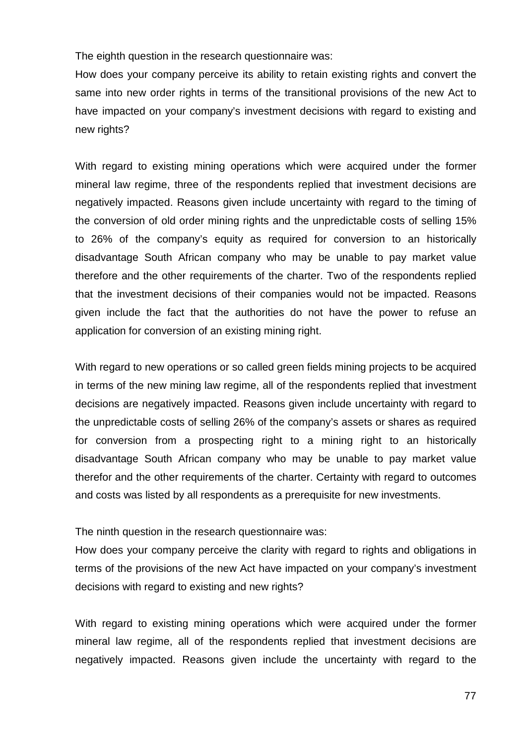The eighth question in the research questionnaire was:

How does your company perceive its ability to retain existing rights and convert the same into new order rights in terms of the transitional provisions of the new Act to have impacted on your company's investment decisions with regard to existing and new rights?

With regard to existing mining operations which were acquired under the former mineral law regime, three of the respondents replied that investment decisions are negatively impacted. Reasons given include uncertainty with regard to the timing of the conversion of old order mining rights and the unpredictable costs of selling 15% to 26% of the company's equity as required for conversion to an historically disadvantage South African company who may be unable to pay market value therefore and the other requirements of the charter. Two of the respondents replied that the investment decisions of their companies would not be impacted. Reasons given include the fact that the authorities do not have the power to refuse an application for conversion of an existing mining right.

With regard to new operations or so called green fields mining projects to be acquired in terms of the new mining law regime, all of the respondents replied that investment decisions are negatively impacted. Reasons given include uncertainty with regard to the unpredictable costs of selling 26% of the company's assets or shares as required for conversion from a prospecting right to a mining right to an historically disadvantage South African company who may be unable to pay market value therefor and the other requirements of the charter. Certainty with regard to outcomes and costs was listed by all respondents as a prerequisite for new investments.

The ninth question in the research questionnaire was:

How does your company perceive the clarity with regard to rights and obligations in terms of the provisions of the new Act have impacted on your company's investment decisions with regard to existing and new rights?

With regard to existing mining operations which were acquired under the former mineral law regime, all of the respondents replied that investment decisions are negatively impacted. Reasons given include the uncertainty with regard to the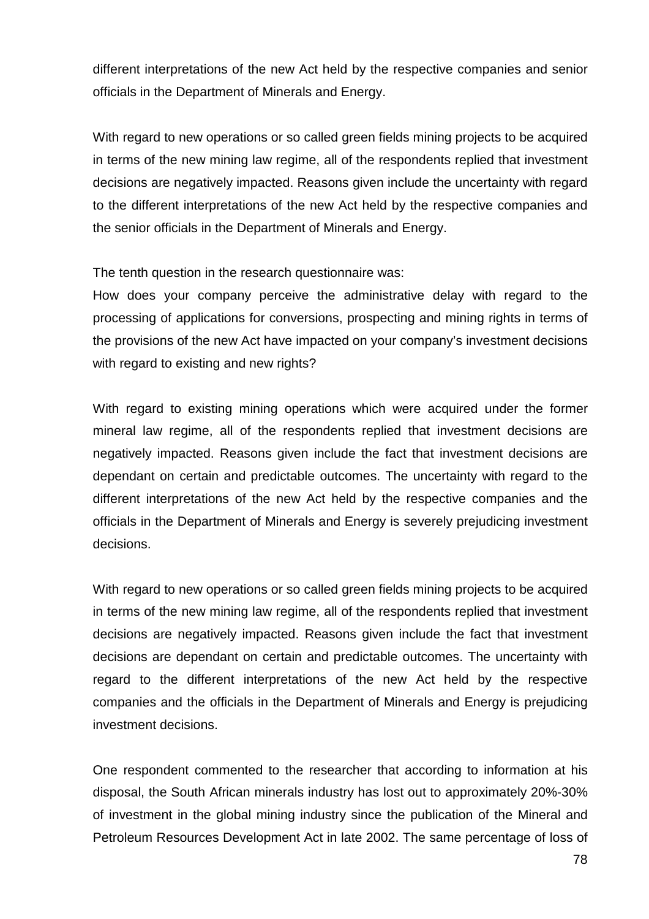different interpretations of the new Act held by the respective companies and senior officials in the Department of Minerals and Energy.

With regard to new operations or so called green fields mining projects to be acquired in terms of the new mining law regime, all of the respondents replied that investment decisions are negatively impacted. Reasons given include the uncertainty with regard to the different interpretations of the new Act held by the respective companies and the senior officials in the Department of Minerals and Energy.

The tenth question in the research questionnaire was:
How does your company perceive the administrative delay with regard to the processing of applications for conversions, prospecting and mining rights in terms of the provisions of the new Act have impacted on your company's investment decisions with regard to existing and new rights?

With regard to existing mining operations which were acquired under the former mineral law regime, all of the respondents replied that investment decisions are negatively impacted. Reasons given include the fact that investment decisions are dependant on certain and predictable outcomes. The uncertainty with regard to the different interpretations of the new Act held by the respective companies and the officials in the Department of Minerals and Energy is severely prejudicing investment decisions.

With regard to new operations or so called green fields mining projects to be acquired in terms of the new mining law regime, all of the respondents replied that investment decisions are negatively impacted. Reasons given include the fact that investment decisions are dependant on certain and predictable outcomes. The uncertainty with regard to the different interpretations of the new Act held by the respective companies and the officials in the Department of Minerals and Energy is prejudicing investment decisions.

One respondent commented to the researcher that according to information at his disposal, the South African minerals industry has lost out to approximately 20%-30% of investment in the global mining industry since the publication of the Mineral and Petroleum Resources Development Act in late 2002. The same percentage of loss of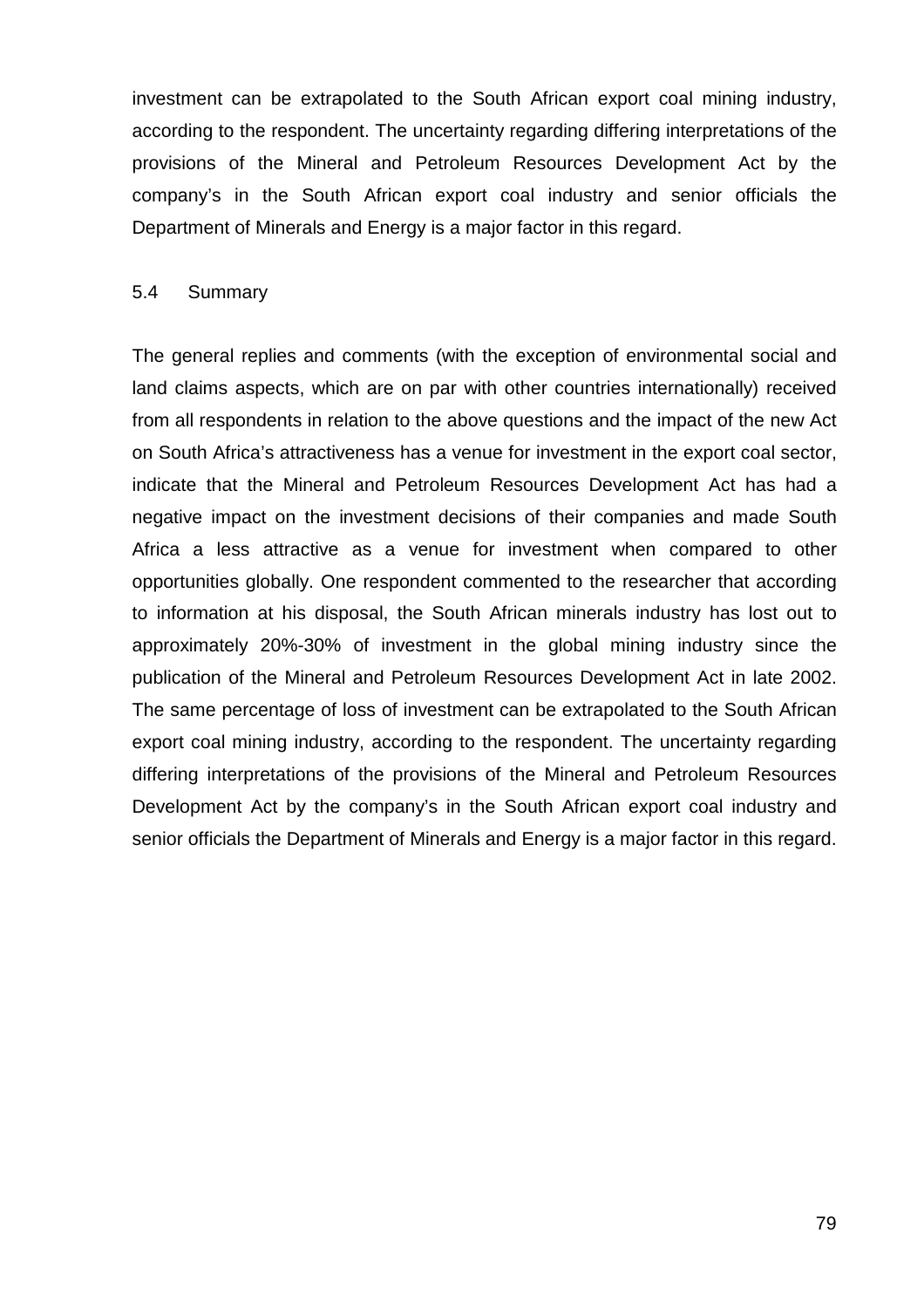investment can be extrapolated to the South African export coal mining industry, according to the respondent. The uncertainty regarding differing interpretations of the provisions of the Mineral and Petroleum Resources Development Act by the company's in the South African export coal industry and senior officials the Department of Minerals and Energy is a major factor in this regard.

## 5.4 Summary

The general replies and comments (with the exception of environmental social and land claims aspects, which are on par with other countries internationally) received from all respondents in relation to the above questions and the impact of the new Act on South Africa's attractiveness has a venue for investment in the export coal sector, indicate that the Mineral and Petroleum Resources Development Act has had a negative impact on the investment decisions of their companies and made South Africa a less attractive as a venue for investment when compared to other opportunities globally. One respondent commented to the researcher that according to information at his disposal, the South African minerals industry has lost out to approximately 20%-30% of investment in the global mining industry since the publication of the Mineral and Petroleum Resources Development Act in late 2002. The same percentage of loss of investment can be extrapolated to the South African export coal mining industry, according to the respondent. The uncertainty regarding differing interpretations of the provisions of the Mineral and Petroleum Resources Development Act by the company's in the South African export coal industry and senior officials the Department of Minerals and Energy is a major factor in this regard.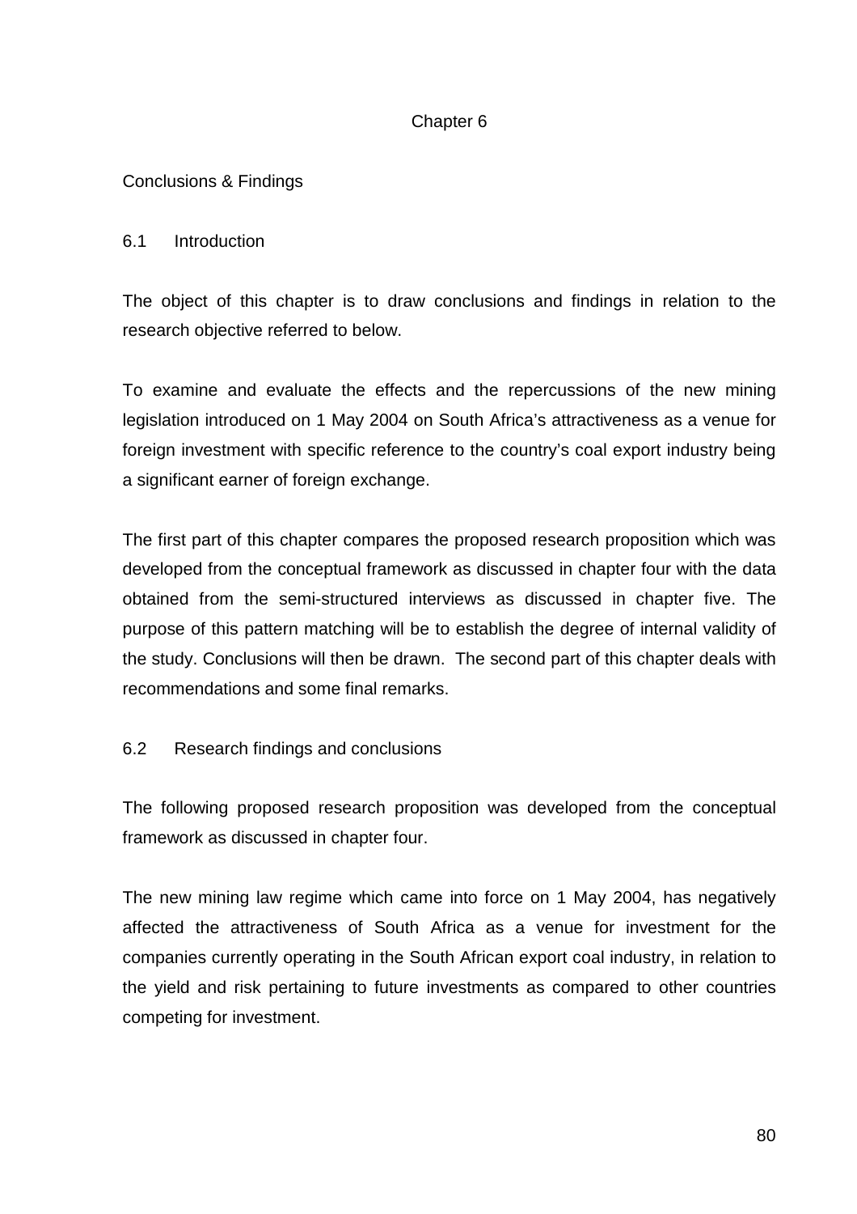# Chapter 6

## Conclusions & Findings

### 6.1 Introduction

The object of this chapter is to draw conclusions and findings in relation to the research objective referred to below.

To examine and evaluate the effects and the repercussions of the new mining legislation introduced on 1 May 2004 on South Africa's attractiveness as a venue for foreign investment with specific reference to the country's coal export industry being a significant earner of foreign exchange.

The first part of this chapter compares the proposed research proposition which was developed from the conceptual framework as discussed in chapter four with the data obtained from the semi-structured interviews as discussed in chapter five. The purpose of this pattern matching will be to establish the degree of internal validity of the study. Conclusions will then be drawn. The second part of this chapter deals with recommendations and some final remarks.

### 6.2 Research findings and conclusions

The following proposed research proposition was developed from the conceptual framework as discussed in chapter four.

The new mining law regime which came into force on 1 May 2004, has negatively affected the attractiveness of South Africa as a venue for investment for the companies currently operating in the South African export coal industry, in relation to the yield and risk pertaining to future investments as compared to other countries competing for investment.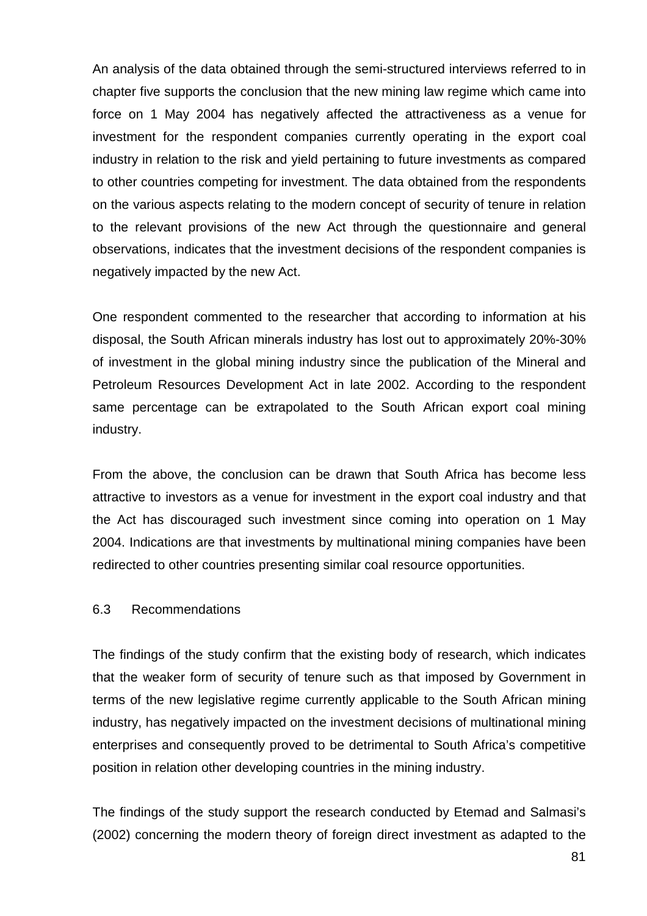An analysis of the data obtained through the semi-structured interviews referred to in chapter five supports the conclusion that the new mining law regime which came into force on 1 May 2004 has negatively affected the attractiveness as a venue for investment for the respondent companies currently operating in the export coal industry in relation to the risk and yield pertaining to future investments as compared to other countries competing for investment. The data obtained from the respondents on the various aspects relating to the modern concept of security of tenure in relation to the relevant provisions of the new Act through the questionnaire and general observations, indicates that the investment decisions of the respondent companies is negatively impacted by the new Act.

One respondent commented to the researcher that according to information at his disposal, the South African minerals industry has lost out to approximately 20%-30% of investment in the global mining industry since the publication of the Mineral and Petroleum Resources Development Act in late 2002. According to the respondent same percentage can be extrapolated to the South African export coal mining industry.

From the above, the conclusion can be drawn that South Africa has become less attractive to investors as a venue for investment in the export coal industry and that the Act has discouraged such investment since coming into operation on 1 May 2004. Indications are that investments by multinational mining companies have been redirected to other countries presenting similar coal resource opportunities.

## 6.3 Recommendations

The findings of the study confirm that the existing body of research, which indicates that the weaker form of security of tenure such as that imposed by Government in terms of the new legislative regime currently applicable to the South African mining industry, has negatively impacted on the investment decisions of multinational mining enterprises and consequently proved to be detrimental to South Africa's competitive position in relation other developing countries in the mining industry.

The findings of the study support the research conducted by Etemad and Salmasi's (2002) concerning the modern theory of foreign direct investment as adapted to the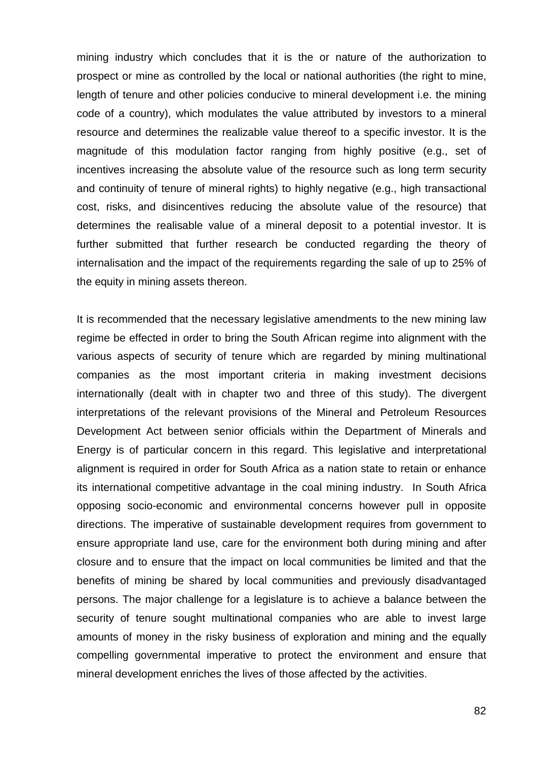mining industry which concludes that it is the or nature of the authorization to prospect or mine as controlled by the local or national authorities (the right to mine, length of tenure and other policies conducive to mineral development i.e. the mining code of a country), which modulates the value attributed by investors to a mineral resource and determines the realizable value thereof to a specific investor. It is the magnitude of this modulation factor ranging from highly positive (e.g., set of incentives increasing the absolute value of the resource such as long term security and continuity of tenure of mineral rights) to highly negative (e.g., high transactional cost, risks, and disincentives reducing the absolute value of the resource) that determines the realisable value of a mineral deposit to a potential investor. It is further submitted that further research be conducted regarding the theory of internalisation and the impact of the requirements regarding the sale of up to 25% of the equity in mining assets thereon.

It is recommended that the necessary legislative amendments to the new mining law regime be effected in order to bring the South African regime into alignment with the various aspects of security of tenure which are regarded by mining multinational companies as the most important criteria in making investment decisions internationally (dealt with in chapter two and three of this study). The divergent interpretations of the relevant provisions of the Mineral and Petroleum Resources Development Act between senior officials within the Department of Minerals and Energy is of particular concern in this regard. This legislative and interpretational alignment is required in order for South Africa as a nation state to retain or enhance its international competitive advantage in the coal mining industry. In South Africa opposing socio-economic and environmental concerns however pull in opposite directions. The imperative of sustainable development requires from government to ensure appropriate land use, care for the environment both during mining and after closure and to ensure that the impact on local communities be limited and that the benefits of mining be shared by local communities and previously disadvantaged persons. The major challenge for a legislature is to achieve a balance between the security of tenure sought multinational companies who are able to invest large amounts of money in the risky business of exploration and mining and the equally compelling governmental imperative to protect the environment and ensure that mineral development enriches the lives of those affected by the activities.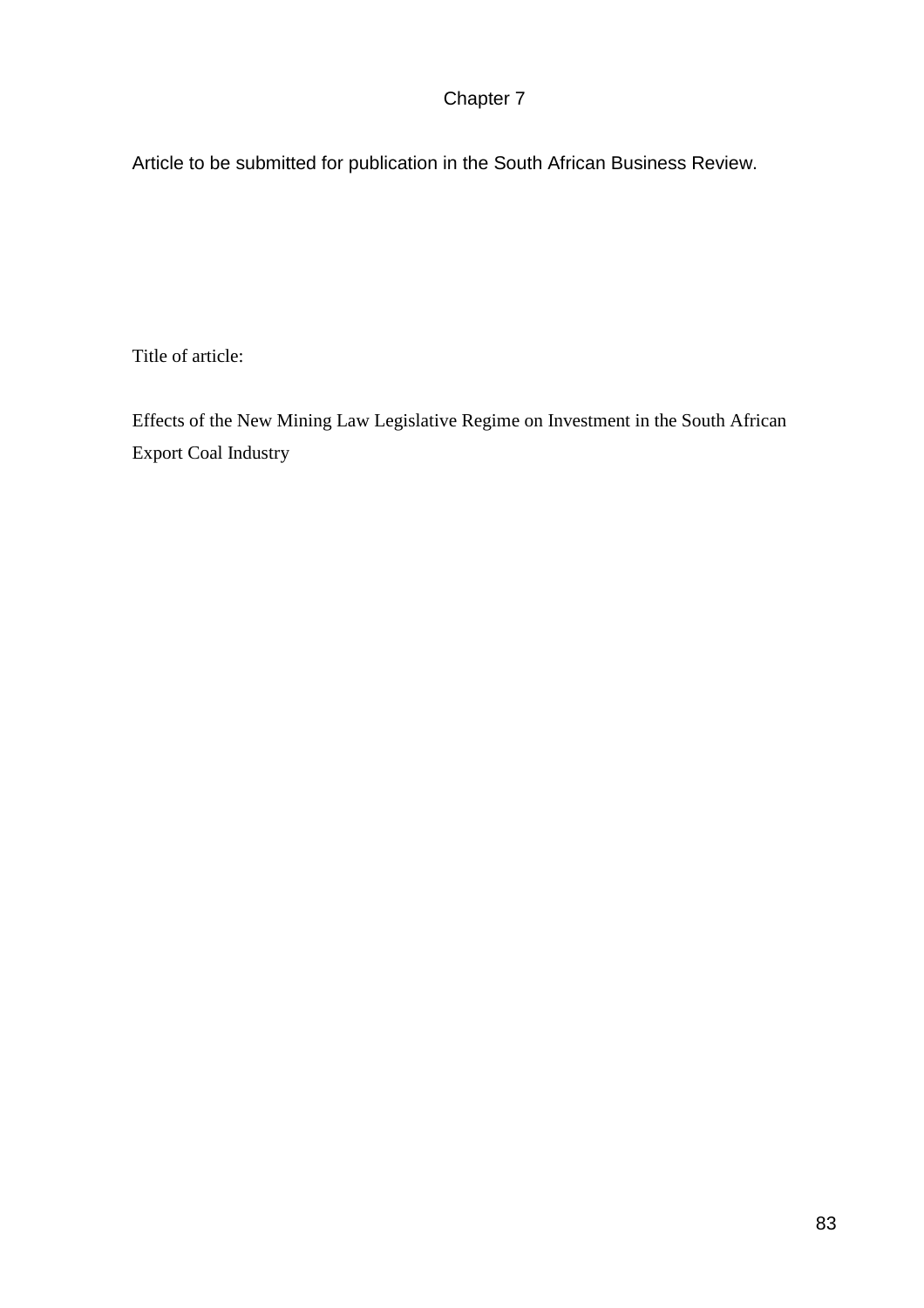# Chapter 7

Article to be submitted for publication in the South African Business Review.

Title of article:

Effects of the New Mining Law Legislative Regime on Investment in the South African Export Coal Industry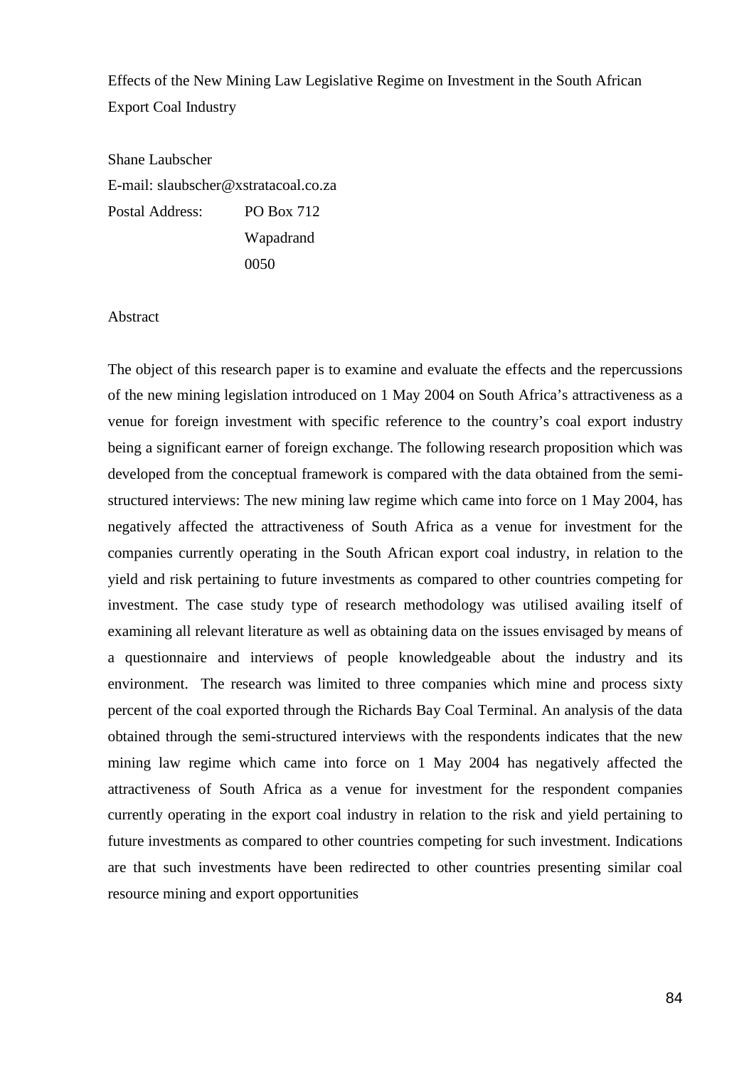Effects of the New Mining Law Legislative Regime on Investment in the South African Export Coal Industry

Shane Laubscher

E-mail: slaubscher@xstratacoal.co.za

Postal Address: PO Box 712
Wapadrand
0050

Abstract

The object of this research paper is to examine and evaluate the effects and the repercussions of the new mining legislation introduced on 1 May 2004 on South Africa's attractiveness as a venue for foreign investment with specific reference to the country's coal export industry being a significant earner of foreign exchange. The following research proposition which was developed from the conceptual framework is compared with the data obtained from the semi-structured interviews: The new mining law regime which came into force on 1 May 2004, has negatively affected the attractiveness of South Africa as a venue for investment for the companies currently operating in the South African export coal industry, in relation to the yield and risk pertaining to future investments as compared to other countries competing for investment. The case study type of research methodology was utilised availing itself of examining all relevant literature as well as obtaining data on the issues envisaged by means of a questionnaire and interviews of people knowledgeable about the industry and its environment. The research was limited to three companies which mine and process sixty percent of the coal exported through the Richards Bay Coal Terminal. An analysis of the data obtained through the semi-structured interviews with the respondents indicates that the new mining law regime which came into force on 1 May 2004 has negatively affected the attractiveness of South Africa as a venue for investment for the respondent companies currently operating in the export coal industry in relation to the risk and yield pertaining to future investments as compared to other countries competing for such investment. Indications are that such investments have been redirected to other countries presenting similar coal resource mining and export opportunities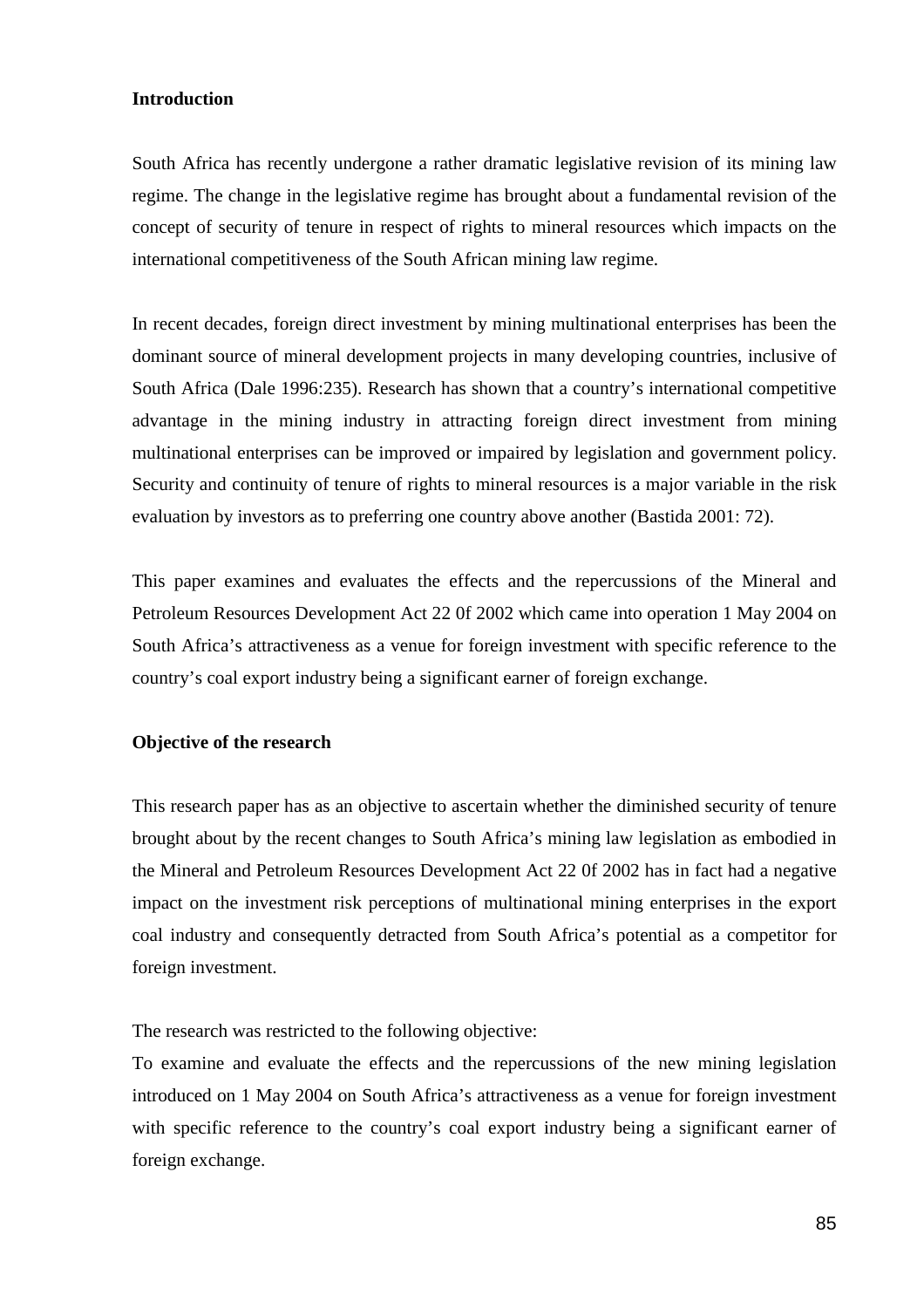**Introduction**

South Africa has recently undergone a rather dramatic legislative revision of its mining law regime. The change in the legislative regime has brought about a fundamental revision of the concept of security of tenure in respect of rights to mineral resources which impacts on the international competitiveness of the South African mining law regime.

In recent decades, foreign direct investment by mining multinational enterprises has been the dominant source of mineral development projects in many developing countries, inclusive of South Africa (Dale 1996:235). Research has shown that a country's international competitive advantage in the mining industry in attracting foreign direct investment from mining multinational enterprises can be improved or impaired by legislation and government policy. Security and continuity of tenure of rights to mineral resources is a major variable in the risk evaluation by investors as to preferring one country above another (Bastida 2001: 72).

This paper examines and evaluates the effects and the repercussions of the Mineral and Petroleum Resources Development Act 22 0f 2002 which came into operation 1 May 2004 on South Africa's attractiveness as a venue for foreign investment with specific reference to the country's coal export industry being a significant earner of foreign exchange.

**Objective of the research**

This research paper has as an objective to ascertain whether the diminished security of tenure brought about by the recent changes to South Africa's mining law legislation as embodied in the Mineral and Petroleum Resources Development Act 22 0f 2002 has in fact had a negative impact on the investment risk perceptions of multinational mining enterprises in the export coal industry and consequently detracted from South Africa's potential as a competitor for foreign investment.

The research was restricted to the following objective:

To examine and evaluate the effects and the repercussions of the new mining legislation introduced on 1 May 2004 on South Africa's attractiveness as a venue for foreign investment with specific reference to the country's coal export industry being a significant earner of foreign exchange.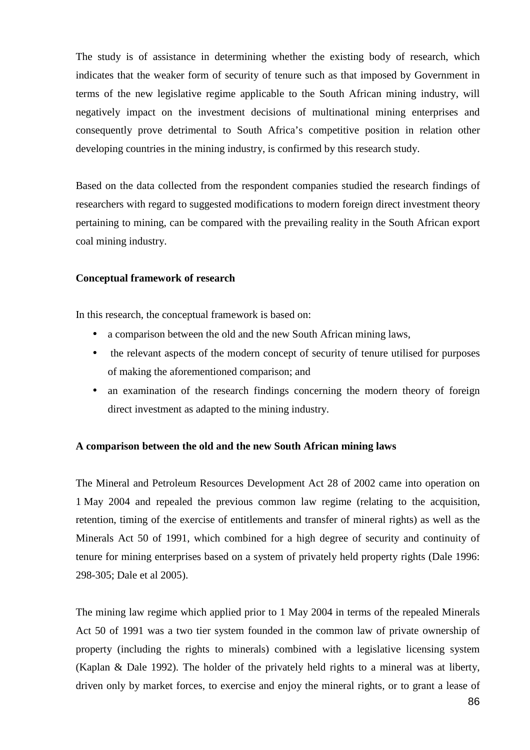The study is of assistance in determining whether the existing body of research, which indicates that the weaker form of security of tenure such as that imposed by Government in terms of the new legislative regime applicable to the South African mining industry, will negatively impact on the investment decisions of multinational mining enterprises and consequently prove detrimental to South Africa's competitive position in relation other developing countries in the mining industry, is confirmed by this research study.

Based on the data collected from the respondent companies studied the research findings of researchers with regard to suggested modifications to modern foreign direct investment theory pertaining to mining, can be compared with the prevailing reality in the South African export coal mining industry.

**Conceptual framework of research**

In this research, the conceptual framework is based on:

- a comparison between the old and the new South African mining laws,
- the relevant aspects of the modern concept of security of tenure utilised for purposes of making the aforementioned comparison; and
- an examination of the research findings concerning the modern theory of foreign direct investment as adapted to the mining industry.

**A comparison between the old and the new South African mining laws**

The Mineral and Petroleum Resources Development Act 28 of 2002 came into operation on 1 May 2004 and repealed the previous common law regime (relating to the acquisition, retention, timing of the exercise of entitlements and transfer of mineral rights) as well as the Minerals Act 50 of 1991, which combined for a high degree of security and continuity of tenure for mining enterprises based on a system of privately held property rights (Dale 1996: 298-305; Dale et al 2005).

The mining law regime which applied prior to 1 May 2004 in terms of the repealed Minerals Act 50 of 1991 was a two tier system founded in the common law of private ownership of property (including the rights to minerals) combined with a legislative licensing system (Kaplan & Dale 1992). The holder of the privately held rights to a mineral was at liberty, driven only by market forces, to exercise and enjoy the mineral rights, or to grant a lease of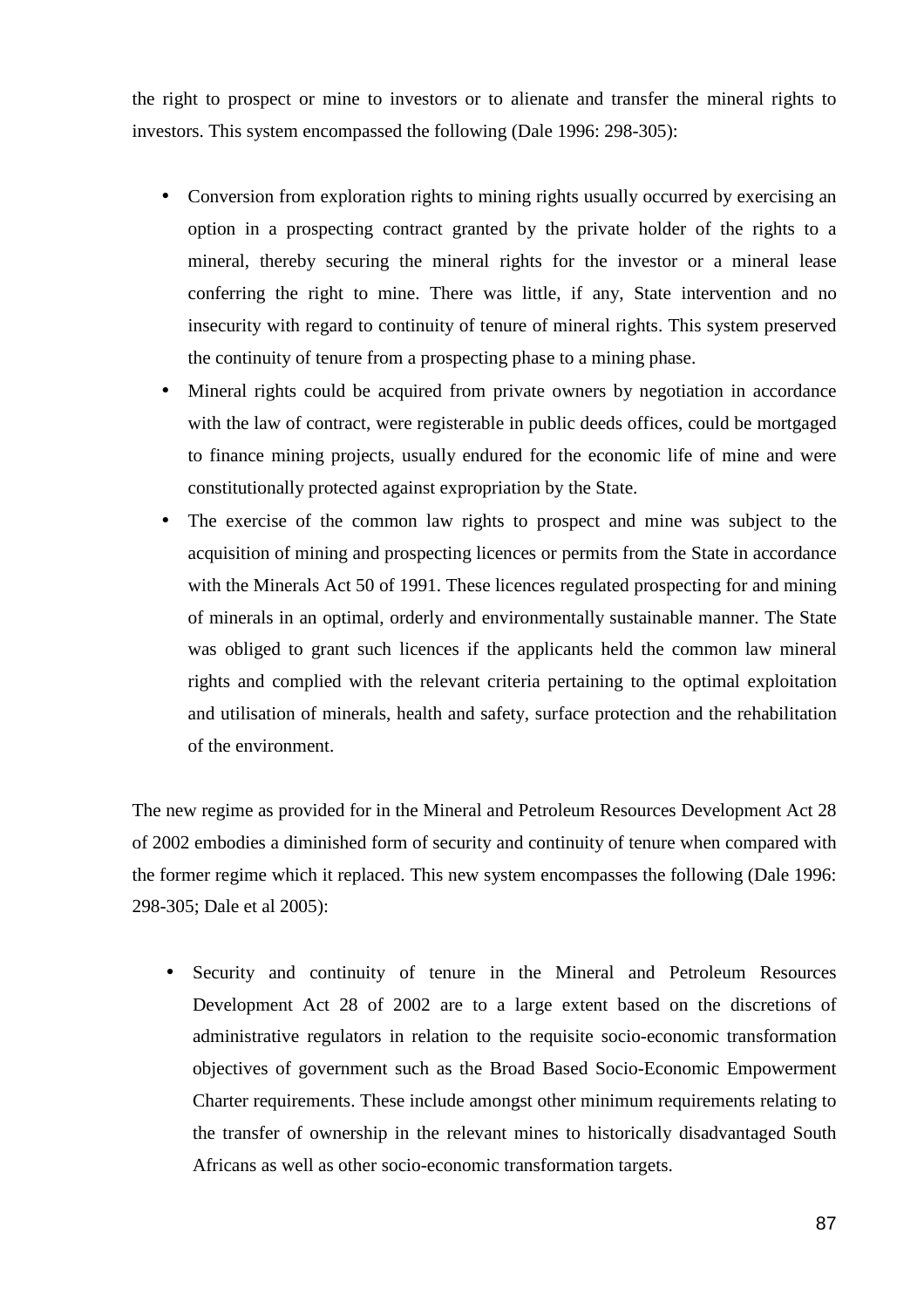the right to prospect or mine to investors or to alienate and transfer the mineral rights to investors. This system encompassed the following (Dale 1996: 298-305):

- Conversion from exploration rights to mining rights usually occurred by exercising an option in a prospecting contract granted by the private holder of the rights to a mineral, thereby securing the mineral rights for the investor or a mineral lease conferring the right to mine. There was little, if any, State intervention and no insecurity with regard to continuity of tenure of mineral rights. This system preserved the continuity of tenure from a prospecting phase to a mining phase.
- Mineral rights could be acquired from private owners by negotiation in accordance with the law of contract, were registerable in public deeds offices, could be mortgaged to finance mining projects, usually endured for the economic life of mine and were constitutionally protected against expropriation by the State.
- The exercise of the common law rights to prospect and mine was subject to the acquisition of mining and prospecting licences or permits from the State in accordance with the Minerals Act 50 of 1991. These licences regulated prospecting for and mining of minerals in an optimal, orderly and environmentally sustainable manner. The State was obliged to grant such licences if the applicants held the common law mineral rights and complied with the relevant criteria pertaining to the optimal exploitation and utilisation of minerals, health and safety, surface protection and the rehabilitation of the environment.

The new regime as provided for in the Mineral and Petroleum Resources Development Act 28 of 2002 embodies a diminished form of security and continuity of tenure when compared with the former regime which it replaced. This new system encompasses the following (Dale 1996: 298-305; Dale et al 2005):

- Security and continuity of tenure in the Mineral and Petroleum Resources Development Act 28 of 2002 are to a large extent based on the discretions of administrative regulators in relation to the requisite socio-economic transformation objectives of government such as the Broad Based Socio-Economic Empowerment Charter requirements. These include amongst other minimum requirements relating to the transfer of ownership in the relevant mines to historically disadvantaged South Africans as well as other socio-economic transformation targets.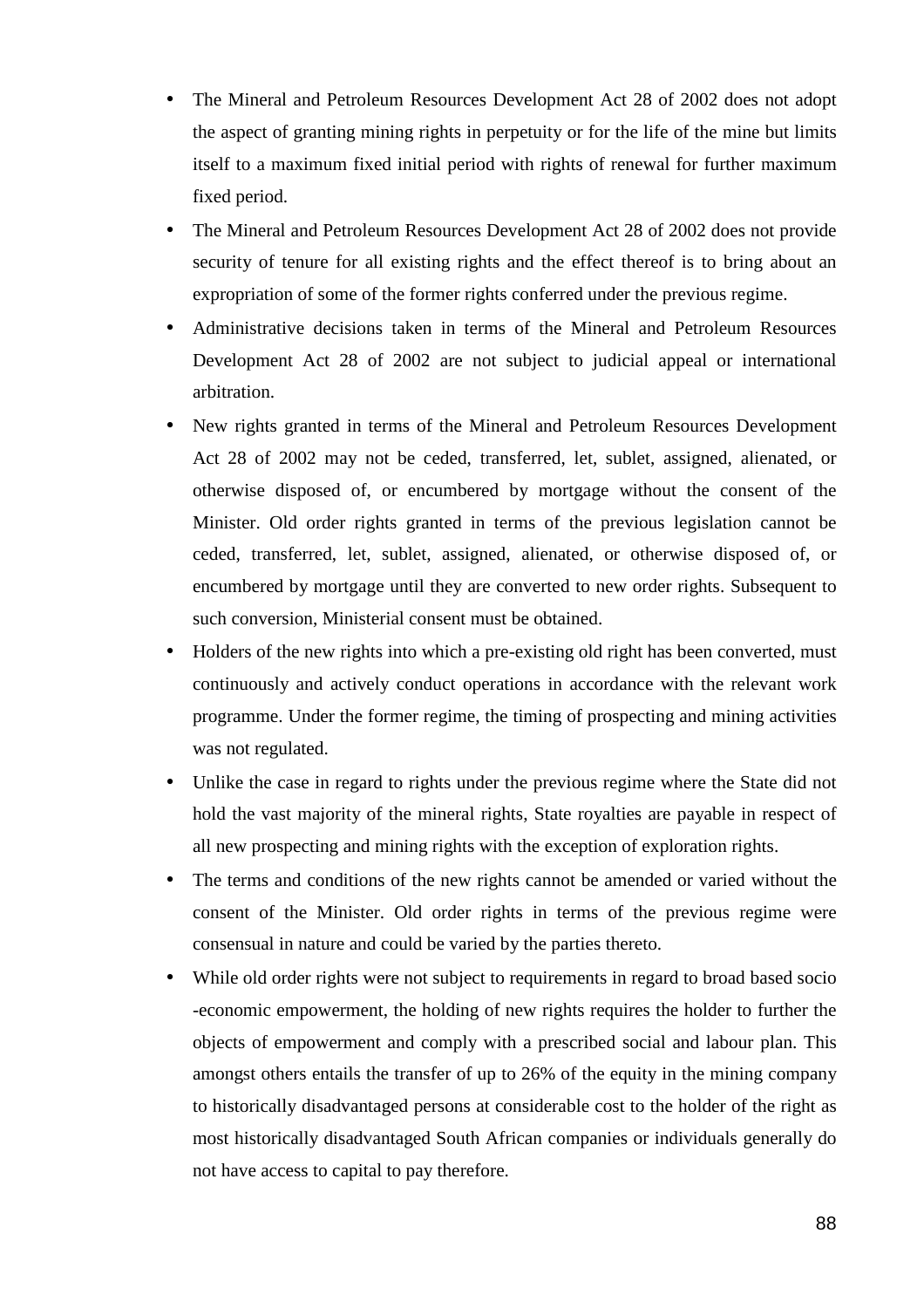- The Mineral and Petroleum Resources Development Act 28 of 2002 does not adopt the aspect of granting mining rights in perpetuity or for the life of the mine but limits itself to a maximum fixed initial period with rights of renewal for further maximum fixed period.
- The Mineral and Petroleum Resources Development Act 28 of 2002 does not provide security of tenure for all existing rights and the effect thereof is to bring about an expropriation of some of the former rights conferred under the previous regime.
- Administrative decisions taken in terms of the Mineral and Petroleum Resources Development Act 28 of 2002 are not subject to judicial appeal or international arbitration.
- New rights granted in terms of the Mineral and Petroleum Resources Development Act 28 of 2002 may not be ceded, transferred, let, sublet, assigned, alienated, or otherwise disposed of, or encumbered by mortgage without the consent of the Minister. Old order rights granted in terms of the previous legislation cannot be ceded, transferred, let, sublet, assigned, alienated, or otherwise disposed of, or encumbered by mortgage until they are converted to new order rights. Subsequent to such conversion, Ministerial consent must be obtained.
- Holders of the new rights into which a pre-existing old right has been converted, must continuously and actively conduct operations in accordance with the relevant work programme. Under the former regime, the timing of prospecting and mining activities was not regulated.
- Unlike the case in regard to rights under the previous regime where the State did not hold the vast majority of the mineral rights, State royalties are payable in respect of all new prospecting and mining rights with the exception of exploration rights.
- The terms and conditions of the new rights cannot be amended or varied without the consent of the Minister. Old order rights in terms of the previous regime were consensual in nature and could be varied by the parties thereto.
- While old order rights were not subject to requirements in regard to broad based socio -economic empowerment, the holding of new rights requires the holder to further the objects of empowerment and comply with a prescribed social and labour plan. This amongst others entails the transfer of up to 26% of the equity in the mining company to historically disadvantaged persons at considerable cost to the holder of the right as most historically disadvantaged South African companies or individuals generally do not have access to capital to pay therefore.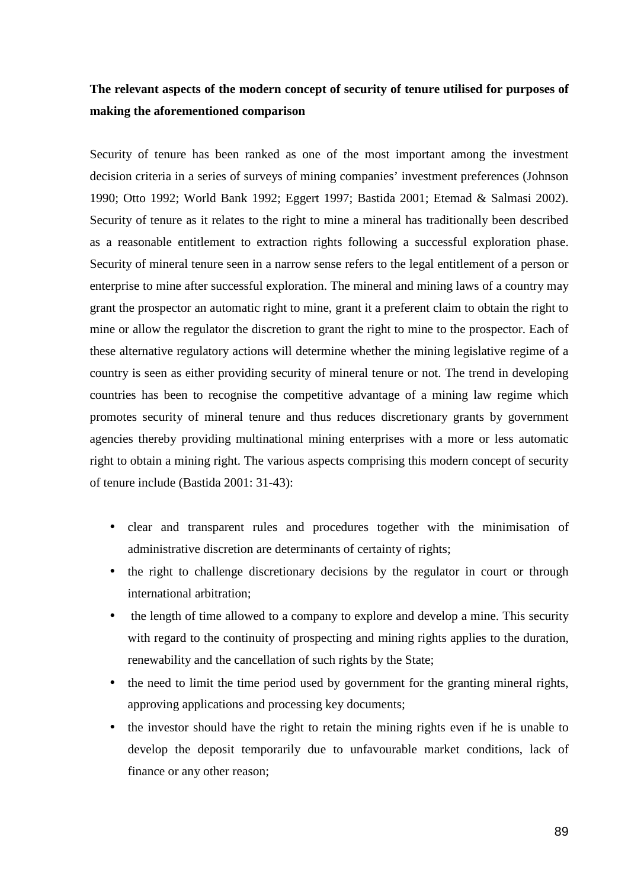**The relevant aspects of the modern concept of security of tenure utilised for purposes of making the aforementioned comparison**

Security of tenure has been ranked as one of the most important among the investment decision criteria in a series of surveys of mining companies' investment preferences (Johnson 1990; Otto 1992; World Bank 1992; Eggert 1997; Bastida 2001; Etemad & Salmasi 2002). Security of tenure as it relates to the right to mine a mineral has traditionally been described as a reasonable entitlement to extraction rights following a successful exploration phase. Security of mineral tenure seen in a narrow sense refers to the legal entitlement of a person or enterprise to mine after successful exploration. The mineral and mining laws of a country may grant the prospector an automatic right to mine, grant it a preferent claim to obtain the right to mine or allow the regulator the discretion to grant the right to mine to the prospector. Each of these alternative regulatory actions will determine whether the mining legislative regime of a country is seen as either providing security of mineral tenure or not. The trend in developing countries has been to recognise the competitive advantage of a mining law regime which promotes security of mineral tenure and thus reduces discretionary grants by government agencies thereby providing multinational mining enterprises with a more or less automatic right to obtain a mining right. The various aspects comprising this modern concept of security of tenure include (Bastida 2001: 31-43):

- clear and transparent rules and procedures together with the minimisation of administrative discretion are determinants of certainty of rights;
- the right to challenge discretionary decisions by the regulator in court or through international arbitration;
- the length of time allowed to a company to explore and develop a mine. This security with regard to the continuity of prospecting and mining rights applies to the duration, renewability and the cancellation of such rights by the State;
- the need to limit the time period used by government for the granting mineral rights, approving applications and processing key documents;
- the investor should have the right to retain the mining rights even if he is unable to develop the deposit temporarily due to unfavourable market conditions, lack of finance or any other reason;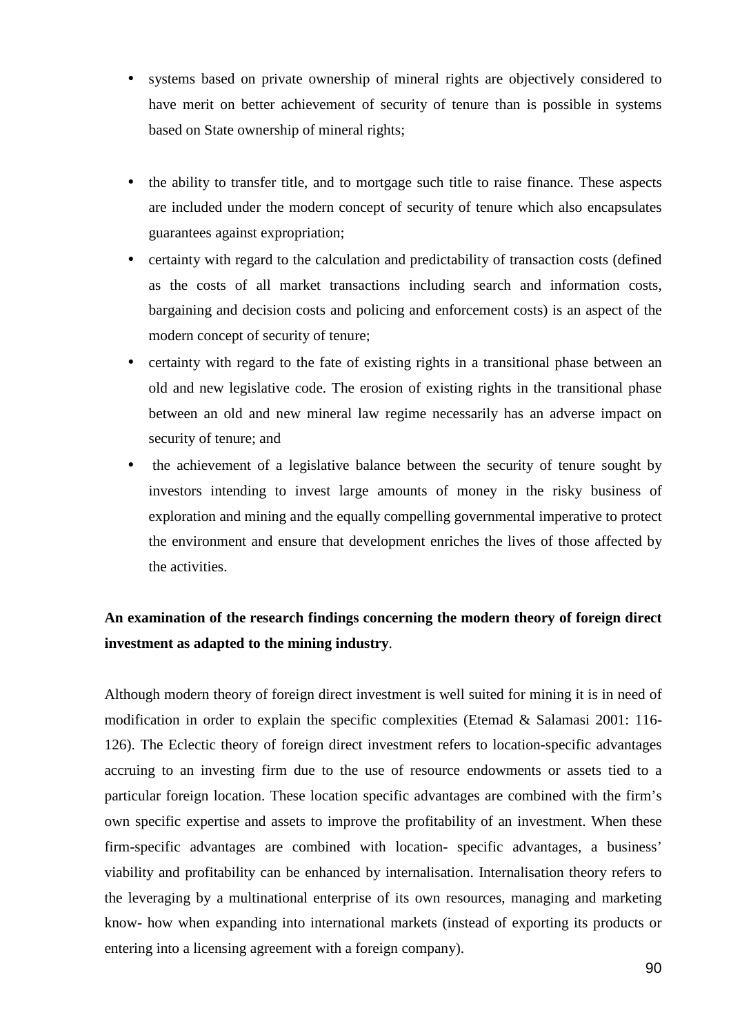- systems based on private ownership of mineral rights are objectively considered to have merit on better achievement of security of tenure than is possible in systems based on State ownership of mineral rights;

- the ability to transfer title, and to mortgage such title to raise finance. These aspects are included under the modern concept of security of tenure which also encapsulates guarantees against expropriation;
- certainty with regard to the calculation and predictability of transaction costs (defined as the costs of all market transactions including search and information costs, bargaining and decision costs and policing and enforcement costs) is an aspect of the modern concept of security of tenure;
- certainty with regard to the fate of existing rights in a transitional phase between an old and new legislative code. The erosion of existing rights in the transitional phase between an old and new mineral law regime necessarily has an adverse impact on security of tenure; and
- the achievement of a legislative balance between the security of tenure sought by investors intending to invest large amounts of money in the risky business of exploration and mining and the equally compelling governmental imperative to protect the environment and ensure that development enriches the lives of those affected by the activities.

**An examination of the research findings concerning the modern theory of foreign direct investment as adapted to the mining industry**.

Although modern theory of foreign direct investment is well suited for mining it is in need of modification in order to explain the specific complexities (Etemad & Salamasi 2001: 116-126). The Eclectic theory of foreign direct investment refers to location-specific advantages accruing to an investing firm due to the use of resource endowments or assets tied to a particular foreign location. These location specific advantages are combined with the firm's own specific expertise and assets to improve the profitability of an investment. When these firm-specific advantages are combined with location- specific advantages, a business' viability and profitability can be enhanced by internalisation. Internalisation theory refers to the leveraging by a multinational enterprise of its own resources, managing and marketing know- how when expanding into international markets (instead of exporting its products or entering into a licensing agreement with a foreign company).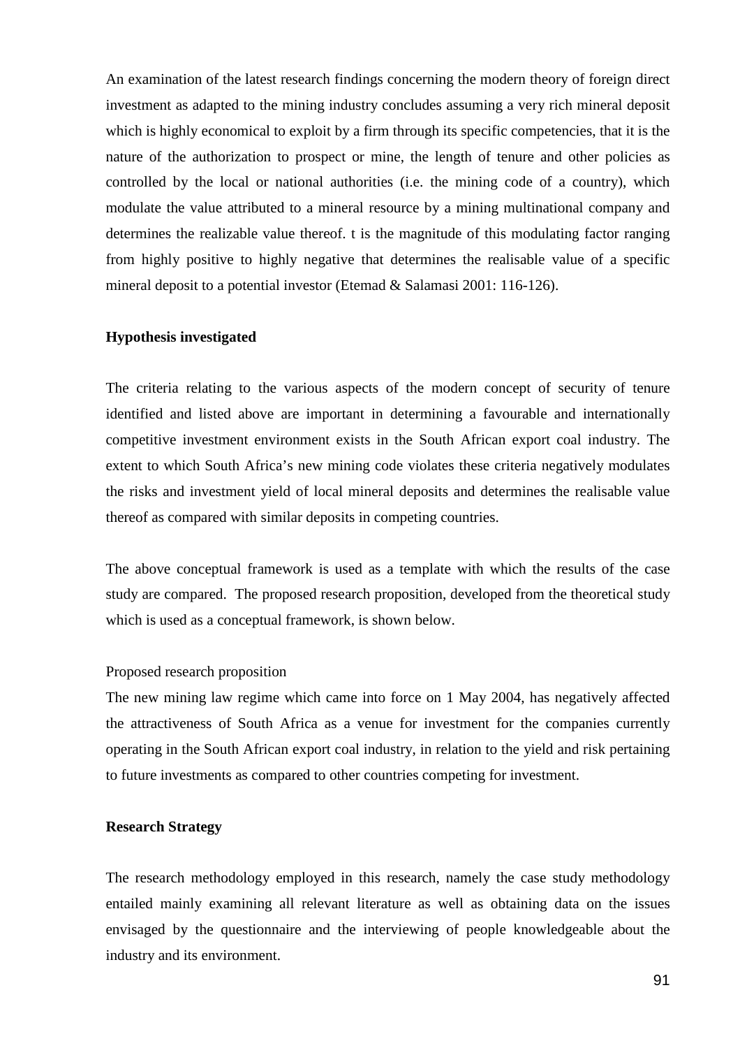An examination of the latest research findings concerning the modern theory of foreign direct investment as adapted to the mining industry concludes assuming a very rich mineral deposit which is highly economical to exploit by a firm through its specific competencies, that it is the nature of the authorization to prospect or mine, the length of tenure and other policies as controlled by the local or national authorities (i.e. the mining code of a country), which modulate the value attributed to a mineral resource by a mining multinational company and determines the realizable value thereof. t is the magnitude of this modulating factor ranging from highly positive to highly negative that determines the realisable value of a specific mineral deposit to a potential investor (Etemad & Salamasi 2001: 116-126).

**Hypothesis investigated**

The criteria relating to the various aspects of the modern concept of security of tenure identified and listed above are important in determining a favourable and internationally competitive investment environment exists in the South African export coal industry. The extent to which South Africa's new mining code violates these criteria negatively modulates the risks and investment yield of local mineral deposits and determines the realisable value thereof as compared with similar deposits in competing countries.

The above conceptual framework is used as a template with which the results of the case study are compared. The proposed research proposition, developed from the theoretical study which is used as a conceptual framework, is shown below.

Proposed research proposition

The new mining law regime which came into force on 1 May 2004, has negatively affected the attractiveness of South Africa as a venue for investment for the companies currently operating in the South African export coal industry, in relation to the yield and risk pertaining to future investments as compared to other countries competing for investment.

**Research Strategy**

The research methodology employed in this research, namely the case study methodology entailed mainly examining all relevant literature as well as obtaining data on the issues envisaged by the questionnaire and the interviewing of people knowledgeable about the industry and its environment.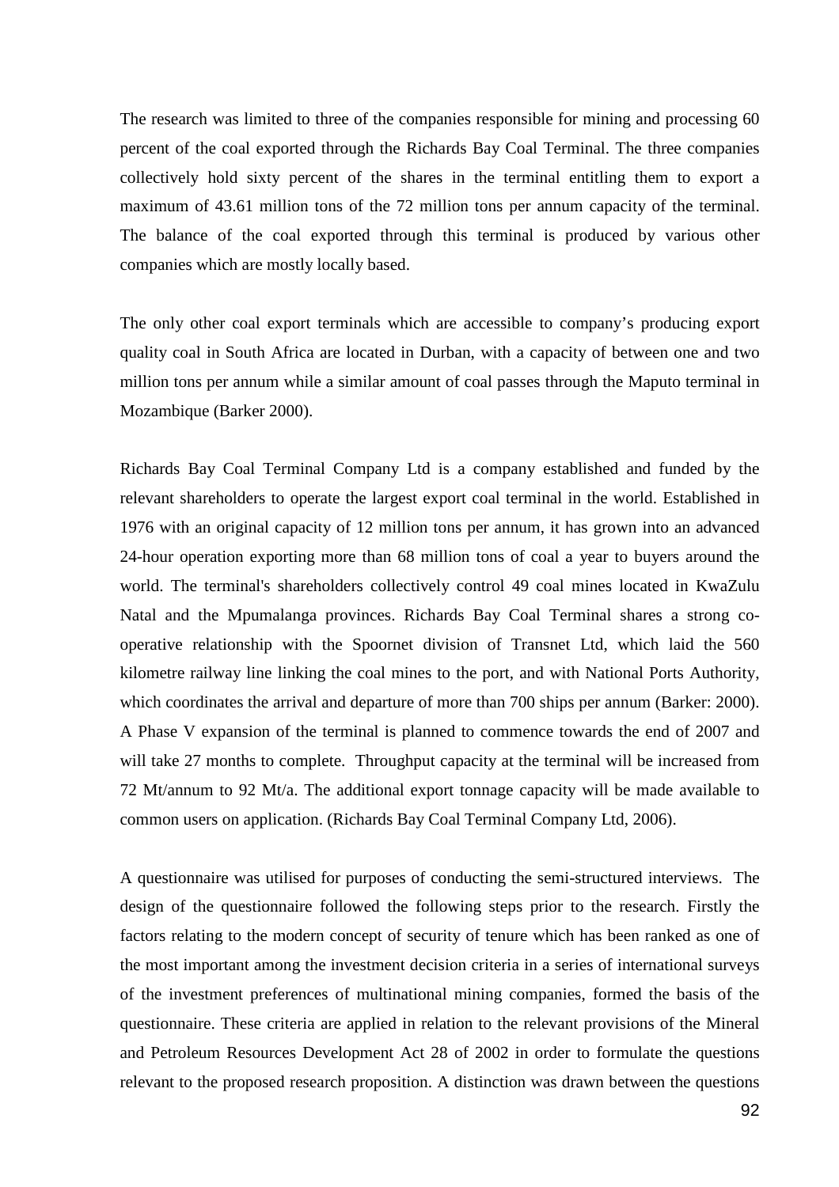The research was limited to three of the companies responsible for mining and processing 60 percent of the coal exported through the Richards Bay Coal Terminal. The three companies collectively hold sixty percent of the shares in the terminal entitling them to export a maximum of 43.61 million tons of the 72 million tons per annum capacity of the terminal. The balance of the coal exported through this terminal is produced by various other companies which are mostly locally based.

The only other coal export terminals which are accessible to company's producing export quality coal in South Africa are located in Durban, with a capacity of between one and two million tons per annum while a similar amount of coal passes through the Maputo terminal in Mozambique (Barker 2000).

Richards Bay Coal Terminal Company Ltd is a company established and funded by the relevant shareholders to operate the largest export coal terminal in the world. Established in 1976 with an original capacity of 12 million tons per annum, it has grown into an advanced 24-hour operation exporting more than 68 million tons of coal a year to buyers around the world. The terminal's shareholders collectively control 49 coal mines located in KwaZulu Natal and the Mpumalanga provinces. Richards Bay Coal Terminal shares a strong co-operative relationship with the Spoornet division of Transnet Ltd, which laid the 560 kilometre railway line linking the coal mines to the port, and with National Ports Authority, which coordinates the arrival and departure of more than 700 ships per annum (Barker: 2000). A Phase V expansion of the terminal is planned to commence towards the end of 2007 and will take 27 months to complete. Throughput capacity at the terminal will be increased from 72 Mt/annum to 92 Mt/a. The additional export tonnage capacity will be made available to common users on application. (Richards Bay Coal Terminal Company Ltd, 2006).

A questionnaire was utilised for purposes of conducting the semi-structured interviews. The design of the questionnaire followed the following steps prior to the research. Firstly the factors relating to the modern concept of security of tenure which has been ranked as one of the most important among the investment decision criteria in a series of international surveys of the investment preferences of multinational mining companies, formed the basis of the questionnaire. These criteria are applied in relation to the relevant provisions of the Mineral and Petroleum Resources Development Act 28 of 2002 in order to formulate the questions relevant to the proposed research proposition. A distinction was drawn between the questions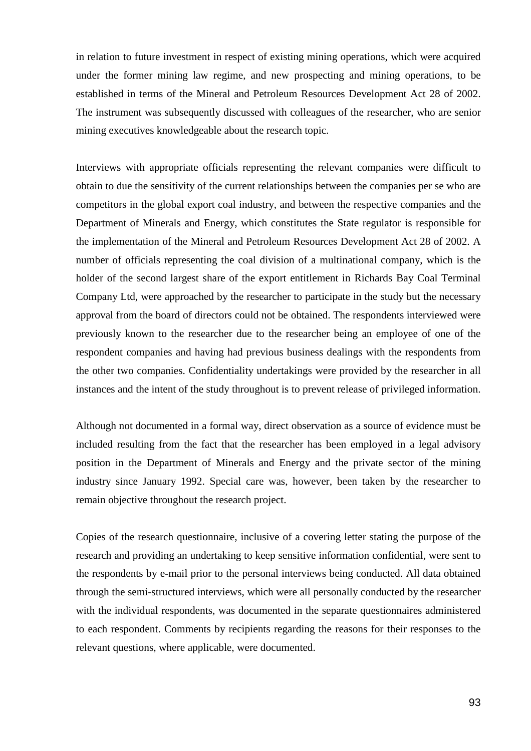in relation to future investment in respect of existing mining operations, which were acquired under the former mining law regime, and new prospecting and mining operations, to be established in terms of the Mineral and Petroleum Resources Development Act 28 of 2002. The instrument was subsequently discussed with colleagues of the researcher, who are senior mining executives knowledgeable about the research topic.

Interviews with appropriate officials representing the relevant companies were difficult to obtain to due the sensitivity of the current relationships between the companies per se who are competitors in the global export coal industry, and between the respective companies and the Department of Minerals and Energy, which constitutes the State regulator is responsible for the implementation of the Mineral and Petroleum Resources Development Act 28 of 2002. A number of officials representing the coal division of a multinational company, which is the holder of the second largest share of the export entitlement in Richards Bay Coal Terminal Company Ltd, were approached by the researcher to participate in the study but the necessary approval from the board of directors could not be obtained. The respondents interviewed were previously known to the researcher due to the researcher being an employee of one of the respondent companies and having had previous business dealings with the respondents from the other two companies. Confidentiality undertakings were provided by the researcher in all instances and the intent of the study throughout is to prevent release of privileged information.

Although not documented in a formal way, direct observation as a source of evidence must be included resulting from the fact that the researcher has been employed in a legal advisory position in the Department of Minerals and Energy and the private sector of the mining industry since January 1992. Special care was, however, been taken by the researcher to remain objective throughout the research project.

Copies of the research questionnaire, inclusive of a covering letter stating the purpose of the research and providing an undertaking to keep sensitive information confidential, were sent to the respondents by e-mail prior to the personal interviews being conducted. All data obtained through the semi-structured interviews, which were all personally conducted by the researcher with the individual respondents, was documented in the separate questionnaires administered to each respondent. Comments by recipients regarding the reasons for their responses to the relevant questions, where applicable, were documented.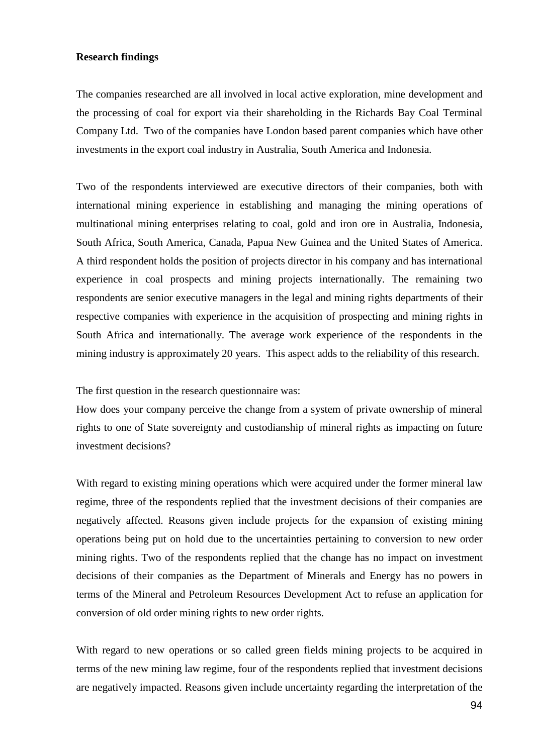**Research findings**

The companies researched are all involved in local active exploration, mine development and the processing of coal for export via their shareholding in the Richards Bay Coal Terminal Company Ltd. Two of the companies have London based parent companies which have other investments in the export coal industry in Australia, South America and Indonesia.

Two of the respondents interviewed are executive directors of their companies, both with international mining experience in establishing and managing the mining operations of multinational mining enterprises relating to coal, gold and iron ore in Australia, Indonesia, South Africa, South America, Canada, Papua New Guinea and the United States of America. A third respondent holds the position of projects director in his company and has international experience in coal prospects and mining projects internationally. The remaining two respondents are senior executive managers in the legal and mining rights departments of their respective companies with experience in the acquisition of prospecting and mining rights in South Africa and internationally. The average work experience of the respondents in the mining industry is approximately 20 years. This aspect adds to the reliability of this research.

The first question in the research questionnaire was:

How does your company perceive the change from a system of private ownership of mineral rights to one of State sovereignty and custodianship of mineral rights as impacting on future investment decisions?

With regard to existing mining operations which were acquired under the former mineral law regime, three of the respondents replied that the investment decisions of their companies are negatively affected. Reasons given include projects for the expansion of existing mining operations being put on hold due to the uncertainties pertaining to conversion to new order mining rights. Two of the respondents replied that the change has no impact on investment decisions of their companies as the Department of Minerals and Energy has no powers in terms of the Mineral and Petroleum Resources Development Act to refuse an application for conversion of old order mining rights to new order rights.

With regard to new operations or so called green fields mining projects to be acquired in terms of the new mining law regime, four of the respondents replied that investment decisions are negatively impacted. Reasons given include uncertainty regarding the interpretation of the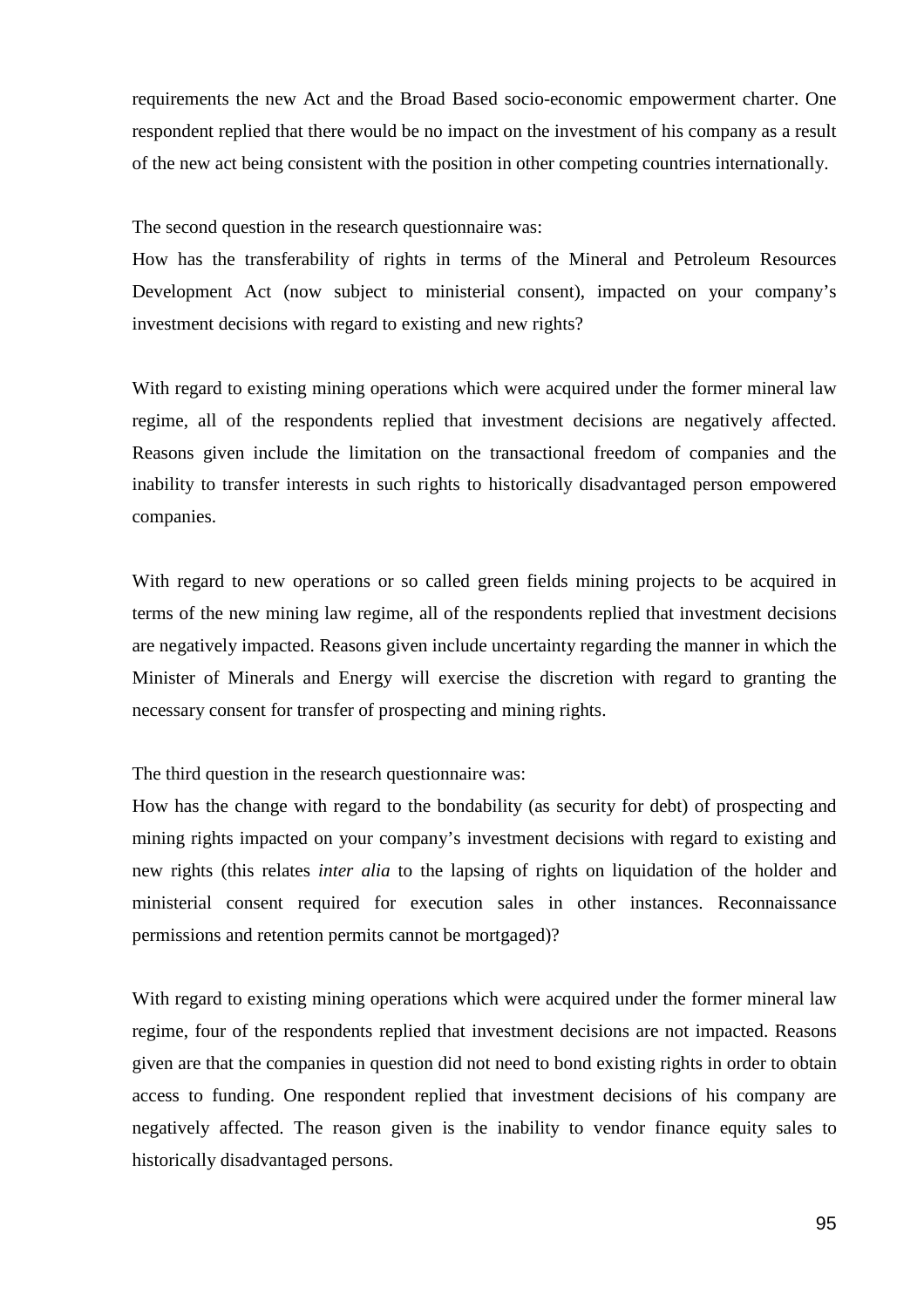requirements the new Act and the Broad Based socio-economic empowerment charter. One respondent replied that there would be no impact on the investment of his company as a result of the new act being consistent with the position in other competing countries internationally.

The second question in the research questionnaire was:
How has the transferability of rights in terms of the Mineral and Petroleum Resources Development Act (now subject to ministerial consent), impacted on your company's investment decisions with regard to existing and new rights?

With regard to existing mining operations which were acquired under the former mineral law regime, all of the respondents replied that investment decisions are negatively affected. Reasons given include the limitation on the transactional freedom of companies and the inability to transfer interests in such rights to historically disadvantaged person empowered companies.

With regard to new operations or so called green fields mining projects to be acquired in terms of the new mining law regime, all of the respondents replied that investment decisions are negatively impacted. Reasons given include uncertainty regarding the manner in which the Minister of Minerals and Energy will exercise the discretion with regard to granting the necessary consent for transfer of prospecting and mining rights.

The third question in the research questionnaire was:
How has the change with regard to the bondability (as security for debt) of prospecting and mining rights impacted on your company's investment decisions with regard to existing and new rights (this relates *inter alia* to the lapsing of rights on liquidation of the holder and ministerial consent required for execution sales in other instances. Reconnaissance permissions and retention permits cannot be mortgaged)?

With regard to existing mining operations which were acquired under the former mineral law regime, four of the respondents replied that investment decisions are not impacted. Reasons given are that the companies in question did not need to bond existing rights in order to obtain access to funding. One respondent replied that investment decisions of his company are negatively affected. The reason given is the inability to vendor finance equity sales to historically disadvantaged persons.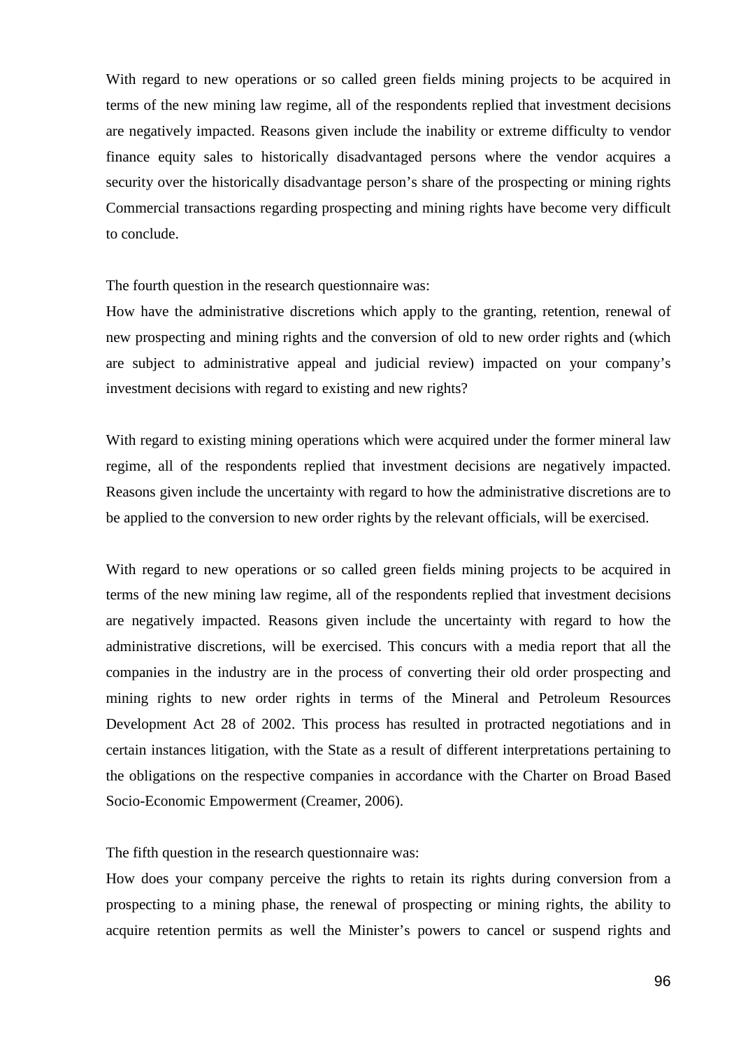With regard to new operations or so called green fields mining projects to be acquired in terms of the new mining law regime, all of the respondents replied that investment decisions are negatively impacted. Reasons given include the inability or extreme difficulty to vendor finance equity sales to historically disadvantaged persons where the vendor acquires a security over the historically disadvantage person's share of the prospecting or mining rights Commercial transactions regarding prospecting and mining rights have become very difficult to conclude.

The fourth question in the research questionnaire was:
How have the administrative discretions which apply to the granting, retention, renewal of new prospecting and mining rights and the conversion of old to new order rights and (which are subject to administrative appeal and judicial review) impacted on your company's investment decisions with regard to existing and new rights?

With regard to existing mining operations which were acquired under the former mineral law regime, all of the respondents replied that investment decisions are negatively impacted. Reasons given include the uncertainty with regard to how the administrative discretions are to be applied to the conversion to new order rights by the relevant officials, will be exercised.

With regard to new operations or so called green fields mining projects to be acquired in terms of the new mining law regime, all of the respondents replied that investment decisions are negatively impacted. Reasons given include the uncertainty with regard to how the administrative discretions, will be exercised. This concurs with a media report that all the companies in the industry are in the process of converting their old order prospecting and mining rights to new order rights in terms of the Mineral and Petroleum Resources Development Act 28 of 2002. This process has resulted in protracted negotiations and in certain instances litigation, with the State as a result of different interpretations pertaining to the obligations on the respective companies in accordance with the Charter on Broad Based Socio-Economic Empowerment (Creamer, 2006).

The fifth question in the research questionnaire was:
How does your company perceive the rights to retain its rights during conversion from a prospecting to a mining phase, the renewal of prospecting or mining rights, the ability to acquire retention permits as well the Minister's powers to cancel or suspend rights and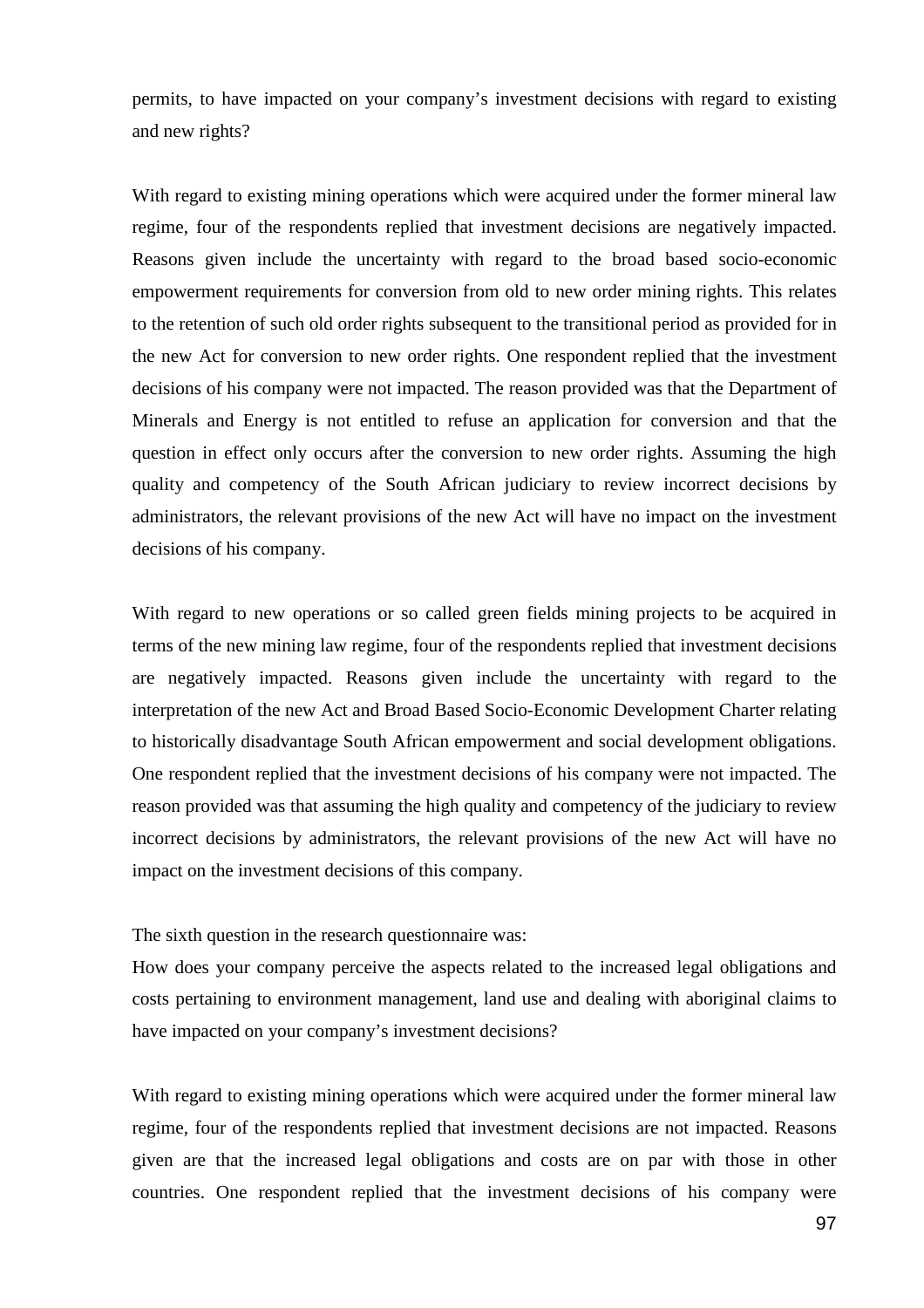permits, to have impacted on your company's investment decisions with regard to existing and new rights?

With regard to existing mining operations which were acquired under the former mineral law regime, four of the respondents replied that investment decisions are negatively impacted. Reasons given include the uncertainty with regard to the broad based socio-economic empowerment requirements for conversion from old to new order mining rights. This relates to the retention of such old order rights subsequent to the transitional period as provided for in the new Act for conversion to new order rights. One respondent replied that the investment decisions of his company were not impacted. The reason provided was that the Department of Minerals and Energy is not entitled to refuse an application for conversion and that the question in effect only occurs after the conversion to new order rights. Assuming the high quality and competency of the South African judiciary to review incorrect decisions by administrators, the relevant provisions of the new Act will have no impact on the investment decisions of his company.

With regard to new operations or so called green fields mining projects to be acquired in terms of the new mining law regime, four of the respondents replied that investment decisions are negatively impacted. Reasons given include the uncertainty with regard to the interpretation of the new Act and Broad Based Socio-Economic Development Charter relating to historically disadvantage South African empowerment and social development obligations. One respondent replied that the investment decisions of his company were not impacted. The reason provided was that assuming the high quality and competency of the judiciary to review incorrect decisions by administrators, the relevant provisions of the new Act will have no impact on the investment decisions of this company.

The sixth question in the research questionnaire was:

How does your company perceive the aspects related to the increased legal obligations and costs pertaining to environment management, land use and dealing with aboriginal claims to have impacted on your company's investment decisions?

With regard to existing mining operations which were acquired under the former mineral law regime, four of the respondents replied that investment decisions are not impacted. Reasons given are that the increased legal obligations and costs are on par with those in other countries. One respondent replied that the investment decisions of his company were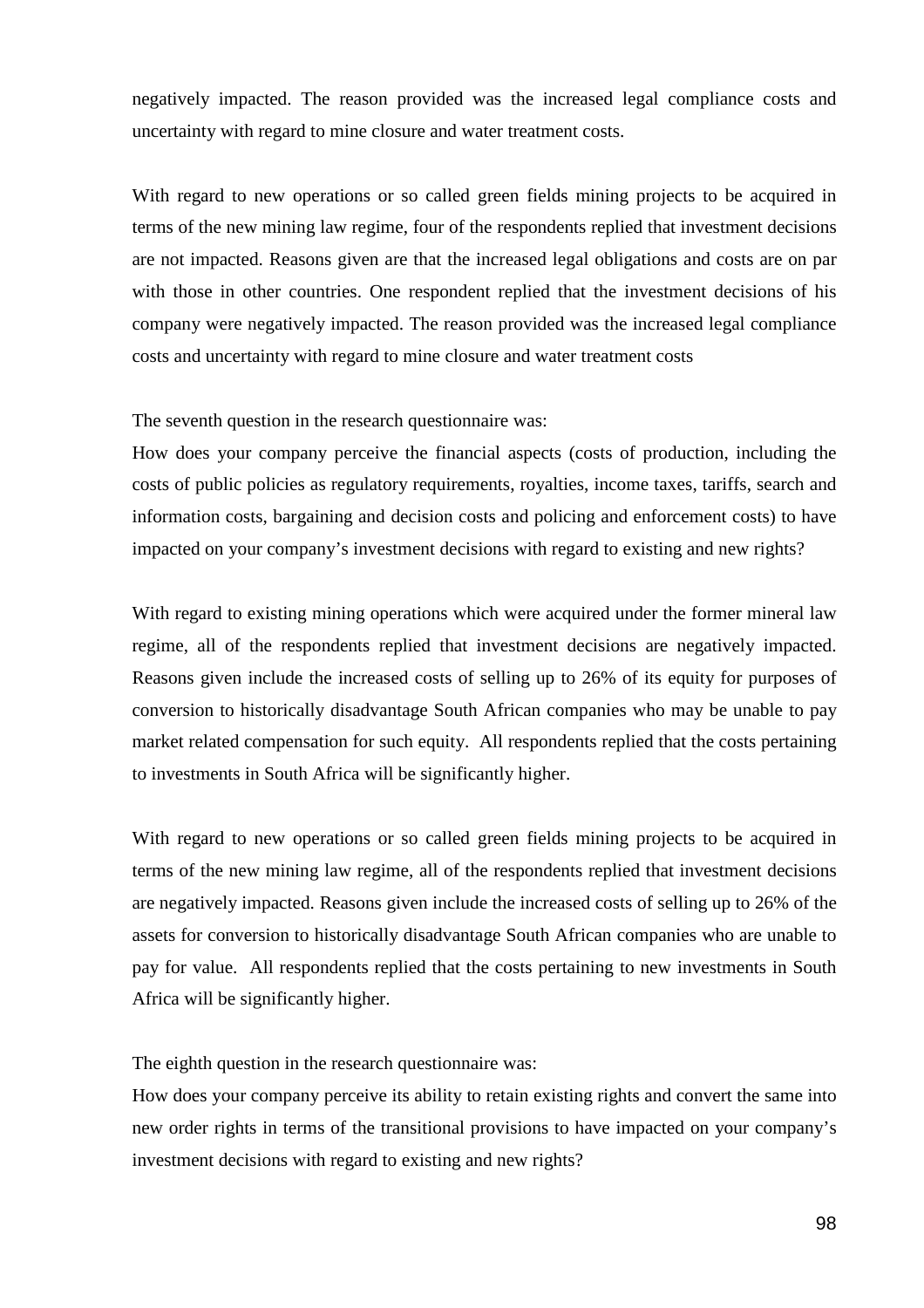negatively impacted. The reason provided was the increased legal compliance costs and uncertainty with regard to mine closure and water treatment costs.

With regard to new operations or so called green fields mining projects to be acquired in terms of the new mining law regime, four of the respondents replied that investment decisions are not impacted. Reasons given are that the increased legal obligations and costs are on par with those in other countries. One respondent replied that the investment decisions of his company were negatively impacted. The reason provided was the increased legal compliance costs and uncertainty with regard to mine closure and water treatment costs

The seventh question in the research questionnaire was:

How does your company perceive the financial aspects (costs of production, including the costs of public policies as regulatory requirements, royalties, income taxes, tariffs, search and information costs, bargaining and decision costs and policing and enforcement costs) to have impacted on your company's investment decisions with regard to existing and new rights?

With regard to existing mining operations which were acquired under the former mineral law regime, all of the respondents replied that investment decisions are negatively impacted. Reasons given include the increased costs of selling up to 26% of its equity for purposes of conversion to historically disadvantage South African companies who may be unable to pay market related compensation for such equity. All respondents replied that the costs pertaining to investments in South Africa will be significantly higher.

With regard to new operations or so called green fields mining projects to be acquired in terms of the new mining law regime, all of the respondents replied that investment decisions are negatively impacted. Reasons given include the increased costs of selling up to 26% of the assets for conversion to historically disadvantage South African companies who are unable to pay for value. All respondents replied that the costs pertaining to new investments in South Africa will be significantly higher.

The eighth question in the research questionnaire was:

How does your company perceive its ability to retain existing rights and convert the same into new order rights in terms of the transitional provisions to have impacted on your company's investment decisions with regard to existing and new rights?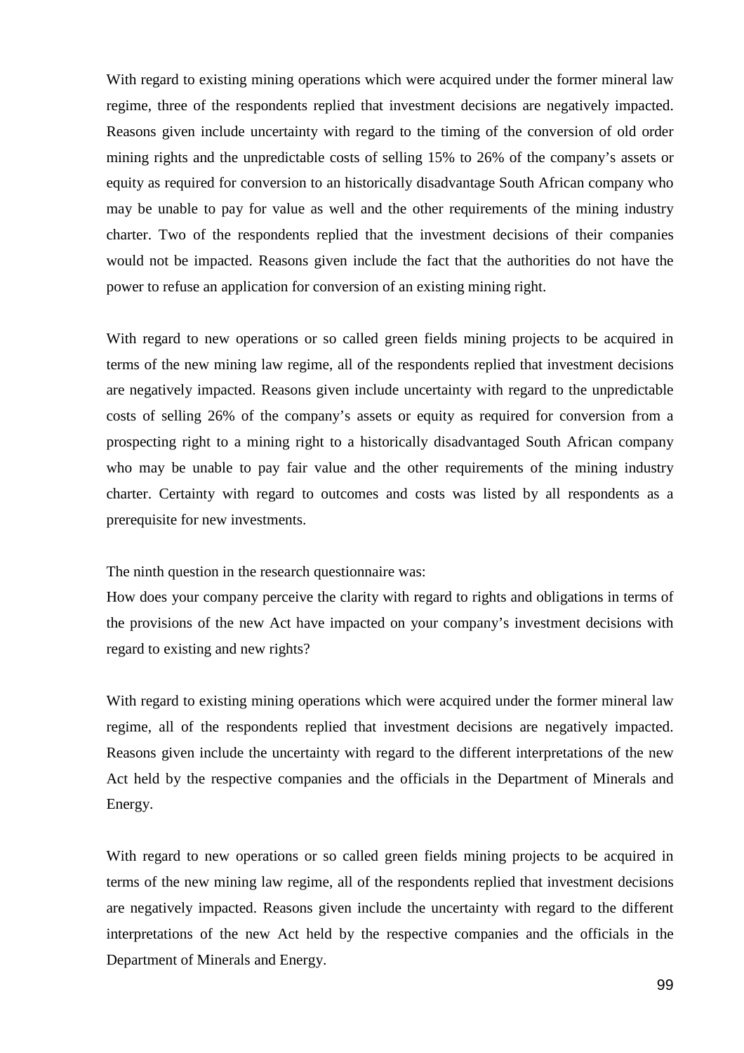With regard to existing mining operations which were acquired under the former mineral law regime, three of the respondents replied that investment decisions are negatively impacted. Reasons given include uncertainty with regard to the timing of the conversion of old order mining rights and the unpredictable costs of selling 15% to 26% of the company's assets or equity as required for conversion to an historically disadvantage South African company who may be unable to pay for value as well and the other requirements of the mining industry charter. Two of the respondents replied that the investment decisions of their companies would not be impacted. Reasons given include the fact that the authorities do not have the power to refuse an application for conversion of an existing mining right.

With regard to new operations or so called green fields mining projects to be acquired in terms of the new mining law regime, all of the respondents replied that investment decisions are negatively impacted. Reasons given include uncertainty with regard to the unpredictable costs of selling 26% of the company's assets or equity as required for conversion from a prospecting right to a mining right to a historically disadvantaged South African company who may be unable to pay fair value and the other requirements of the mining industry charter. Certainty with regard to outcomes and costs was listed by all respondents as a prerequisite for new investments.

The ninth question in the research questionnaire was:
How does your company perceive the clarity with regard to rights and obligations in terms of the provisions of the new Act have impacted on your company's investment decisions with regard to existing and new rights?

With regard to existing mining operations which were acquired under the former mineral law regime, all of the respondents replied that investment decisions are negatively impacted. Reasons given include the uncertainty with regard to the different interpretations of the new Act held by the respective companies and the officials in the Department of Minerals and Energy.

With regard to new operations or so called green fields mining projects to be acquired in terms of the new mining law regime, all of the respondents replied that investment decisions are negatively impacted. Reasons given include the uncertainty with regard to the different interpretations of the new Act held by the respective companies and the officials in the Department of Minerals and Energy.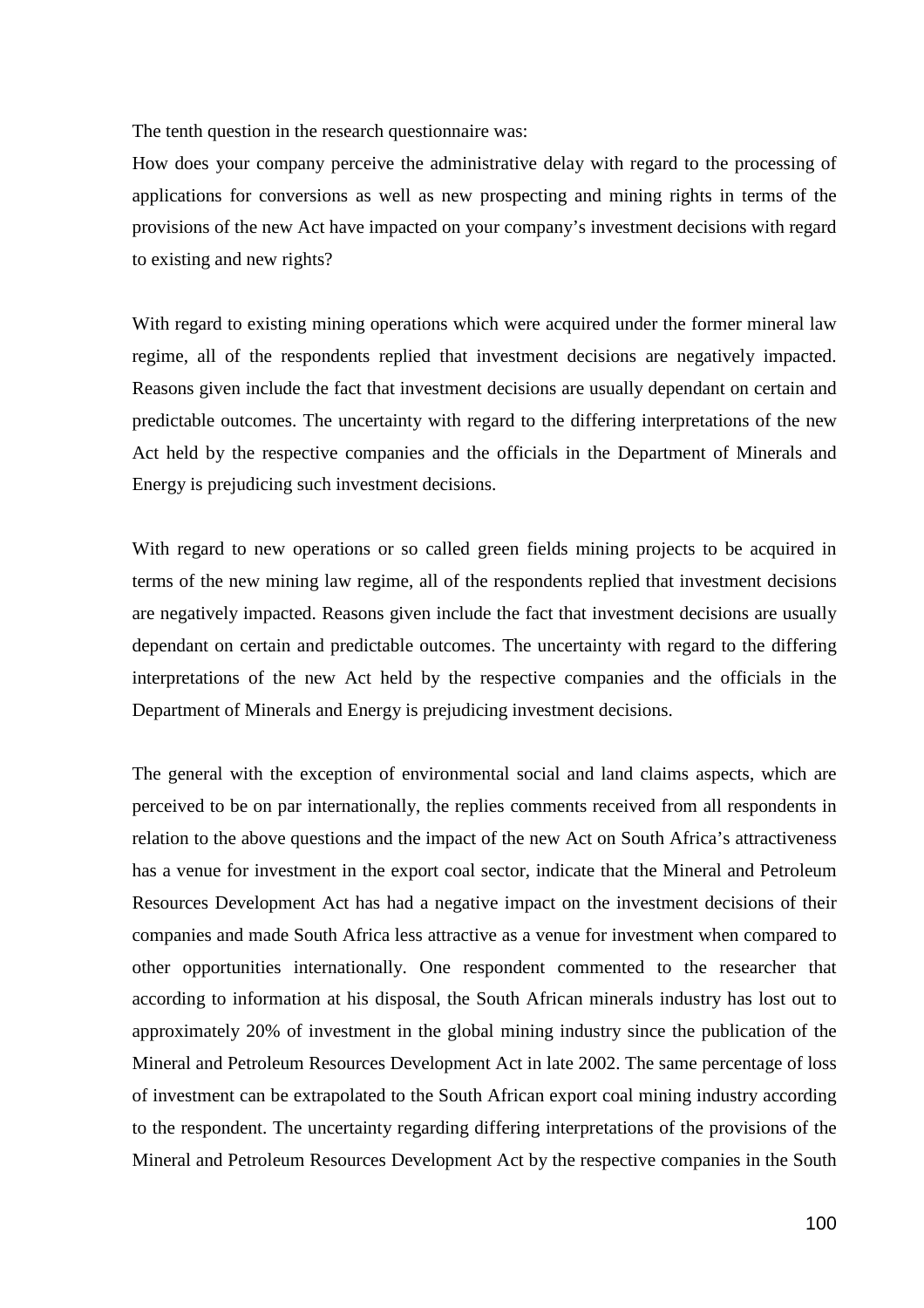The tenth question in the research questionnaire was:

How does your company perceive the administrative delay with regard to the processing of applications for conversions as well as new prospecting and mining rights in terms of the provisions of the new Act have impacted on your company's investment decisions with regard to existing and new rights?

With regard to existing mining operations which were acquired under the former mineral law regime, all of the respondents replied that investment decisions are negatively impacted. Reasons given include the fact that investment decisions are usually dependant on certain and predictable outcomes. The uncertainty with regard to the differing interpretations of the new Act held by the respective companies and the officials in the Department of Minerals and Energy is prejudicing such investment decisions.

With regard to new operations or so called green fields mining projects to be acquired in terms of the new mining law regime, all of the respondents replied that investment decisions are negatively impacted. Reasons given include the fact that investment decisions are usually dependant on certain and predictable outcomes. The uncertainty with regard to the differing interpretations of the new Act held by the respective companies and the officials in the Department of Minerals and Energy is prejudicing investment decisions.

The general with the exception of environmental social and land claims aspects, which are perceived to be on par internationally, the replies comments received from all respondents in relation to the above questions and the impact of the new Act on South Africa's attractiveness has a venue for investment in the export coal sector, indicate that the Mineral and Petroleum Resources Development Act has had a negative impact on the investment decisions of their companies and made South Africa less attractive as a venue for investment when compared to other opportunities internationally. One respondent commented to the researcher that according to information at his disposal, the South African minerals industry has lost out to approximately 20% of investment in the global mining industry since the publication of the Mineral and Petroleum Resources Development Act in late 2002. The same percentage of loss of investment can be extrapolated to the South African export coal mining industry according to the respondent. The uncertainty regarding differing interpretations of the provisions of the Mineral and Petroleum Resources Development Act by the respective companies in the South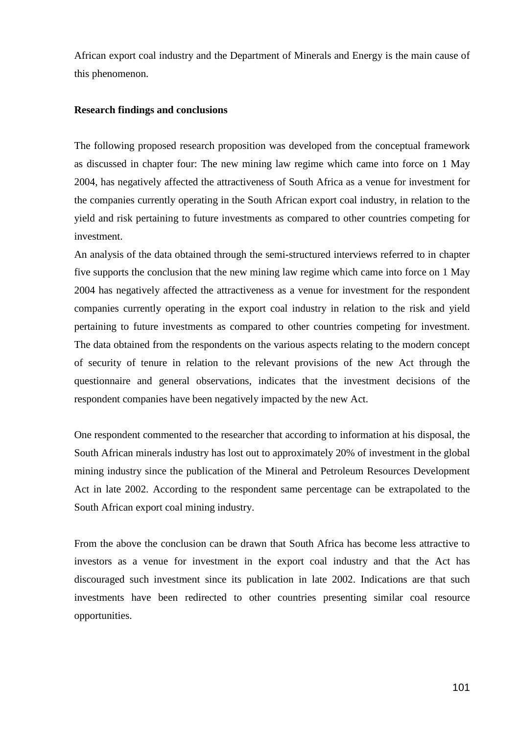African export coal industry and the Department of Minerals and Energy is the main cause of this phenomenon.

**Research findings and conclusions**

The following proposed research proposition was developed from the conceptual framework as discussed in chapter four: The new mining law regime which came into force on 1 May 2004, has negatively affected the attractiveness of South Africa as a venue for investment for the companies currently operating in the South African export coal industry, in relation to the yield and risk pertaining to future investments as compared to other countries competing for investment.

An analysis of the data obtained through the semi-structured interviews referred to in chapter five supports the conclusion that the new mining law regime which came into force on 1 May 2004 has negatively affected the attractiveness as a venue for investment for the respondent companies currently operating in the export coal industry in relation to the risk and yield pertaining to future investments as compared to other countries competing for investment. The data obtained from the respondents on the various aspects relating to the modern concept of security of tenure in relation to the relevant provisions of the new Act through the questionnaire and general observations, indicates that the investment decisions of the respondent companies have been negatively impacted by the new Act.

One respondent commented to the researcher that according to information at his disposal, the South African minerals industry has lost out to approximately 20% of investment in the global mining industry since the publication of the Mineral and Petroleum Resources Development Act in late 2002. According to the respondent same percentage can be extrapolated to the South African export coal mining industry.

From the above the conclusion can be drawn that South Africa has become less attractive to investors as a venue for investment in the export coal industry and that the Act has discouraged such investment since its publication in late 2002. Indications are that such investments have been redirected to other countries presenting similar coal resource opportunities.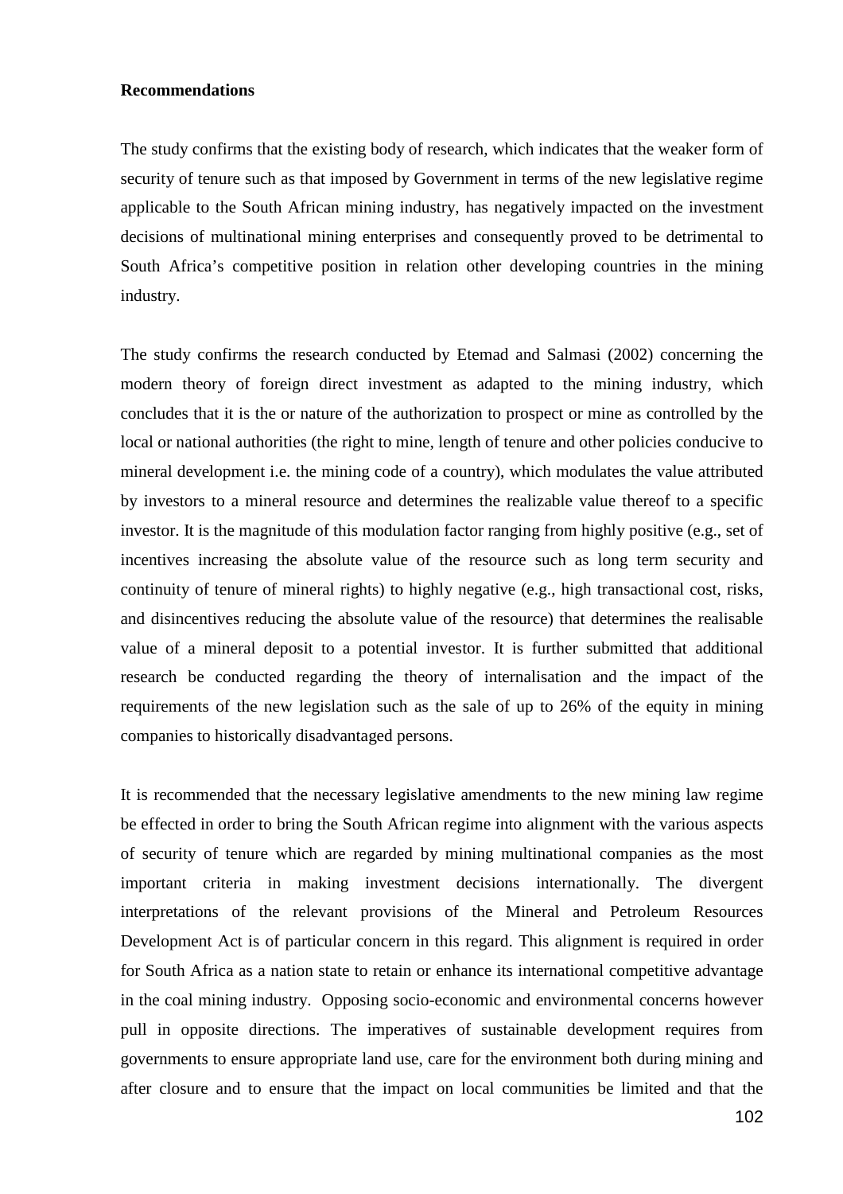**Recommendations**

The study confirms that the existing body of research, which indicates that the weaker form of security of tenure such as that imposed by Government in terms of the new legislative regime applicable to the South African mining industry, has negatively impacted on the investment decisions of multinational mining enterprises and consequently proved to be detrimental to South Africa's competitive position in relation other developing countries in the mining industry.

The study confirms the research conducted by Etemad and Salmasi (2002) concerning the modern theory of foreign direct investment as adapted to the mining industry, which concludes that it is the or nature of the authorization to prospect or mine as controlled by the local or national authorities (the right to mine, length of tenure and other policies conducive to mineral development i.e. the mining code of a country), which modulates the value attributed by investors to a mineral resource and determines the realizable value thereof to a specific investor. It is the magnitude of this modulation factor ranging from highly positive (e.g., set of incentives increasing the absolute value of the resource such as long term security and continuity of tenure of mineral rights) to highly negative (e.g., high transactional cost, risks, and disincentives reducing the absolute value of the resource) that determines the realisable value of a mineral deposit to a potential investor. It is further submitted that additional research be conducted regarding the theory of internalisation and the impact of the requirements of the new legislation such as the sale of up to 26% of the equity in mining companies to historically disadvantaged persons.

It is recommended that the necessary legislative amendments to the new mining law regime be effected in order to bring the South African regime into alignment with the various aspects of security of tenure which are regarded by mining multinational companies as the most important criteria in making investment decisions internationally. The divergent interpretations of the relevant provisions of the Mineral and Petroleum Resources Development Act is of particular concern in this regard. This alignment is required in order for South Africa as a nation state to retain or enhance its international competitive advantage in the coal mining industry. Opposing socio-economic and environmental concerns however pull in opposite directions. The imperatives of sustainable development requires from governments to ensure appropriate land use, care for the environment both during mining and after closure and to ensure that the impact on local communities be limited and that the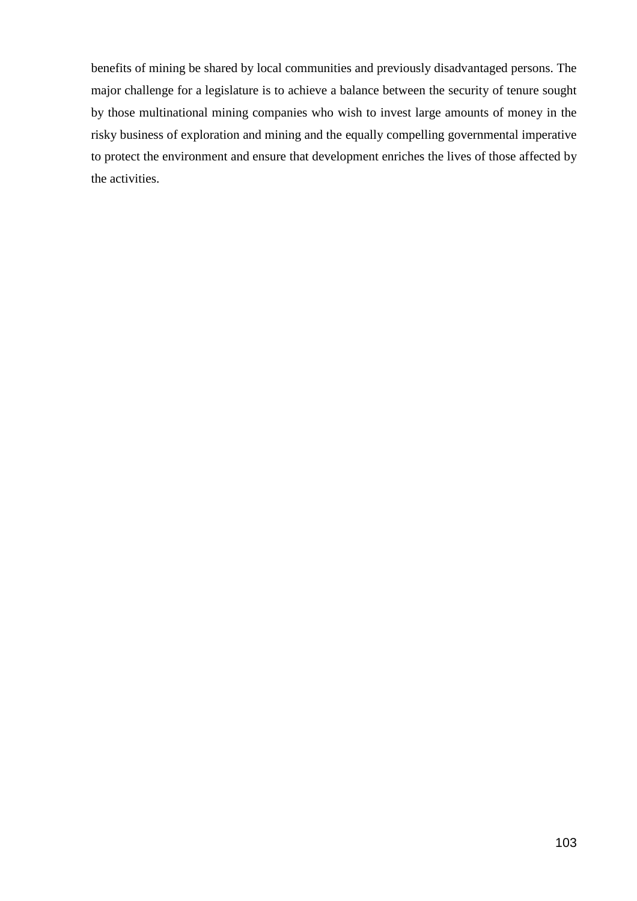benefits of mining be shared by local communities and previously disadvantaged persons. The major challenge for a legislature is to achieve a balance between the security of tenure sought by those multinational mining companies who wish to invest large amounts of money in the risky business of exploration and mining and the equally compelling governmental imperative to protect the environment and ensure that development enriches the lives of those affected by the activities.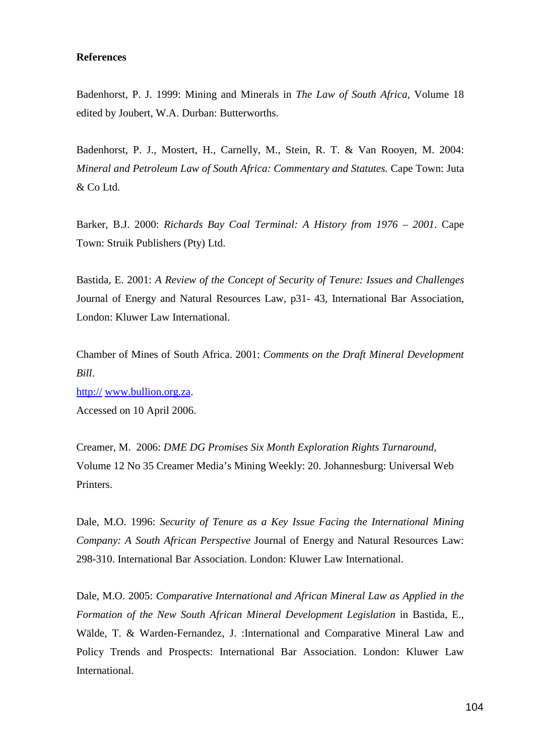**References**

Badenhorst, P. J. 1999: Mining and Minerals in *The Law of South Africa*, Volume 18 edited by Joubert, W.A. Durban: Butterworths.

Badenhorst, P. J., Mostert, H., Carnelly, M., Stein, R. T. & Van Rooyen, M. 2004: *Mineral and Petroleum Law of South Africa: Commentary and Statutes.* Cape Town: Juta & Co Ltd.

Barker, B.J. 2000: *Richards Bay Coal Terminal: A History from 1976 – 2001*. Cape Town: Struik Publishers (Pty) Ltd.

Bastida, E. 2001: *A Review of the Concept of Security of Tenure: Issues and Challenges* Journal of Energy and Natural Resources Law, p31- 43, International Bar Association, London: Kluwer Law International.

Chamber of Mines of South Africa. 2001: *Comments on the Draft Mineral Development Bill*.
http:// www.bullion.org.za.
Accessed on 10 April 2006.

Creamer, M. 2006: *DME DG Promises Six Month Exploration Rights Turnaround,* Volume 12 No 35 Creamer Media's Mining Weekly: 20. Johannesburg: Universal Web Printers.

Dale, M.O. 1996: *Security of Tenure as a Key Issue Facing the International Mining Company: A South African Perspective* Journal of Energy and Natural Resources Law: 298-310. International Bar Association. London: Kluwer Law International.

Dale, M.O. 2005: *Comparative International and African Mineral Law as Applied in the Formation of the New South African Mineral Development Legislation* in Bastida, E., Wälde, T. & Warden-Fernandez, J. :International and Comparative Mineral Law and Policy Trends and Prospects: International Bar Association. London: Kluwer Law International.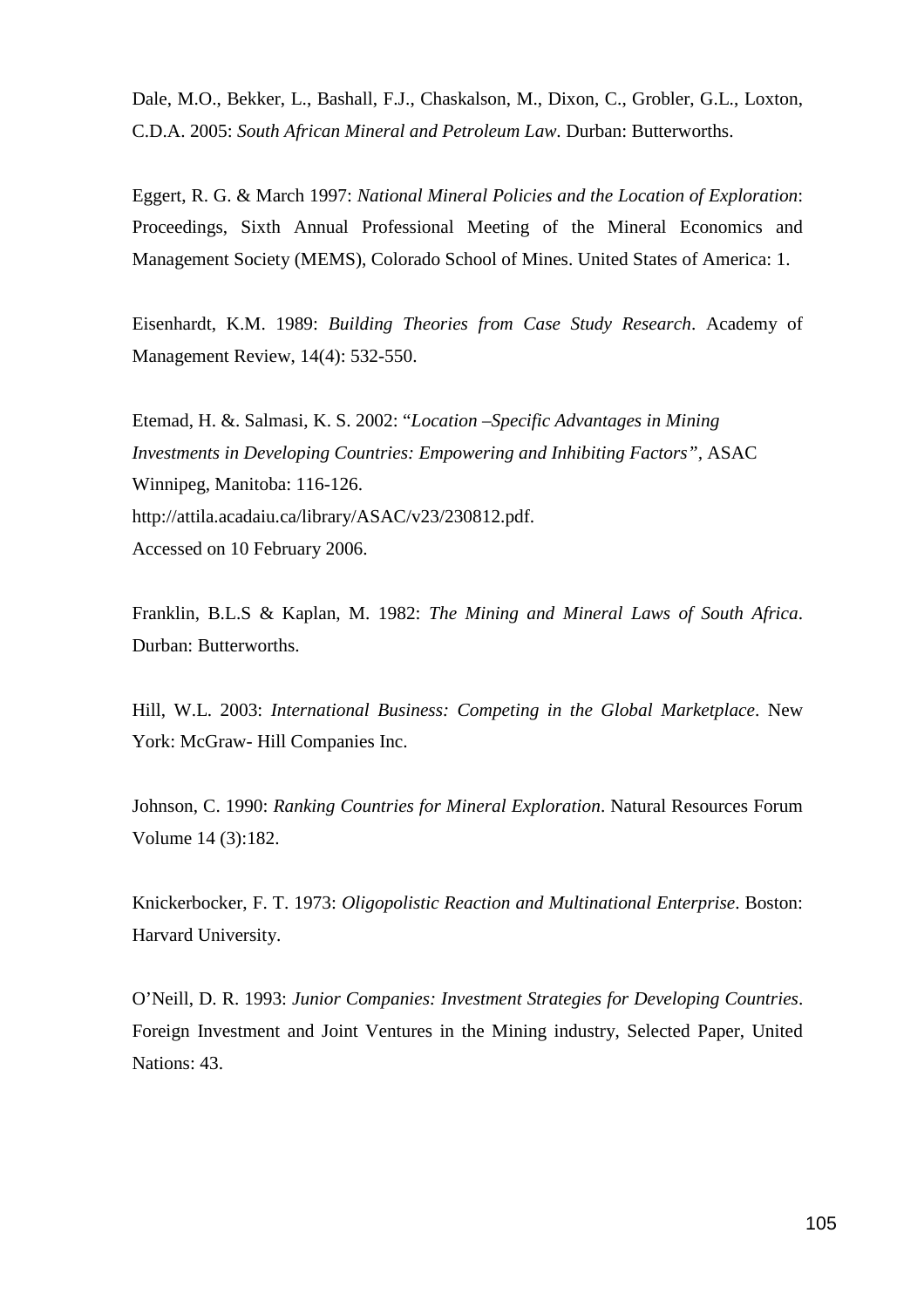Dale, M.O., Bekker, L., Bashall, F.J., Chaskalson, M., Dixon, C., Grobler, G.L., Loxton, C.D.A. 2005: *South African Mineral and Petroleum Law*. Durban: Butterworths.

Eggert, R. G. & March 1997: *National Mineral Policies and the Location of Exploration*: Proceedings, Sixth Annual Professional Meeting of the Mineral Economics and Management Society (MEMS), Colorado School of Mines. United States of America: 1.

Eisenhardt, K.M. 1989: *Building Theories from Case Study Research*. Academy of Management Review, 14(4): 532-550.

Etemad, H. &. Salmasi, K. S. 2002: "*Location –Specific Advantages in Mining Investments in Developing Countries: Empowering and Inhibiting Factors"*, ASAC Winnipeg, Manitoba: 116-126.
http://attila.acadaiu.ca/library/ASAC/v23/230812.pdf.
Accessed on 10 February 2006.

Franklin, B.L.S & Kaplan, M. 1982: *The Mining and Mineral Laws of South Africa*. Durban: Butterworths.

Hill, W.L. 2003: *International Business: Competing in the Global Marketplace*. New York: McGraw- Hill Companies Inc.

Johnson, C. 1990: *Ranking Countries for Mineral Exploration*. Natural Resources Forum Volume 14 (3):182.

Knickerbocker, F. T. 1973: *Oligopolistic Reaction and Multinational Enterprise*. Boston: Harvard University.

O'Neill, D. R. 1993: *Junior Companies: Investment Strategies for Developing Countries*. Foreign Investment and Joint Ventures in the Mining industry, Selected Paper, United Nations: 43.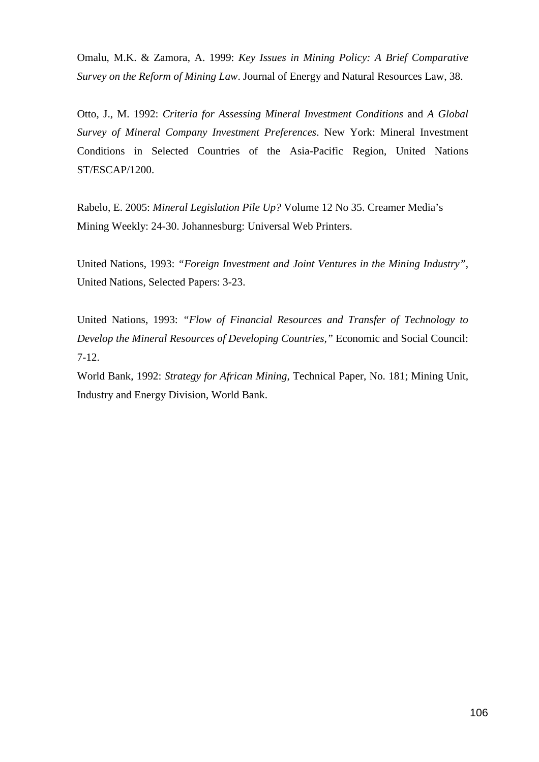Omalu, M.K. & Zamora, A. 1999: *Key Issues in Mining Policy: A Brief Comparative Survey on the Reform of Mining Law*. Journal of Energy and Natural Resources Law, 38.

Otto, J., M. 1992: *Criteria for Assessing Mineral Investment Conditions* and *A Global Survey of Mineral Company Investment Preferences*. New York: Mineral Investment Conditions in Selected Countries of the Asia-Pacific Region, United Nations ST/ESCAP/1200.

Rabelo, E. 2005: *Mineral Legislation Pile Up?* Volume 12 No 35. Creamer Media's Mining Weekly: 24-30. Johannesburg: Universal Web Printers.

United Nations, 1993: *"Foreign Investment and Joint Ventures in the Mining Industry"*, United Nations, Selected Papers: 3-23.

United Nations, 1993: *"Flow of Financial Resources and Transfer of Technology to Develop the Mineral Resources of Developing Countries,"* Economic and Social Council: 7-12.

World Bank, 1992: *Strategy for African Mining*, Technical Paper, No. 181; Mining Unit, Industry and Energy Division, World Bank.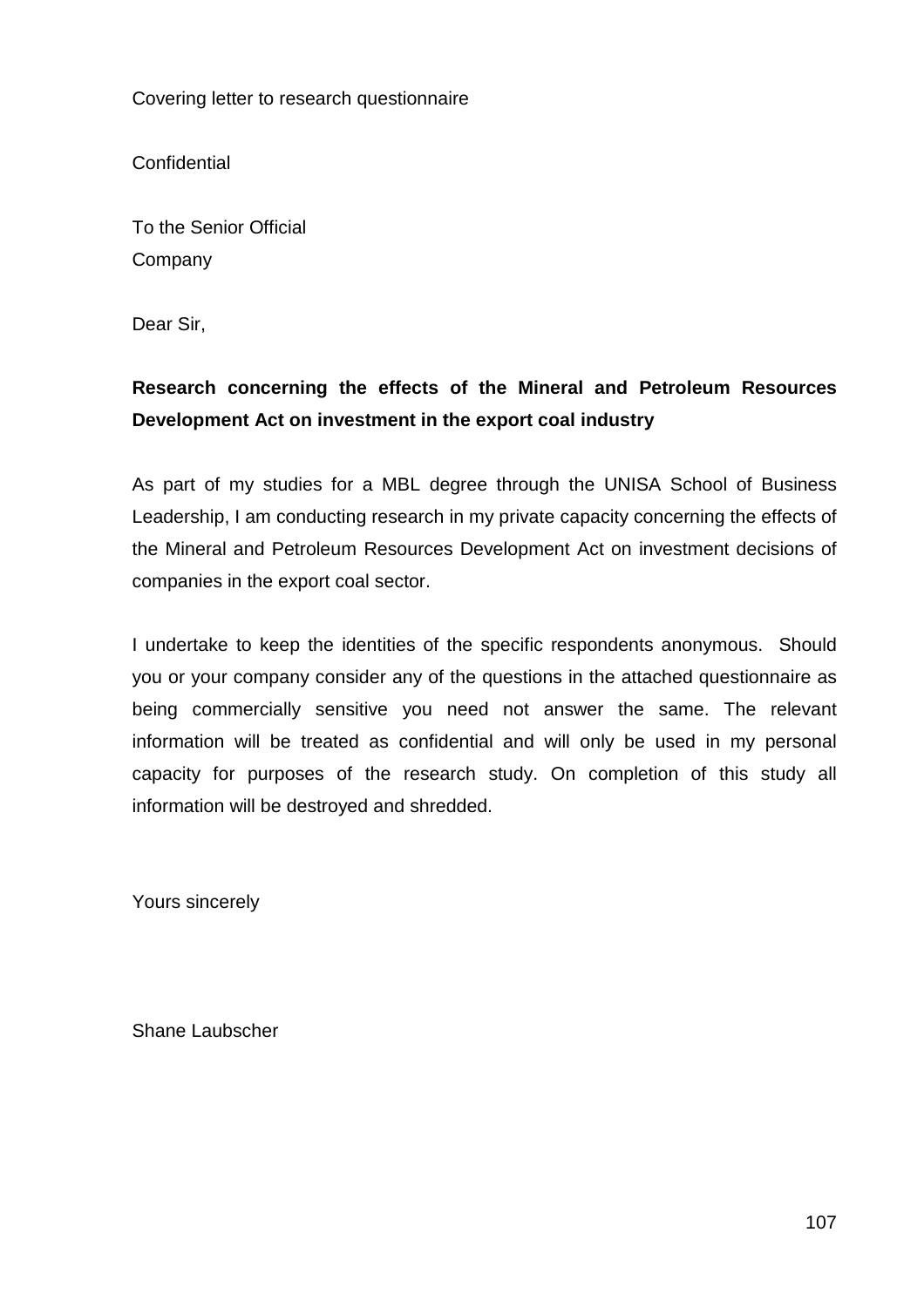Covering letter to research questionnaire

Confidential

To the Senior Official  
Company

Dear Sir,

**Research concerning the effects of the Mineral and Petroleum Resources Development Act on investment in the export coal industry**

As part of my studies for a MBL degree through the UNISA School of Business Leadership, I am conducting research in my private capacity concerning the effects of the Mineral and Petroleum Resources Development Act on investment decisions of companies in the export coal sector.

I undertake to keep the identities of the specific respondents anonymous. Should you or your company consider any of the questions in the attached questionnaire as being commercially sensitive you need not answer the same. The relevant information will be treated as confidential and will only be used in my personal capacity for purposes of the research study. On completion of this study all information will be destroyed and shredded.

Yours sincerely

Shane Laubscher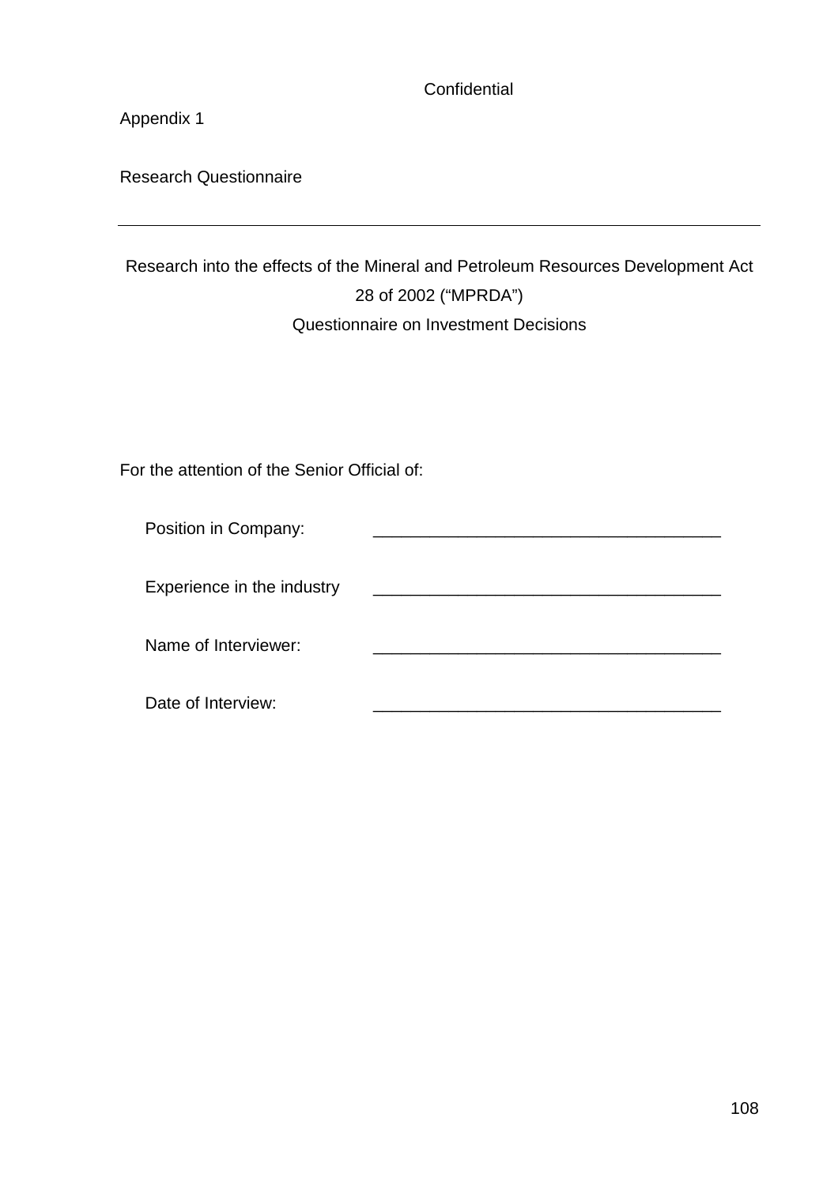Confidential

Appendix 1

Research Questionnaire

---

Research into the effects of the Mineral and Petroleum Resources Development Act 28 of 2002 ("MPRDA")

Questionnaire on Investment Decisions

For the attention of the Senior Official of:

Position in Company: ____________________________________

Experience in the industry ____________________________________

Name of Interviewer: ____________________________________

Date of Interview: ____________________________________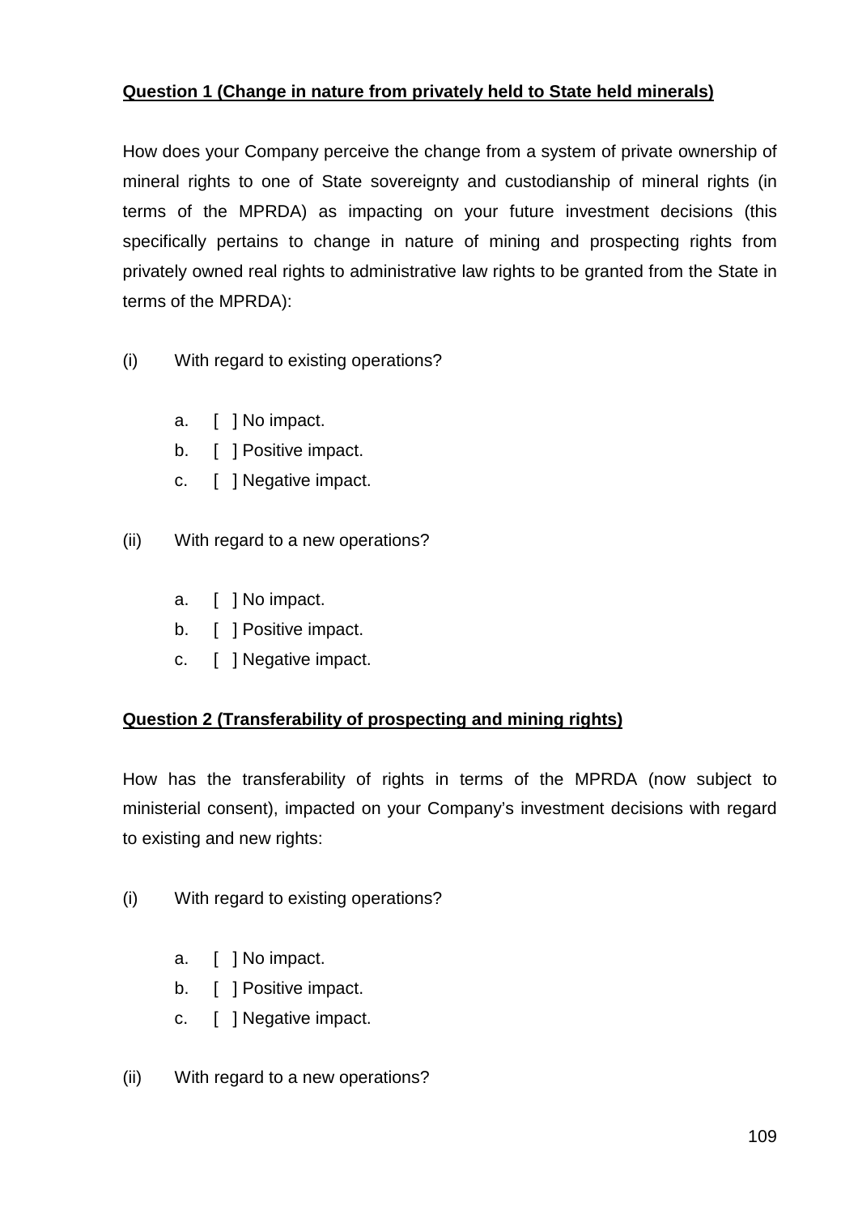**Question 1 (Change in nature from privately held to State held minerals)**

How does your Company perceive the change from a system of private ownership of mineral rights to one of State sovereignty and custodianship of mineral rights (in terms of the MPRDA) as impacting on your future investment decisions (this specifically pertains to change in nature of mining and prospecting rights from privately owned real rights to administrative law rights to be granted from the State in terms of the MPRDA):

(i) With regard to existing operations?

a. [ ] No impact.
b. [ ] Positive impact.
c. [ ] Negative impact.

(ii) With regard to a new operations?

a. [ ] No impact.
b. [ ] Positive impact.
c. [ ] Negative impact.

**Question 2 (Transferability of prospecting and mining rights)**

How has the transferability of rights in terms of the MPRDA (now subject to ministerial consent), impacted on your Company's investment decisions with regard to existing and new rights:

(i) With regard to existing operations?

a. [ ] No impact.
b. [ ] Positive impact.
c. [ ] Negative impact.

(ii) With regard to a new operations?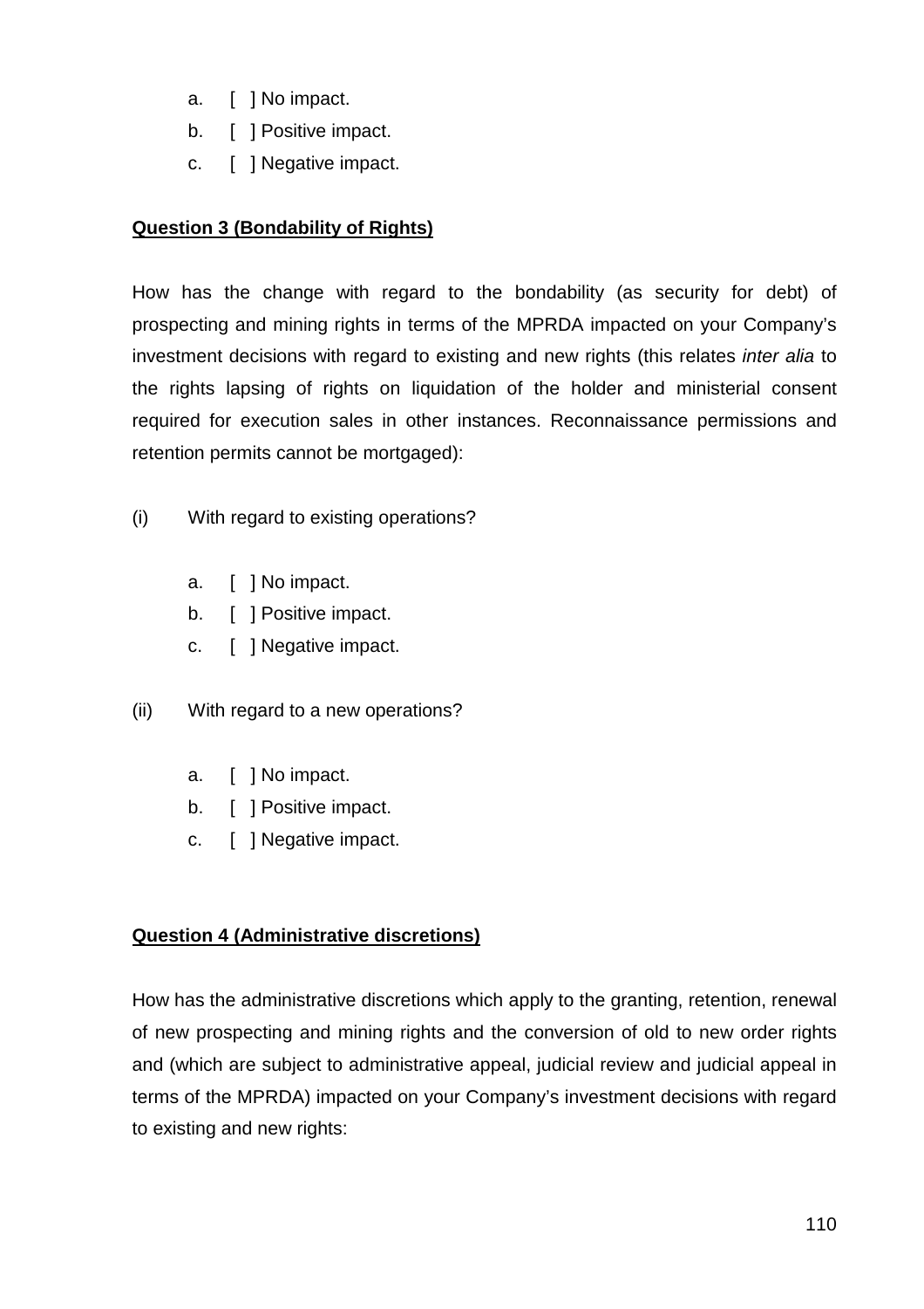a. [ ] No impact.
b. [ ] Positive impact.
c. [ ] Negative impact.

**Question 3 (Bondability of Rights)**

How has the change with regard to the bondability (as security for debt) of prospecting and mining rights in terms of the MPRDA impacted on your Company's investment decisions with regard to existing and new rights (this relates *inter alia* to the rights lapsing of rights on liquidation of the holder and ministerial consent required for execution sales in other instances. Reconnaissance permissions and retention permits cannot be mortgaged):

(i) With regard to existing operations?

a. [ ] No impact.
b. [ ] Positive impact.
c. [ ] Negative impact.

(ii) With regard to a new operations?

a. [ ] No impact.
b. [ ] Positive impact.
c. [ ] Negative impact.

**Question 4 (Administrative discretions)**

How has the administrative discretions which apply to the granting, retention, renewal of new prospecting and mining rights and the conversion of old to new order rights and (which are subject to administrative appeal, judicial review and judicial appeal in terms of the MPRDA) impacted on your Company's investment decisions with regard to existing and new rights: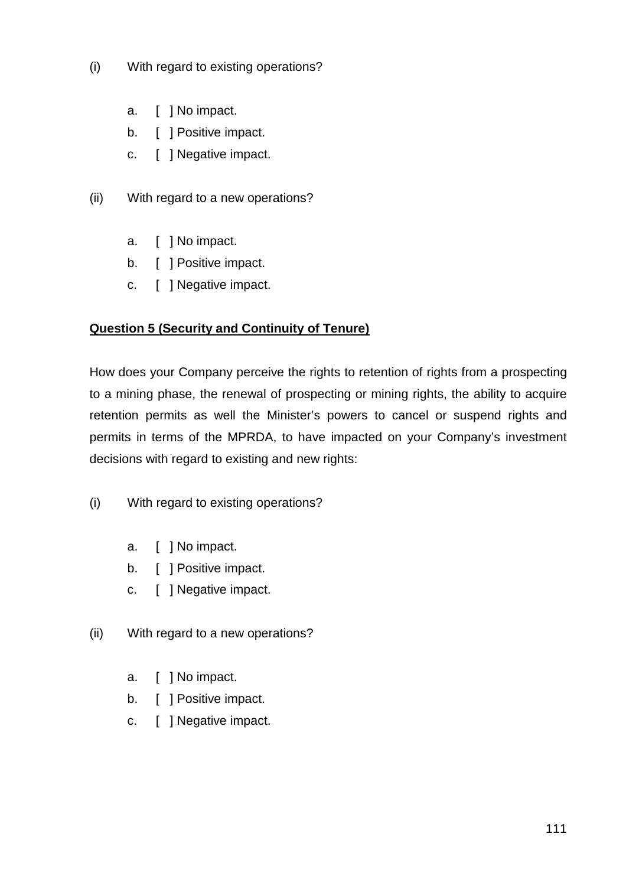(i) With regard to existing operations?

a. [ ] No impact.
b. [ ] Positive impact.
c. [ ] Negative impact.

(ii) With regard to a new operations?

a. [ ] No impact.
b. [ ] Positive impact.
c. [ ] Negative impact.

**<u>Question 5 (Security and Continuity of Tenure)</u>**

How does your Company perceive the rights to retention of rights from a prospecting to a mining phase, the renewal of prospecting or mining rights, the ability to acquire retention permits as well the Minister's powers to cancel or suspend rights and permits in terms of the MPRDA, to have impacted on your Company's investment decisions with regard to existing and new rights:

(i) With regard to existing operations?

a. [ ] No impact.
b. [ ] Positive impact.
c. [ ] Negative impact.

(ii) With regard to a new operations?

a. [ ] No impact.
b. [ ] Positive impact.
c. [ ] Negative impact.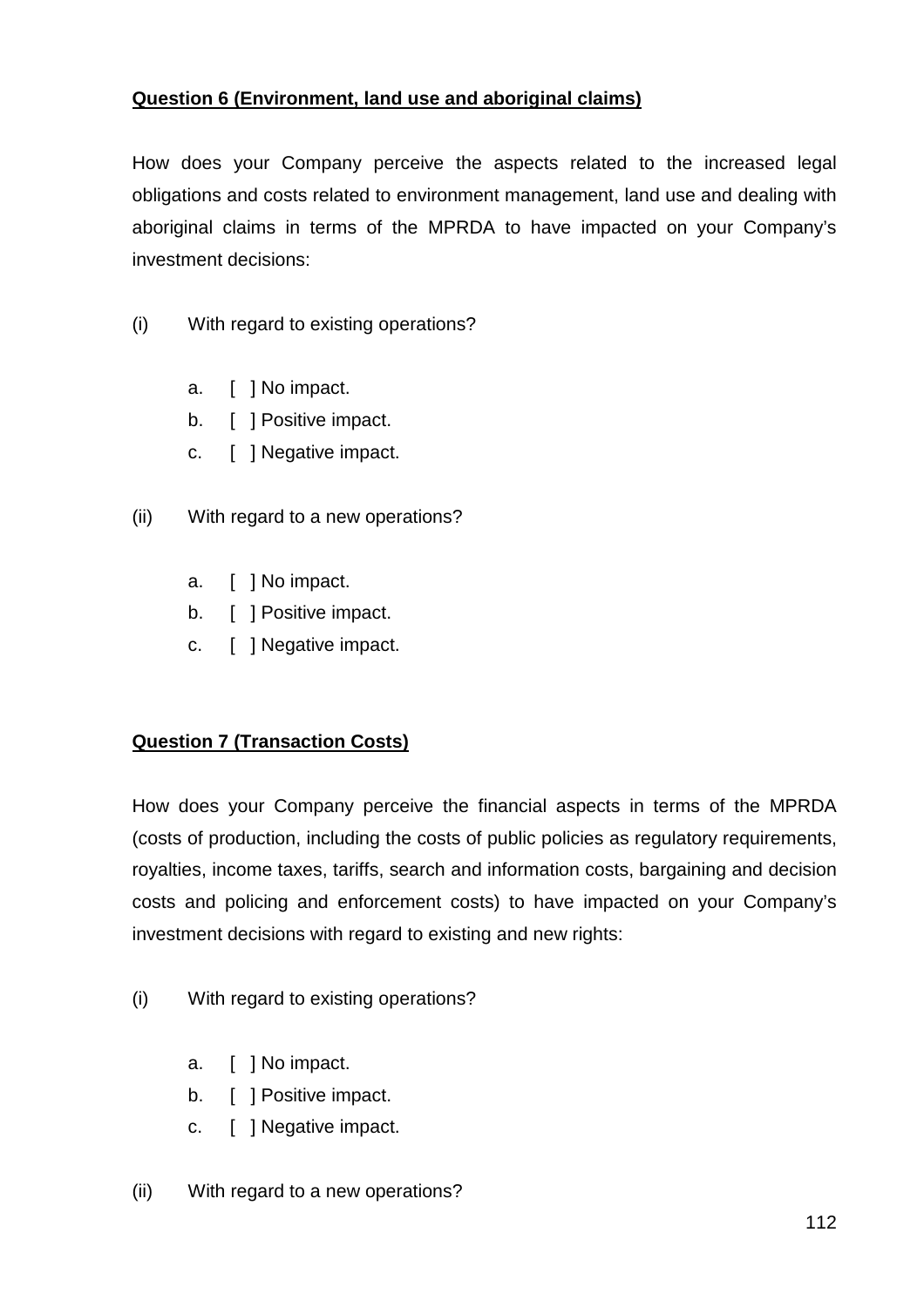**Question 6 (Environment, land use and aboriginal claims)**

How does your Company perceive the aspects related to the increased legal obligations and costs related to environment management, land use and dealing with aboriginal claims in terms of the MPRDA to have impacted on your Company's investment decisions:

(i) With regard to existing operations?

a. [ ] No impact.
b. [ ] Positive impact.
c. [ ] Negative impact.

(ii) With regard to a new operations?

a. [ ] No impact.
b. [ ] Positive impact.
c. [ ] Negative impact.

**Question 7 (Transaction Costs)**

How does your Company perceive the financial aspects in terms of the MPRDA (costs of production, including the costs of public policies as regulatory requirements, royalties, income taxes, tariffs, search and information costs, bargaining and decision costs and policing and enforcement costs) to have impacted on your Company's investment decisions with regard to existing and new rights:

(i) With regard to existing operations?

a. [ ] No impact.
b. [ ] Positive impact.
c. [ ] Negative impact.

(ii) With regard to a new operations?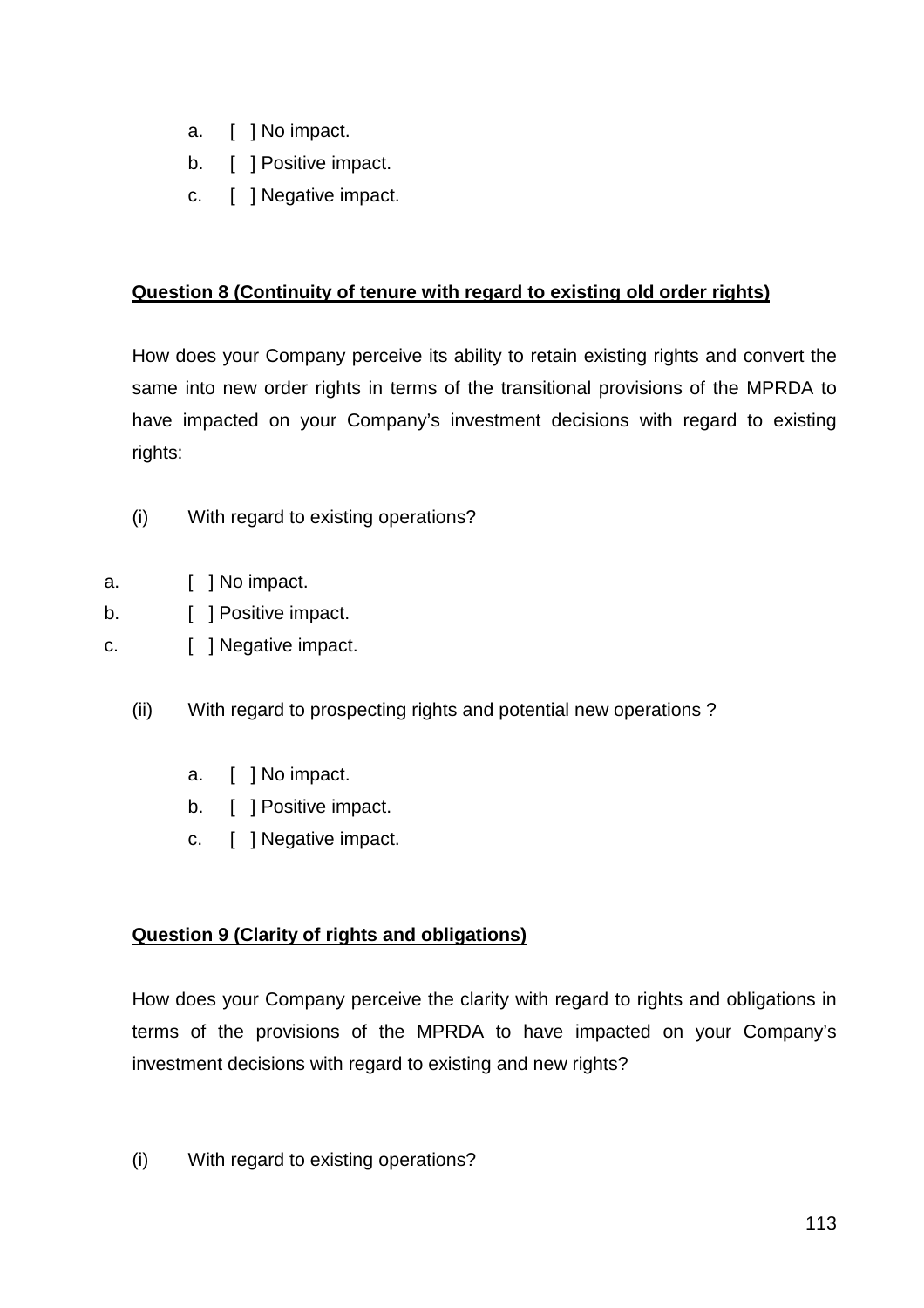a. [ ] No impact.
b. [ ] Positive impact.
c. [ ] Negative impact.

**Question 8 (Continuity of tenure with regard to existing old order rights)**

How does your Company perceive its ability to retain existing rights and convert the same into new order rights in terms of the transitional provisions of the MPRDA to have impacted on your Company's investment decisions with regard to existing rights:

(i) With regard to existing operations?

a. [ ] No impact.
b. [ ] Positive impact.
c. [ ] Negative impact.

(ii) With regard to prospecting rights and potential new operations ?

a. [ ] No impact.
b. [ ] Positive impact.
c. [ ] Negative impact.

**Question 9 (Clarity of rights and obligations)**

How does your Company perceive the clarity with regard to rights and obligations in terms of the provisions of the MPRDA to have impacted on your Company's investment decisions with regard to existing and new rights?

(i) With regard to existing operations?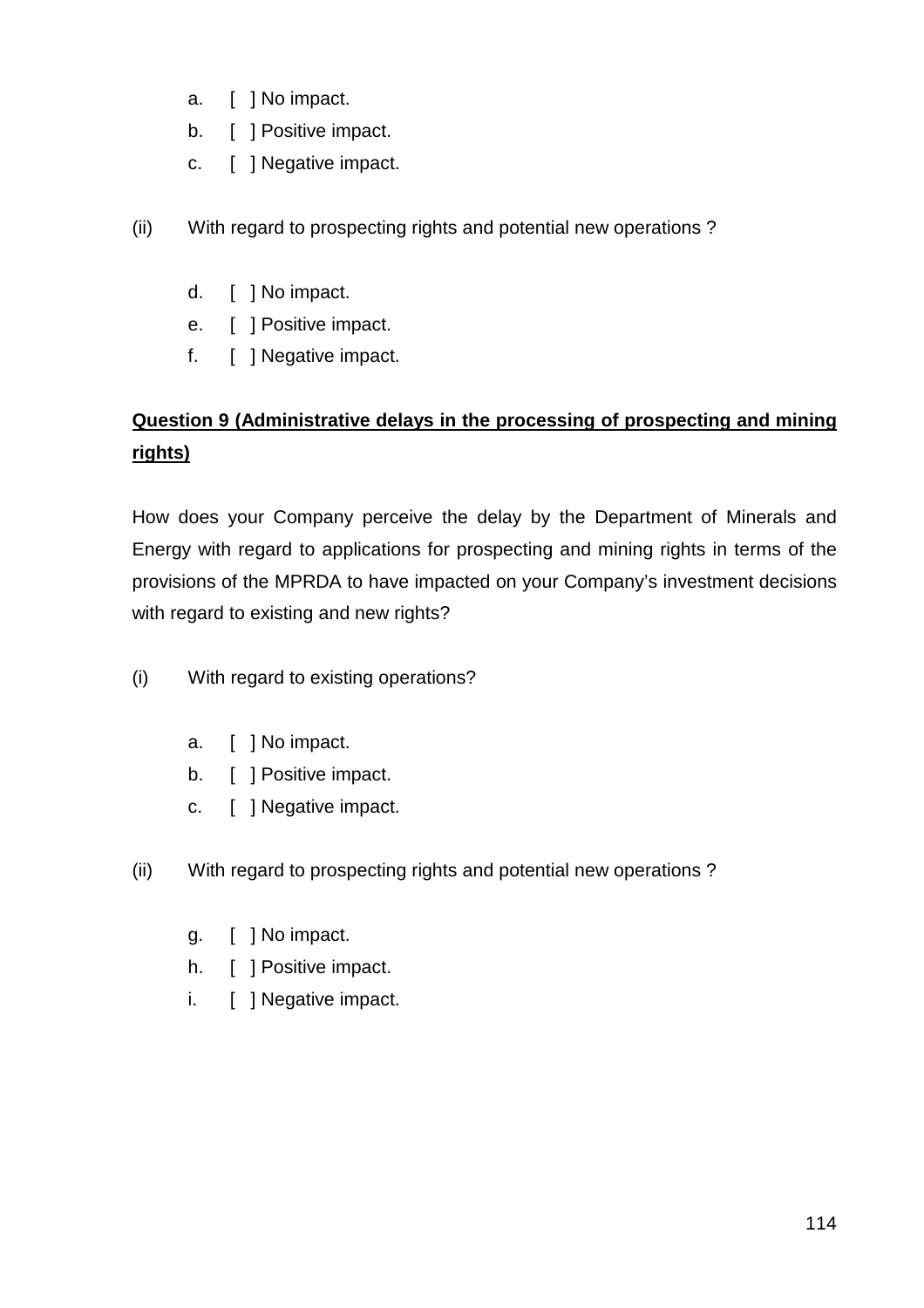a. [ ] No impact.
b. [ ] Positive impact.
c. [ ] Negative impact.

(ii) With regard to prospecting rights and potential new operations ?

d. [ ] No impact.
e. [ ] Positive impact.
f. [ ] Negative impact.

**<u>Question 9 (Administrative delays in the processing of prospecting and mining rights)</u>**

How does your Company perceive the delay by the Department of Minerals and Energy with regard to applications for prospecting and mining rights in terms of the provisions of the MPRDA to have impacted on your Company's investment decisions with regard to existing and new rights?

(i) With regard to existing operations?

a. [ ] No impact.
b. [ ] Positive impact.
c. [ ] Negative impact.

(ii) With regard to prospecting rights and potential new operations ?

g. [ ] No impact.
h. [ ] Positive impact.
i. [ ] Negative impact.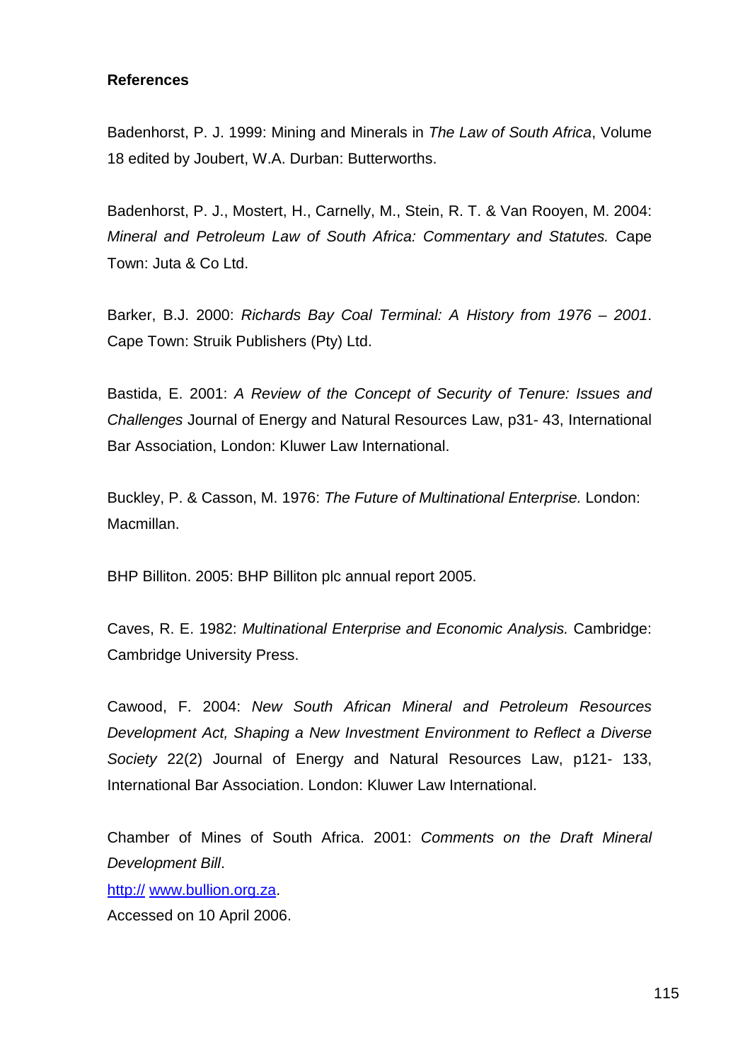**References**

Badenhorst, P. J. 1999: Mining and Minerals in *The Law of South Africa*, Volume 18 edited by Joubert, W.A. Durban: Butterworths.

Badenhorst, P. J., Mostert, H., Carnelly, M., Stein, R. T. & Van Rooyen, M. 2004: *Mineral and Petroleum Law of South Africa: Commentary and Statutes.* Cape Town: Juta & Co Ltd.

Barker, B.J. 2000: *Richards Bay Coal Terminal: A History from 1976 – 2001*. Cape Town: Struik Publishers (Pty) Ltd.

Bastida, E. 2001: *A Review of the Concept of Security of Tenure: Issues and Challenges* Journal of Energy and Natural Resources Law, p31- 43, International Bar Association, London: Kluwer Law International.

Buckley, P. & Casson, M. 1976: *The Future of Multinational Enterprise.* London: Macmillan.

BHP Billiton. 2005: BHP Billiton plc annual report 2005.

Caves, R. E. 1982: *Multinational Enterprise and Economic Analysis.* Cambridge: Cambridge University Press.

Cawood, F. 2004: *New South African Mineral and Petroleum Resources Development Act, Shaping a New Investment Environment to Reflect a Diverse Society* 22(2) Journal of Energy and Natural Resources Law, p121- 133, International Bar Association. London: Kluwer Law International.

Chamber of Mines of South Africa. 2001: *Comments on the Draft Mineral Development Bill*.
http:// www.bullion.org.za.
Accessed on 10 April 2006.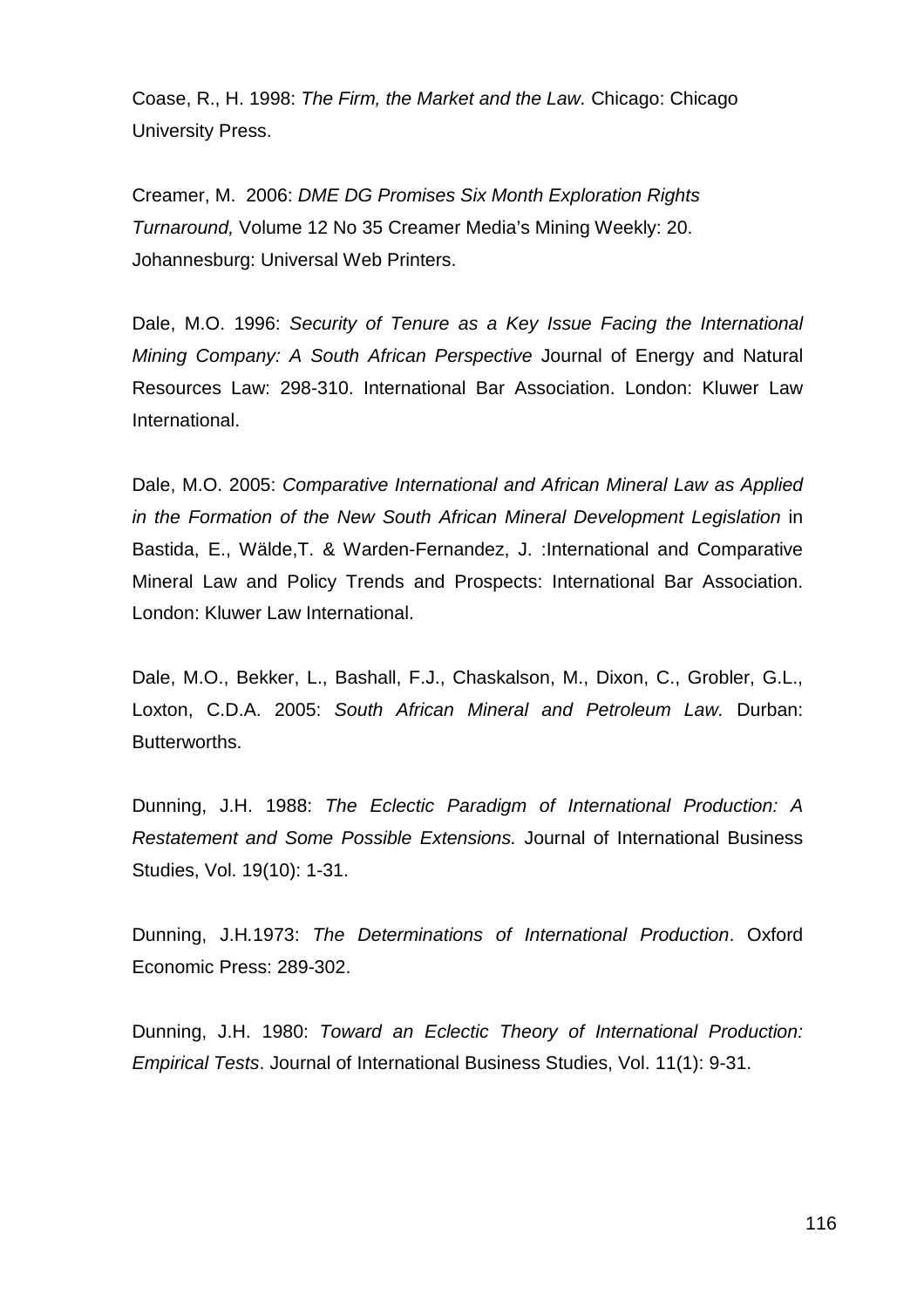Coase, R., H. 1998: *The Firm, the Market and the Law.* Chicago: Chicago University Press.

Creamer, M. 2006: *DME DG Promises Six Month Exploration Rights Turnaround,* Volume 12 No 35 Creamer Media's Mining Weekly: 20. Johannesburg: Universal Web Printers.

Dale, M.O. 1996: *Security of Tenure as a Key Issue Facing the International Mining Company: A South African Perspective* Journal of Energy and Natural Resources Law: 298-310. International Bar Association. London: Kluwer Law International.

Dale, M.O. 2005: *Comparative International and African Mineral Law as Applied in the Formation of the New South African Mineral Development Legislation* in Bastida, E., Wälde,T. & Warden-Fernandez, J. :International and Comparative Mineral Law and Policy Trends and Prospects: International Bar Association. London: Kluwer Law International.

Dale, M.O., Bekker, L., Bashall, F.J., Chaskalson, M., Dixon, C., Grobler, G.L., Loxton, C.D.A. 2005: *South African Mineral and Petroleum Law.* Durban: Butterworths.

Dunning, J.H. 1988: *The Eclectic Paradigm of International Production: A Restatement and Some Possible Extensions.* Journal of International Business Studies, Vol. 19(10): 1-31.

Dunning, J.H.1973: *The Determinations of International Production*. Oxford Economic Press: 289-302.

Dunning, J.H. 1980: *Toward an Eclectic Theory of International Production: Empirical Tests*. Journal of International Business Studies, Vol. 11(1): 9-31.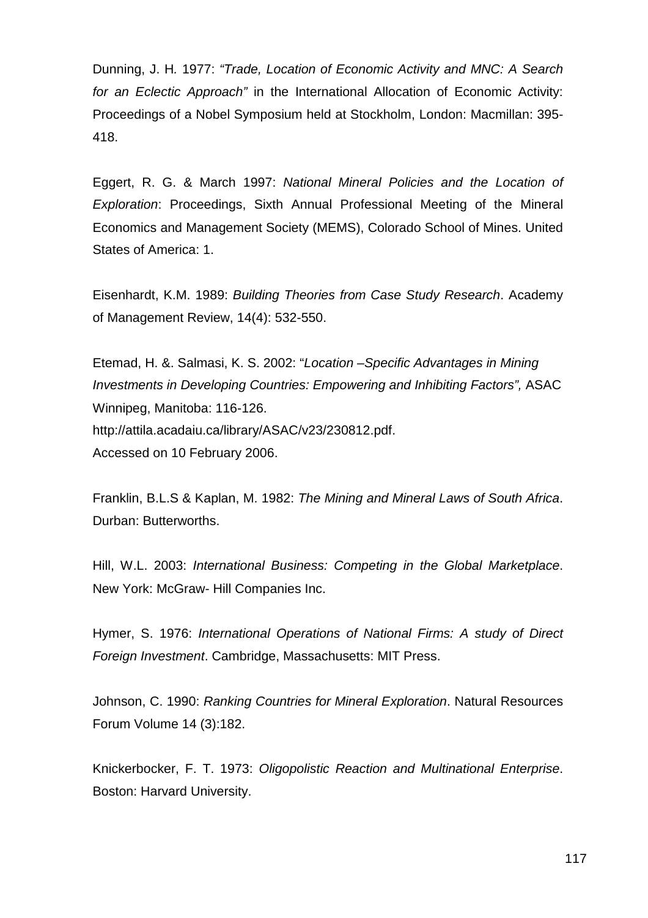Dunning, J. H. 1977: *"Trade, Location of Economic Activity and MNC: A Search for an Eclectic Approach"* in the International Allocation of Economic Activity: Proceedings of a Nobel Symposium held at Stockholm, London: Macmillan: 395-418.

Eggert, R. G. & March 1997: *National Mineral Policies and the Location of Exploration*: Proceedings, Sixth Annual Professional Meeting of the Mineral Economics and Management Society (MEMS), Colorado School of Mines. United States of America: 1.

Eisenhardt, K.M. 1989: *Building Theories from Case Study Research*. Academy of Management Review, 14(4): 532-550.

Etemad, H. &. Salmasi, K. S. 2002: "*Location –Specific Advantages in Mining Investments in Developing Countries: Empowering and Inhibiting Factors",* ASAC Winnipeg, Manitoba: 116-126.
http://attila.acadaiu.ca/library/ASAC/v23/230812.pdf.
Accessed on 10 February 2006.

Franklin, B.L.S & Kaplan, M. 1982: *The Mining and Mineral Laws of South Africa*. Durban: Butterworths.

Hill, W.L. 2003: *International Business: Competing in the Global Marketplace*. New York: McGraw- Hill Companies Inc.

Hymer, S. 1976: *International Operations of National Firms: A study of Direct Foreign Investment*. Cambridge, Massachusetts: MIT Press.

Johnson, C. 1990: *Ranking Countries for Mineral Exploration*. Natural Resources Forum Volume 14 (3):182.

Knickerbocker, F. T. 1973: *Oligopolistic Reaction and Multinational Enterprise*. Boston: Harvard University.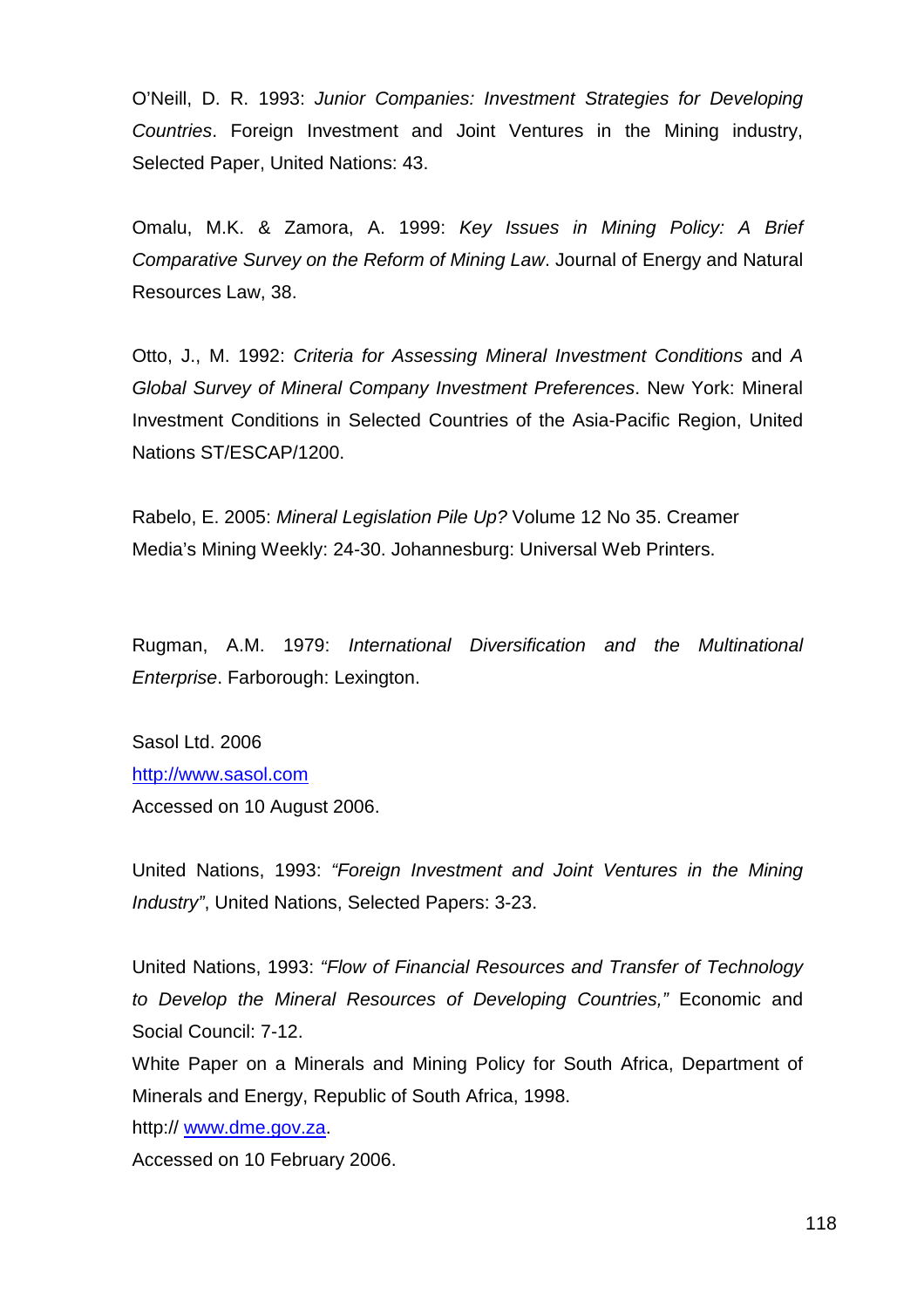O'Neill, D. R. 1993: *Junior Companies: Investment Strategies for Developing Countries*. Foreign Investment and Joint Ventures in the Mining industry, Selected Paper, United Nations: 43.

Omalu, M.K. & Zamora, A. 1999: *Key Issues in Mining Policy: A Brief Comparative Survey on the Reform of Mining Law*. Journal of Energy and Natural Resources Law, 38.

Otto, J., M. 1992: *Criteria for Assessing Mineral Investment Conditions* and *A Global Survey of Mineral Company Investment Preferences*. New York: Mineral Investment Conditions in Selected Countries of the Asia-Pacific Region, United Nations ST/ESCAP/1200.

Rabelo, E. 2005: *Mineral Legislation Pile Up?* Volume 12 No 35. Creamer Media's Mining Weekly: 24-30. Johannesburg: Universal Web Printers.

Rugman, A.M. 1979: *International Diversification and the Multinational Enterprise*. Farborough: Lexington.

Sasol Ltd. 2006
http://www.sasol.com
Accessed on 10 August 2006.

United Nations, 1993: *"Foreign Investment and Joint Ventures in the Mining Industry"*, United Nations, Selected Papers: 3-23.

United Nations, 1993: *"Flow of Financial Resources and Transfer of Technology to Develop the Mineral Resources of Developing Countries,"* Economic and Social Council: 7-12.

White Paper on a Minerals and Mining Policy for South Africa, Department of Minerals and Energy, Republic of South Africa, 1998.
http:// www.dme.gov.za.
Accessed on 10 February 2006.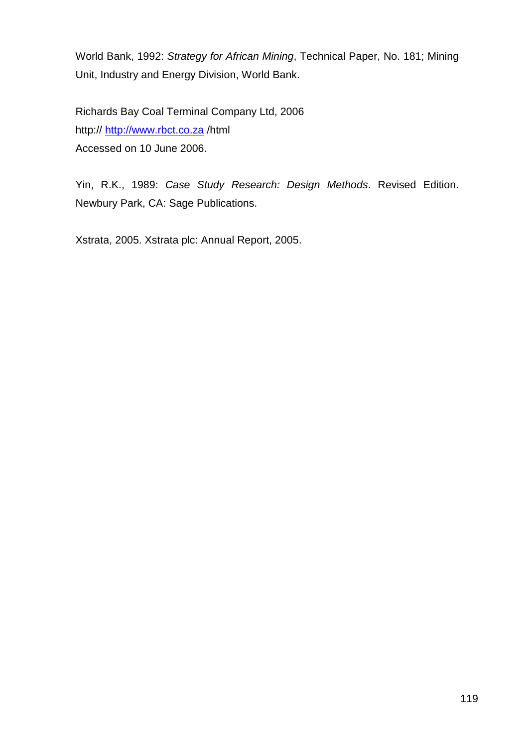World Bank, 1992: *Strategy for African Mining*, Technical Paper, No. 181; Mining Unit, Industry and Energy Division, World Bank.

Richards Bay Coal Terminal Company Ltd, 2006
http:// http://www.rbct.co.za /html
Accessed on 10 June 2006.

Yin, R.K., 1989: *Case Study Research: Design Methods*. Revised Edition. Newbury Park, CA: Sage Publications.

Xstrata, 2005. Xstrata plc: Annual Report, 2005.